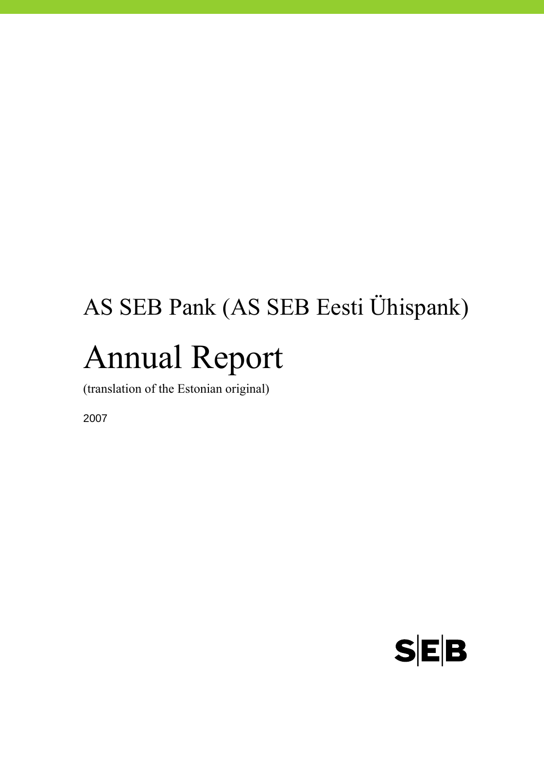AS SEB Pank (AS SEB Eesti Ühispank)

# Annual Report

(translation of the Estonian original)

2007

SEB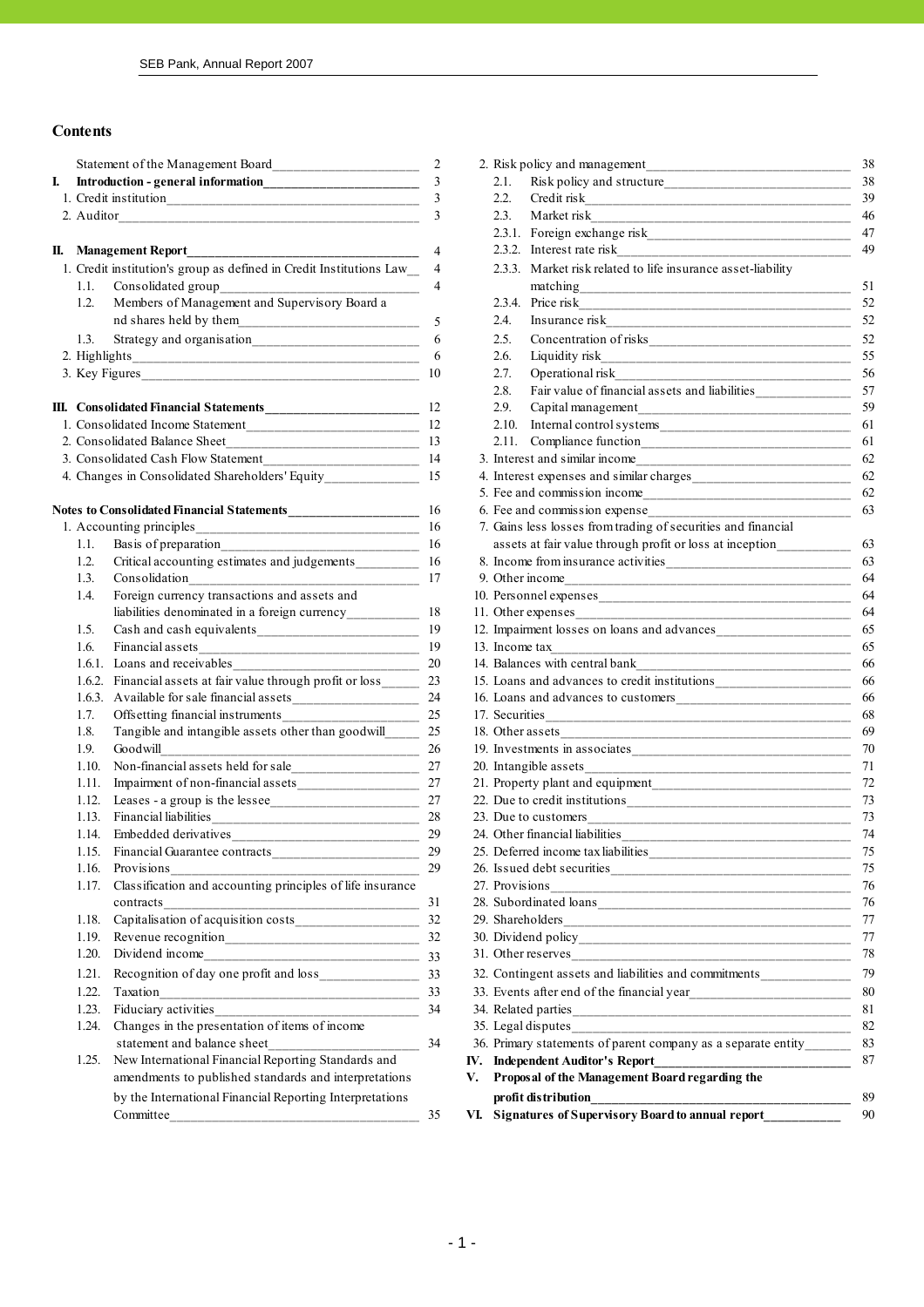## Contents

| | | |
|---|---|---|
| | Statement of the Management Board | 2 |
| **I.** | **Introduction - general information** | 3 |
| | 1. Credit institution | 3 |
| | 2. Auditor | 3 |
| **II.** | **Management Report** | 4 |
| | 1. Credit institution's group as defined in Credit Institutions Law | 4 |
| | 1.1. Consolidated group | 4 |
| | 1.2. Members of Management and Supervisory Board a nd shares held by them | 5 |
| | 1.3. Strategy and organisation | 6 |
| | 2. Highlights | 6 |
| | 3. Key Figures | 10 |
| **III.** | **Consolidated Financial Statements** | 12 |
| | 1. Consolidated Income Statement | 12 |
| | 2. Consolidated Balance Sheet | 13 |
| | 3. Consolidated Cash Flow Statement | 14 |
| | 4. Changes in Consolidated Shareholders' Equity | 15 |
| | **Notes to Consolidated Financial Statements** | 16 |
| | 1. Accounting principles | 16 |
| | 1.1. Basis of preparation | 16 |
| | 1.2. Critical accounting estimates and judgements | 16 |
| | 1.3. Consolidation | 17 |
| | 1.4. Foreign currency transactions and assets and liabilities denominated in a foreign currency | 18 |
| | 1.5. Cash and cash equivalents | 19 |
| | 1.6. Financial assets | 19 |
| | 1.6.1. Loans and receivables | 20 |
| | 1.6.2. Financial assets at fair value through profit or loss | 23 |
| | 1.6.3. Available for sale financial assets | 24 |
| | 1.7. Offsetting financial instruments | 25 |
| | 1.8. Tangible and intangible assets other than goodwill | 25 |
| | 1.9. Goodwill | 26 |
| | 1.10. Non-financial assets held for sale | 27 |
| | 1.11. Impairment of non-financial assets | 27 |
| | 1.12. Leases - a group is the lessee | 27 |
| | 1.13. Financial liabilities | 28 |
| | 1.14. Embedded derivatives | 29 |
| | 1.15. Financial Guarantee contracts | 29 |
| | 1.16. Provisions | 29 |
| | 1.17. Classification and accounting principles of life insurance contracts | 31 |
| | 1.18. Capitalisation of acquisition costs | 32 |
| | 1.19. Revenue recognition | 32 |
| | 1.20. Dividend income | 33 |
| | 1.21. Recognition of day one profit and loss | 33 |
| | 1.22. Taxation | 33 |
| | 1.23. Fiduciary activities | 34 |
| | 1.24. Changes in the presentation of items of income statement and balance sheet | 34 |
| | 1.25. New International Financial Reporting Standards and amendments to published standards and interpretations by the International Financial Reporting Interpretations Committee | 35 |
| | 2. Risk policy and management | 38 |
| | 2.1. Risk policy and structure | 38 |
| | 2.2. Credit risk | 39 |
| | 2.3. Market risk | 46 |
| | 2.3.1. Foreign exchange risk | 47 |
| | 2.3.2. Interest rate risk | 49 |
| | 2.3.3. Market risk related to life insurance asset-liability matching | 51 |
| | 2.3.4. Price risk | 52 |
| | 2.4. Insurance risk | 52 |
| | 2.5. Concentration of risks | 52 |
| | 2.6. Liquidity risk | 55 |
| | 2.7. Operational risk | 56 |
| | 2.8. Fair value of financial assets and liabilities | 57 |
| | 2.9. Capital management | 59 |
| | 2.10. Internal control systems | 61 |
| | 2.11. Compliance function | 61 |
| | 3. Interest and similar income | 62 |
| | 4. Interest expenses and similar charges | 62 |
| | 5. Fee and commission income | 62 |
| | 6. Fee and commission expense | 63 |
| | 7. Gains less losses from trading of securities and financial assets at fair value through profit or loss at inception | 63 |
| | 8. Income from insurance activities | 63 |
| | 9. Other income | 64 |
| | 10. Personnel expenses | 64 |
| | 11. Other expenses | 64 |
| | 12. Impairment losses on loans and advances | 65 |
| | 13. Income tax | 65 |
| | 14. Balances with central bank | 66 |
| | 15. Loans and advances to credit institutions | 66 |
| | 16. Loans and advances to customers | 66 |
| | 17. Securities | 68 |
| | 18. Other assets | 69 |
| | 19. Investments in associates | 70 |
| | 20. Intangible assets | 71 |
| | 21. Property plant and equipment | 72 |
| | 22. Due to credit institutions | 73 |
| | 23. Due to customers | 73 |
| | 24. Other financial liabilities | 74 |
| | 25. Deferred income tax liabilities | 75 |
| | 26. Issued debt securities | 75 |
| | 27. Provisions | 76 |
| | 28. Subordinated loans | 76 |
| | 29. Shareholders | 77 |
| | 30. Dividend policy | 77 |
| | 31. Other reserves | 78 |
| | 32. Contingent assets and liabilities and commitments | 79 |
| | 33. Events after end of the financial year | 80 |
| | 34. Related parties | 81 |
| | 35. Legal disputes | 82 |
| | 36. Primary statements of parent company as a separate entity | 83 |
| **IV.** | **Independent Auditor's Report** | 87 |
| **V.** | **Proposal of the Management Board regarding the profit distribution** | 89 |
| **VI.** | **Signatures of Supervisory Board to annual report** | 90 |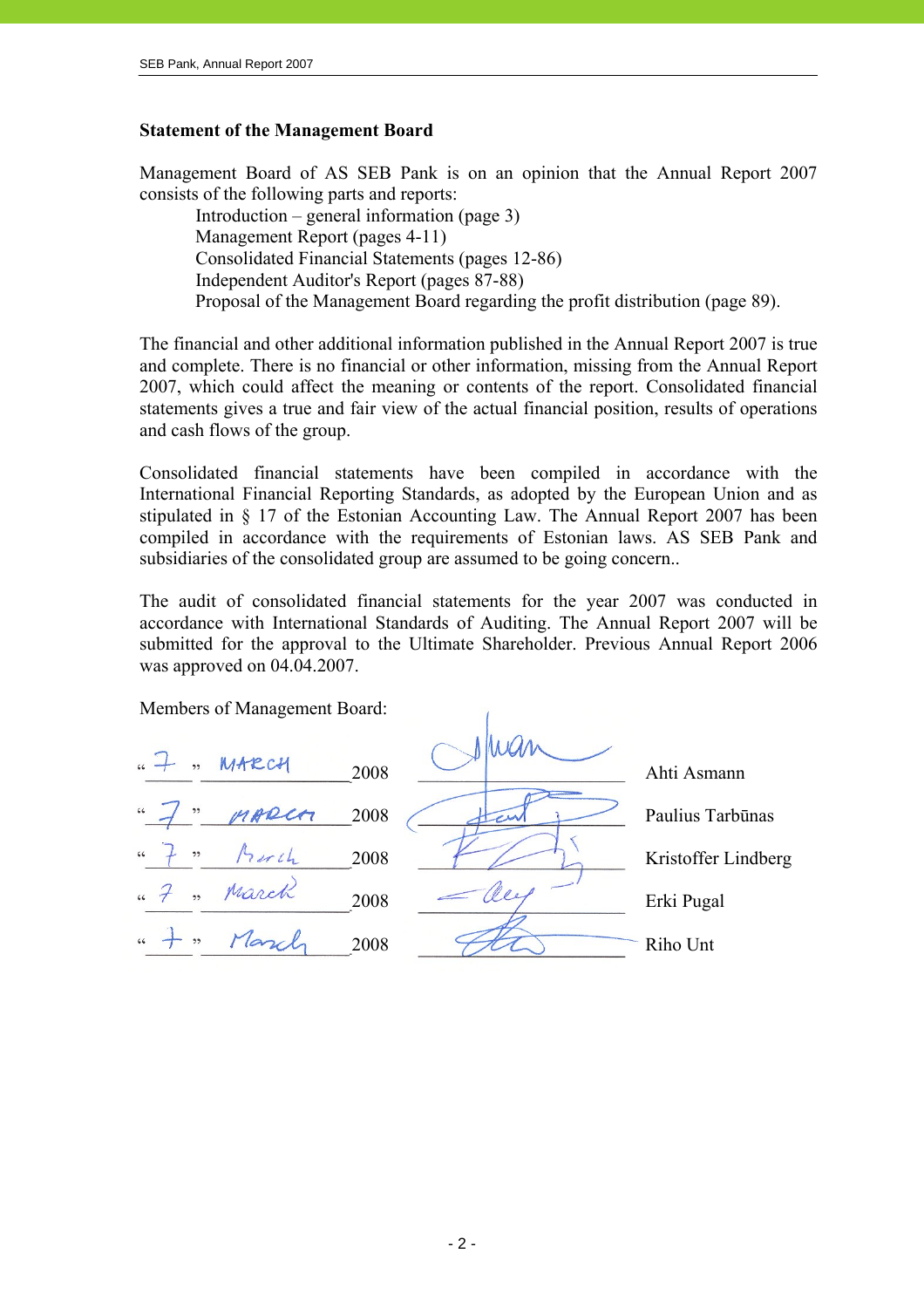## Statement of the Management Board

Management Board of AS SEB Pank is on an opinion that the Annual Report 2007 consists of the following parts and reports:

- Introduction – general information (page 3)
- Management Report (pages 4-11)
- Consolidated Financial Statements (pages 12-86)
- Independent Auditor's Report (pages 87-88)
- Proposal of the Management Board regarding the profit distribution (page 89).

The financial and other additional information published in the Annual Report 2007 is true and complete. There is no financial or other information, missing from the Annual Report 2007, which could affect the meaning or contents of the report. Consolidated financial statements gives a true and fair view of the actual financial position, results of operations and cash flows of the group.

Consolidated financial statements have been compiled in accordance with the International Financial Reporting Standards, as adopted by the European Union and as stipulated in § 17 of the Estonian Accounting Law. The Annual Report 2007 has been compiled in accordance with the requirements of Estonian laws. AS SEB Pank and subsidiaries of the consolidated group are assumed to be going concern..

The audit of consolidated financial statements for the year 2007 was conducted in accordance with International Standards of Auditing. The Annual Report 2007 will be submitted for the approval to the Ultimate Shareholder. Previous Annual Report 2006 was approved on 04.04.2007.

Members of Management Board:

| Date | Signature | Name |
|---|---|---|
| "7" MARCH 2008 | [signature] | Ahti Asmann |
| "7" MARCH 2008 | [signature] | Paulius Tarbūnas |
| "7" March 2008 | [signature] | Kristoffer Lindberg |
| "7" March 2008 | [signature] | Erki Pugal |
| "7" March 2008 | [signature] | Riho Unt |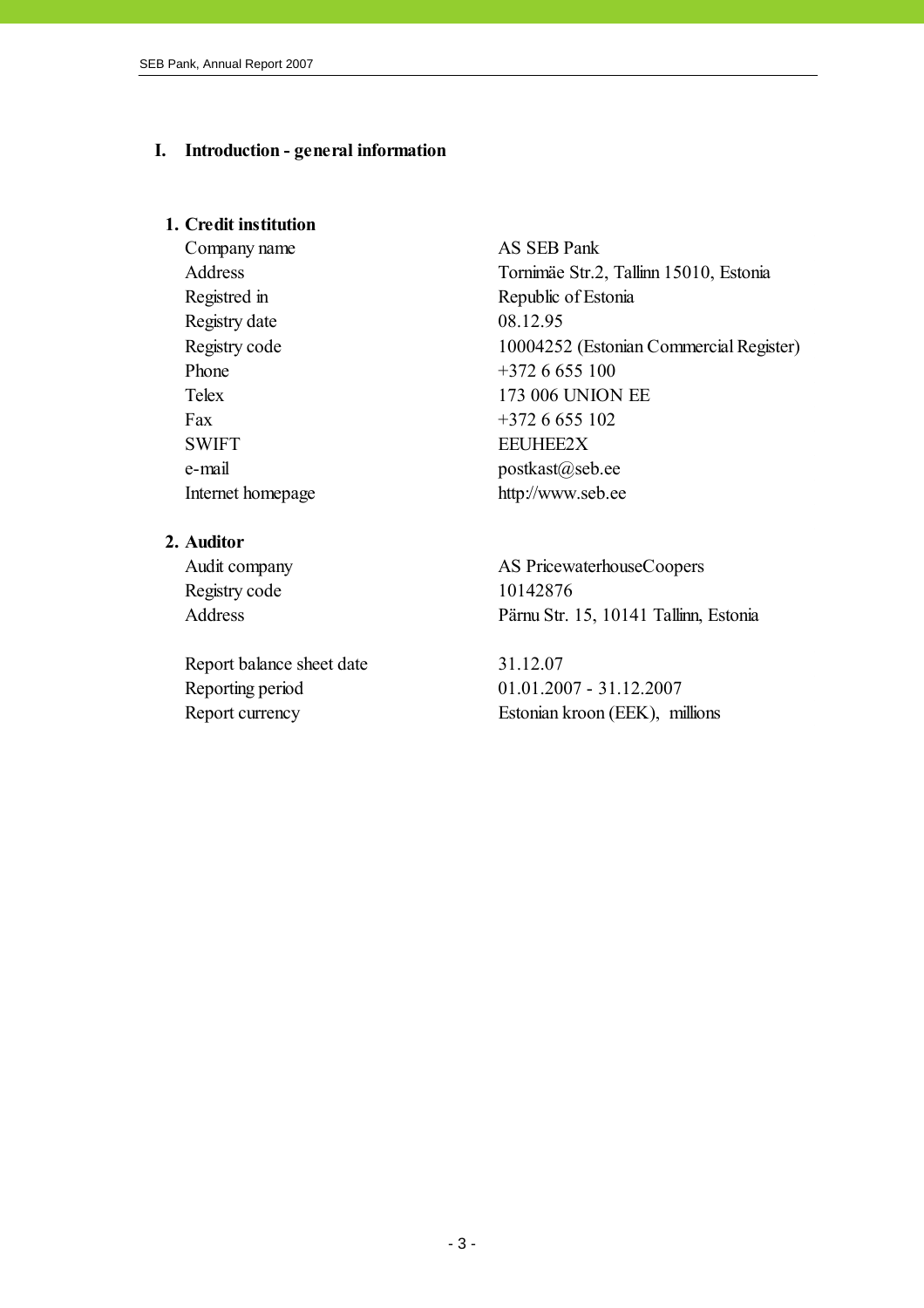# I. Introduction - general information

## 1. Credit institution

| | |
|---|---|
| Company name | AS SEB Pank |
| Address | Tornimäe Str.2, Tallinn 15010, Estonia |
| Registred in | Republic of Estonia |
| Registry date | 08.12.95 |
| Registry code | 10004252 (Estonian Commercial Register) |
| Phone | +372 6 655 100 |
| Telex | 173 006 UNION EE |
| Fax | +372 6 655 102 |
| SWIFT | EEUHEE2X |
| e-mail | postkast@seb.ee |
| Internet homepage | http://www.seb.ee |

## 2. Auditor

| | |
|---|---|
| Audit company | AS PricewaterhouseCoopers |
| Registry code | 10142876 |
| Address | Pärnu Str. 15, 10141 Tallinn, Estonia |

| | |
|---|---|
| Report balance sheet date | 31.12.07 |
| Reporting period | 01.01.2007 - 31.12.2007 |
| Report currency | Estonian kroon (EEK), millions |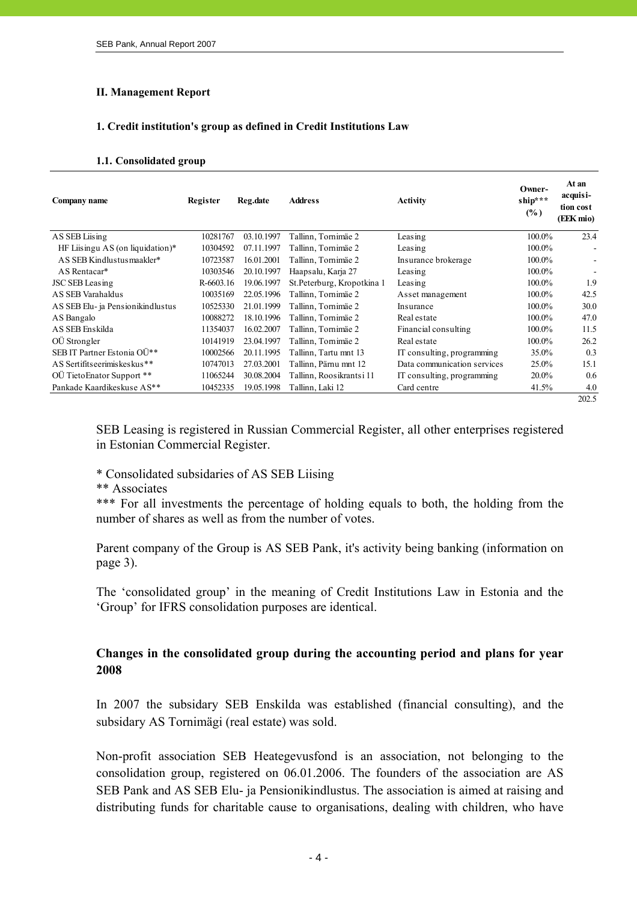## II. Management Report

### 1. Credit institution's group as defined in Credit Institutions Law

#### 1.1. Consolidated group

| Company name | Register | Reg.date | Address | Activity | Ownership*** (%) | At an acquisition cost (EEK mio) |
|---|---|---|---|---|---|---|
| AS SEB Liising | 10281767 | 03.10.1997 | Tallinn, Tornimäe 2 | Leasing | 100.0% | 23.4 |
| HF Liisingu AS (on liquidation)* | 10304592 | 07.11.1997 | Tallinn, Tornimäe 2 | Leasing | 100.0% | - |
| AS SEB Kindlustusmaakler* | 10723587 | 16.01.2001 | Tallinn, Tornimäe 2 | Insurance brokerage | 100.0% | - |
| AS Rentacar* | 10303546 | 20.10.1997 | Haapsalu, Karja 27 | Leasing | 100.0% | - |
| JSC SEB Leasing | R-6603.16 | 19.06.1997 | St.Peterburg, Kropotkina 1 | Leasing | 100.0% | 1.9 |
| AS SEB Varahaldus | 10035169 | 22.05.1996 | Tallinn, Tornimäe 2 | Asset management | 100.0% | 42.5 |
| AS SEB Elu- ja Pensionikindlustus | 10525330 | 21.01.1999 | Tallinn, Tornimäe 2 | Insurance | 100.0% | 30.0 |
| AS Bangalo | 10088272 | 18.10.1996 | Tallinn, Tornimäe 2 | Real estate | 100.0% | 47.0 |
| AS SEB Enskilda | 11354037 | 16.02.2007 | Tallinn, Tornimäe 2 | Financial consulting | 100.0% | 11.5 |
| OÜ Strongler | 10141919 | 23.04.1997 | Tallinn, Tornimäe 2 | Real estate | 100.0% | 26.2 |
| SEB IT Partner Estonia OÜ** | 10002566 | 20.11.1995 | Tallinn, Tartu mnt 13 | IT consulting, programming | 35.0% | 0.3 |
| AS Sertifitseerimiskeskus** | 10747013 | 27.03.2001 | Tallinn, Pärnu mnt 12 | Data communication services | 25.0% | 15.1 |
| OÜ TietoEnator Support ** | 11065244 | 30.08.2004 | Tallinn, Roosikrantsi 11 | IT consulting, programming | 20.0% | 0.6 |
| Pankade Kaardikeskuse AS** | 10452335 | 19.05.1998 | Tallinn, Laki 12 | Card centre | 41.5% | 4.0 |
| | | | | | | 202.5 |

SEB Leasing is registered in Russian Commercial Register, all other enterprises registered in Estonian Commercial Register.

\* Consolidated subsidaries of AS SEB Liising
\*\* Associates
\*\*\* For all investments the percentage of holding equals to both, the holding from the number of shares as well as from the number of votes.

Parent company of the Group is AS SEB Pank, it's activity being banking (information on page 3).

The 'consolidated group' in the meaning of Credit Institutions Law in Estonia and the 'Group' for IFRS consolidation purposes are identical.

### Changes in the consolidated group during the accounting period and plans for year 2008

In 2007 the subsidary SEB Enskilda was established (financial consulting), and the subsidary AS Tornimägi (real estate) was sold.

Non-profit association SEB Heategevusfond is an association, not belonging to the consolidation group, registered on 06.01.2006. The founders of the association are AS SEB Pank and AS SEB Elu- ja Pensionikindlustus. The association is aimed at raising and distributing funds for charitable cause to organisations, dealing with children, who have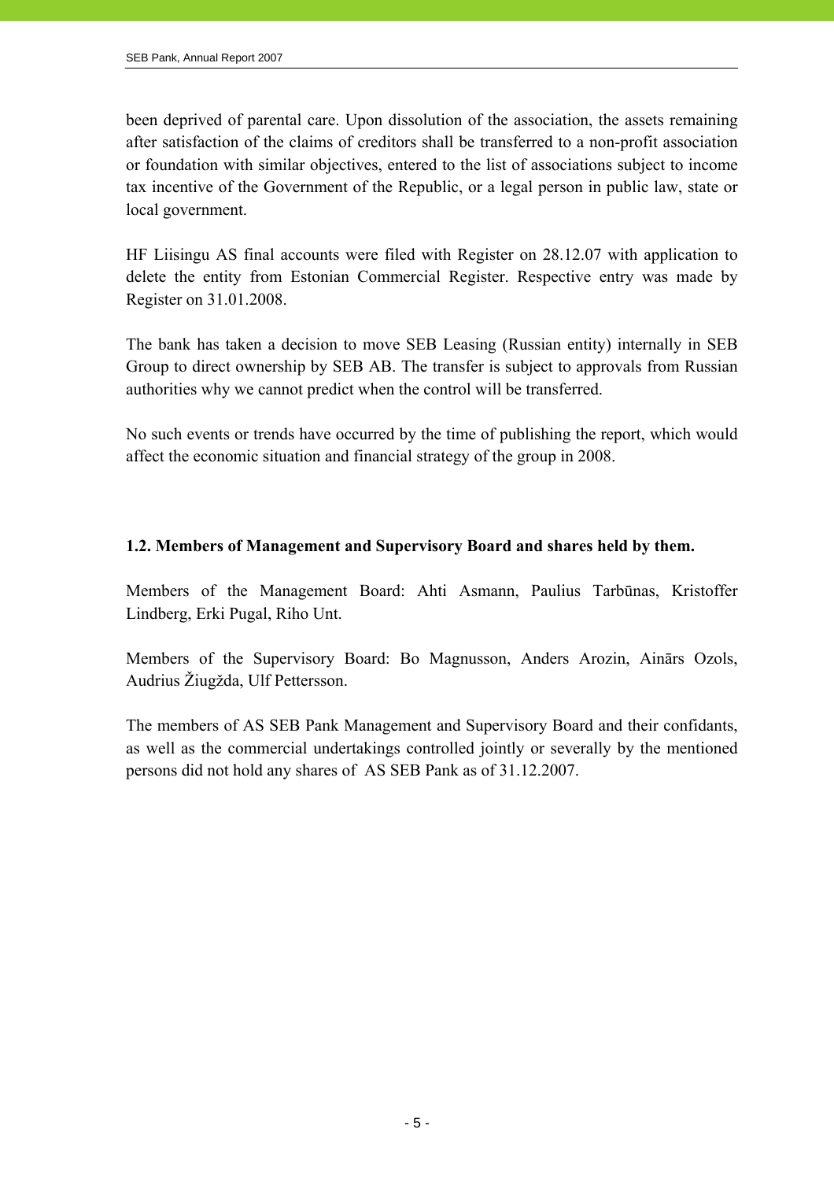been deprived of parental care. Upon dissolution of the association, the assets remaining after satisfaction of the claims of creditors shall be transferred to a non-profit association or foundation with similar objectives, entered to the list of associations subject to income tax incentive of the Government of the Republic, or a legal person in public law, state or local government.

HF Liisingu AS final accounts were filed with Register on 28.12.07 with application to delete the entity from Estonian Commercial Register. Respective entry was made by Register on 31.01.2008.

The bank has taken a decision to move SEB Leasing (Russian entity) internally in SEB Group to direct ownership by SEB AB. The transfer is subject to approvals from Russian authorities why we cannot predict when the control will be transferred.

No such events or trends have occurred by the time of publishing the report, which would affect the economic situation and financial strategy of the group in 2008.

**1.2. Members of Management and Supervisory Board and shares held by them.**

Members of the Management Board: Ahti Asmann, Paulius Tarbūnas, Kristoffer Lindberg, Erki Pugal, Riho Unt.

Members of the Supervisory Board: Bo Magnusson, Anders Arozin, Ainārs Ozols, Audrius Žiugžda, Ulf Pettersson.

The members of AS SEB Pank Management and Supervisory Board and their confidants, as well as the commercial undertakings controlled jointly or severally by the mentioned persons did not hold any shares of AS SEB Pank as of 31.12.2007.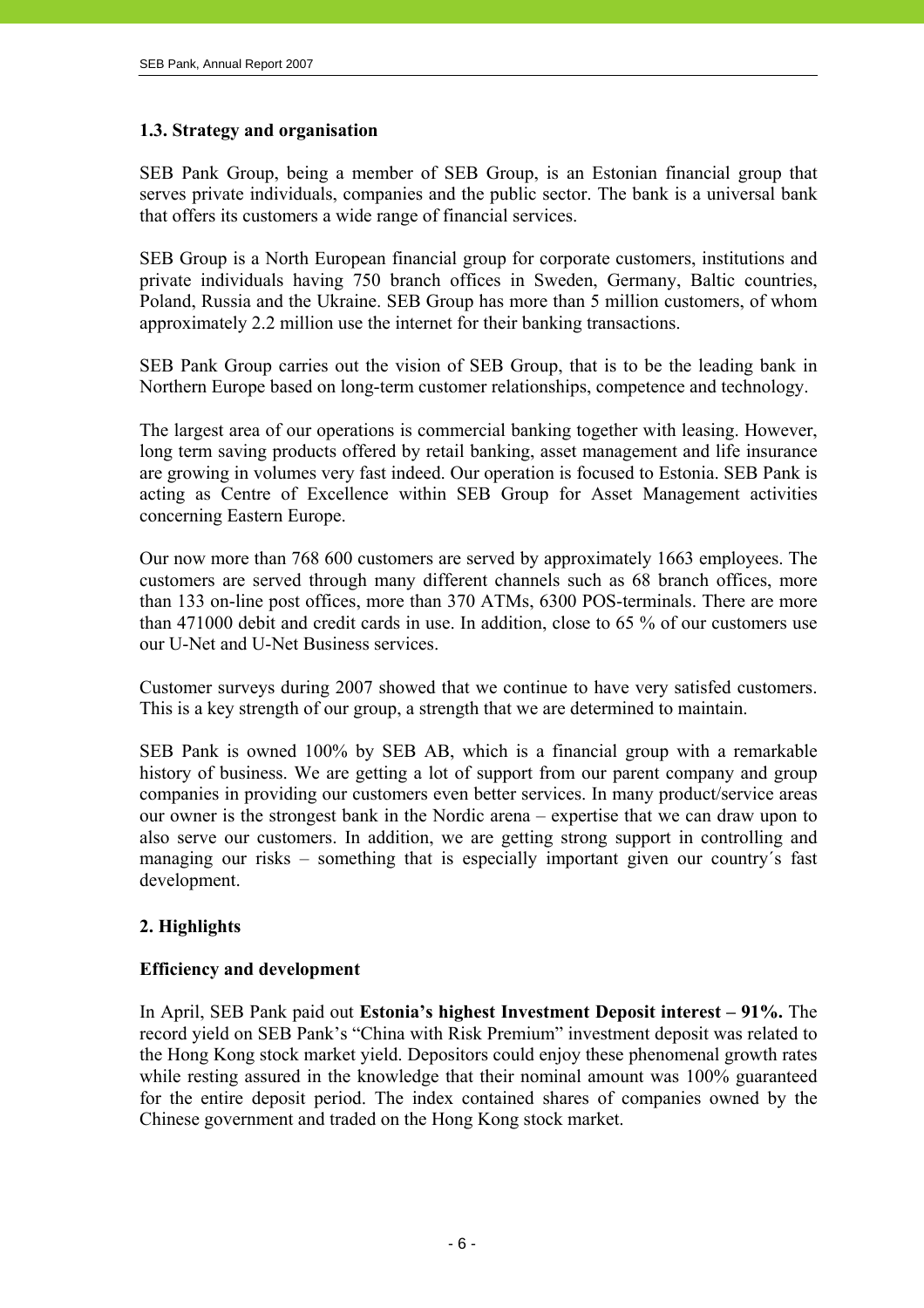### 1.3. Strategy and organisation

SEB Pank Group, being a member of SEB Group, is an Estonian financial group that serves private individuals, companies and the public sector. The bank is a universal bank that offers its customers a wide range of financial services.

SEB Group is a North European financial group for corporate customers, institutions and private individuals having 750 branch offices in Sweden, Germany, Baltic countries, Poland, Russia and the Ukraine. SEB Group has more than 5 million customers, of whom approximately 2.2 million use the internet for their banking transactions.

SEB Pank Group carries out the vision of SEB Group, that is to be the leading bank in Northern Europe based on long-term customer relationships, competence and technology.

The largest area of our operations is commercial banking together with leasing. However, long term saving products offered by retail banking, asset management and life insurance are growing in volumes very fast indeed. Our operation is focused to Estonia. SEB Pank is acting as Centre of Excellence within SEB Group for Asset Management activities concerning Eastern Europe.

Our now more than 768 600 customers are served by approximately 1663 employees. The customers are served through many different channels such as 68 branch offices, more than 133 on-line post offices, more than 370 ATMs, 6300 POS-terminals. There are more than 471000 debit and credit cards in use. In addition, close to 65 % of our customers use our U-Net and U-Net Business services.

Customer surveys during 2007 showed that we continue to have very satisfed customers. This is a key strength of our group, a strength that we are determined to maintain.

SEB Pank is owned 100% by SEB AB, which is a financial group with a remarkable history of business. We are getting a lot of support from our parent company and group companies in providing our customers even better services. In many product/service areas our owner is the strongest bank in the Nordic arena – expertise that we can draw upon to also serve our customers. In addition, we are getting strong support in controlling and managing our risks – something that is especially important given our country´s fast development.

## 2. Highlights

### Efficiency and development

In April, SEB Pank paid out **Estonia's highest Investment Deposit interest – 91%.** The record yield on SEB Pank's "China with Risk Premium" investment deposit was related to the Hong Kong stock market yield. Depositors could enjoy these phenomenal growth rates while resting assured in the knowledge that their nominal amount was 100% guaranteed for the entire deposit period. The index contained shares of companies owned by the Chinese government and traded on the Hong Kong stock market.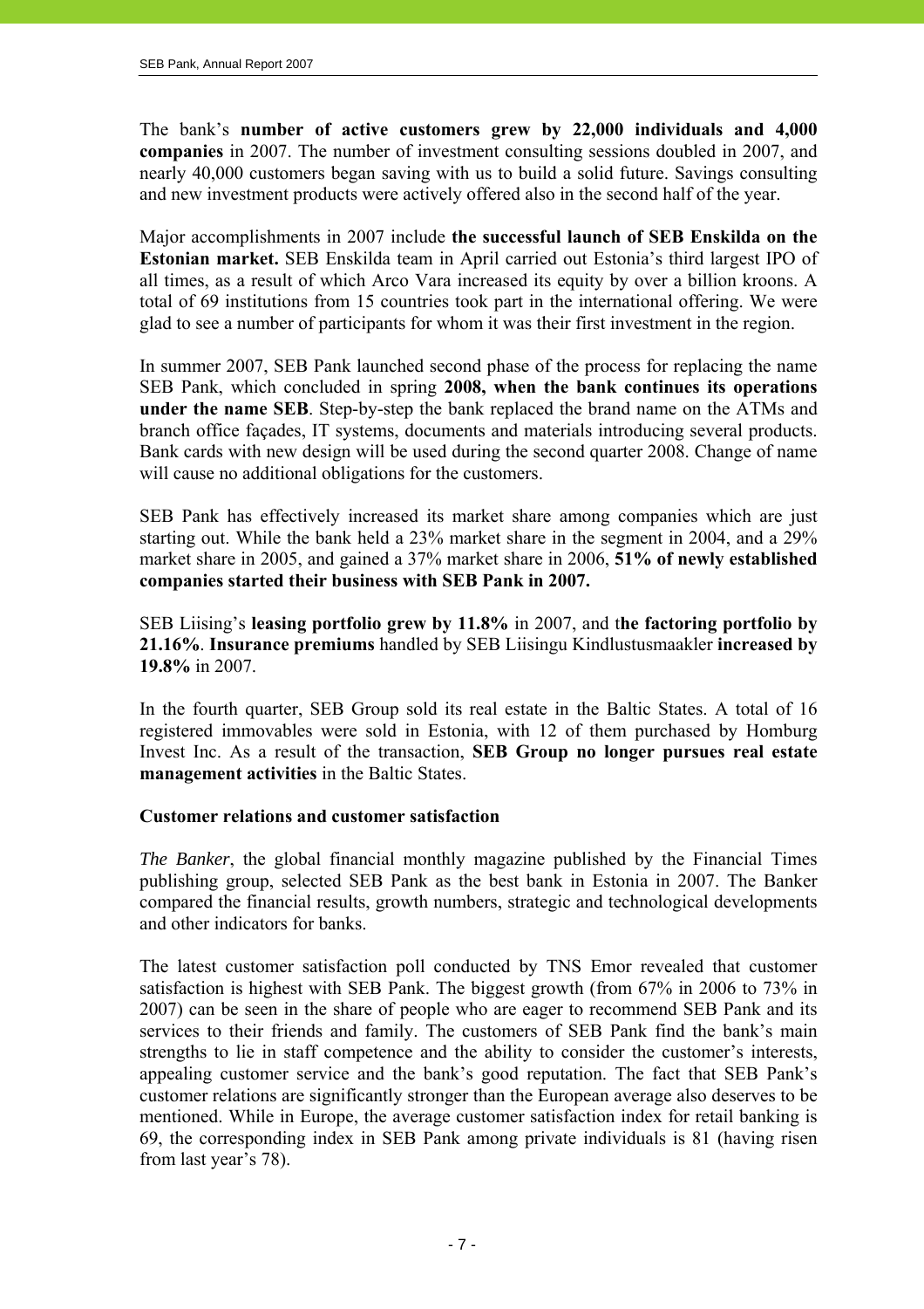The bank's **number of active customers grew by 22,000 individuals and 4,000 companies** in 2007. The number of investment consulting sessions doubled in 2007, and nearly 40,000 customers began saving with us to build a solid future. Savings consulting and new investment products were actively offered also in the second half of the year.

Major accomplishments in 2007 include **the successful launch of SEB Enskilda on the Estonian market.** SEB Enskilda team in April carried out Estonia's third largest IPO of all times, as a result of which Arco Vara increased its equity by over a billion kroons. A total of 69 institutions from 15 countries took part in the international offering. We were glad to see a number of participants for whom it was their first investment in the region.

In summer 2007, SEB Pank launched second phase of the process for replacing the name SEB Pank, which concluded in spring **2008, when the bank continues its operations under the name SEB**. Step-by-step the bank replaced the brand name on the ATMs and branch office façades, IT systems, documents and materials introducing several products. Bank cards with new design will be used during the second quarter 2008. Change of name will cause no additional obligations for the customers.

SEB Pank has effectively increased its market share among companies which are just starting out. While the bank held a 23% market share in the segment in 2004, and a 29% market share in 2005, and gained a 37% market share in 2006, **51% of newly established companies started their business with SEB Pank in 2007.**

SEB Liising's **leasing portfolio grew by 11.8%** in 2007, and t**he factoring portfolio by 21.16%**. **Insurance premiums** handled by SEB Liisingu Kindlustusmaakler **increased by 19.8%** in 2007.

In the fourth quarter, SEB Group sold its real estate in the Baltic States. A total of 16 registered immovables were sold in Estonia, with 12 of them purchased by Homburg Invest Inc. As a result of the transaction, **SEB Group no longer pursues real estate management activities** in the Baltic States.

**Customer relations and customer satisfaction**

*The Banker*, the global financial monthly magazine published by the Financial Times publishing group, selected SEB Pank as the best bank in Estonia in 2007. The Banker compared the financial results, growth numbers, strategic and technological developments and other indicators for banks.

The latest customer satisfaction poll conducted by TNS Emor revealed that customer satisfaction is highest with SEB Pank. The biggest growth (from 67% in 2006 to 73% in 2007) can be seen in the share of people who are eager to recommend SEB Pank and its services to their friends and family. The customers of SEB Pank find the bank's main strengths to lie in staff competence and the ability to consider the customer's interests, appealing customer service and the bank's good reputation. The fact that SEB Pank's customer relations are significantly stronger than the European average also deserves to be mentioned. While in Europe, the average customer satisfaction index for retail banking is 69, the corresponding index in SEB Pank among private individuals is 81 (having risen from last year's 78).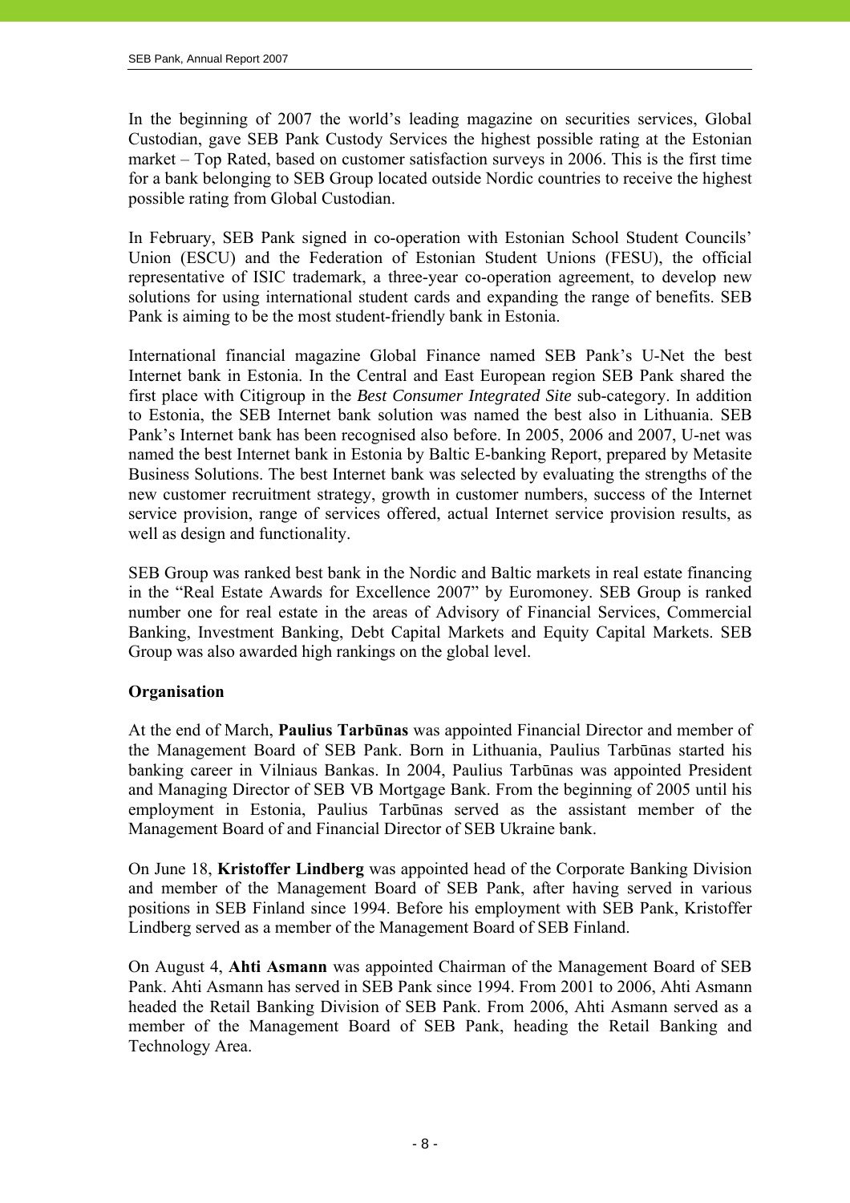In the beginning of 2007 the world's leading magazine on securities services, Global Custodian, gave SEB Pank Custody Services the highest possible rating at the Estonian market – Top Rated, based on customer satisfaction surveys in 2006. This is the first time for a bank belonging to SEB Group located outside Nordic countries to receive the highest possible rating from Global Custodian.

In February, SEB Pank signed in co-operation with Estonian School Student Councils' Union (ESCU) and the Federation of Estonian Student Unions (FESU), the official representative of ISIC trademark, a three-year co-operation agreement, to develop new solutions for using international student cards and expanding the range of benefits. SEB Pank is aiming to be the most student-friendly bank in Estonia.

International financial magazine Global Finance named SEB Pank's U-Net the best Internet bank in Estonia. In the Central and East European region SEB Pank shared the first place with Citigroup in the *Best Consumer Integrated Site* sub-category. In addition to Estonia, the SEB Internet bank solution was named the best also in Lithuania. SEB Pank's Internet bank has been recognised also before. In 2005, 2006 and 2007, U-net was named the best Internet bank in Estonia by Baltic E-banking Report, prepared by Metasite Business Solutions. The best Internet bank was selected by evaluating the strengths of the new customer recruitment strategy, growth in customer numbers, success of the Internet service provision, range of services offered, actual Internet service provision results, as well as design and functionality.

SEB Group was ranked best bank in the Nordic and Baltic markets in real estate financing in the "Real Estate Awards for Excellence 2007" by Euromoney. SEB Group is ranked number one for real estate in the areas of Advisory of Financial Services, Commercial Banking, Investment Banking, Debt Capital Markets and Equity Capital Markets. SEB Group was also awarded high rankings on the global level.

**Organisation**

At the end of March, **Paulius Tarbūnas** was appointed Financial Director and member of the Management Board of SEB Pank. Born in Lithuania, Paulius Tarbūnas started his banking career in Vilniaus Bankas. In 2004, Paulius Tarbūnas was appointed President and Managing Director of SEB VB Mortgage Bank. From the beginning of 2005 until his employment in Estonia, Paulius Tarbūnas served as the assistant member of the Management Board of and Financial Director of SEB Ukraine bank.

On June 18, **Kristoffer Lindberg** was appointed head of the Corporate Banking Division and member of the Management Board of SEB Pank, after having served in various positions in SEB Finland since 1994. Before his employment with SEB Pank, Kristoffer Lindberg served as a member of the Management Board of SEB Finland.

On August 4, **Ahti Asmann** was appointed Chairman of the Management Board of SEB Pank. Ahti Asmann has served in SEB Pank since 1994. From 2001 to 2006, Ahti Asmann headed the Retail Banking Division of SEB Pank. From 2006, Ahti Asmann served as a member of the Management Board of SEB Pank, heading the Retail Banking and Technology Area.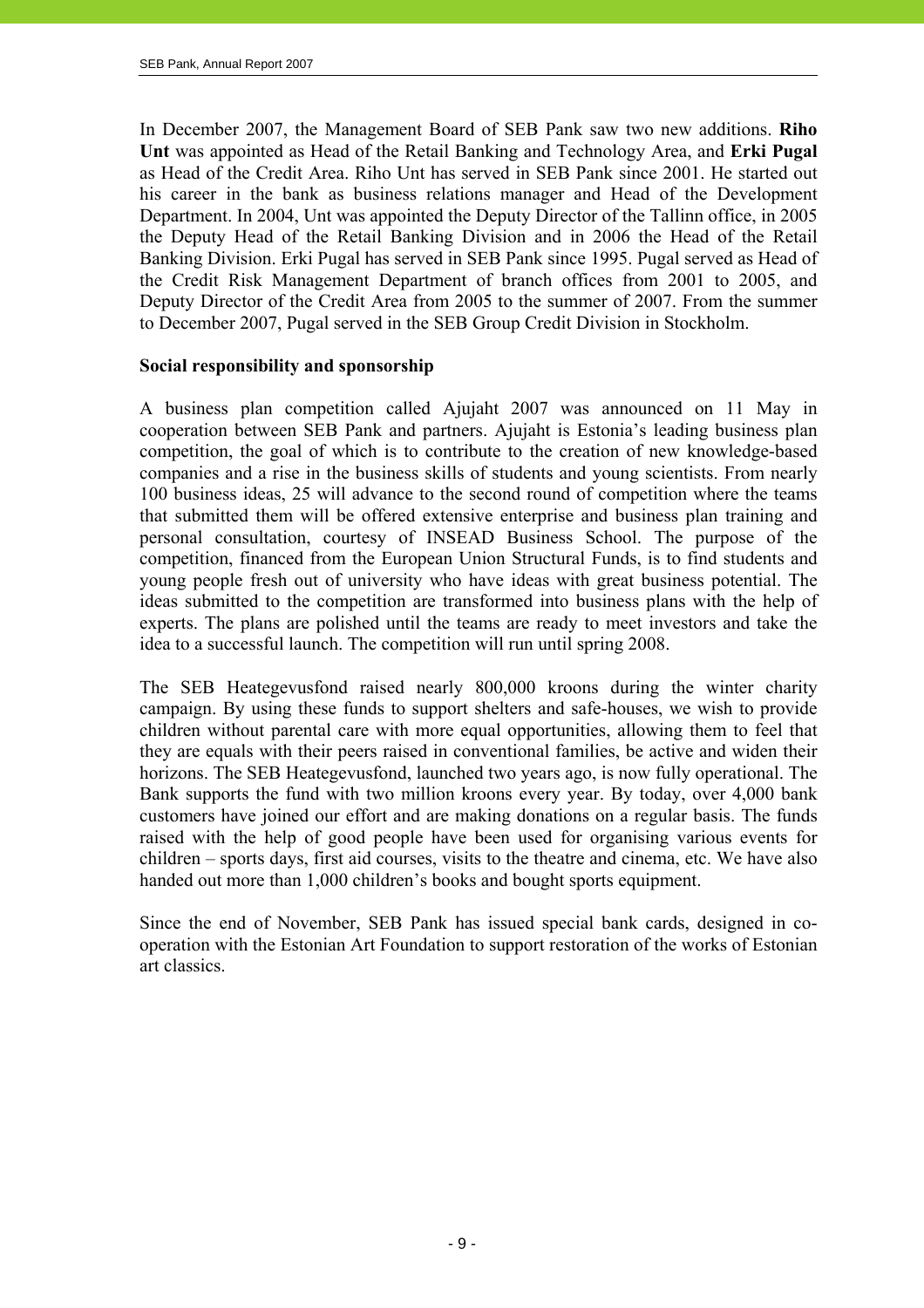In December 2007, the Management Board of SEB Pank saw two new additions. **Riho Unt** was appointed as Head of the Retail Banking and Technology Area, and **Erki Pugal** as Head of the Credit Area. Riho Unt has served in SEB Pank since 2001. He started out his career in the bank as business relations manager and Head of the Development Department. In 2004, Unt was appointed the Deputy Director of the Tallinn office, in 2005 the Deputy Head of the Retail Banking Division and in 2006 the Head of the Retail Banking Division. Erki Pugal has served in SEB Pank since 1995. Pugal served as Head of the Credit Risk Management Department of branch offices from 2001 to 2005, and Deputy Director of the Credit Area from 2005 to the summer of 2007. From the summer to December 2007, Pugal served in the SEB Group Credit Division in Stockholm.

**Social responsibility and sponsorship**

A business plan competition called Ajujaht 2007 was announced on 11 May in cooperation between SEB Pank and partners. Ajujaht is Estonia's leading business plan competition, the goal of which is to contribute to the creation of new knowledge-based companies and a rise in the business skills of students and young scientists. From nearly 100 business ideas, 25 will advance to the second round of competition where the teams that submitted them will be offered extensive enterprise and business plan training and personal consultation, courtesy of INSEAD Business School. The purpose of the competition, financed from the European Union Structural Funds, is to find students and young people fresh out of university who have ideas with great business potential. The ideas submitted to the competition are transformed into business plans with the help of experts. The plans are polished until the teams are ready to meet investors and take the idea to a successful launch. The competition will run until spring 2008.

The SEB Heategevusfond raised nearly 800,000 kroons during the winter charity campaign. By using these funds to support shelters and safe-houses, we wish to provide children without parental care with more equal opportunities, allowing them to feel that they are equals with their peers raised in conventional families, be active and widen their horizons. The SEB Heategevusfond, launched two years ago, is now fully operational. The Bank supports the fund with two million kroons every year. By today, over 4,000 bank customers have joined our effort and are making donations on a regular basis. The funds raised with the help of good people have been used for organising various events for children – sports days, first aid courses, visits to the theatre and cinema, etc. We have also handed out more than 1,000 children's books and bought sports equipment.

Since the end of November, SEB Pank has issued special bank cards, designed in co-operation with the Estonian Art Foundation to support restoration of the works of Estonian art classics.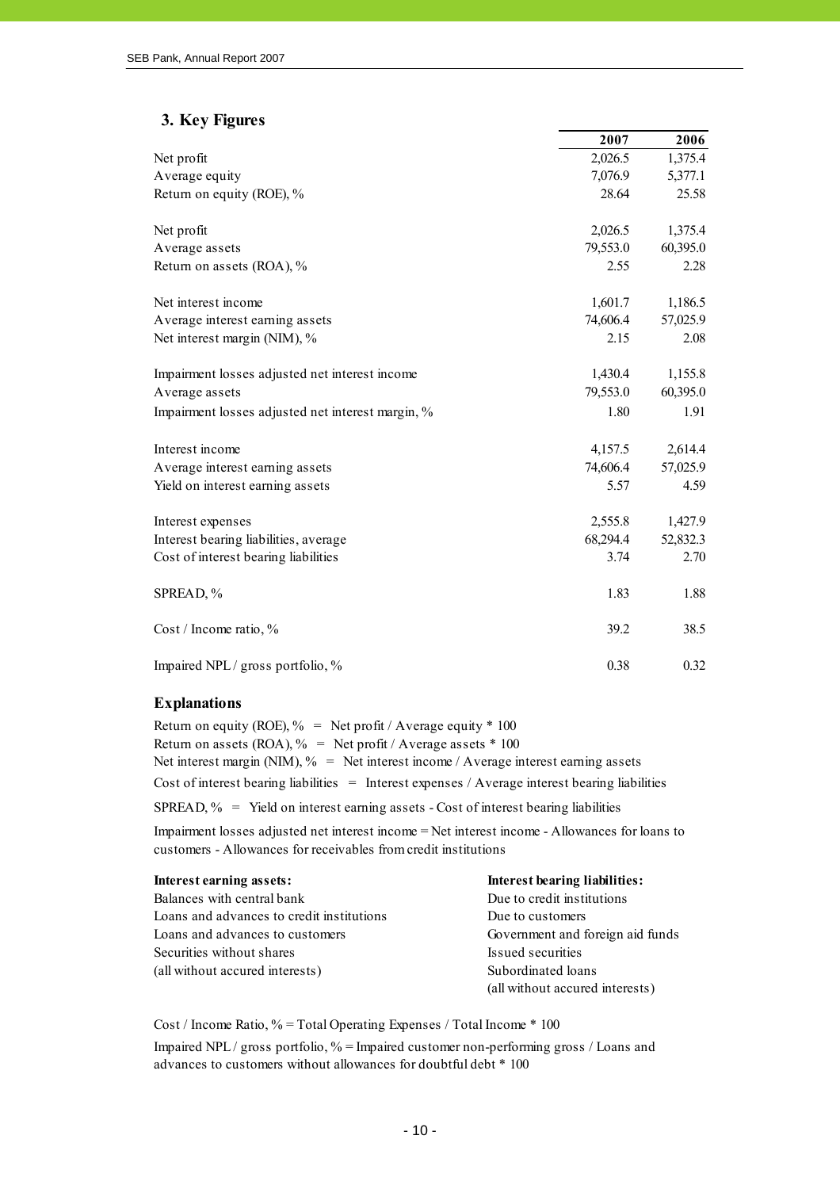## 3. Key Figures

| | 2007 | 2006 |
|---|---|---|
| Net profit | 2,026.5 | 1,375.4 |
| Average equity | 7,076.9 | 5,377.1 |
| Return on equity (ROE), % | 28.64 | 25.58 |
| | | |
| Net profit | 2,026.5 | 1,375.4 |
| Average assets | 79,553.0 | 60,395.0 |
| Return on assets (ROA), % | 2.55 | 2.28 |
| | | |
| Net interest income | 1,601.7 | 1,186.5 |
| Average interest earning assets | 74,606.4 | 57,025.9 |
| Net interest margin (NIM), % | 2.15 | 2.08 |
| | | |
| Impairment losses adjusted net interest income | 1,430.4 | 1,155.8 |
| Average assets | 79,553.0 | 60,395.0 |
| Impairment losses adjusted net interest margin, % | 1.80 | 1.91 |
| | | |
| Interest income | 4,157.5 | 2,614.4 |
| Average interest earning assets | 74,606.4 | 57,025.9 |
| Yield on interest earning assets | 5.57 | 4.59 |
| | | |
| Interest expenses | 2,555.8 | 1,427.9 |
| Interest bearing liabilities, average | 68,294.4 | 52,832.3 |
| Cost of interest bearing liabilities | 3.74 | 2.70 |
| | | |
| SPREAD, % | 1.83 | 1.88 |
| | | |
| Cost / Income ratio, % | 39.2 | 38.5 |
| | | |
| Impaired NPL / gross portfolio, % | 0.38 | 0.32 |

### Explanations

Return on equity (ROE), % = Net profit / Average equity * 100

Return on assets (ROA), % = Net profit / Average assets * 100

Net interest margin (NIM), % = Net interest income / Average interest earning assets

Cost of interest bearing liabilities = Interest expenses / Average interest bearing liabilities

SPREAD, % = Yield on interest earning assets - Cost of interest bearing liabilities

Impairment losses adjusted net interest income = Net interest income - Allowances for loans to customers - Allowances for receivables from credit institutions

**Interest earning assets:**
Balances with central bank
Loans and advances to credit institutions
Loans and advances to customers
Securities without shares
(all without accured interests)

**Interest bearing liabilities:**
Due to credit institutions
Due to customers
Government and foreign aid funds
Issued securities
Subordinated loans
(all without accured interests)

Cost / Income Ratio, % = Total Operating Expenses / Total Income * 100

Impaired NPL / gross portfolio, % = Impaired customer non-performing gross / Loans and advances to customers without allowances for doubtful debt * 100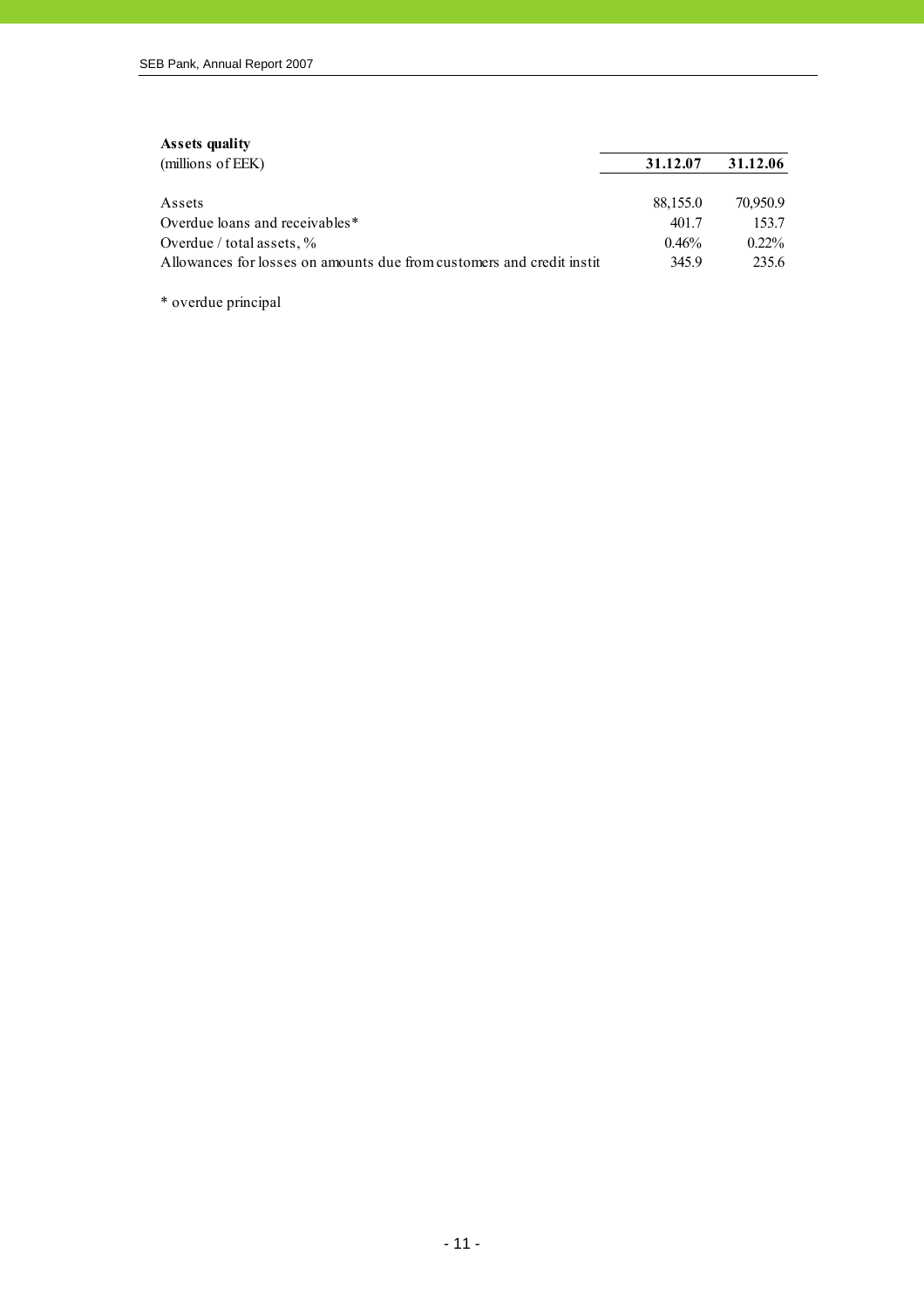**Assets quality**

| (millions of EEK) | 31.12.07 | 31.12.06 |
|---|---|---|
| Assets | 88,155.0 | 70,950.9 |
| Overdue loans and receivables* | 401.7 | 153.7 |
| Overdue / total assets, % | 0.46% | 0.22% |
| Allowances for losses on amounts due from customers and credit instit | 345.9 | 235.6 |

* overdue principal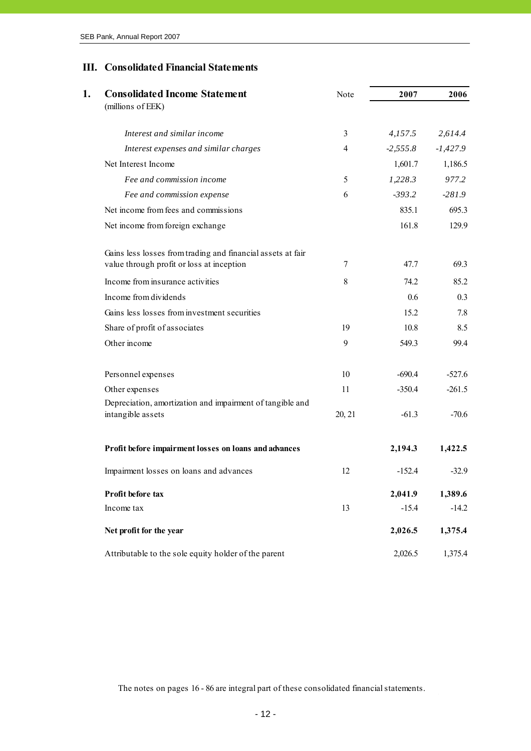## III. Consolidated Financial Statements

### 1. Consolidated Income Statement

(millions of EEK)

| | Note | 2007 | 2006 |
|---|---|---|---|
| *Interest and similar income* | 3 | *4,157.5* | *2,614.4* |
| *Interest expenses and similar charges* | 4 | *-2,555.8* | *-1,427.9* |
| Net Interest Income | | 1,601.7 | 1,186.5 |
| *Fee and commission income* | 5 | *1,228.3* | *977.2* |
| *Fee and commission expense* | 6 | *-393.2* | *-281.9* |
| Net income from fees and commissions | | 835.1 | 695.3 |
| Net income from foreign exchange | | 161.8 | 129.9 |
| Gains less losses from trading and financial assets at fair value through profit or loss at inception | 7 | 47.7 | 69.3 |
| Income from insurance activities | 8 | 74.2 | 85.2 |
| Income from dividends | | 0.6 | 0.3 |
| Gains less losses from investment securities | | 15.2 | 7.8 |
| Share of profit of associates | 19 | 10.8 | 8.5 |
| Other income | 9 | 549.3 | 99.4 |
| Personnel expenses | 10 | -690.4 | -527.6 |
| Other expenses | 11 | -350.4 | -261.5 |
| Depreciation, amortization and impairment of tangible and intangible assets | 20, 21 | -61.3 | -70.6 |
| **Profit before impairment losses on loans and advances** | | **2,194.3** | **1,422.5** |
| Impairment losses on loans and advances | 12 | -152.4 | -32.9 |
| **Profit before tax** | | **2,041.9** | **1,389.6** |
| Income tax | 13 | -15.4 | -14.2 |
| **Net profit for the year** | | **2,026.5** | **1,375.4** |
| Attributable to the sole equity holder of the parent | | 2,026.5 | 1,375.4 |

The notes on pages 16 - 86 are integral part of these consolidated financial statements.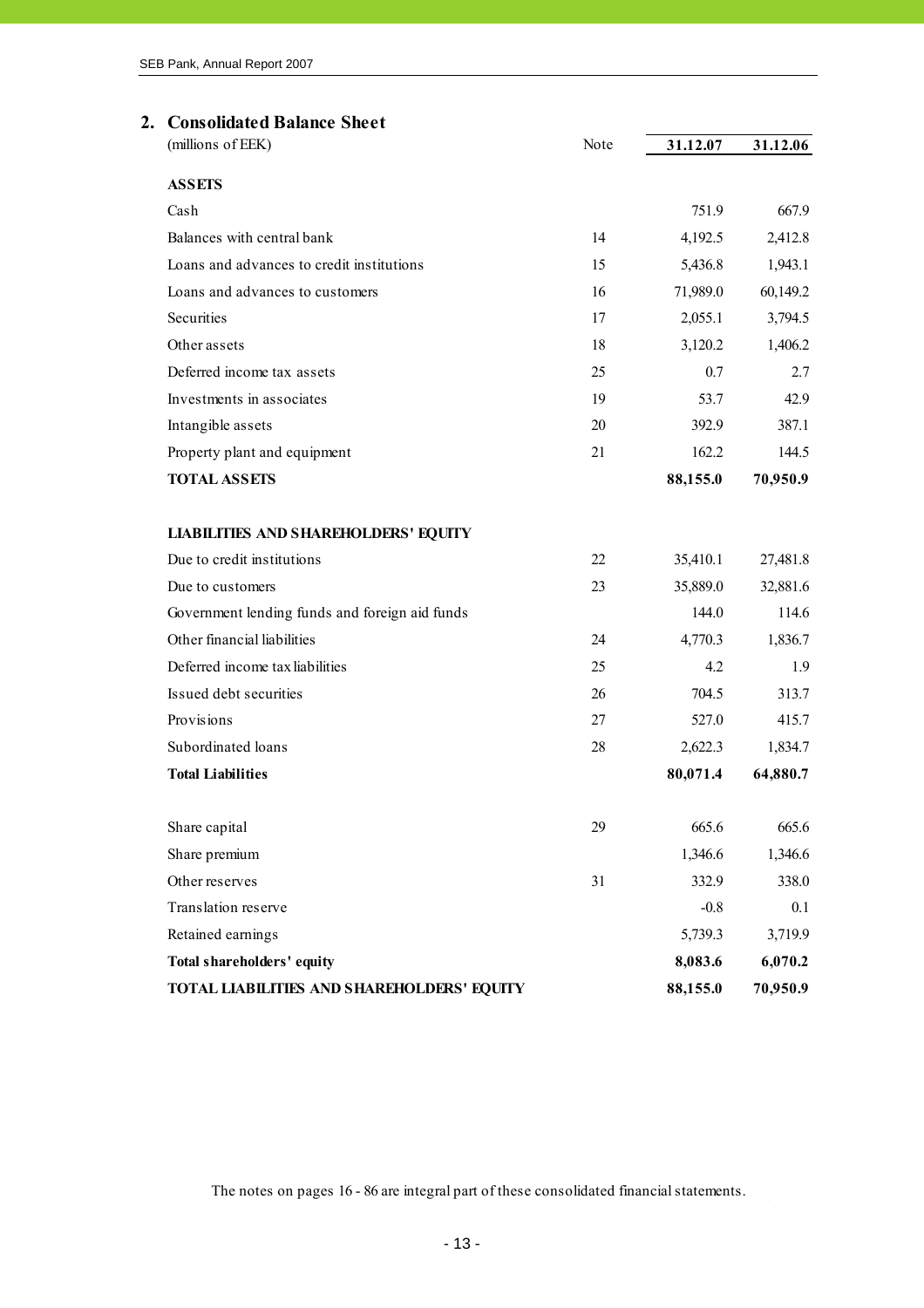## 2. Consolidated Balance Sheet

| (millions of EEK) | Note | 31.12.07 | 31.12.06 |
|---|---|---|---|
| **ASSETS** | | | |
| Cash | | 751.9 | 667.9 |
| Balances with central bank | 14 | 4,192.5 | 2,412.8 |
| Loans and advances to credit institutions | 15 | 5,436.8 | 1,943.1 |
| Loans and advances to customers | 16 | 71,989.0 | 60,149.2 |
| Securities | 17 | 2,055.1 | 3,794.5 |
| Other assets | 18 | 3,120.2 | 1,406.2 |
| Deferred income tax assets | 25 | 0.7 | 2.7 |
| Investments in associates | 19 | 53.7 | 42.9 |
| Intangible assets | 20 | 392.9 | 387.1 |
| Property plant and equipment | 21 | 162.2 | 144.5 |
| **TOTAL ASSETS** | | **88,155.0** | **70,950.9** |
| | | | |
| **LIABILITIES AND SHAREHOLDERS' EQUITY** | | | |
| Due to credit institutions | 22 | 35,410.1 | 27,481.8 |
| Due to customers | 23 | 35,889.0 | 32,881.6 |
| Government lending funds and foreign aid funds | | 144.0 | 114.6 |
| Other financial liabilities | 24 | 4,770.3 | 1,836.7 |
| Deferred income tax liabilities | 25 | 4.2 | 1.9 |
| Issued debt securities | 26 | 704.5 | 313.7 |
| Provisions | 27 | 527.0 | 415.7 |
| Subordinated loans | 28 | 2,622.3 | 1,834.7 |
| **Total Liabilities** | | **80,071.4** | **64,880.7** |
| | | | |
| Share capital | 29 | 665.6 | 665.6 |
| Share premium | | 1,346.6 | 1,346.6 |
| Other reserves | 31 | 332.9 | 338.0 |
| Translation reserve | | -0.8 | 0.1 |
| Retained earnings | | 5,739.3 | 3,719.9 |
| **Total shareholders' equity** | | **8,083.6** | **6,070.2** |
| **TOTAL LIABILITIES AND SHAREHOLDERS' EQUITY** | | **88,155.0** | **70,950.9** |

The notes on pages 16 - 86 are integral part of these consolidated financial statements.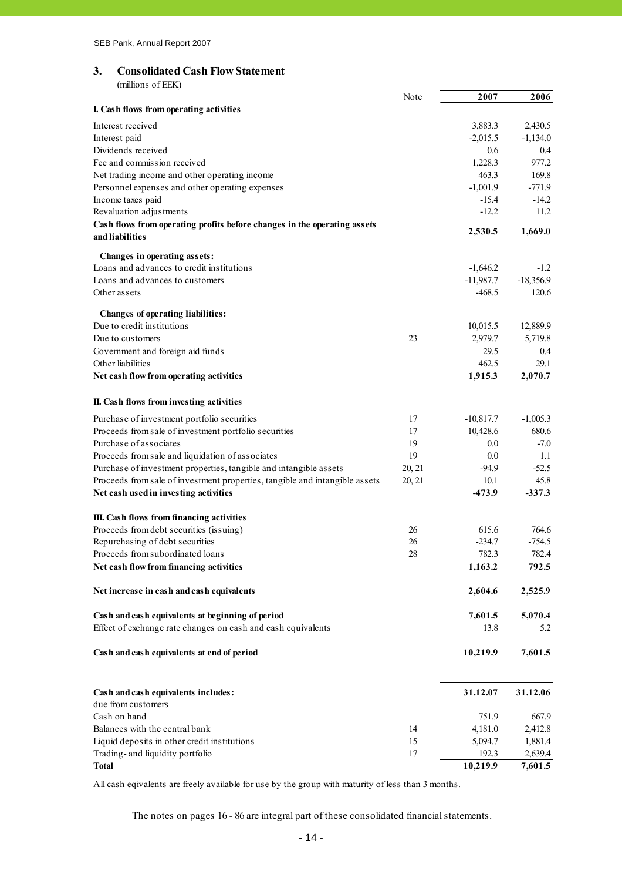## 3. Consolidated Cash Flow Statement

(millions of EEK)

| | Note | 2007 | 2006 |
|---|---|---|---|
| **I. Cash flows from operating activities** | | | |
| Interest received | | 3,883.3 | 2,430.5 |
| Interest paid | | -2,015.5 | -1,134.0 |
| Dividends received | | 0.6 | 0.4 |
| Fee and commission received | | 1,228.3 | 977.2 |
| Net trading income and other operating income | | 463.3 | 169.8 |
| Personnel expenses and other operating expenses | | -1,001.9 | -771.9 |
| Income taxes paid | | -15.4 | -14.2 |
| Revaluation adjustments | | -12.2 | 11.2 |
| **Cash flows from operating profits before changes in the operating assets and liabilities** | | **2,530.5** | **1,669.0** |
| **Changes in operating assets:** | | | |
| Loans and advances to credit institutions | | -1,646.2 | -1.2 |
| Loans and advances to customers | | -11,987.7 | -18,356.9 |
| Other assets | | -468.5 | 120.6 |
| **Changes of operating liabilities:** | | | |
| Due to credit institutions | | 10,015.5 | 12,889.9 |
| Due to customers | 23 | 2,979.7 | 5,719.8 |
| Government and foreign aid funds | | 29.5 | 0.4 |
| Other liabilities | | 462.5 | 29.1 |
| **Net cash flow from operating activities** | | **1,915.3** | **2,070.7** |
| **II. Cash flows from investing activities** | | | |
| Purchase of investment portfolio securities | 17 | -10,817.7 | -1,005.3 |
| Proceeds from sale of investment portfolio securities | 17 | 10,428.6 | 680.6 |
| Purchase of associates | 19 | 0.0 | -7.0 |
| Proceeds from sale and liquidation of associates | 19 | 0.0 | 1.1 |
| Purchase of investment properties, tangible and intangible assets | 20, 21 | -94.9 | -52.5 |
| Proceeds from sale of investment properties, tangible and intangible assets | 20, 21 | 10.1 | 45.8 |
| **Net cash used in investing activities** | | **-473.9** | **-337.3** |
| **III. Cash flows from financing activities** | | | |
| Proceeds from debt securities (issuing) | 26 | 615.6 | 764.6 |
| Repurchasing of debt securities | 26 | -234.7 | -754.5 |
| Proceeds from subordinated loans | 28 | 782.3 | 782.4 |
| **Net cash flow from financing activities** | | **1,163.2** | **792.5** |
| **Net increase in cash and cash equivalents** | | **2,604.6** | **2,525.9** |
| **Cash and cash equivalents at beginning of period** | | **7,601.5** | **5,070.4** |
| Effect of exchange rate changes on cash and cash equivalents | | 13.8 | 5.2 |
| **Cash and cash equivalents at end of period** | | **10,219.9** | **7,601.5** |

| **Cash and cash equivalents includes:** | | **31.12.07** | **31.12.06** |
|---|---|---|---|
| due from customers | | | |
| Cash on hand | | 751.9 | 667.9 |
| Balances with the central bank | 14 | 4,181.0 | 2,412.8 |
| Liquid deposits in other credit institutions | 15 | 5,094.7 | 1,881.4 |
| Trading- and liquidity portfolio | 17 | 192.3 | 2,639.4 |
| **Total** | | **10,219.9** | **7,601.5** |

All cash eqivalents are freely available for use by the group with maturity of less than 3 months.

The notes on pages 16 - 86 are integral part of these consolidated financial statements.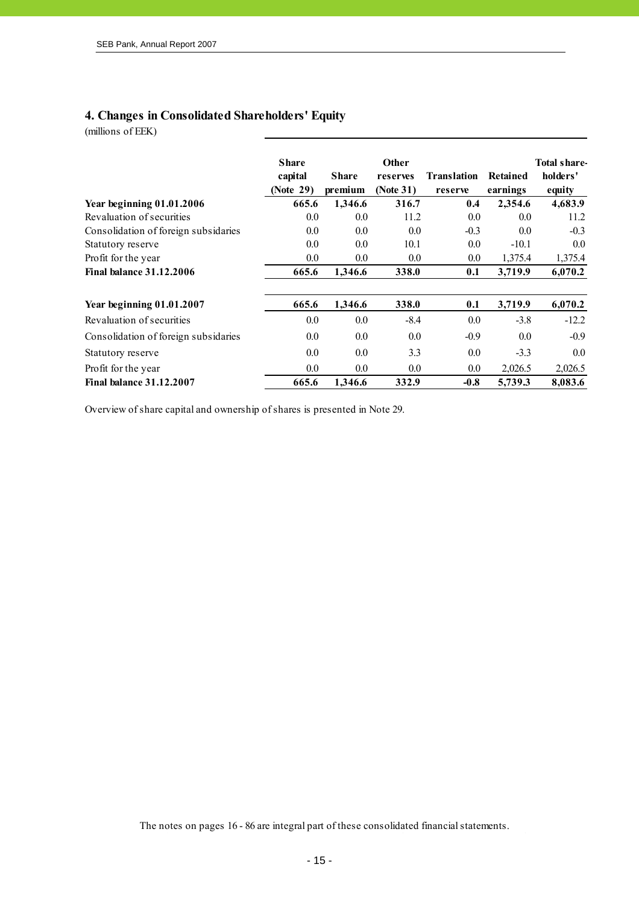## 4. Changes in Consolidated Shareholders' Equity

(millions of EEK)

| | Share capital (Note 29) | Share premium | Other reserves (Note 31) | Translation reserve | Retained earnings | Total share-holders' equity |
|---|---|---|---|---|---|---|
| **Year beginning 01.01.2006** | **665.6** | **1,346.6** | **316.7** | **0.4** | **2,354.6** | **4,683.9** |
| Revaluation of securities | 0.0 | 0.0 | 11.2 | 0.0 | 0.0 | 11.2 |
| Consolidation of foreign subsidaries | 0.0 | 0.0 | 0.0 | -0.3 | 0.0 | -0.3 |
| Statutory reserve | 0.0 | 0.0 | 10.1 | 0.0 | -10.1 | 0.0 |
| Profit for the year | 0.0 | 0.0 | 0.0 | 0.0 | 1,375.4 | 1,375.4 |
| **Final balance 31.12.2006** | **665.6** | **1,346.6** | **338.0** | **0.1** | **3,719.9** | **6,070.2** |
| | | | | | | |
| **Year beginning 01.01.2007** | **665.6** | **1,346.6** | **338.0** | **0.1** | **3,719.9** | **6,070.2** |
| Revaluation of securities | 0.0 | 0.0 | -8.4 | 0.0 | -3.8 | -12.2 |
| Consolidation of foreign subsidaries | 0.0 | 0.0 | 0.0 | -0.9 | 0.0 | -0.9 |
| Statutory reserve | 0.0 | 0.0 | 3.3 | 0.0 | -3.3 | 0.0 |
| Profit for the year | 0.0 | 0.0 | 0.0 | 0.0 | 2,026.5 | 2,026.5 |
| **Final balance 31.12.2007** | **665.6** | **1,346.6** | **332.9** | **-0.8** | **5,739.3** | **8,083.6** |

Overview of share capital and ownership of shares is presented in Note 29.

The notes on pages 16 - 86 are integral part of these consolidated financial statements.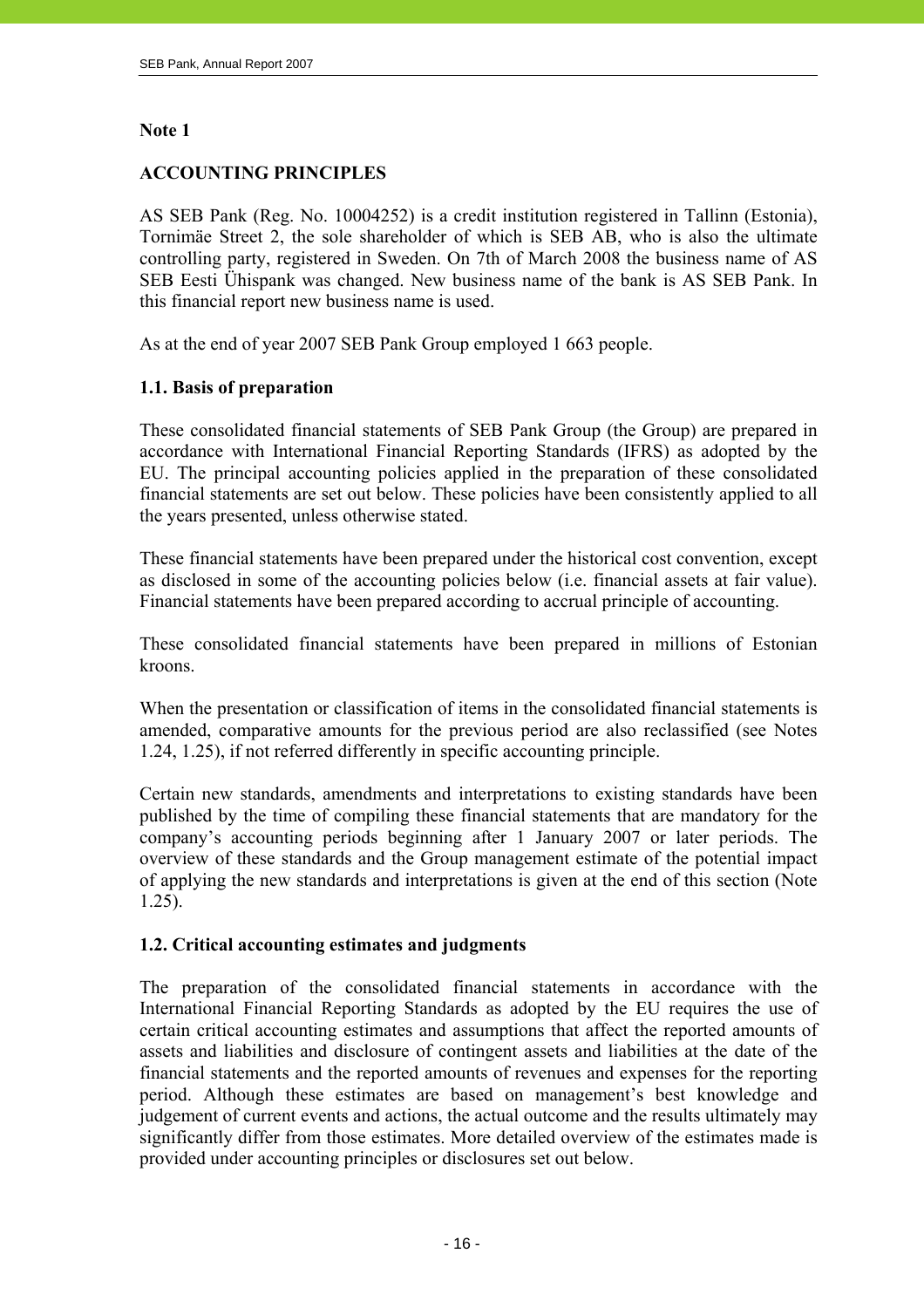## Note 1

## ACCOUNTING PRINCIPLES

AS SEB Pank (Reg. No. 10004252) is a credit institution registered in Tallinn (Estonia), Tornimäe Street 2, the sole shareholder of which is SEB AB, who is also the ultimate controlling party, registered in Sweden. On 7th of March 2008 the business name of AS SEB Eesti Ühispank was changed. New business name of the bank is AS SEB Pank. In this financial report new business name is used.

As at the end of year 2007 SEB Pank Group employed 1 663 people.

### 1.1. Basis of preparation

These consolidated financial statements of SEB Pank Group (the Group) are prepared in accordance with International Financial Reporting Standards (IFRS) as adopted by the EU. The principal accounting policies applied in the preparation of these consolidated financial statements are set out below. These policies have been consistently applied to all the years presented, unless otherwise stated.

These financial statements have been prepared under the historical cost convention, except as disclosed in some of the accounting policies below (i.e. financial assets at fair value). Financial statements have been prepared according to accrual principle of accounting.

These consolidated financial statements have been prepared in millions of Estonian kroons.

When the presentation or classification of items in the consolidated financial statements is amended, comparative amounts for the previous period are also reclassified (see Notes 1.24, 1.25), if not referred differently in specific accounting principle.

Certain new standards, amendments and interpretations to existing standards have been published by the time of compiling these financial statements that are mandatory for the company's accounting periods beginning after 1 January 2007 or later periods. The overview of these standards and the Group management estimate of the potential impact of applying the new standards and interpretations is given at the end of this section (Note 1.25).

### 1.2. Critical accounting estimates and judgments

The preparation of the consolidated financial statements in accordance with the International Financial Reporting Standards as adopted by the EU requires the use of certain critical accounting estimates and assumptions that affect the reported amounts of assets and liabilities and disclosure of contingent assets and liabilities at the date of the financial statements and the reported amounts of revenues and expenses for the reporting period. Although these estimates are based on management's best knowledge and judgement of current events and actions, the actual outcome and the results ultimately may significantly differ from those estimates. More detailed overview of the estimates made is provided under accounting principles or disclosures set out below.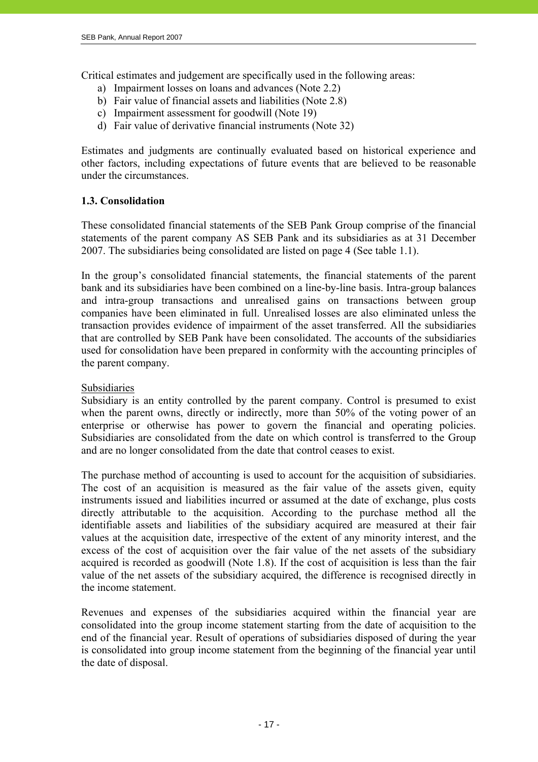Critical estimates and judgement are specifically used in the following areas:

a) Impairment losses on loans and advances (Note 2.2)
b) Fair value of financial assets and liabilities (Note 2.8)
c) Impairment assessment for goodwill (Note 19)
d) Fair value of derivative financial instruments (Note 32)

Estimates and judgments are continually evaluated based on historical experience and other factors, including expectations of future events that are believed to be reasonable under the circumstances.

### 1.3. Consolidation

These consolidated financial statements of the SEB Pank Group comprise of the financial statements of the parent company AS SEB Pank and its subsidiaries as at 31 December 2007. The subsidiaries being consolidated are listed on page 4 (See table 1.1).

In the group's consolidated financial statements, the financial statements of the parent bank and its subsidiaries have been combined on a line-by-line basis. Intra-group balances and intra-group transactions and unrealised gains on transactions between group companies have been eliminated in full. Unrealised losses are also eliminated unless the transaction provides evidence of impairment of the asset transferred. All the subsidiaries that are controlled by SEB Pank have been consolidated. The accounts of the subsidiaries used for consolidation have been prepared in conformity with the accounting principles of the parent company.

Subsidiaries

Subsidiary is an entity controlled by the parent company. Control is presumed to exist when the parent owns, directly or indirectly, more than 50% of the voting power of an enterprise or otherwise has power to govern the financial and operating policies. Subsidiaries are consolidated from the date on which control is transferred to the Group and are no longer consolidated from the date that control ceases to exist.

The purchase method of accounting is used to account for the acquisition of subsidiaries. The cost of an acquisition is measured as the fair value of the assets given, equity instruments issued and liabilities incurred or assumed at the date of exchange, plus costs directly attributable to the acquisition. According to the purchase method all the identifiable assets and liabilities of the subsidiary acquired are measured at their fair values at the acquisition date, irrespective of the extent of any minority interest, and the excess of the cost of acquisition over the fair value of the net assets of the subsidiary acquired is recorded as goodwill (Note 1.8). If the cost of acquisition is less than the fair value of the net assets of the subsidiary acquired, the difference is recognised directly in the income statement.

Revenues and expenses of the subsidiaries acquired within the financial year are consolidated into the group income statement starting from the date of acquisition to the end of the financial year. Result of operations of subsidiaries disposed of during the year is consolidated into group income statement from the beginning of the financial year until the date of disposal.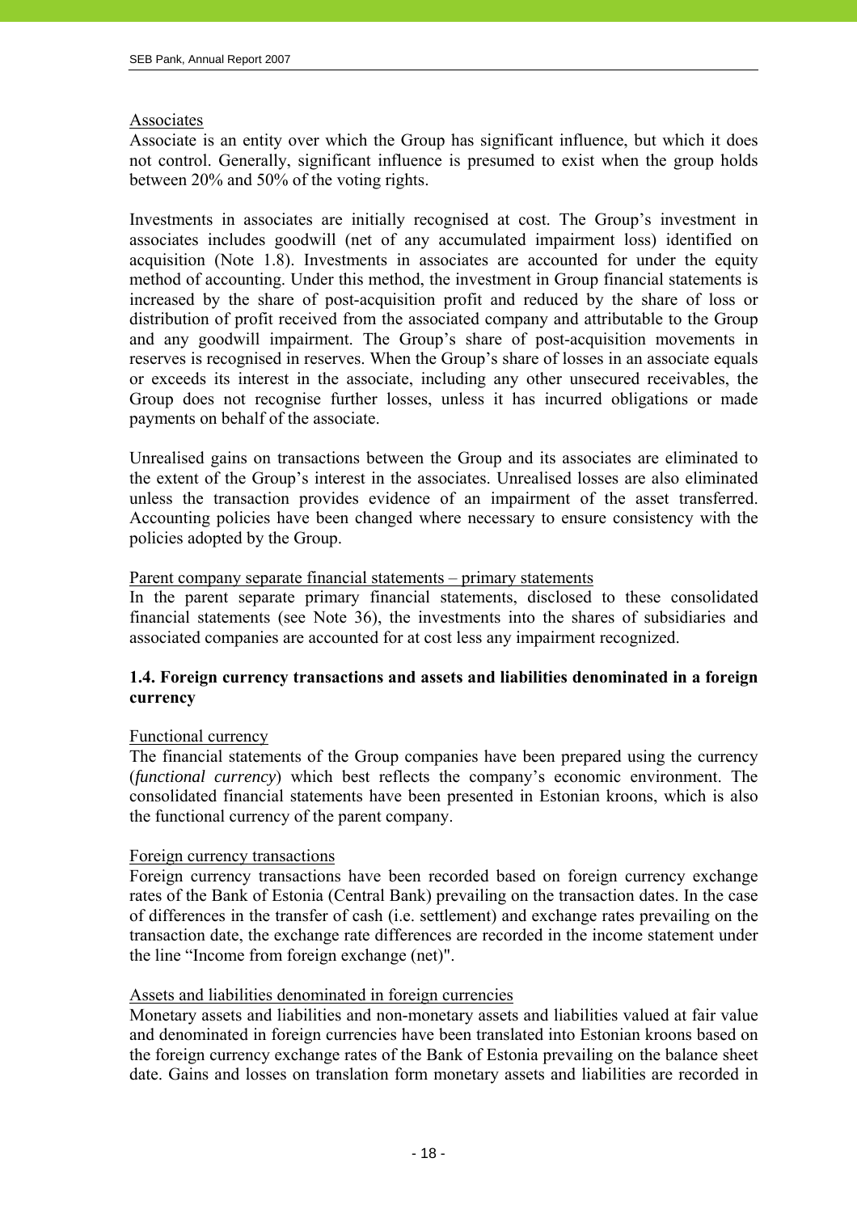Associates

Associate is an entity over which the Group has significant influence, but which it does not control. Generally, significant influence is presumed to exist when the group holds between 20% and 50% of the voting rights.

Investments in associates are initially recognised at cost. The Group's investment in associates includes goodwill (net of any accumulated impairment loss) identified on acquisition (Note 1.8). Investments in associates are accounted for under the equity method of accounting. Under this method, the investment in Group financial statements is increased by the share of post-acquisition profit and reduced by the share of loss or distribution of profit received from the associated company and attributable to the Group and any goodwill impairment. The Group's share of post-acquisition movements in reserves is recognised in reserves. When the Group's share of losses in an associate equals or exceeds its interest in the associate, including any other unsecured receivables, the Group does not recognise further losses, unless it has incurred obligations or made payments on behalf of the associate.

Unrealised gains on transactions between the Group and its associates are eliminated to the extent of the Group's interest in the associates. Unrealised losses are also eliminated unless the transaction provides evidence of an impairment of the asset transferred. Accounting policies have been changed where necessary to ensure consistency with the policies adopted by the Group.

Parent company separate financial statements – primary statements

In the parent separate primary financial statements, disclosed to these consolidated financial statements (see Note 36), the investments into the shares of subsidiaries and associated companies are accounted for at cost less any impairment recognized.

### 1.4. Foreign currency transactions and assets and liabilities denominated in a foreign currency

Functional currency

The financial statements of the Group companies have been prepared using the currency (*functional currency*) which best reflects the company's economic environment. The consolidated financial statements have been presented in Estonian kroons, which is also the functional currency of the parent company.

Foreign currency transactions

Foreign currency transactions have been recorded based on foreign currency exchange rates of the Bank of Estonia (Central Bank) prevailing on the transaction dates. In the case of differences in the transfer of cash (i.e. settlement) and exchange rates prevailing on the transaction date, the exchange rate differences are recorded in the income statement under the line "Income from foreign exchange (net)".

Assets and liabilities denominated in foreign currencies

Monetary assets and liabilities and non-monetary assets and liabilities valued at fair value and denominated in foreign currencies have been translated into Estonian kroons based on the foreign currency exchange rates of the Bank of Estonia prevailing on the balance sheet date. Gains and losses on translation form monetary assets and liabilities are recorded in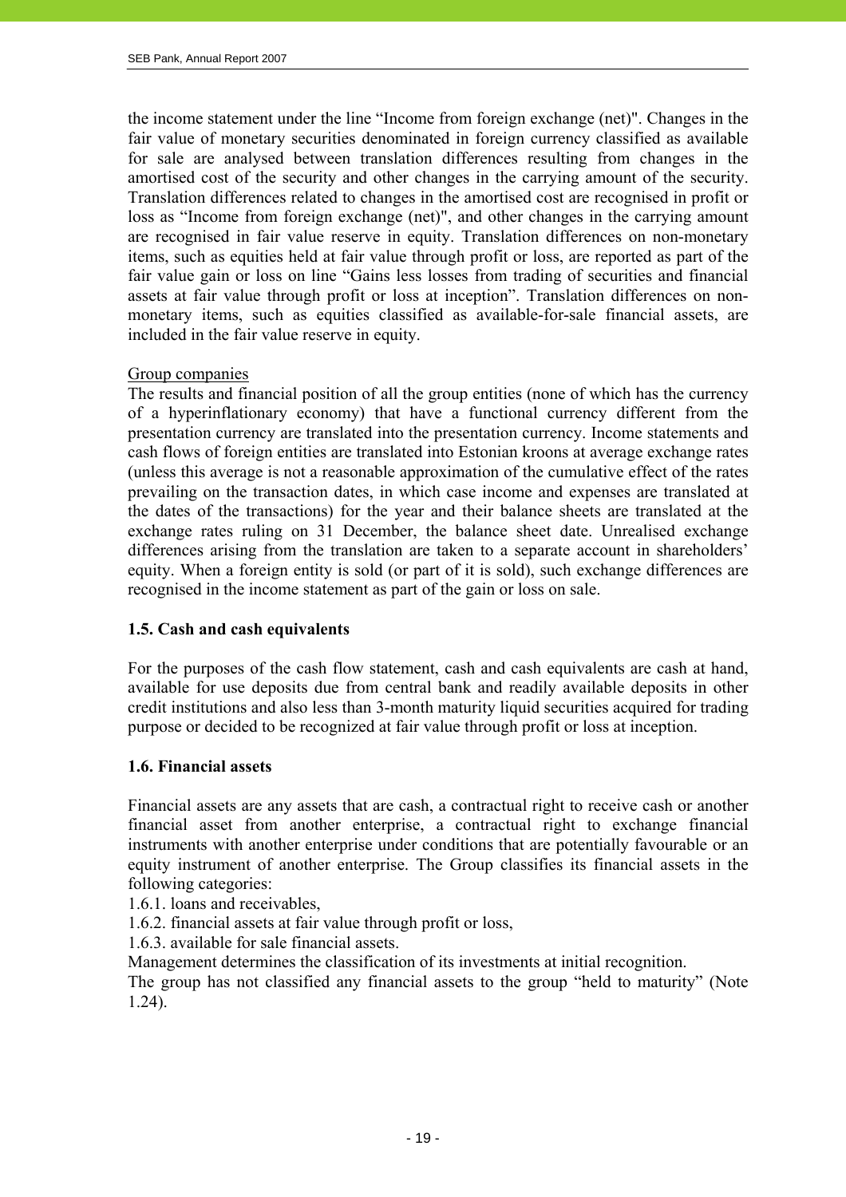the income statement under the line "Income from foreign exchange (net)". Changes in the fair value of monetary securities denominated in foreign currency classified as available for sale are analysed between translation differences resulting from changes in the amortised cost of the security and other changes in the carrying amount of the security. Translation differences related to changes in the amortised cost are recognised in profit or loss as "Income from foreign exchange (net)", and other changes in the carrying amount are recognised in fair value reserve in equity. Translation differences on non-monetary items, such as equities held at fair value through profit or loss, are reported as part of the fair value gain or loss on line "Gains less losses from trading of securities and financial assets at fair value through profit or loss at inception". Translation differences on non-monetary items, such as equities classified as available-for-sale financial assets, are included in the fair value reserve in equity.

Group companies

The results and financial position of all the group entities (none of which has the currency of a hyperinflationary economy) that have a functional currency different from the presentation currency are translated into the presentation currency. Income statements and cash flows of foreign entities are translated into Estonian kroons at average exchange rates (unless this average is not a reasonable approximation of the cumulative effect of the rates prevailing on the transaction dates, in which case income and expenses are translated at the dates of the transactions) for the year and their balance sheets are translated at the exchange rates ruling on 31 December, the balance sheet date. Unrealised exchange differences arising from the translation are taken to a separate account in shareholders' equity. When a foreign entity is sold (or part of it is sold), such exchange differences are recognised in the income statement as part of the gain or loss on sale.

### 1.5. Cash and cash equivalents

For the purposes of the cash flow statement, cash and cash equivalents are cash at hand, available for use deposits due from central bank and readily available deposits in other credit institutions and also less than 3-month maturity liquid securities acquired for trading purpose or decided to be recognized at fair value through profit or loss at inception.

### 1.6. Financial assets

Financial assets are any assets that are cash, a contractual right to receive cash or another financial asset from another enterprise, a contractual right to exchange financial instruments with another enterprise under conditions that are potentially favourable or an equity instrument of another enterprise. The Group classifies its financial assets in the following categories:

1.6.1. loans and receivables,

1.6.2. financial assets at fair value through profit or loss,

1.6.3. available for sale financial assets.

Management determines the classification of its investments at initial recognition.

The group has not classified any financial assets to the group "held to maturity" (Note 1.24).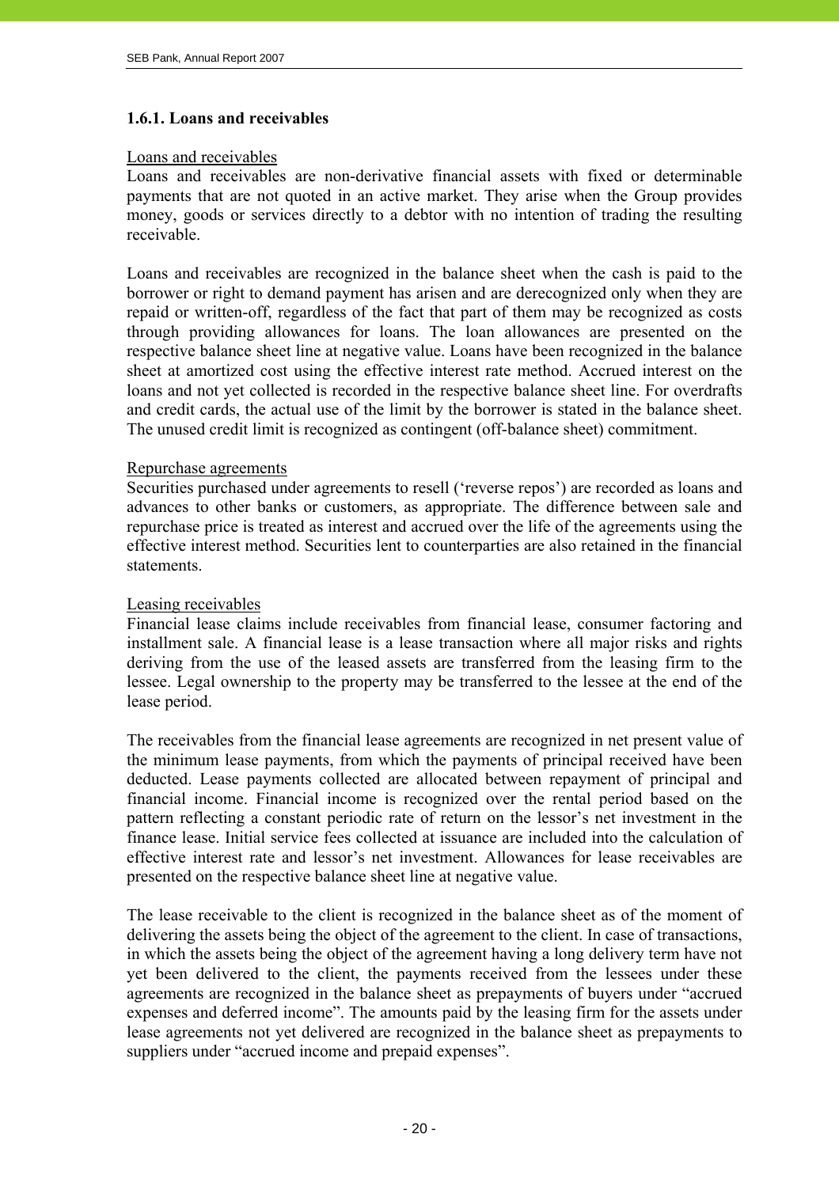### 1.6.1. Loans and receivables

Loans and receivables

Loans and receivables are non-derivative financial assets with fixed or determinable payments that are not quoted in an active market. They arise when the Group provides money, goods or services directly to a debtor with no intention of trading the resulting receivable.

Loans and receivables are recognized in the balance sheet when the cash is paid to the borrower or right to demand payment has arisen and are derecognized only when they are repaid or written-off, regardless of the fact that part of them may be recognized as costs through providing allowances for loans. The loan allowances are presented on the respective balance sheet line at negative value. Loans have been recognized in the balance sheet at amortized cost using the effective interest rate method. Accrued interest on the loans and not yet collected is recorded in the respective balance sheet line. For overdrafts and credit cards, the actual use of the limit by the borrower is stated in the balance sheet. The unused credit limit is recognized as contingent (off-balance sheet) commitment.

Repurchase agreements

Securities purchased under agreements to resell ('reverse repos') are recorded as loans and advances to other banks or customers, as appropriate. The difference between sale and repurchase price is treated as interest and accrued over the life of the agreements using the effective interest method. Securities lent to counterparties are also retained in the financial statements.

Leasing receivables

Financial lease claims include receivables from financial lease, consumer factoring and installment sale. A financial lease is a lease transaction where all major risks and rights deriving from the use of the leased assets are transferred from the leasing firm to the lessee. Legal ownership to the property may be transferred to the lessee at the end of the lease period.

The receivables from the financial lease agreements are recognized in net present value of the minimum lease payments, from which the payments of principal received have been deducted. Lease payments collected are allocated between repayment of principal and financial income. Financial income is recognized over the rental period based on the pattern reflecting a constant periodic rate of return on the lessor's net investment in the finance lease. Initial service fees collected at issuance are included into the calculation of effective interest rate and lessor's net investment. Allowances for lease receivables are presented on the respective balance sheet line at negative value.

The lease receivable to the client is recognized in the balance sheet as of the moment of delivering the assets being the object of the agreement to the client. In case of transactions, in which the assets being the object of the agreement having a long delivery term have not yet been delivered to the client, the payments received from the lessees under these agreements are recognized in the balance sheet as prepayments of buyers under "accrued expenses and deferred income". The amounts paid by the leasing firm for the assets under lease agreements not yet delivered are recognized in the balance sheet as prepayments to suppliers under "accrued income and prepaid expenses".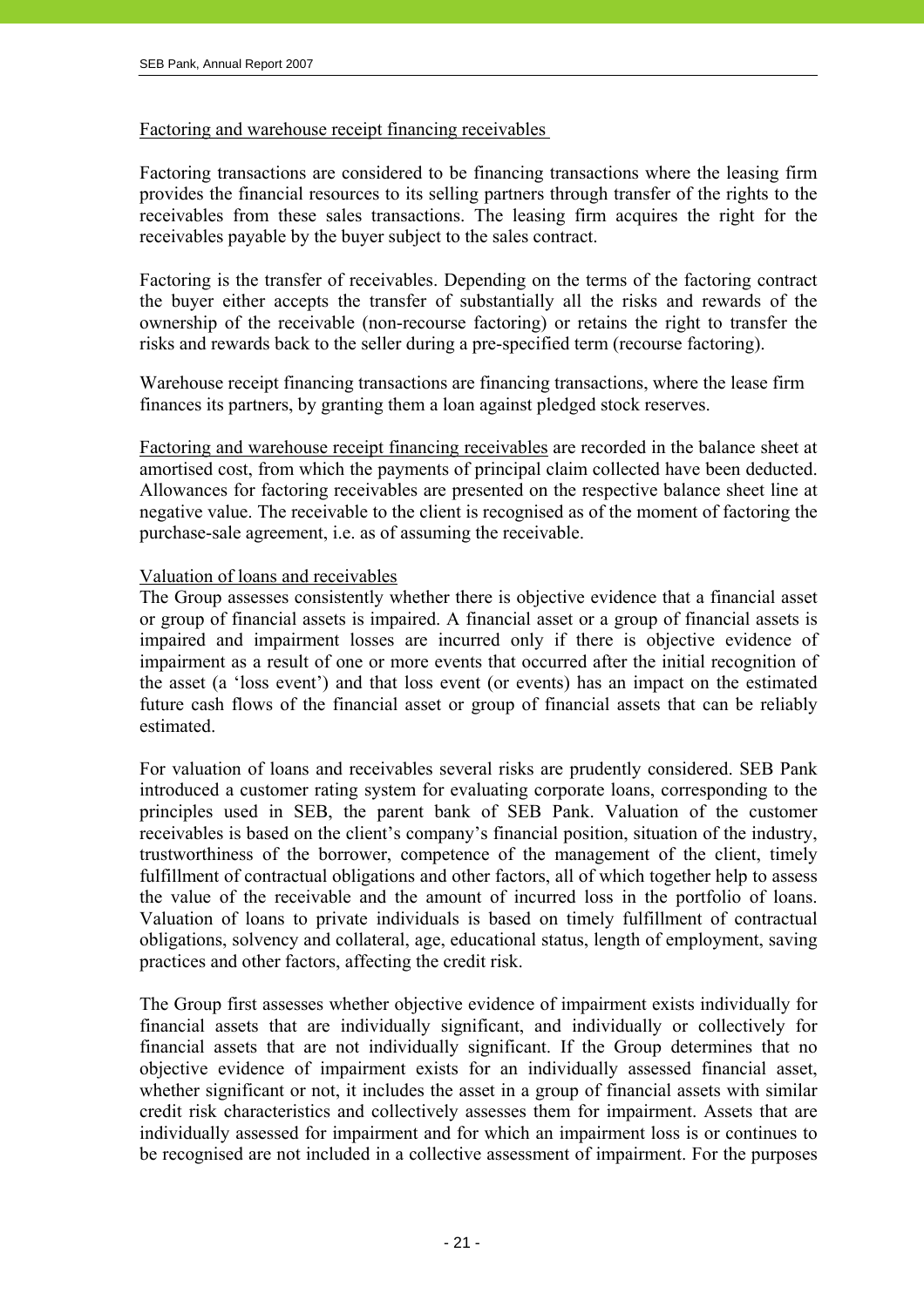Factoring and warehouse receipt financing receivables

Factoring transactions are considered to be financing transactions where the leasing firm provides the financial resources to its selling partners through transfer of the rights to the receivables from these sales transactions. The leasing firm acquires the right for the receivables payable by the buyer subject to the sales contract.

Factoring is the transfer of receivables. Depending on the terms of the factoring contract the buyer either accepts the transfer of substantially all the risks and rewards of the ownership of the receivable (non-recourse factoring) or retains the right to transfer the risks and rewards back to the seller during a pre-specified term (recourse factoring).

Warehouse receipt financing transactions are financing transactions, where the lease firm finances its partners, by granting them a loan against pledged stock reserves.

Factoring and warehouse receipt financing receivables are recorded in the balance sheet at amortised cost, from which the payments of principal claim collected have been deducted. Allowances for factoring receivables are presented on the respective balance sheet line at negative value. The receivable to the client is recognised as of the moment of factoring the purchase-sale agreement, i.e. as of assuming the receivable.

Valuation of loans and receivables

The Group assesses consistently whether there is objective evidence that a financial asset or group of financial assets is impaired. A financial asset or a group of financial assets is impaired and impairment losses are incurred only if there is objective evidence of impairment as a result of one or more events that occurred after the initial recognition of the asset (a 'loss event') and that loss event (or events) has an impact on the estimated future cash flows of the financial asset or group of financial assets that can be reliably estimated.

For valuation of loans and receivables several risks are prudently considered. SEB Pank introduced a customer rating system for evaluating corporate loans, corresponding to the principles used in SEB, the parent bank of SEB Pank. Valuation of the customer receivables is based on the client's company's financial position, situation of the industry, trustworthiness of the borrower, competence of the management of the client, timely fulfillment of contractual obligations and other factors, all of which together help to assess the value of the receivable and the amount of incurred loss in the portfolio of loans. Valuation of loans to private individuals is based on timely fulfillment of contractual obligations, solvency and collateral, age, educational status, length of employment, saving practices and other factors, affecting the credit risk.

The Group first assesses whether objective evidence of impairment exists individually for financial assets that are individually significant, and individually or collectively for financial assets that are not individually significant. If the Group determines that no objective evidence of impairment exists for an individually assessed financial asset, whether significant or not, it includes the asset in a group of financial assets with similar credit risk characteristics and collectively assesses them for impairment. Assets that are individually assessed for impairment and for which an impairment loss is or continues to be recognised are not included in a collective assessment of impairment. For the purposes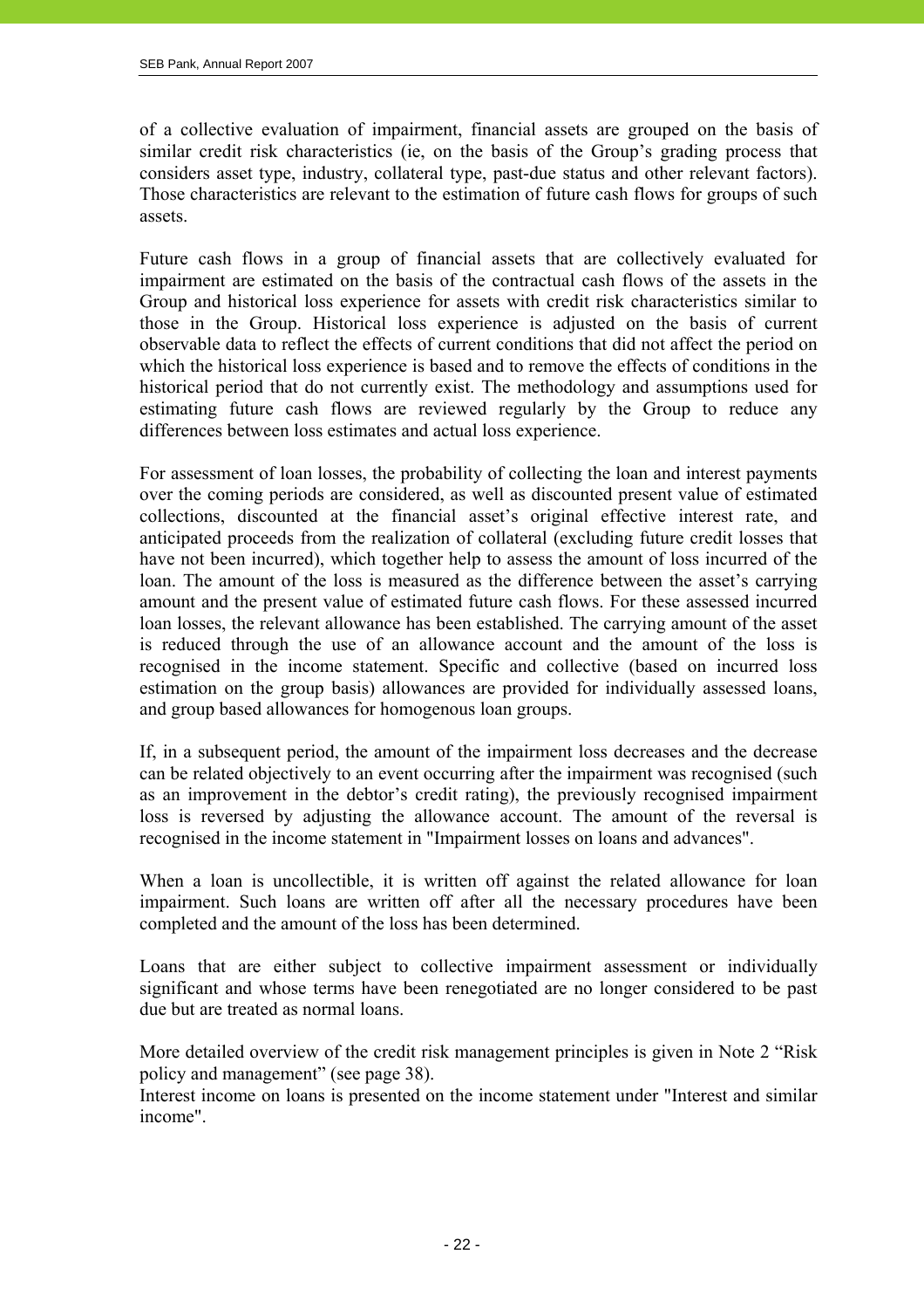of a collective evaluation of impairment, financial assets are grouped on the basis of similar credit risk characteristics (ie, on the basis of the Group's grading process that considers asset type, industry, collateral type, past-due status and other relevant factors). Those characteristics are relevant to the estimation of future cash flows for groups of such assets.

Future cash flows in a group of financial assets that are collectively evaluated for impairment are estimated on the basis of the contractual cash flows of the assets in the Group and historical loss experience for assets with credit risk characteristics similar to those in the Group. Historical loss experience is adjusted on the basis of current observable data to reflect the effects of current conditions that did not affect the period on which the historical loss experience is based and to remove the effects of conditions in the historical period that do not currently exist. The methodology and assumptions used for estimating future cash flows are reviewed regularly by the Group to reduce any differences between loss estimates and actual loss experience.

For assessment of loan losses, the probability of collecting the loan and interest payments over the coming periods are considered, as well as discounted present value of estimated collections, discounted at the financial asset's original effective interest rate, and anticipated proceeds from the realization of collateral (excluding future credit losses that have not been incurred), which together help to assess the amount of loss incurred of the loan. The amount of the loss is measured as the difference between the asset's carrying amount and the present value of estimated future cash flows. For these assessed incurred loan losses, the relevant allowance has been established. The carrying amount of the asset is reduced through the use of an allowance account and the amount of the loss is recognised in the income statement. Specific and collective (based on incurred loss estimation on the group basis) allowances are provided for individually assessed loans, and group based allowances for homogenous loan groups.

If, in a subsequent period, the amount of the impairment loss decreases and the decrease can be related objectively to an event occurring after the impairment was recognised (such as an improvement in the debtor's credit rating), the previously recognised impairment loss is reversed by adjusting the allowance account. The amount of the reversal is recognised in the income statement in "Impairment losses on loans and advances".

When a loan is uncollectible, it is written off against the related allowance for loan impairment. Such loans are written off after all the necessary procedures have been completed and the amount of the loss has been determined.

Loans that are either subject to collective impairment assessment or individually significant and whose terms have been renegotiated are no longer considered to be past due but are treated as normal loans.

More detailed overview of the credit risk management principles is given in Note 2 "Risk policy and management" (see page 38).
Interest income on loans is presented on the income statement under "Interest and similar income".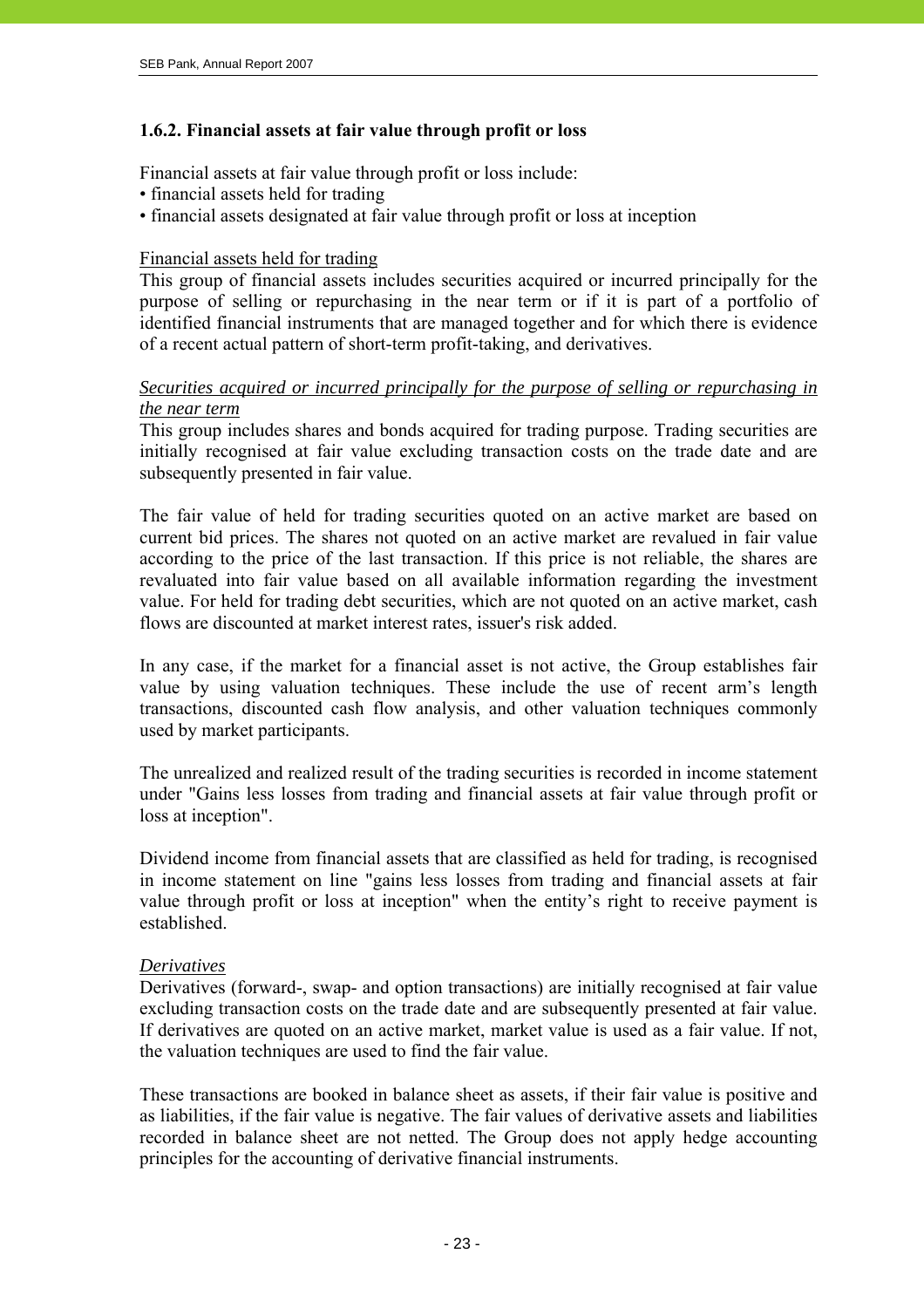### 1.6.2. Financial assets at fair value through profit or loss

Financial assets at fair value through profit or loss include:

- financial assets held for trading
- financial assets designated at fair value through profit or loss at inception

Financial assets held for trading

This group of financial assets includes securities acquired or incurred principally for the purpose of selling or repurchasing in the near term or if it is part of a portfolio of identified financial instruments that are managed together and for which there is evidence of a recent actual pattern of short-term profit-taking, and derivatives.

*Securities acquired or incurred principally for the purpose of selling or repurchasing in the near term*

This group includes shares and bonds acquired for trading purpose. Trading securities are initially recognised at fair value excluding transaction costs on the trade date and are subsequently presented in fair value.

The fair value of held for trading securities quoted on an active market are based on current bid prices. The shares not quoted on an active market are revalued in fair value according to the price of the last transaction. If this price is not reliable, the shares are revaluated into fair value based on all available information regarding the investment value. For held for trading debt securities, which are not quoted on an active market, cash flows are discounted at market interest rates, issuer's risk added.

In any case, if the market for a financial asset is not active, the Group establishes fair value by using valuation techniques. These include the use of recent arm's length transactions, discounted cash flow analysis, and other valuation techniques commonly used by market participants.

The unrealized and realized result of the trading securities is recorded in income statement under "Gains less losses from trading and financial assets at fair value through profit or loss at inception".

Dividend income from financial assets that are classified as held for trading, is recognised in income statement on line "gains less losses from trading and financial assets at fair value through profit or loss at inception" when the entity's right to receive payment is established.

*Derivatives*

Derivatives (forward-, swap- and option transactions) are initially recognised at fair value excluding transaction costs on the trade date and are subsequently presented at fair value. If derivatives are quoted on an active market, market value is used as a fair value. If not, the valuation techniques are used to find the fair value.

These transactions are booked in balance sheet as assets, if their fair value is positive and as liabilities, if the fair value is negative. The fair values of derivative assets and liabilities recorded in balance sheet are not netted. The Group does not apply hedge accounting principles for the accounting of derivative financial instruments.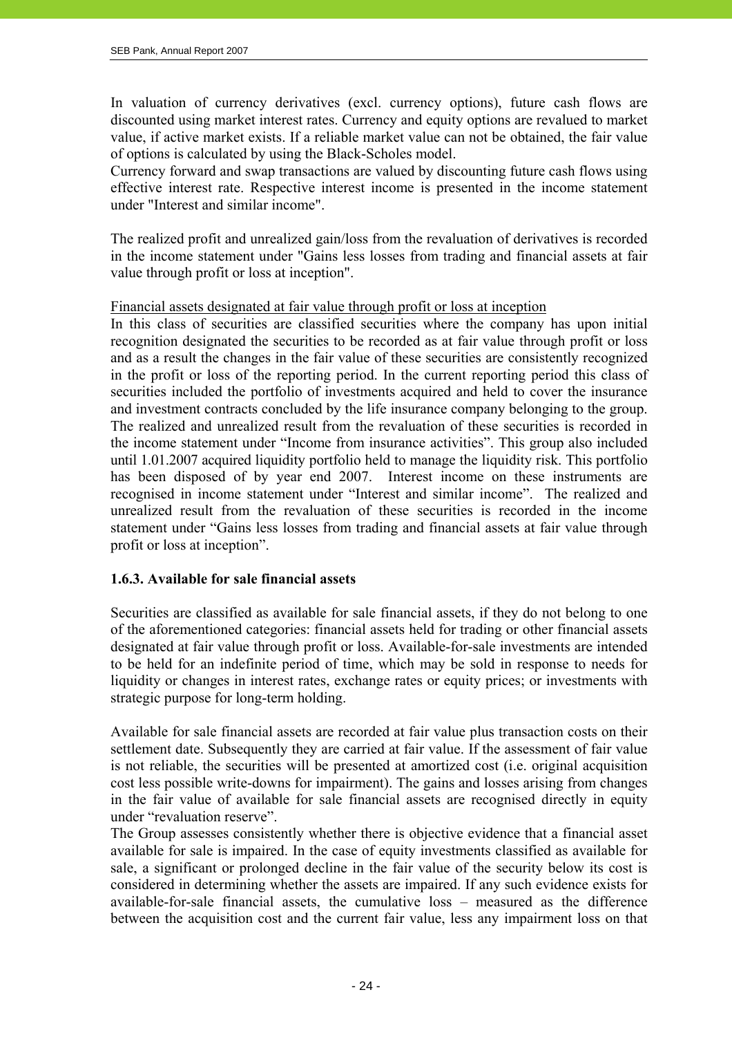In valuation of currency derivatives (excl. currency options), future cash flows are discounted using market interest rates. Currency and equity options are revalued to market value, if active market exists. If a reliable market value can not be obtained, the fair value of options is calculated by using the Black-Scholes model.
Currency forward and swap transactions are valued by discounting future cash flows using effective interest rate. Respective interest income is presented in the income statement under "Interest and similar income".

The realized profit and unrealized gain/loss from the revaluation of derivatives is recorded in the income statement under "Gains less losses from trading and financial assets at fair value through profit or loss at inception".

Financial assets designated at fair value through profit or loss at inception

In this class of securities are classified securities where the company has upon initial recognition designated the securities to be recorded as at fair value through profit or loss and as a result the changes in the fair value of these securities are consistently recognized in the profit or loss of the reporting period. In the current reporting period this class of securities included the portfolio of investments acquired and held to cover the insurance and investment contracts concluded by the life insurance company belonging to the group. The realized and unrealized result from the revaluation of these securities is recorded in the income statement under "Income from insurance activities". This group also included until 1.01.2007 acquired liquidity portfolio held to manage the liquidity risk. This portfolio has been disposed of by year end 2007. Interest income on these instruments are recognised in income statement under "Interest and similar income". The realized and unrealized result from the revaluation of these securities is recorded in the income statement under "Gains less losses from trading and financial assets at fair value through profit or loss at inception".

### 1.6.3. Available for sale financial assets

Securities are classified as available for sale financial assets, if they do not belong to one of the aforementioned categories: financial assets held for trading or other financial assets designated at fair value through profit or loss. Available-for-sale investments are intended to be held for an indefinite period of time, which may be sold in response to needs for liquidity or changes in interest rates, exchange rates or equity prices; or investments with strategic purpose for long-term holding.

Available for sale financial assets are recorded at fair value plus transaction costs on their settlement date. Subsequently they are carried at fair value. If the assessment of fair value is not reliable, the securities will be presented at amortized cost (i.e. original acquisition cost less possible write-downs for impairment). The gains and losses arising from changes in the fair value of available for sale financial assets are recognised directly in equity under "revaluation reserve".
The Group assesses consistently whether there is objective evidence that a financial asset available for sale is impaired. In the case of equity investments classified as available for sale, a significant or prolonged decline in the fair value of the security below its cost is considered in determining whether the assets are impaired. If any such evidence exists for available-for-sale financial assets, the cumulative loss – measured as the difference between the acquisition cost and the current fair value, less any impairment loss on that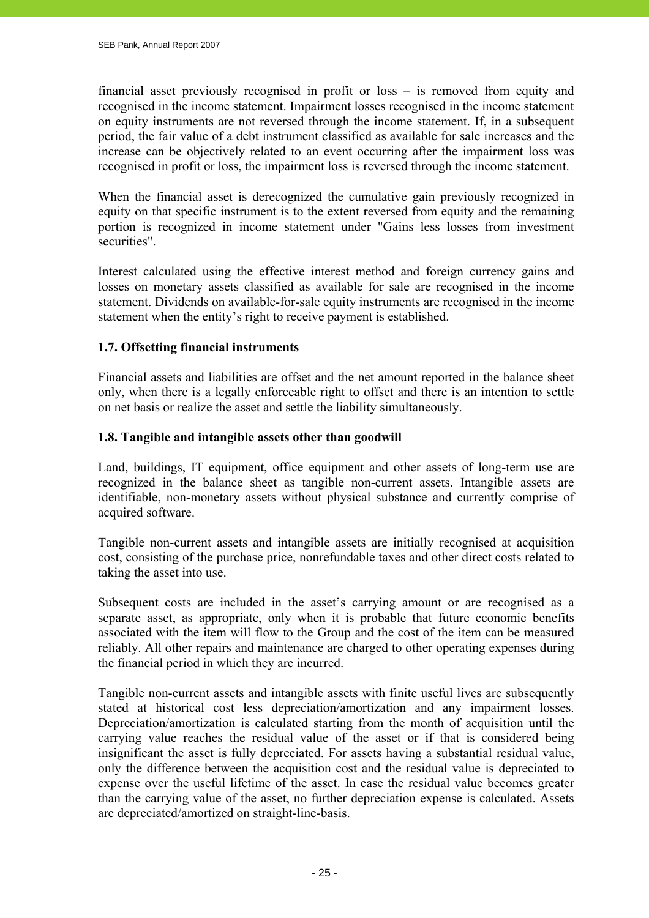financial asset previously recognised in profit or loss – is removed from equity and recognised in the income statement. Impairment losses recognised in the income statement on equity instruments are not reversed through the income statement. If, in a subsequent period, the fair value of a debt instrument classified as available for sale increases and the increase can be objectively related to an event occurring after the impairment loss was recognised in profit or loss, the impairment loss is reversed through the income statement.

When the financial asset is derecognized the cumulative gain previously recognized in equity on that specific instrument is to the extent reversed from equity and the remaining portion is recognized in income statement under "Gains less losses from investment securities".

Interest calculated using the effective interest method and foreign currency gains and losses on monetary assets classified as available for sale are recognised in the income statement. Dividends on available-for-sale equity instruments are recognised in the income statement when the entity's right to receive payment is established.

### 1.7. Offsetting financial instruments

Financial assets and liabilities are offset and the net amount reported in the balance sheet only, when there is a legally enforceable right to offset and there is an intention to settle on net basis or realize the asset and settle the liability simultaneously.

### 1.8. Tangible and intangible assets other than goodwill

Land, buildings, IT equipment, office equipment and other assets of long-term use are recognized in the balance sheet as tangible non-current assets. Intangible assets are identifiable, non-monetary assets without physical substance and currently comprise of acquired software.

Tangible non-current assets and intangible assets are initially recognised at acquisition cost, consisting of the purchase price, nonrefundable taxes and other direct costs related to taking the asset into use.

Subsequent costs are included in the asset's carrying amount or are recognised as a separate asset, as appropriate, only when it is probable that future economic benefits associated with the item will flow to the Group and the cost of the item can be measured reliably. All other repairs and maintenance are charged to other operating expenses during the financial period in which they are incurred.

Tangible non-current assets and intangible assets with finite useful lives are subsequently stated at historical cost less depreciation/amortization and any impairment losses. Depreciation/amortization is calculated starting from the month of acquisition until the carrying value reaches the residual value of the asset or if that is considered being insignificant the asset is fully depreciated. For assets having a substantial residual value, only the difference between the acquisition cost and the residual value is depreciated to expense over the useful lifetime of the asset. In case the residual value becomes greater than the carrying value of the asset, no further depreciation expense is calculated. Assets are depreciated/amortized on straight-line-basis.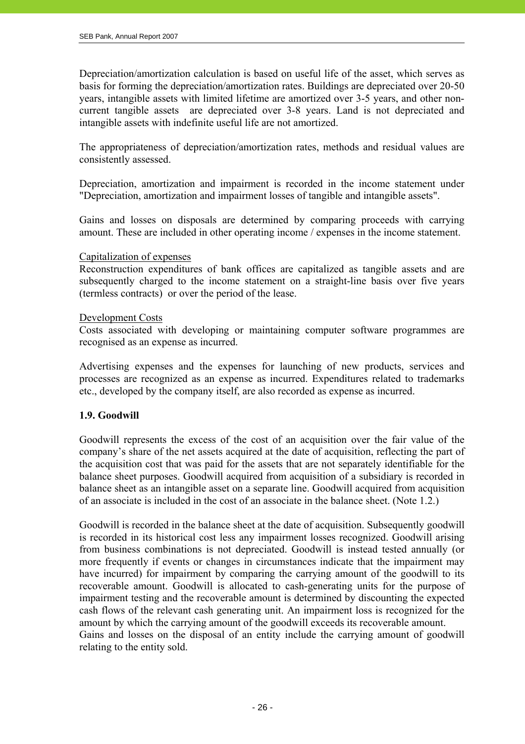Depreciation/amortization calculation is based on useful life of the asset, which serves as basis for forming the depreciation/amortization rates. Buildings are depreciated over 20-50 years, intangible assets with limited lifetime are amortized over 3-5 years, and other non-current tangible assets are depreciated over 3-8 years. Land is not depreciated and intangible assets with indefinite useful life are not amortized.

The appropriateness of depreciation/amortization rates, methods and residual values are consistently assessed.

Depreciation, amortization and impairment is recorded in the income statement under "Depreciation, amortization and impairment losses of tangible and intangible assets".

Gains and losses on disposals are determined by comparing proceeds with carrying amount. These are included in other operating income / expenses in the income statement.

Capitalization of expenses

Reconstruction expenditures of bank offices are capitalized as tangible assets and are subsequently charged to the income statement on a straight-line basis over five years (termless contracts) or over the period of the lease.

Development Costs

Costs associated with developing or maintaining computer software programmes are recognised as an expense as incurred.

Advertising expenses and the expenses for launching of new products, services and processes are recognized as an expense as incurred. Expenditures related to trademarks etc., developed by the company itself, are also recorded as expense as incurred.

**1.9. Goodwill**

Goodwill represents the excess of the cost of an acquisition over the fair value of the company's share of the net assets acquired at the date of acquisition, reflecting the part of the acquisition cost that was paid for the assets that are not separately identifiable for the balance sheet purposes. Goodwill acquired from acquisition of a subsidiary is recorded in balance sheet as an intangible asset on a separate line. Goodwill acquired from acquisition of an associate is included in the cost of an associate in the balance sheet. (Note 1.2.)

Goodwill is recorded in the balance sheet at the date of acquisition. Subsequently goodwill is recorded in its historical cost less any impairment losses recognized. Goodwill arising from business combinations is not depreciated. Goodwill is instead tested annually (or more frequently if events or changes in circumstances indicate that the impairment may have incurred) for impairment by comparing the carrying amount of the goodwill to its recoverable amount. Goodwill is allocated to cash-generating units for the purpose of impairment testing and the recoverable amount is determined by discounting the expected cash flows of the relevant cash generating unit. An impairment loss is recognized for the amount by which the carrying amount of the goodwill exceeds its recoverable amount.
Gains and losses on the disposal of an entity include the carrying amount of goodwill relating to the entity sold.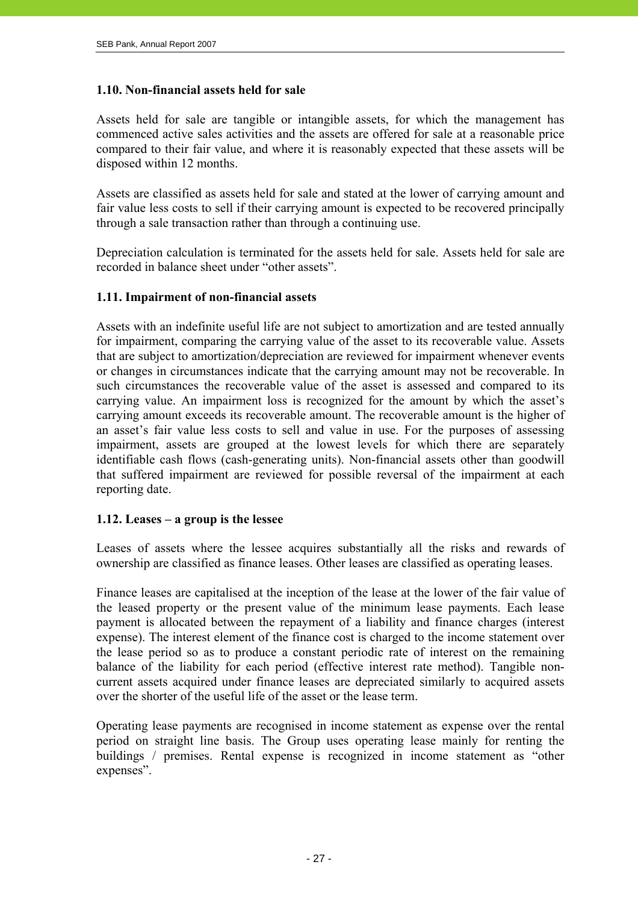### 1.10. Non-financial assets held for sale

Assets held for sale are tangible or intangible assets, for which the management has commenced active sales activities and the assets are offered for sale at a reasonable price compared to their fair value, and where it is reasonably expected that these assets will be disposed within 12 months.

Assets are classified as assets held for sale and stated at the lower of carrying amount and fair value less costs to sell if their carrying amount is expected to be recovered principally through a sale transaction rather than through a continuing use.

Depreciation calculation is terminated for the assets held for sale. Assets held for sale are recorded in balance sheet under "other assets".

### 1.11. Impairment of non-financial assets

Assets with an indefinite useful life are not subject to amortization and are tested annually for impairment, comparing the carrying value of the asset to its recoverable value. Assets that are subject to amortization/depreciation are reviewed for impairment whenever events or changes in circumstances indicate that the carrying amount may not be recoverable. In such circumstances the recoverable value of the asset is assessed and compared to its carrying value. An impairment loss is recognized for the amount by which the asset's carrying amount exceeds its recoverable amount. The recoverable amount is the higher of an asset's fair value less costs to sell and value in use. For the purposes of assessing impairment, assets are grouped at the lowest levels for which there are separately identifiable cash flows (cash-generating units). Non-financial assets other than goodwill that suffered impairment are reviewed for possible reversal of the impairment at each reporting date.

### 1.12. Leases – a group is the lessee

Leases of assets where the lessee acquires substantially all the risks and rewards of ownership are classified as finance leases. Other leases are classified as operating leases.

Finance leases are capitalised at the inception of the lease at the lower of the fair value of the leased property or the present value of the minimum lease payments. Each lease payment is allocated between the repayment of a liability and finance charges (interest expense). The interest element of the finance cost is charged to the income statement over the lease period so as to produce a constant periodic rate of interest on the remaining balance of the liability for each period (effective interest rate method). Tangible non-current assets acquired under finance leases are depreciated similarly to acquired assets over the shorter of the useful life of the asset or the lease term.

Operating lease payments are recognised in income statement as expense over the rental period on straight line basis. The Group uses operating lease mainly for renting the buildings / premises. Rental expense is recognized in income statement as "other expenses".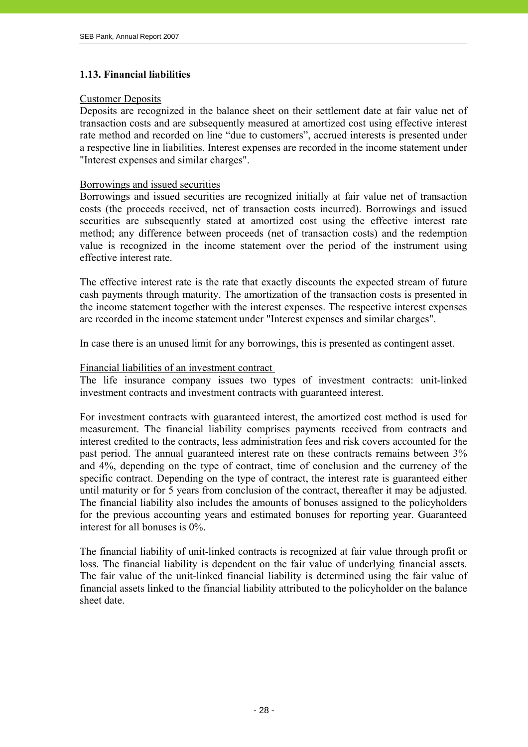## 1.13. Financial liabilities

Customer Deposits

Deposits are recognized in the balance sheet on their settlement date at fair value net of transaction costs and are subsequently measured at amortized cost using effective interest rate method and recorded on line "due to customers", accrued interests is presented under a respective line in liabilities. Interest expenses are recorded in the income statement under "Interest expenses and similar charges".

Borrowings and issued securities

Borrowings and issued securities are recognized initially at fair value net of transaction costs (the proceeds received, net of transaction costs incurred). Borrowings and issued securities are subsequently stated at amortized cost using the effective interest rate method; any difference between proceeds (net of transaction costs) and the redemption value is recognized in the income statement over the period of the instrument using effective interest rate.

The effective interest rate is the rate that exactly discounts the expected stream of future cash payments through maturity. The amortization of the transaction costs is presented in the income statement together with the interest expenses. The respective interest expenses are recorded in the income statement under "Interest expenses and similar charges".

In case there is an unused limit for any borrowings, this is presented as contingent asset.

Financial liabilities of an investment contract

The life insurance company issues two types of investment contracts: unit-linked investment contracts and investment contracts with guaranteed interest.

For investment contracts with guaranteed interest, the amortized cost method is used for measurement. The financial liability comprises payments received from contracts and interest credited to the contracts, less administration fees and risk covers accounted for the past period. The annual guaranteed interest rate on these contracts remains between 3% and 4%, depending on the type of contract, time of conclusion and the currency of the specific contract. Depending on the type of contract, the interest rate is guaranteed either until maturity or for 5 years from conclusion of the contract, thereafter it may be adjusted. The financial liability also includes the amounts of bonuses assigned to the policyholders for the previous accounting years and estimated bonuses for reporting year. Guaranteed interest for all bonuses is 0%.

The financial liability of unit-linked contracts is recognized at fair value through profit or loss. The financial liability is dependent on the fair value of underlying financial assets. The fair value of the unit-linked financial liability is determined using the fair value of financial assets linked to the financial liability attributed to the policyholder on the balance sheet date.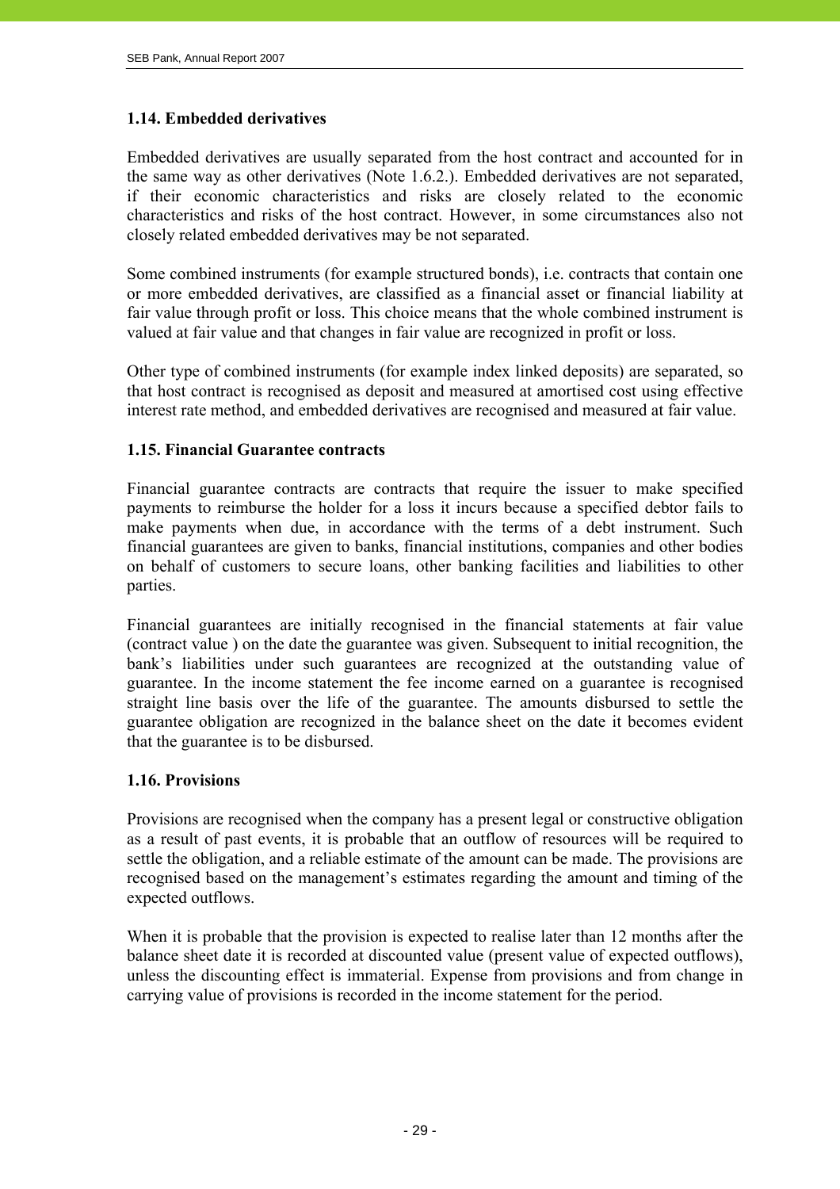### 1.14. Embedded derivatives

Embedded derivatives are usually separated from the host contract and accounted for in the same way as other derivatives (Note 1.6.2.). Embedded derivatives are not separated, if their economic characteristics and risks are closely related to the economic characteristics and risks of the host contract. However, in some circumstances also not closely related embedded derivatives may be not separated.

Some combined instruments (for example structured bonds), i.e. contracts that contain one or more embedded derivatives, are classified as a financial asset or financial liability at fair value through profit or loss. This choice means that the whole combined instrument is valued at fair value and that changes in fair value are recognized in profit or loss.

Other type of combined instruments (for example index linked deposits) are separated, so that host contract is recognised as deposit and measured at amortised cost using effective interest rate method, and embedded derivatives are recognised and measured at fair value.

### 1.15. Financial Guarantee contracts

Financial guarantee contracts are contracts that require the issuer to make specified payments to reimburse the holder for a loss it incurs because a specified debtor fails to make payments when due, in accordance with the terms of a debt instrument. Such financial guarantees are given to banks, financial institutions, companies and other bodies on behalf of customers to secure loans, other banking facilities and liabilities to other parties.

Financial guarantees are initially recognised in the financial statements at fair value (contract value ) on the date the guarantee was given. Subsequent to initial recognition, the bank's liabilities under such guarantees are recognized at the outstanding value of guarantee. In the income statement the fee income earned on a guarantee is recognised straight line basis over the life of the guarantee. The amounts disbursed to settle the guarantee obligation are recognized in the balance sheet on the date it becomes evident that the guarantee is to be disbursed.

### 1.16. Provisions

Provisions are recognised when the company has a present legal or constructive obligation as a result of past events, it is probable that an outflow of resources will be required to settle the obligation, and a reliable estimate of the amount can be made. The provisions are recognised based on the management's estimates regarding the amount and timing of the expected outflows.

When it is probable that the provision is expected to realise later than 12 months after the balance sheet date it is recorded at discounted value (present value of expected outflows), unless the discounting effect is immaterial. Expense from provisions and from change in carrying value of provisions is recorded in the income statement for the period.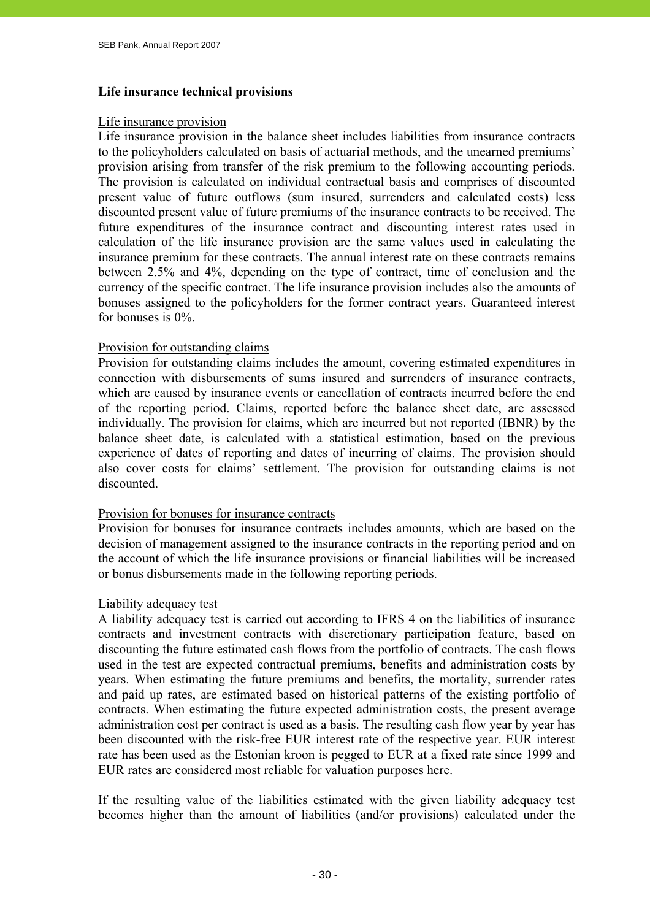### Life insurance technical provisions

Life insurance provision

Life insurance provision in the balance sheet includes liabilities from insurance contracts to the policyholders calculated on basis of actuarial methods, and the unearned premiums' provision arising from transfer of the risk premium to the following accounting periods. The provision is calculated on individual contractual basis and comprises of discounted present value of future outflows (sum insured, surrenders and calculated costs) less discounted present value of future premiums of the insurance contracts to be received. The future expenditures of the insurance contract and discounting interest rates used in calculation of the life insurance provision are the same values used in calculating the insurance premium for these contracts. The annual interest rate on these contracts remains between 2.5% and 4%, depending on the type of contract, time of conclusion and the currency of the specific contract. The life insurance provision includes also the amounts of bonuses assigned to the policyholders for the former contract years. Guaranteed interest for bonuses is 0%.

Provision for outstanding claims

Provision for outstanding claims includes the amount, covering estimated expenditures in connection with disbursements of sums insured and surrenders of insurance contracts, which are caused by insurance events or cancellation of contracts incurred before the end of the reporting period. Claims, reported before the balance sheet date, are assessed individually. The provision for claims, which are incurred but not reported (IBNR) by the balance sheet date, is calculated with a statistical estimation, based on the previous experience of dates of reporting and dates of incurring of claims. The provision should also cover costs for claims' settlement. The provision for outstanding claims is not discounted.

Provision for bonuses for insurance contracts

Provision for bonuses for insurance contracts includes amounts, which are based on the decision of management assigned to the insurance contracts in the reporting period and on the account of which the life insurance provisions or financial liabilities will be increased or bonus disbursements made in the following reporting periods.

Liability adequacy test

A liability adequacy test is carried out according to IFRS 4 on the liabilities of insurance contracts and investment contracts with discretionary participation feature, based on discounting the future estimated cash flows from the portfolio of contracts. The cash flows used in the test are expected contractual premiums, benefits and administration costs by years. When estimating the future premiums and benefits, the mortality, surrender rates and paid up rates, are estimated based on historical patterns of the existing portfolio of contracts. When estimating the future expected administration costs, the present average administration cost per contract is used as a basis. The resulting cash flow year by year has been discounted with the risk-free EUR interest rate of the respective year. EUR interest rate has been used as the Estonian kroon is pegged to EUR at a fixed rate since 1999 and EUR rates are considered most reliable for valuation purposes here.

If the resulting value of the liabilities estimated with the given liability adequacy test becomes higher than the amount of liabilities (and/or provisions) calculated under the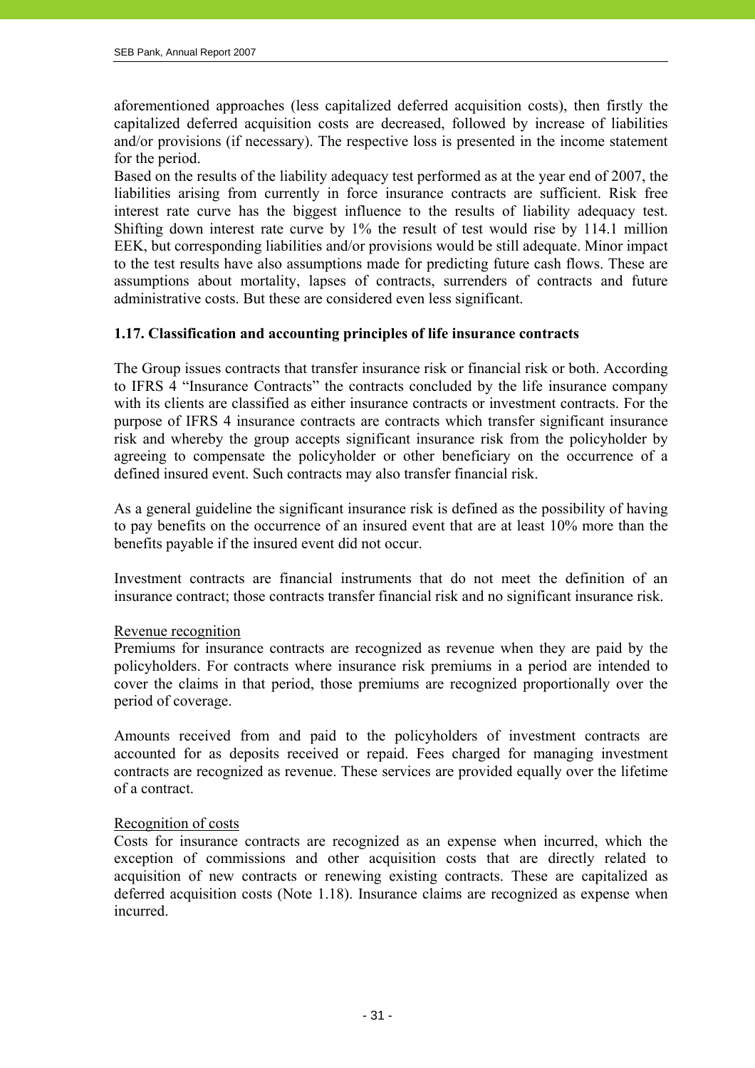aforementioned approaches (less capitalized deferred acquisition costs), then firstly the capitalized deferred acquisition costs are decreased, followed by increase of liabilities and/or provisions (if necessary). The respective loss is presented in the income statement for the period.
Based on the results of the liability adequacy test performed as at the year end of 2007, the liabilities arising from currently in force insurance contracts are sufficient. Risk free interest rate curve has the biggest influence to the results of liability adequacy test. Shifting down interest rate curve by 1% the result of test would rise by 114.1 million EEK, but corresponding liabilities and/or provisions would be still adequate. Minor impact to the test results have also assumptions made for predicting future cash flows. These are assumptions about mortality, lapses of contracts, surrenders of contracts and future administrative costs. But these are considered even less significant.

### 1.17. Classification and accounting principles of life insurance contracts

The Group issues contracts that transfer insurance risk or financial risk or both. According to IFRS 4 "Insurance Contracts" the contracts concluded by the life insurance company with its clients are classified as either insurance contracts or investment contracts. For the purpose of IFRS 4 insurance contracts are contracts which transfer significant insurance risk and whereby the group accepts significant insurance risk from the policyholder by agreeing to compensate the policyholder or other beneficiary on the occurrence of a defined insured event. Such contracts may also transfer financial risk.

As a general guideline the significant insurance risk is defined as the possibility of having to pay benefits on the occurrence of an insured event that are at least 10% more than the benefits payable if the insured event did not occur.

Investment contracts are financial instruments that do not meet the definition of an insurance contract; those contracts transfer financial risk and no significant insurance risk.

Revenue recognition

Premiums for insurance contracts are recognized as revenue when they are paid by the policyholders. For contracts where insurance risk premiums in a period are intended to cover the claims in that period, those premiums are recognized proportionally over the period of coverage.

Amounts received from and paid to the policyholders of investment contracts are accounted for as deposits received or repaid. Fees charged for managing investment contracts are recognized as revenue. These services are provided equally over the lifetime of a contract.

Recognition of costs

Costs for insurance contracts are recognized as an expense when incurred, which the exception of commissions and other acquisition costs that are directly related to acquisition of new contracts or renewing existing contracts. These are capitalized as deferred acquisition costs (Note 1.18). Insurance claims are recognized as expense when incurred.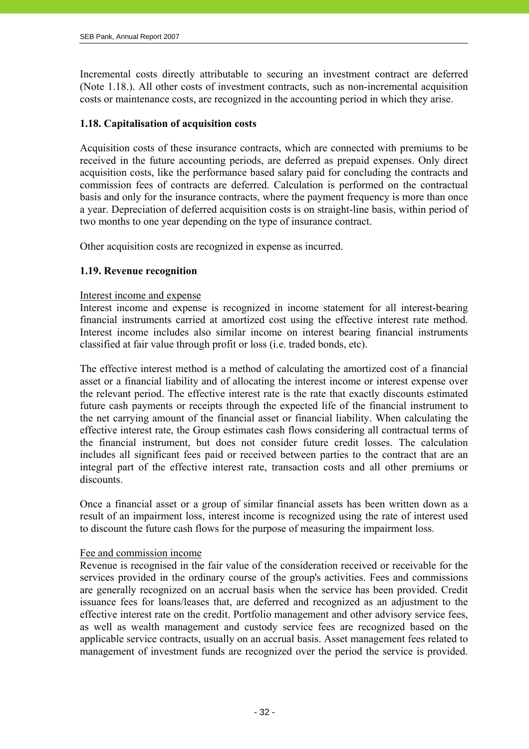Incremental costs directly attributable to securing an investment contract are deferred (Note 1.18.). All other costs of investment contracts, such as non-incremental acquisition costs or maintenance costs, are recognized in the accounting period in which they arise.

### 1.18. Capitalisation of acquisition costs

Acquisition costs of these insurance contracts, which are connected with premiums to be received in the future accounting periods, are deferred as prepaid expenses. Only direct acquisition costs, like the performance based salary paid for concluding the contracts and commission fees of contracts are deferred. Calculation is performed on the contractual basis and only for the insurance contracts, where the payment frequency is more than once a year. Depreciation of deferred acquisition costs is on straight-line basis, within period of two months to one year depending on the type of insurance contract.

Other acquisition costs are recognized in expense as incurred.

### 1.19. Revenue recognition

Interest income and expense

Interest income and expense is recognized in income statement for all interest-bearing financial instruments carried at amortized cost using the effective interest rate method. Interest income includes also similar income on interest bearing financial instruments classified at fair value through profit or loss (i.e. traded bonds, etc).

The effective interest method is a method of calculating the amortized cost of a financial asset or a financial liability and of allocating the interest income or interest expense over the relevant period. The effective interest rate is the rate that exactly discounts estimated future cash payments or receipts through the expected life of the financial instrument to the net carrying amount of the financial asset or financial liability. When calculating the effective interest rate, the Group estimates cash flows considering all contractual terms of the financial instrument, but does not consider future credit losses. The calculation includes all significant fees paid or received between parties to the contract that are an integral part of the effective interest rate, transaction costs and all other premiums or discounts.

Once a financial asset or a group of similar financial assets has been written down as a result of an impairment loss, interest income is recognized using the rate of interest used to discount the future cash flows for the purpose of measuring the impairment loss.

Fee and commission income

Revenue is recognised in the fair value of the consideration received or receivable for the services provided in the ordinary course of the group's activities. Fees and commissions are generally recognized on an accrual basis when the service has been provided. Credit issuance fees for loans/leases that, are deferred and recognized as an adjustment to the effective interest rate on the credit. Portfolio management and other advisory service fees, as well as wealth management and custody service fees are recognized based on the applicable service contracts, usually on an accrual basis. Asset management fees related to management of investment funds are recognized over the period the service is provided.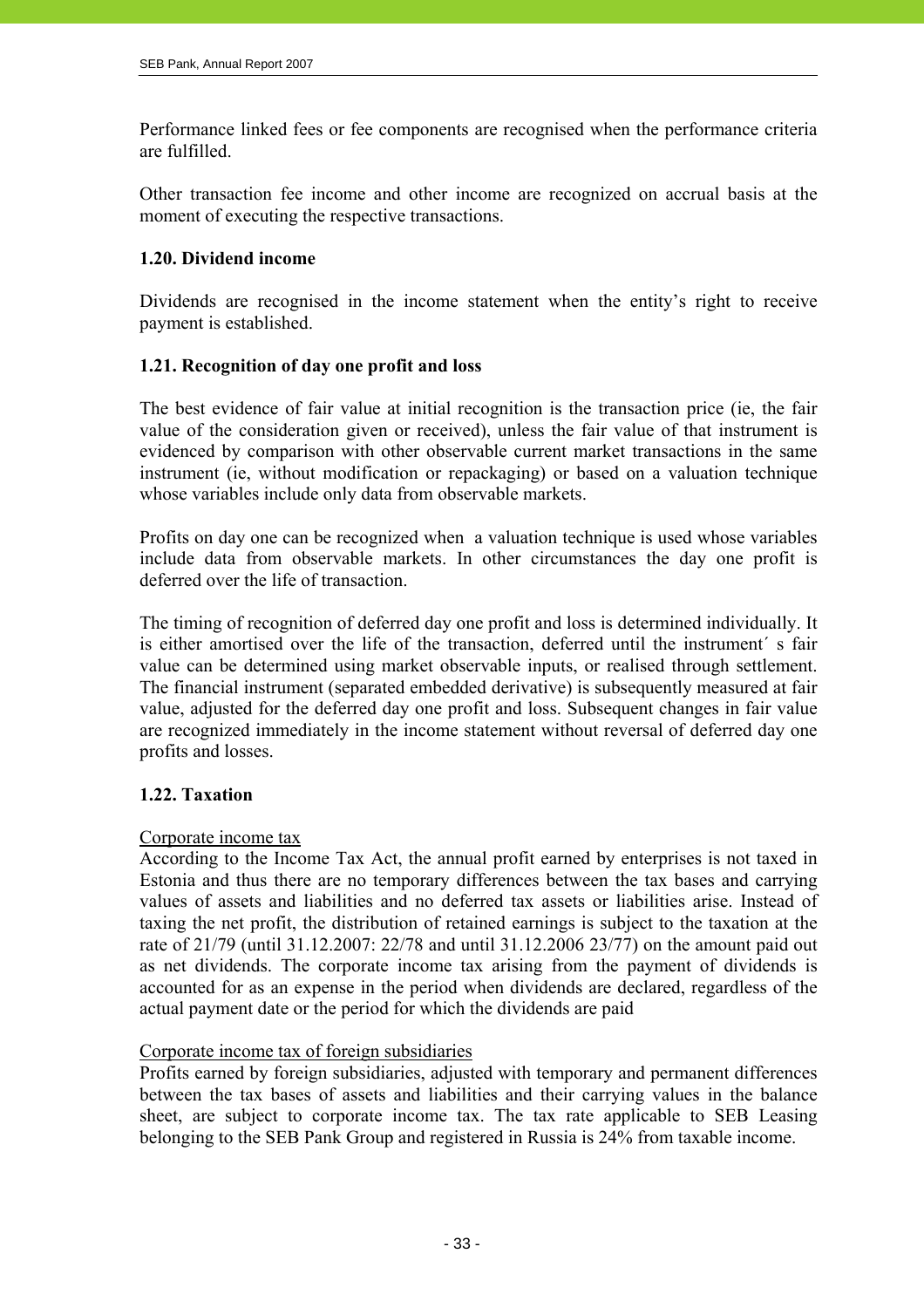Performance linked fees or fee components are recognised when the performance criteria are fulfilled.

Other transaction fee income and other income are recognized on accrual basis at the moment of executing the respective transactions.

### 1.20. Dividend income

Dividends are recognised in the income statement when the entity's right to receive payment is established.

### 1.21. Recognition of day one profit and loss

The best evidence of fair value at initial recognition is the transaction price (ie, the fair value of the consideration given or received), unless the fair value of that instrument is evidenced by comparison with other observable current market transactions in the same instrument (ie, without modification or repackaging) or based on a valuation technique whose variables include only data from observable markets.

Profits on day one can be recognized when a valuation technique is used whose variables include data from observable markets. In other circumstances the day one profit is deferred over the life of transaction.

The timing of recognition of deferred day one profit and loss is determined individually. It is either amortised over the life of the transaction, deferred until the instrument´ s fair value can be determined using market observable inputs, or realised through settlement. The financial instrument (separated embedded derivative) is subsequently measured at fair value, adjusted for the deferred day one profit and loss. Subsequent changes in fair value are recognized immediately in the income statement without reversal of deferred day one profits and losses.

### 1.22. Taxation

Corporate income tax

According to the Income Tax Act, the annual profit earned by enterprises is not taxed in Estonia and thus there are no temporary differences between the tax bases and carrying values of assets and liabilities and no deferred tax assets or liabilities arise. Instead of taxing the net profit, the distribution of retained earnings is subject to the taxation at the rate of 21/79 (until 31.12.2007: 22/78 and until 31.12.2006 23/77) on the amount paid out as net dividends. The corporate income tax arising from the payment of dividends is accounted for as an expense in the period when dividends are declared, regardless of the actual payment date or the period for which the dividends are paid

Corporate income tax of foreign subsidiaries

Profits earned by foreign subsidiaries, adjusted with temporary and permanent differences between the tax bases of assets and liabilities and their carrying values in the balance sheet, are subject to corporate income tax. The tax rate applicable to SEB Leasing belonging to the SEB Pank Group and registered in Russia is 24% from taxable income.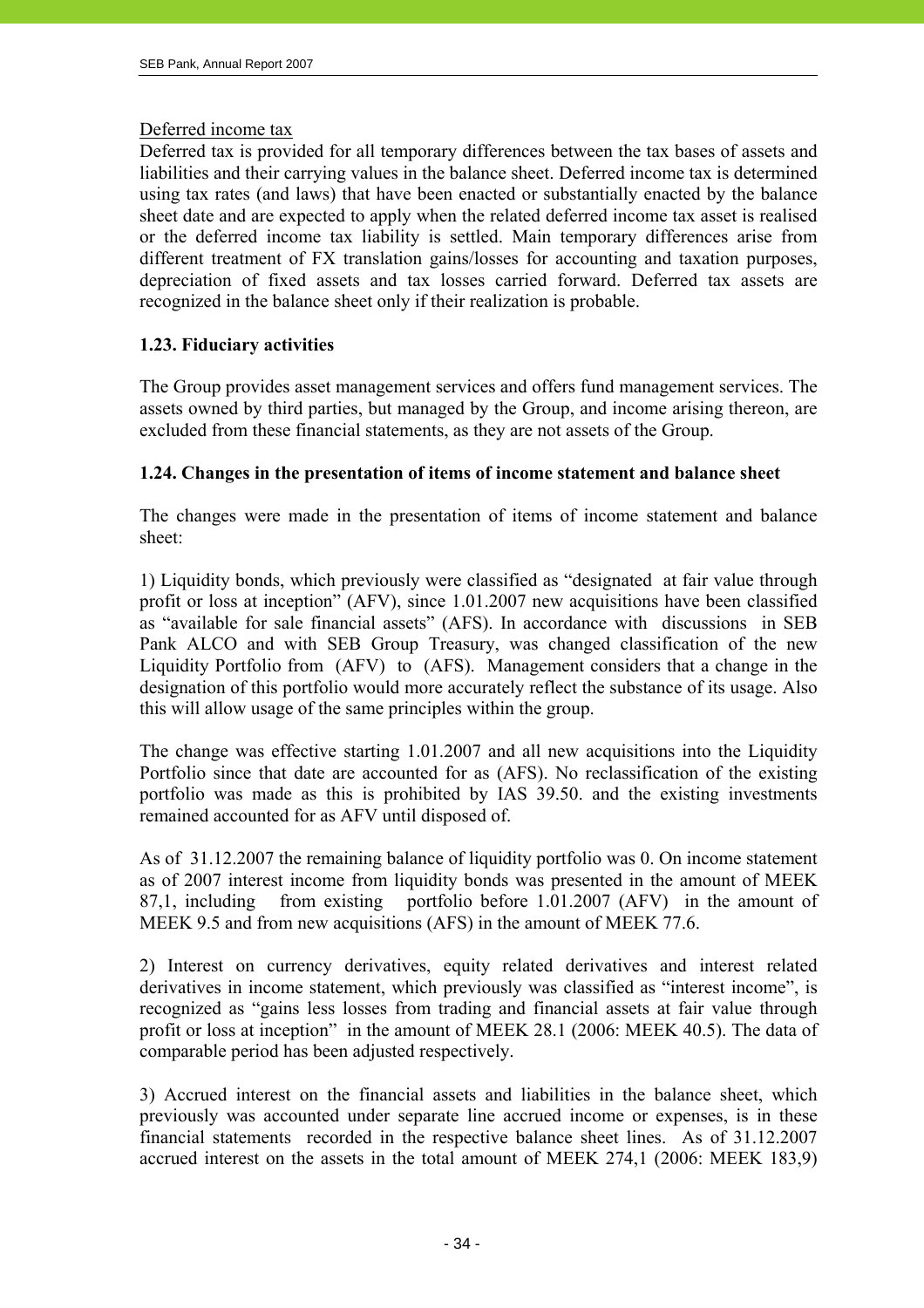Deferred income tax

Deferred tax is provided for all temporary differences between the tax bases of assets and liabilities and their carrying values in the balance sheet. Deferred income tax is determined using tax rates (and laws) that have been enacted or substantially enacted by the balance sheet date and are expected to apply when the related deferred income tax asset is realised or the deferred income tax liability is settled. Main temporary differences arise from different treatment of FX translation gains/losses for accounting and taxation purposes, depreciation of fixed assets and tax losses carried forward. Deferred tax assets are recognized in the balance sheet only if their realization is probable.

### 1.23. Fiduciary activities

The Group provides asset management services and offers fund management services. The assets owned by third parties, but managed by the Group, and income arising thereon, are excluded from these financial statements, as they are not assets of the Group.

### 1.24. Changes in the presentation of items of income statement and balance sheet

The changes were made in the presentation of items of income statement and balance sheet:

1) Liquidity bonds, which previously were classified as "designated at fair value through profit or loss at inception" (AFV), since 1.01.2007 new acquisitions have been classified as "available for sale financial assets" (AFS). In accordance with discussions in SEB Pank ALCO and with SEB Group Treasury, was changed classification of the new Liquidity Portfolio from (AFV) to (AFS). Management considers that a change in the designation of this portfolio would more accurately reflect the substance of its usage. Also this will allow usage of the same principles within the group.

The change was effective starting 1.01.2007 and all new acquisitions into the Liquidity Portfolio since that date are accounted for as (AFS). No reclassification of the existing portfolio was made as this is prohibited by IAS 39.50. and the existing investments remained accounted for as AFV until disposed of.

As of 31.12.2007 the remaining balance of liquidity portfolio was 0. On income statement as of 2007 interest income from liquidity bonds was presented in the amount of MEEK 87,1, including from existing portfolio before 1.01.2007 (AFV) in the amount of MEEK 9.5 and from new acquisitions (AFS) in the amount of MEEK 77.6.

2) Interest on currency derivatives, equity related derivatives and interest related derivatives in income statement, which previously was classified as "interest income", is recognized as "gains less losses from trading and financial assets at fair value through profit or loss at inception" in the amount of MEEK 28.1 (2006: MEEK 40.5). The data of comparable period has been adjusted respectively.

3) Accrued interest on the financial assets and liabilities in the balance sheet, which previously was accounted under separate line accrued income or expenses, is in these financial statements recorded in the respective balance sheet lines. As of 31.12.2007 accrued interest on the assets in the total amount of MEEK 274,1 (2006: MEEK 183,9)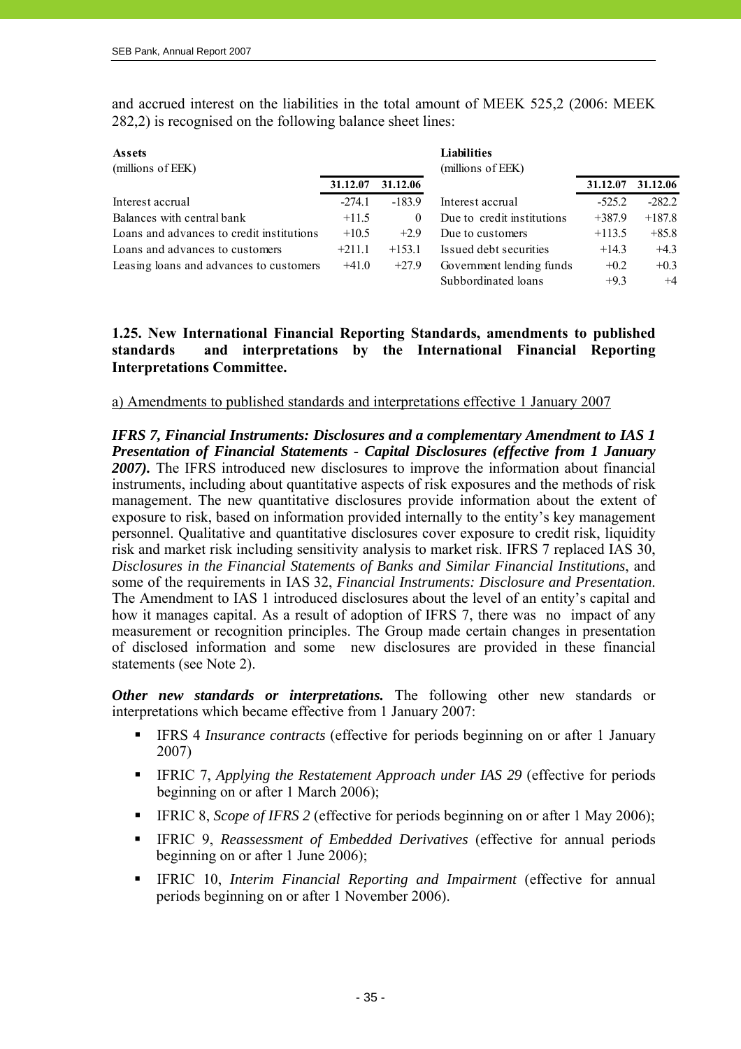and accrued interest on the liabilities in the total amount of MEEK 525,2 (2006: MEEK 282,2) is recognised on the following balance sheet lines:

| **Assets** (millions of EEK) | 31.12.07 | 31.12.06 |
|---|---|---|
| Interest accrual | -274.1 | -183.9 |
| Balances with central bank | +11.5 | 0 |
| Loans and advances to credit institutions | +10.5 | +2.9 |
| Loans and advances to customers | +211.1 | +153.1 |
| Leasing loans and advances to customers | +41.0 | +27.9 |

| **Liabilities** (millions of EEK) | 31.12.07 | 31.12.06 |
|---|---|---|
| Interest accrual | -525.2 | -282.2 |
| Due to credit institutions | +387.9 | +187.8 |
| Due to customers | +113.5 | +85.8 |
| Issued debt securities | +14.3 | +4.3 |
| Government lending funds | +0.2 | +0.3 |
| Subbordinated loans | +9.3 | +4 |

## 1.25. New International Financial Reporting Standards, amendments to published standards and interpretations by the International Financial Reporting Interpretations Committee.

a) Amendments to published standards and interpretations effective 1 January 2007

***IFRS 7, Financial Instruments: Disclosures and a complementary Amendment to IAS 1 Presentation of Financial Statements - Capital Disclosures (effective from 1 January 2007).*** The IFRS introduced new disclosures to improve the information about financial instruments, including about quantitative aspects of risk exposures and the methods of risk management. The new quantitative disclosures provide information about the extent of exposure to risk, based on information provided internally to the entity's key management personnel. Qualitative and quantitative disclosures cover exposure to credit risk, liquidity risk and market risk including sensitivity analysis to market risk. IFRS 7 replaced IAS 30, *Disclosures in the Financial Statements of Banks and Similar Financial Institutions*, and some of the requirements in IAS 32, *Financial Instruments: Disclosure and Presentation*. The Amendment to IAS 1 introduced disclosures about the level of an entity's capital and how it manages capital. As a result of adoption of IFRS 7, there was no impact of any measurement or recognition principles. The Group made certain changes in presentation of disclosed information and some new disclosures are provided in these financial statements (see Note 2).

***Other new standards or interpretations.*** The following other new standards or interpretations which became effective from 1 January 2007:

- IFRS 4 *Insurance contracts* (effective for periods beginning on or after 1 January 2007)
- IFRIC 7, *Applying the Restatement Approach under IAS 29* (effective for periods beginning on or after 1 March 2006);
- IFRIC 8, *Scope of IFRS 2* (effective for periods beginning on or after 1 May 2006);
- IFRIC 9, *Reassessment of Embedded Derivatives* (effective for annual periods beginning on or after 1 June 2006);
- IFRIC 10, *Interim Financial Reporting and Impairment* (effective for annual periods beginning on or after 1 November 2006).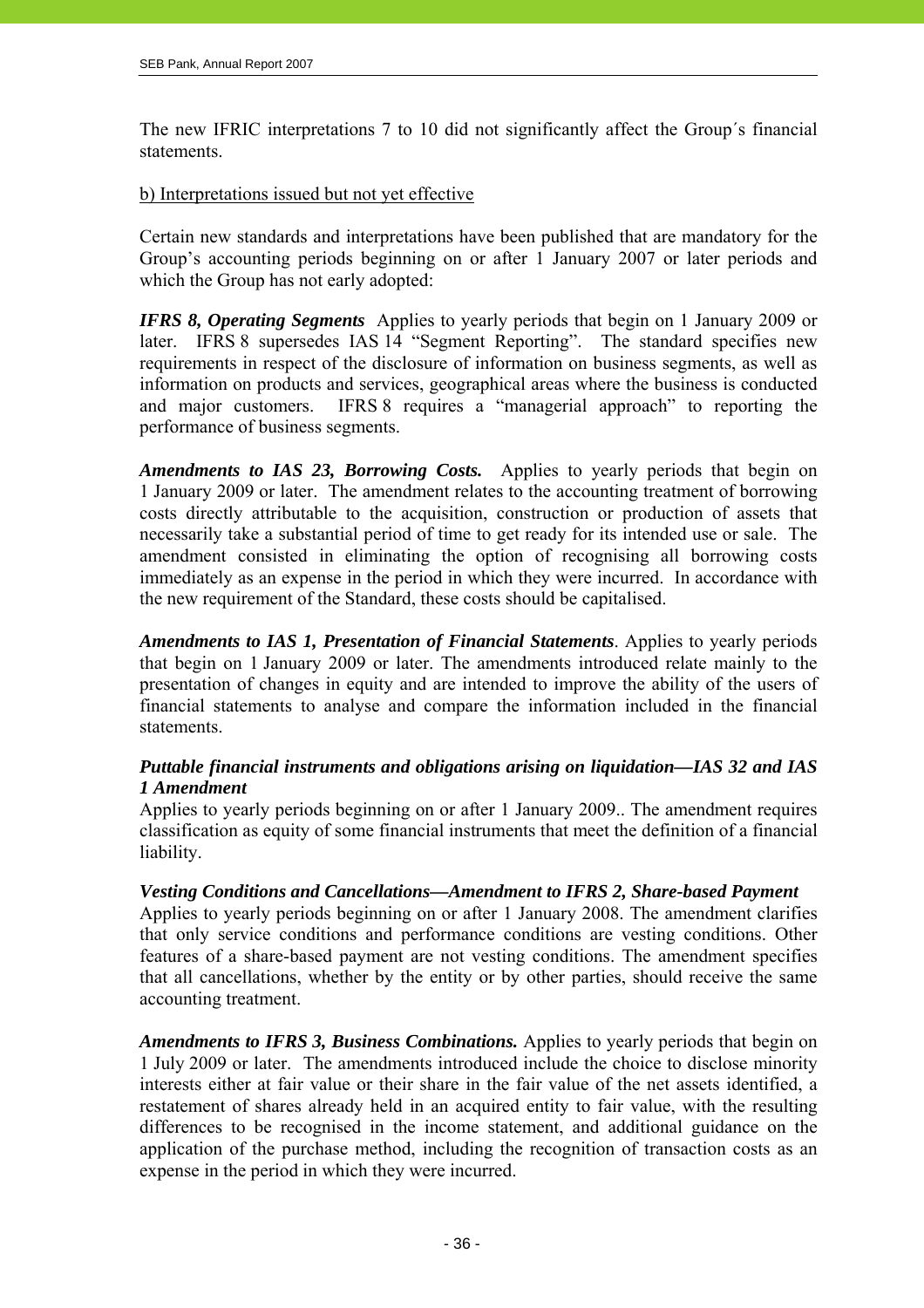The new IFRIC interpretations 7 to 10 did not significantly affect the Group´s financial statements.

b) Interpretations issued but not yet effective

Certain new standards and interpretations have been published that are mandatory for the Group's accounting periods beginning on or after 1 January 2007 or later periods and which the Group has not early adopted:

***IFRS 8, Operating Segments*** Applies to yearly periods that begin on 1 January 2009 or later. IFRS 8 supersedes IAS 14 "Segment Reporting". The standard specifies new requirements in respect of the disclosure of information on business segments, as well as information on products and services, geographical areas where the business is conducted and major customers. IFRS 8 requires a "managerial approach" to reporting the performance of business segments.

***Amendments to IAS 23, Borrowing Costs.*** Applies to yearly periods that begin on 1 January 2009 or later. The amendment relates to the accounting treatment of borrowing costs directly attributable to the acquisition, construction or production of assets that necessarily take a substantial period of time to get ready for its intended use or sale. The amendment consisted in eliminating the option of recognising all borrowing costs immediately as an expense in the period in which they were incurred. In accordance with the new requirement of the Standard, these costs should be capitalised.

***Amendments to IAS 1, Presentation of Financial Statements***. Applies to yearly periods that begin on 1 January 2009 or later. The amendments introduced relate mainly to the presentation of changes in equity and are intended to improve the ability of the users of financial statements to analyse and compare the information included in the financial statements.

***Puttable financial instruments and obligations arising on liquidation—IAS 32 and IAS 1 Amendment***
Applies to yearly periods beginning on or after 1 January 2009.. The amendment requires classification as equity of some financial instruments that meet the definition of a financial liability.

***Vesting Conditions and Cancellations—Amendment to IFRS 2, Share-based Payment***
Applies to yearly periods beginning on or after 1 January 2008. The amendment clarifies that only service conditions and performance conditions are vesting conditions. Other features of a share-based payment are not vesting conditions. The amendment specifies that all cancellations, whether by the entity or by other parties, should receive the same accounting treatment.

***Amendments to IFRS 3, Business Combinations.*** Applies to yearly periods that begin on 1 July 2009 or later. The amendments introduced include the choice to disclose minority interests either at fair value or their share in the fair value of the net assets identified, a restatement of shares already held in an acquired entity to fair value, with the resulting differences to be recognised in the income statement, and additional guidance on the application of the purchase method, including the recognition of transaction costs as an expense in the period in which they were incurred.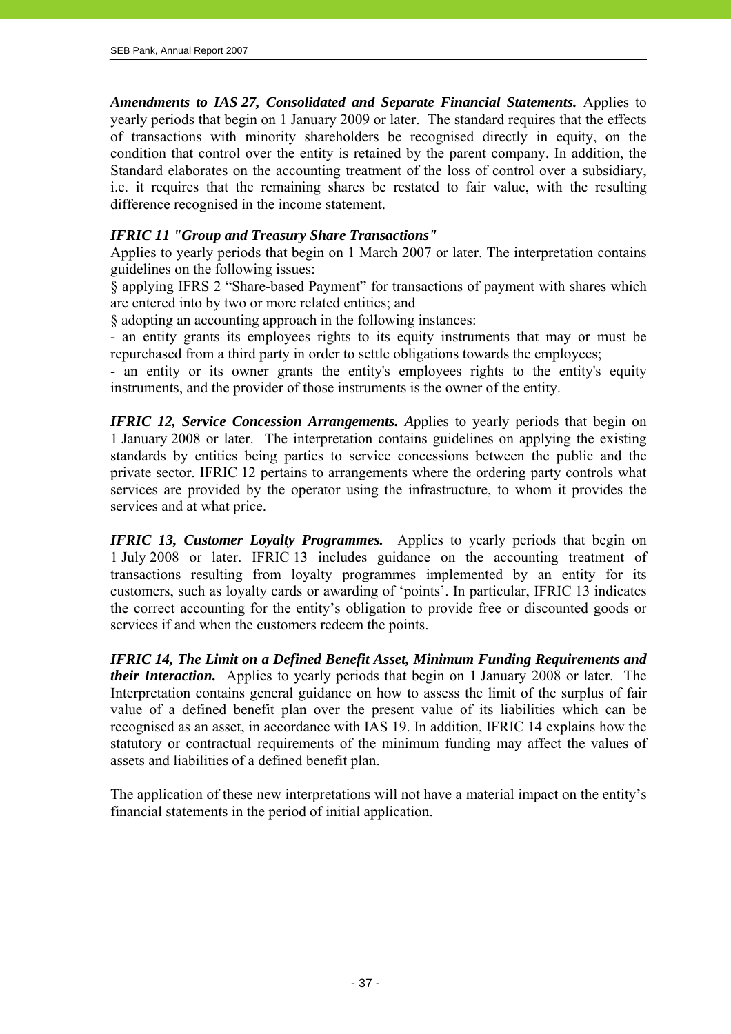***Amendments to IAS 27, Consolidated and Separate Financial Statements.*** Applies to yearly periods that begin on 1 January 2009 or later. The standard requires that the effects of transactions with minority shareholders be recognised directly in equity, on the condition that control over the entity is retained by the parent company. In addition, the Standard elaborates on the accounting treatment of the loss of control over a subsidiary, i.e. it requires that the remaining shares be restated to fair value, with the resulting difference recognised in the income statement.

***IFRIC 11 "Group and Treasury Share Transactions"***

Applies to yearly periods that begin on 1 March 2007 or later. The interpretation contains guidelines on the following issues:

§ applying IFRS 2 "Share-based Payment" for transactions of payment with shares which are entered into by two or more related entities; and

§ adopting an accounting approach in the following instances:

- an entity grants its employees rights to its equity instruments that may or must be repurchased from a third party in order to settle obligations towards the employees;

- an entity or its owner grants the entity's employees rights to the entity's equity instruments, and the provider of those instruments is the owner of the entity.

***IFRIC 12, Service Concession Arrangements.*** *A*pplies to yearly periods that begin on 1 January 2008 or later. The interpretation contains guidelines on applying the existing standards by entities being parties to service concessions between the public and the private sector. IFRIC 12 pertains to arrangements where the ordering party controls what services are provided by the operator using the infrastructure, to whom it provides the services and at what price.

***IFRIC 13, Customer Loyalty Programmes.*** Applies to yearly periods that begin on 1 July 2008 or later. IFRIC 13 includes guidance on the accounting treatment of transactions resulting from loyalty programmes implemented by an entity for its customers, such as loyalty cards or awarding of 'points'. In particular, IFRIC 13 indicates the correct accounting for the entity's obligation to provide free or discounted goods or services if and when the customers redeem the points.

***IFRIC 14, The Limit on a Defined Benefit Asset, Minimum Funding Requirements and their Interaction.*** Applies to yearly periods that begin on 1 January 2008 or later. The Interpretation contains general guidance on how to assess the limit of the surplus of fair value of a defined benefit plan over the present value of its liabilities which can be recognised as an asset, in accordance with IAS 19. In addition, IFRIC 14 explains how the statutory or contractual requirements of the minimum funding may affect the values of assets and liabilities of a defined benefit plan.

The application of these new interpretations will not have a material impact on the entity's financial statements in the period of initial application.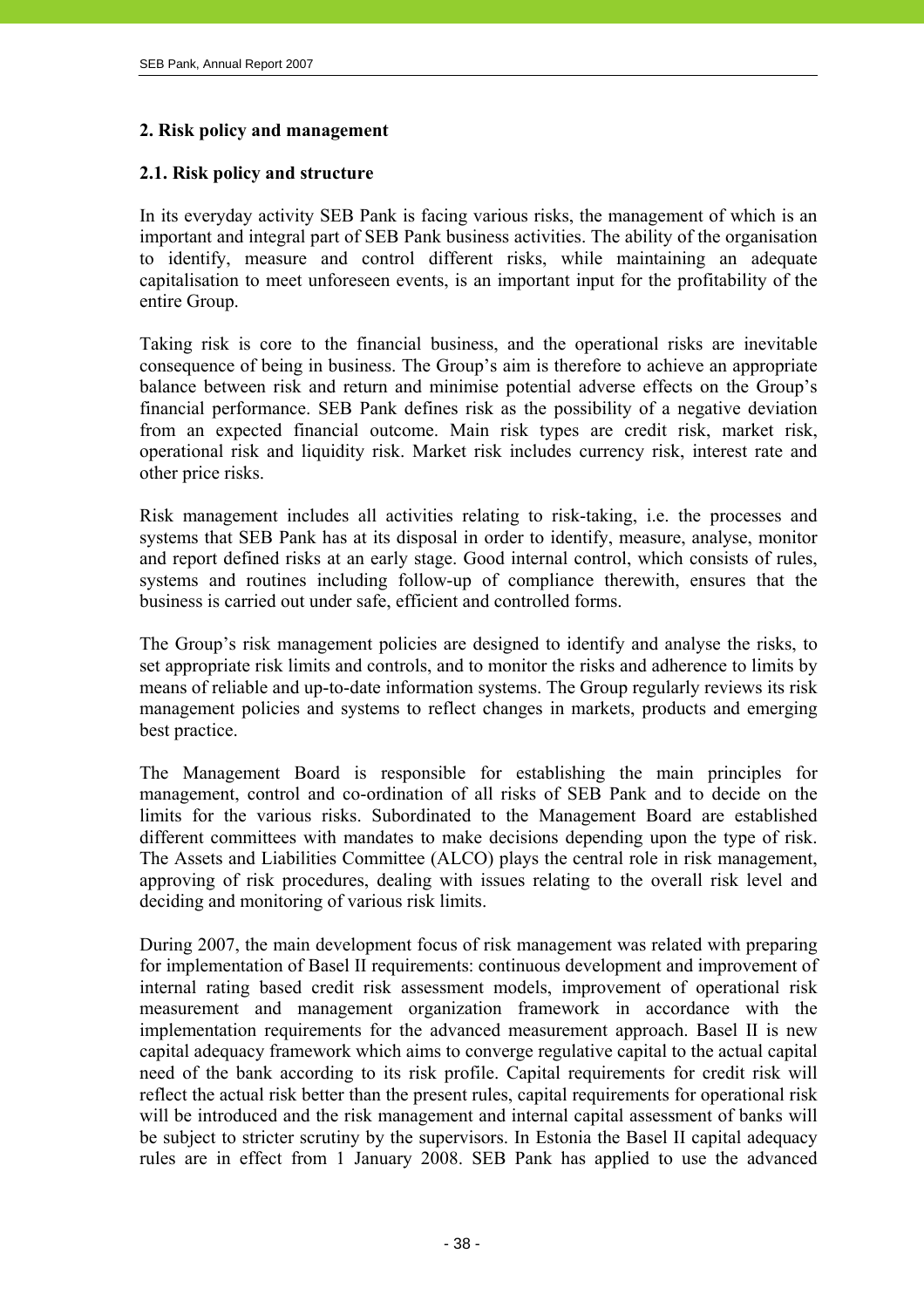## 2. Risk policy and management

### 2.1. Risk policy and structure

In its everyday activity SEB Pank is facing various risks, the management of which is an important and integral part of SEB Pank business activities. The ability of the organisation to identify, measure and control different risks, while maintaining an adequate capitalisation to meet unforeseen events, is an important input for the profitability of the entire Group.

Taking risk is core to the financial business, and the operational risks are inevitable consequence of being in business. The Group's aim is therefore to achieve an appropriate balance between risk and return and minimise potential adverse effects on the Group's financial performance. SEB Pank defines risk as the possibility of a negative deviation from an expected financial outcome. Main risk types are credit risk, market risk, operational risk and liquidity risk. Market risk includes currency risk, interest rate and other price risks.

Risk management includes all activities relating to risk-taking, i.e. the processes and systems that SEB Pank has at its disposal in order to identify, measure, analyse, monitor and report defined risks at an early stage. Good internal control, which consists of rules, systems and routines including follow-up of compliance therewith, ensures that the business is carried out under safe, efficient and controlled forms.

The Group's risk management policies are designed to identify and analyse the risks, to set appropriate risk limits and controls, and to monitor the risks and adherence to limits by means of reliable and up-to-date information systems. The Group regularly reviews its risk management policies and systems to reflect changes in markets, products and emerging best practice.

The Management Board is responsible for establishing the main principles for management, control and co-ordination of all risks of SEB Pank and to decide on the limits for the various risks. Subordinated to the Management Board are established different committees with mandates to make decisions depending upon the type of risk. The Assets and Liabilities Committee (ALCO) plays the central role in risk management, approving of risk procedures, dealing with issues relating to the overall risk level and deciding and monitoring of various risk limits.

During 2007, the main development focus of risk management was related with preparing for implementation of Basel II requirements: continuous development and improvement of internal rating based credit risk assessment models, improvement of operational risk measurement and management organization framework in accordance with the implementation requirements for the advanced measurement approach. Basel II is new capital adequacy framework which aims to converge regulative capital to the actual capital need of the bank according to its risk profile. Capital requirements for credit risk will reflect the actual risk better than the present rules, capital requirements for operational risk will be introduced and the risk management and internal capital assessment of banks will be subject to stricter scrutiny by the supervisors. In Estonia the Basel II capital adequacy rules are in effect from 1 January 2008. SEB Pank has applied to use the advanced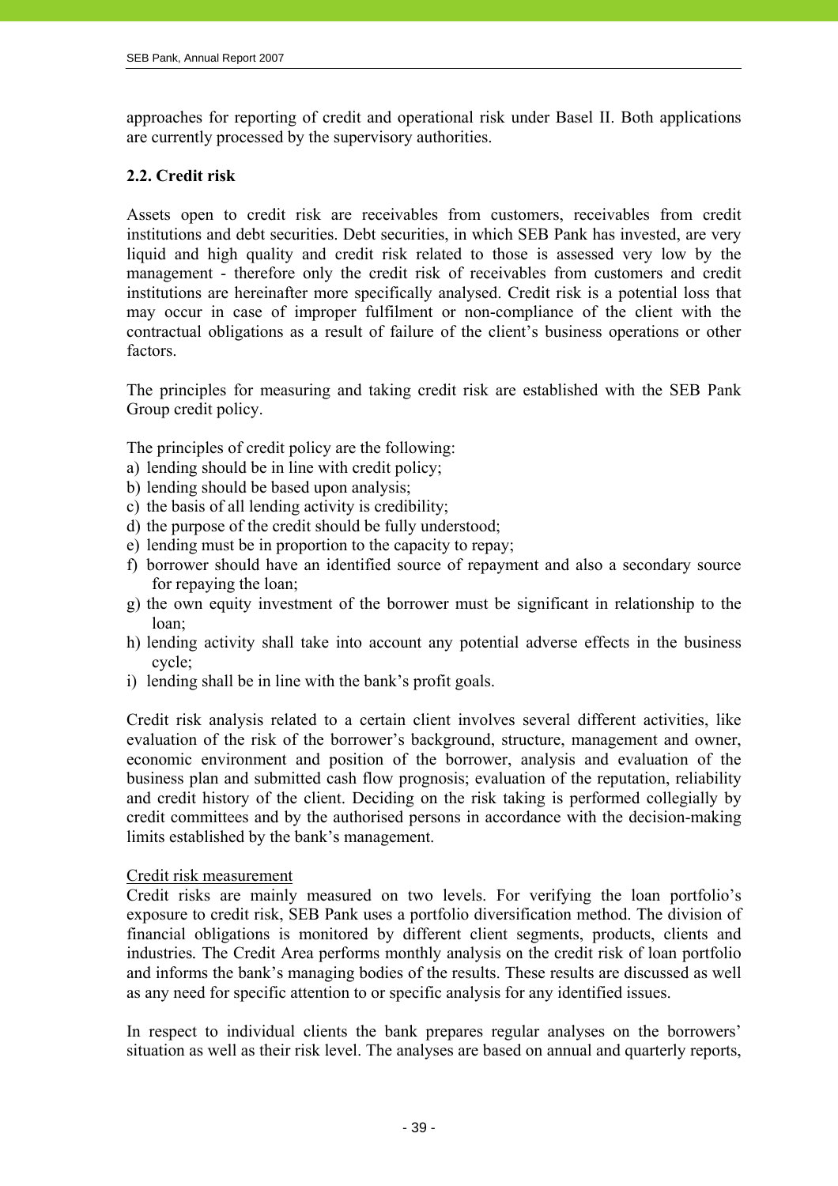approaches for reporting of credit and operational risk under Basel II. Both applications are currently processed by the supervisory authorities.

## 2.2. Credit risk

Assets open to credit risk are receivables from customers, receivables from credit institutions and debt securities. Debt securities, in which SEB Pank has invested, are very liquid and high quality and credit risk related to those is assessed very low by the management - therefore only the credit risk of receivables from customers and credit institutions are hereinafter more specifically analysed. Credit risk is a potential loss that may occur in case of improper fulfilment or non-compliance of the client with the contractual obligations as a result of failure of the client's business operations or other factors.

The principles for measuring and taking credit risk are established with the SEB Pank Group credit policy.

The principles of credit policy are the following:

a) lending should be in line with credit policy;
b) lending should be based upon analysis;
c) the basis of all lending activity is credibility;
d) the purpose of the credit should be fully understood;
e) lending must be in proportion to the capacity to repay;
f) borrower should have an identified source of repayment and also a secondary source for repaying the loan;
g) the own equity investment of the borrower must be significant in relationship to the loan;
h) lending activity shall take into account any potential adverse effects in the business cycle;
i) lending shall be in line with the bank's profit goals.

Credit risk analysis related to a certain client involves several different activities, like evaluation of the risk of the borrower's background, structure, management and owner, economic environment and position of the borrower, analysis and evaluation of the business plan and submitted cash flow prognosis; evaluation of the reputation, reliability and credit history of the client. Deciding on the risk taking is performed collegially by credit committees and by the authorised persons in accordance with the decision-making limits established by the bank's management.

Credit risk measurement

Credit risks are mainly measured on two levels. For verifying the loan portfolio's exposure to credit risk, SEB Pank uses a portfolio diversification method. The division of financial obligations is monitored by different client segments, products, clients and industries. The Credit Area performs monthly analysis on the credit risk of loan portfolio and informs the bank's managing bodies of the results. These results are discussed as well as any need for specific attention to or specific analysis for any identified issues.

In respect to individual clients the bank prepares regular analyses on the borrowers' situation as well as their risk level. The analyses are based on annual and quarterly reports,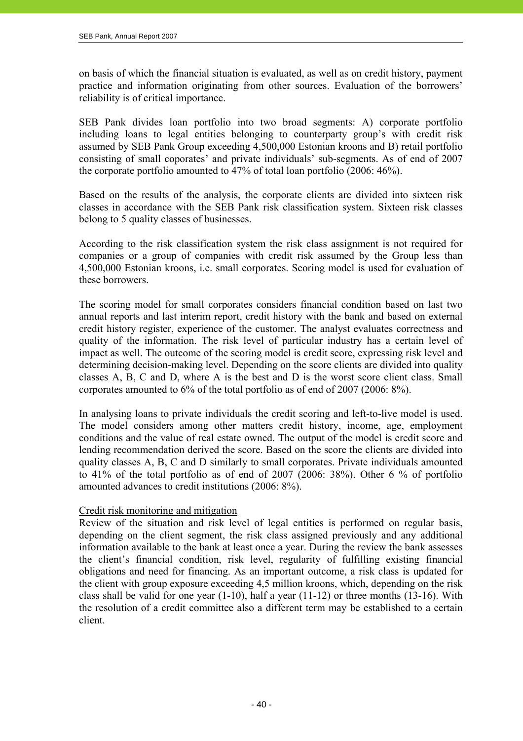on basis of which the financial situation is evaluated, as well as on credit history, payment practice and information originating from other sources. Evaluation of the borrowers' reliability is of critical importance.

SEB Pank divides loan portfolio into two broad segments: A) corporate portfolio including loans to legal entities belonging to counterparty group's with credit risk assumed by SEB Pank Group exceeding 4,500,000 Estonian kroons and B) retail portfolio consisting of small coporates' and private individuals' sub-segments. As of end of 2007 the corporate portfolio amounted to 47% of total loan portfolio (2006: 46%).

Based on the results of the analysis, the corporate clients are divided into sixteen risk classes in accordance with the SEB Pank risk classification system. Sixteen risk classes belong to 5 quality classes of businesses.

According to the risk classification system the risk class assignment is not required for companies or a group of companies with credit risk assumed by the Group less than 4,500,000 Estonian kroons, i.e. small corporates. Scoring model is used for evaluation of these borrowers.

The scoring model for small corporates considers financial condition based on last two annual reports and last interim report, credit history with the bank and based on external credit history register, experience of the customer. The analyst evaluates correctness and quality of the information. The risk level of particular industry has a certain level of impact as well. The outcome of the scoring model is credit score, expressing risk level and determining decision-making level. Depending on the score clients are divided into quality classes A, B, C and D, where A is the best and D is the worst score client class. Small corporates amounted to 6% of the total portfolio as of end of 2007 (2006: 8%).

In analysing loans to private individuals the credit scoring and left-to-live model is used. The model considers among other matters credit history, income, age, employment conditions and the value of real estate owned. The output of the model is credit score and lending recommendation derived the score. Based on the score the clients are divided into quality classes A, B, C and D similarly to small corporates. Private individuals amounted to 41% of the total portfolio as of end of 2007 (2006: 38%). Other 6 % of portfolio amounted advances to credit institutions (2006: 8%).

Credit risk monitoring and mitigation

Review of the situation and risk level of legal entities is performed on regular basis, depending on the client segment, the risk class assigned previously and any additional information available to the bank at least once a year. During the review the bank assesses the client's financial condition, risk level, regularity of fulfilling existing financial obligations and need for financing. As an important outcome, a risk class is updated for the client with group exposure exceeding 4,5 million kroons, which, depending on the risk class shall be valid for one year (1-10), half a year (11-12) or three months (13-16). With the resolution of a credit committee also a different term may be established to a certain client.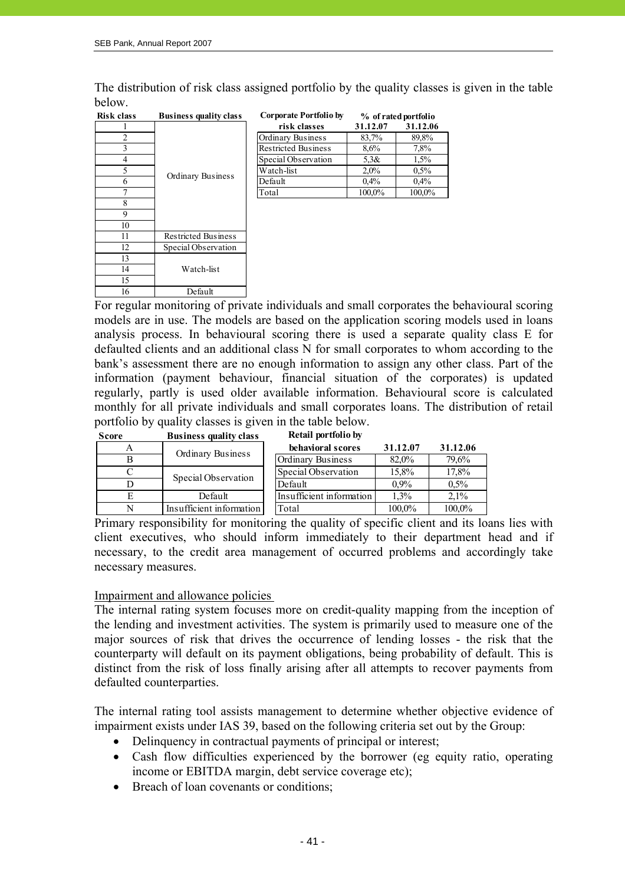The distribution of risk class assigned portfolio by the quality classes is given in the table below.

| Risk class | Business quality class |
|---|---|
| 1 | Ordinary Business |
| 2 | Ordinary Business |
| 3 | Ordinary Business |
| 4 | Ordinary Business |
| 5 | Ordinary Business |
| 6 | Ordinary Business |
| 7 | Ordinary Business |
| 8 | Ordinary Business |
| 9 | Ordinary Business |
| 10 | Ordinary Business |
| 11 | Restricted Business |
| 12 | Special Observation |
| 13 | Watch-list |
| 14 | Watch-list |
| 15 | Watch-list |
| 16 | Default |

| Corporate Portfolio by risk classes | % of rated portfolio 31.12.07 | 31.12.06 |
|---|---|---|
| Ordinary Business | 83,7% | 89,8% |
| Restricted Business | 8,6% | 7,8% |
| Special Observation | 5,3& | 1,5% |
| Watch-list | 2,0% | 0,5% |
| Default | 0,4% | 0,4% |
| Total | 100,0% | 100,0% |

For regular monitoring of private individuals and small corporates the behavioural scoring models are in use. The models are based on the application scoring models used in loans analysis process. In behavioural scoring there is used a separate quality class E for defaulted clients and an additional class N for small corporates to whom according to the bank's assessment there are no enough information to assign any other class. Part of the information (payment behaviour, financial situation of the corporates) is updated regularly, partly is used older available information. Behavioural score is calculated monthly for all private individuals and small corporates loans. The distribution of retail portfolio by quality classes is given in the table below.

| Score | Business quality class |
|---|---|
| A | Ordinary Business |
| B | Ordinary Business |
| C | Special Observation |
| D | Special Observation |
| E | Default |
| N | Insufficient information |

| Retail portfolio by behavioral scores | 31.12.07 | 31.12.06 |
|---|---|---|
| Ordinary Business | 82,0% | 79,6% |
| Special Observation | 15,8% | 17,8% |
| Default | 0,9% | 0,5% |
| Insufficient information | 1,3% | 2,1% |
| Total | 100,0% | 100,0% |

Primary responsibility for monitoring the quality of specific client and its loans lies with client executives, who should inform immediately to their department head and if necessary, to the credit area management of occurred problems and accordingly take necessary measures.

Impairment and allowance policies

The internal rating system focuses more on credit-quality mapping from the inception of the lending and investment activities. The system is primarily used to measure one of the major sources of risk that drives the occurrence of lending losses - the risk that the counterparty will default on its payment obligations, being probability of default. This is distinct from the risk of loss finally arising after all attempts to recover payments from defaulted counterparties.

The internal rating tool assists management to determine whether objective evidence of impairment exists under IAS 39, based on the following criteria set out by the Group:

- Delinquency in contractual payments of principal or interest;
- Cash flow difficulties experienced by the borrower (eg equity ratio, operating income or EBITDA margin, debt service coverage etc);
- Breach of loan covenants or conditions;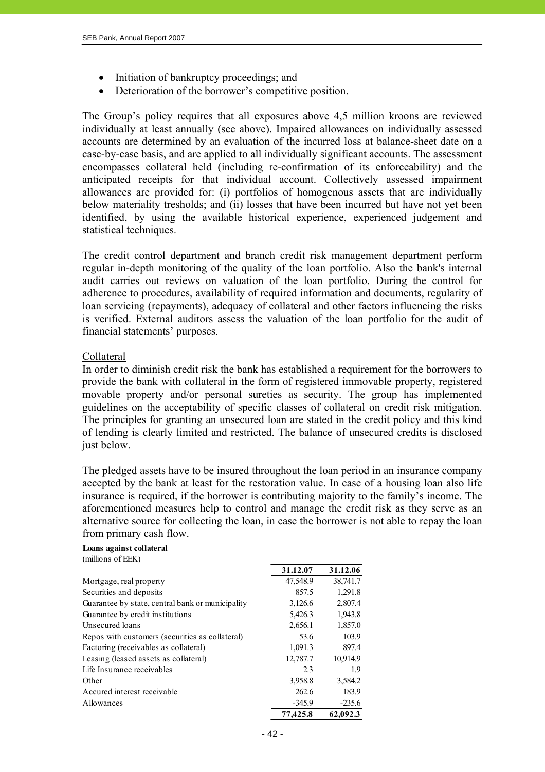- Initiation of bankruptcy proceedings; and
- Deterioration of the borrower's competitive position.

The Group's policy requires that all exposures above 4,5 million kroons are reviewed individually at least annually (see above). Impaired allowances on individually assessed accounts are determined by an evaluation of the incurred loss at balance-sheet date on a case-by-case basis, and are applied to all individually significant accounts. The assessment encompasses collateral held (including re-confirmation of its enforceability) and the anticipated receipts for that individual account. Collectively assessed impairment allowances are provided for: (i) portfolios of homogenous assets that are individually below materiality tresholds; and (ii) losses that have been incurred but have not yet been identified, by using the available historical experience, experienced judgement and statistical techniques.

The credit control department and branch credit risk management department perform regular in-depth monitoring of the quality of the loan portfolio. Also the bank's internal audit carries out reviews on valuation of the loan portfolio. During the control for adherence to procedures, availability of required information and documents, regularity of loan servicing (repayments), adequacy of collateral and other factors influencing the risks is verified. External auditors assess the valuation of the loan portfolio for the audit of financial statements' purposes.

Collateral

In order to diminish credit risk the bank has established a requirement for the borrowers to provide the bank with collateral in the form of registered immovable property, registered movable property and/or personal sureties as security. The group has implemented guidelines on the acceptability of specific classes of collateral on credit risk mitigation. The principles for granting an unsecured loan are stated in the credit policy and this kind of lending is clearly limited and restricted. The balance of unsecured credits is disclosed just below.

The pledged assets have to be insured throughout the loan period in an insurance company accepted by the bank at least for the restoration value. In case of a housing loan also life insurance is required, if the borrower is contributing majority to the family's income. The aforementioned measures help to control and manage the credit risk as they serve as an alternative source for collecting the loan, in case the borrower is not able to repay the loan from primary cash flow.

**Loans against collateral**
(millions of EEK)

| | 31.12.07 | 31.12.06 |
|---|---|---|
| Mortgage, real property | 47,548.9 | 38,741.7 |
| Securities and deposits | 857.5 | 1,291.8 |
| Guarantee by state, central bank or municipality | 3,126.6 | 2,807.4 |
| Guarantee by credit institutions | 5,426.3 | 1,943.8 |
| Unsecured loans | 2,656.1 | 1,857.0 |
| Repos with customers (securities as collateral) | 53.6 | 103.9 |
| Factoring (receivables as collateral) | 1,091.3 | 897.4 |
| Leasing (leased assets as collateral) | 12,787.7 | 10,914.9 |
| Life Insurance receivables | 2.3 | 1.9 |
| Other | 3,958.8 | 3,584.2 |
| Accured interest receivable | 262.6 | 183.9 |
| Allowances | -345.9 | -235.6 |
| | **77,425.8** | **62,092.3** |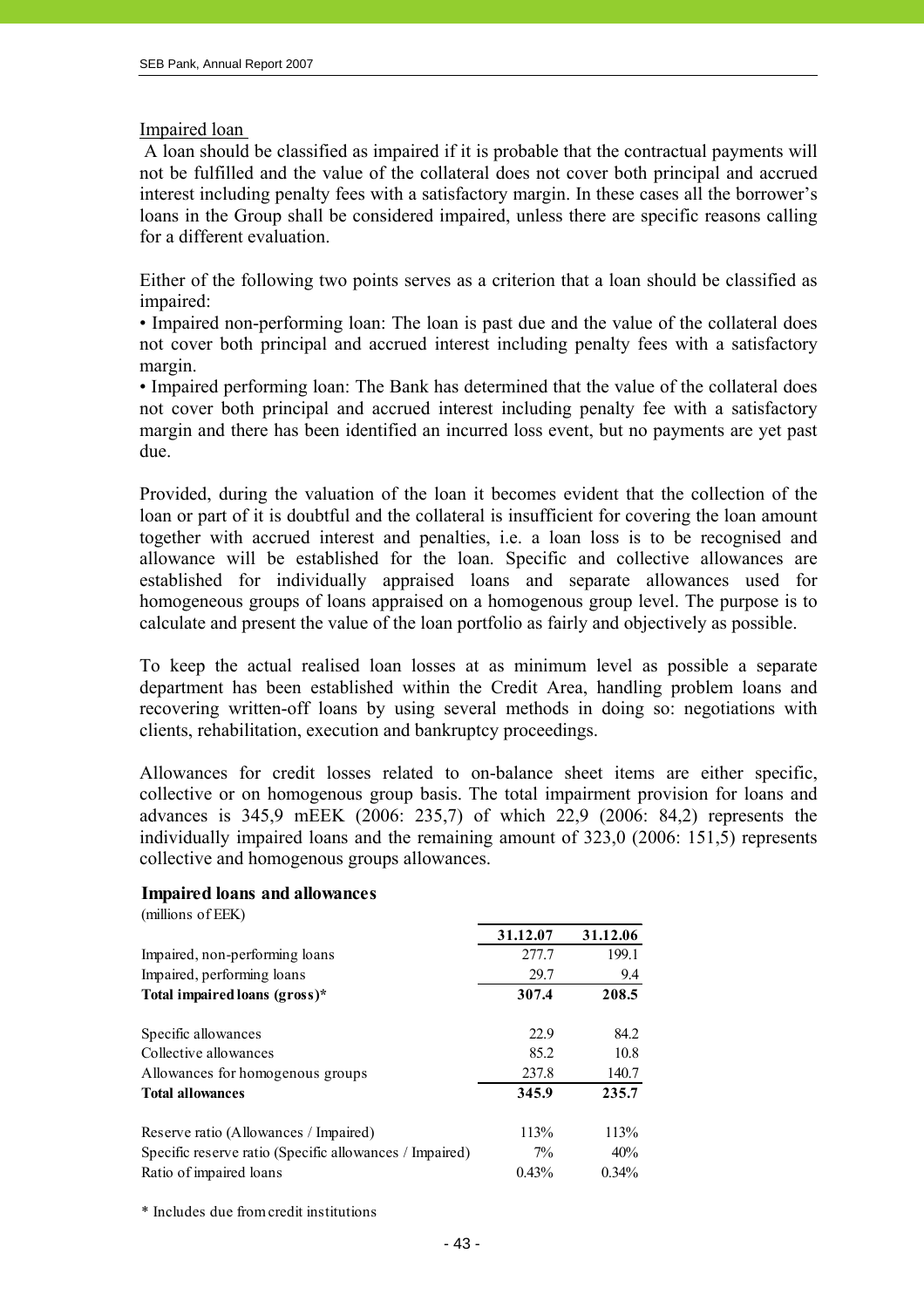Impaired loan

A loan should be classified as impaired if it is probable that the contractual payments will not be fulfilled and the value of the collateral does not cover both principal and accrued interest including penalty fees with a satisfactory margin. In these cases all the borrower's loans in the Group shall be considered impaired, unless there are specific reasons calling for a different evaluation.

Either of the following two points serves as a criterion that a loan should be classified as impaired:

- Impaired non-performing loan: The loan is past due and the value of the collateral does not cover both principal and accrued interest including penalty fees with a satisfactory margin.
- Impaired performing loan: The Bank has determined that the value of the collateral does not cover both principal and accrued interest including penalty fee with a satisfactory margin and there has been identified an incurred loss event, but no payments are yet past due.

Provided, during the valuation of the loan it becomes evident that the collection of the loan or part of it is doubtful and the collateral is insufficient for covering the loan amount together with accrued interest and penalties, i.e. a loan loss is to be recognised and allowance will be established for the loan. Specific and collective allowances are established for individually appraised loans and separate allowances used for homogeneous groups of loans appraised on a homogenous group level. The purpose is to calculate and present the value of the loan portfolio as fairly and objectively as possible.

To keep the actual realised loan losses at as minimum level as possible a separate department has been established within the Credit Area, handling problem loans and recovering written-off loans by using several methods in doing so: negotiations with clients, rehabilitation, execution and bankruptcy proceedings.

Allowances for credit losses related to on-balance sheet items are either specific, collective or on homogenous group basis. The total impairment provision for loans and advances is 345,9 mEEK (2006: 235,7) of which 22,9 (2006: 84,2) represents the individually impaired loans and the remaining amount of 323,0 (2006: 151,5) represents collective and homogenous groups allowances.

**Impaired loans and allowances**

(millions of EEK)

| | 31.12.07 | 31.12.06 |
|---|---|---|
| Impaired, non-performing loans | 277.7 | 199.1 |
| Impaired, performing loans | 29.7 | 9.4 |
| **Total impaired loans (gross)*** | **307.4** | **208.5** |
| | | |
| Specific allowances | 22.9 | 84.2 |
| Collective allowances | 85.2 | 10.8 |
| Allowances for homogenous groups | 237.8 | 140.7 |
| **Total allowances** | **345.9** | **235.7** |
| | | |
| Reserve ratio (Allowances / Impaired) | 113% | 113% |
| Specific reserve ratio (Specific allowances / Impaired) | 7% | 40% |
| Ratio of impaired loans | 0.43% | 0.34% |

\* Includes due from credit institutions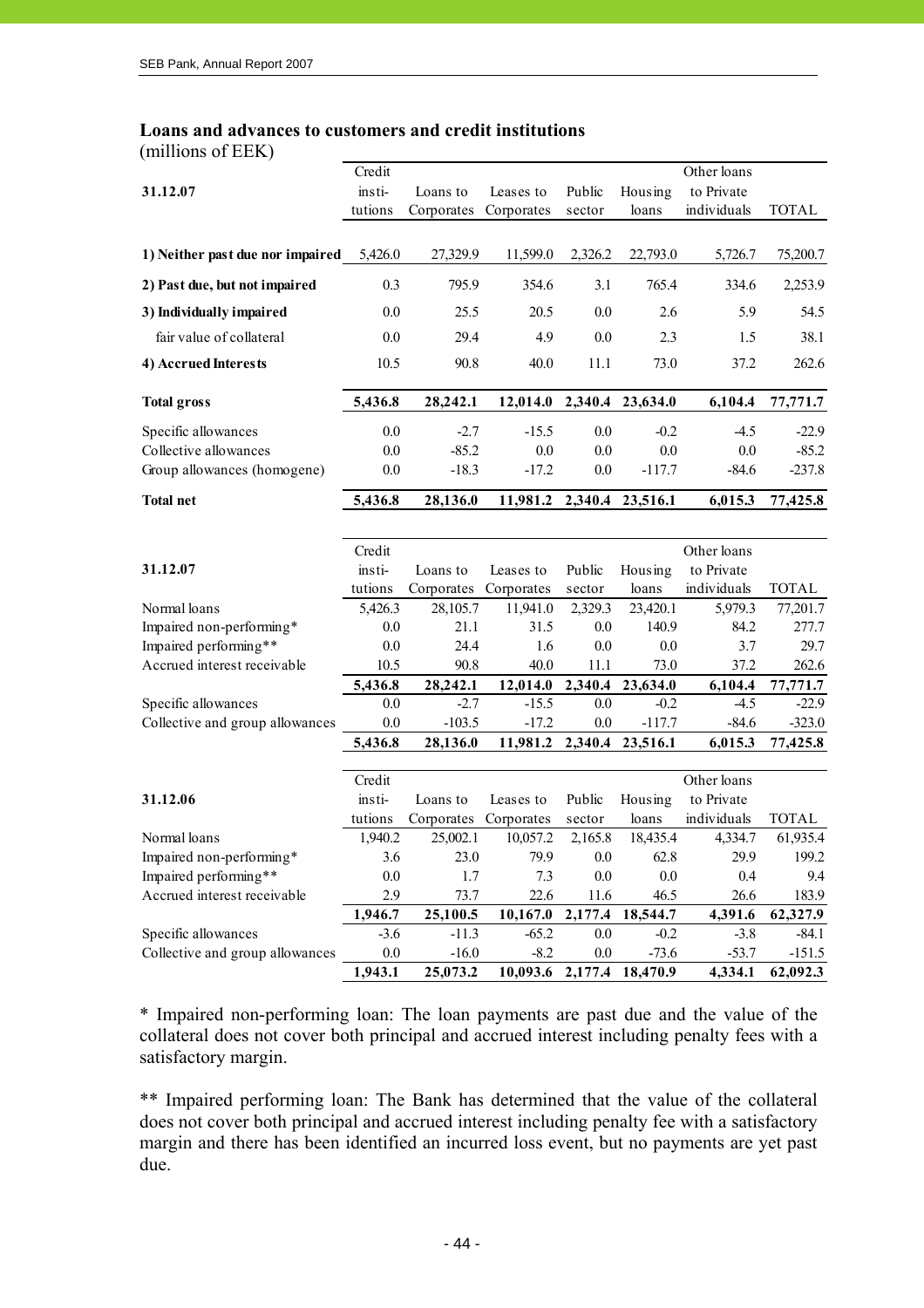## Loans and advances to customers and credit institutions

(millions of EEK)

| 31.12.07 | Credit institutions | Loans to Corporates | Leases to Corporates | Public sector | Housing loans | Other loans to Private individuals | TOTAL |
|---|---|---|---|---|---|---|---|
| **1) Neither past due nor impaired** | 5,426.0 | 27,329.9 | 11,599.0 | 2,326.2 | 22,793.0 | 5,726.7 | 75,200.7 |
| **2) Past due, but not impaired** | 0.3 | 795.9 | 354.6 | 3.1 | 765.4 | 334.6 | 2,253.9 |
| **3) Individually impaired** | 0.0 | 25.5 | 20.5 | 0.0 | 2.6 | 5.9 | 54.5 |
| fair value of collateral | 0.0 | 29.4 | 4.9 | 0.0 | 2.3 | 1.5 | 38.1 |
| **4) Accrued Interests** | 10.5 | 90.8 | 40.0 | 11.1 | 73.0 | 37.2 | 262.6 |
| **Total gross** | **5,436.8** | **28,242.1** | **12,014.0** | **2,340.4** | **23,634.0** | **6,104.4** | **77,771.7** |
| Specific allowances | 0.0 | -2.7 | -15.5 | 0.0 | -0.2 | -4.5 | -22.9 |
| Collective allowances | 0.0 | -85.2 | 0.0 | 0.0 | 0.0 | 0.0 | -85.2 |
| Group allowances (homogene) | 0.0 | -18.3 | -17.2 | 0.0 | -117.7 | -84.6 | -237.8 |
| **Total net** | **5,436.8** | **28,136.0** | **11,981.2** | **2,340.4** | **23,516.1** | **6,015.3** | **77,425.8** |

| 31.12.07 | Credit institutions | Loans to Corporates | Leases to Corporates | Public sector | Housing loans | Other loans to Private individuals | TOTAL |
|---|---|---|---|---|---|---|---|
| Normal loans | 5,426.3 | 28,105.7 | 11,941.0 | 2,329.3 | 23,420.1 | 5,979.3 | 77,201.7 |
| Impaired non-performing* | 0.0 | 21.1 | 31.5 | 0.0 | 140.9 | 84.2 | 277.7 |
| Impaired performing** | 0.0 | 24.4 | 1.6 | 0.0 | 0.0 | 3.7 | 29.7 |
| Accrued interest receivable | 10.5 | 90.8 | 40.0 | 11.1 | 73.0 | 37.2 | 262.6 |
| | **5,436.8** | **28,242.1** | **12,014.0** | **2,340.4** | **23,634.0** | **6,104.4** | **77,771.7** |
| Specific allowances | 0.0 | -2.7 | -15.5 | 0.0 | -0.2 | -4.5 | -22.9 |
| Collective and group allowances | 0.0 | -103.5 | -17.2 | 0.0 | -117.7 | -84.6 | -323.0 |
| | **5,436.8** | **28,136.0** | **11,981.2** | **2,340.4** | **23,516.1** | **6,015.3** | **77,425.8** |

| 31.12.06 | Credit institutions | Loans to Corporates | Leases to Corporates | Public sector | Housing loans | Other loans to Private individuals | TOTAL |
|---|---|---|---|---|---|---|---|
| Normal loans | 1,940.2 | 25,002.1 | 10,057.2 | 2,165.8 | 18,435.4 | 4,334.7 | 61,935.4 |
| Impaired non-performing* | 3.6 | 23.0 | 79.9 | 0.0 | 62.8 | 29.9 | 199.2 |
| Impaired performing** | 0.0 | 1.7 | 7.3 | 0.0 | 0.0 | 0.4 | 9.4 |
| Accrued interest receivable | 2.9 | 73.7 | 22.6 | 11.6 | 46.5 | 26.6 | 183.9 |
| | **1,946.7** | **25,100.5** | **10,167.0** | **2,177.4** | **18,544.7** | **4,391.6** | **62,327.9** |
| Specific allowances | -3.6 | -11.3 | -65.2 | 0.0 | -0.2 | -3.8 | -84.1 |
| Collective and group allowances | 0.0 | -16.0 | -8.2 | 0.0 | -73.6 | -53.7 | -151.5 |
| | **1,943.1** | **25,073.2** | **10,093.6** | **2,177.4** | **18,470.9** | **4,334.1** | **62,092.3** |

* Impaired non-performing loan: The loan payments are past due and the value of the collateral does not cover both principal and accrued interest including penalty fees with a satisfactory margin.

** Impaired performing loan: The Bank has determined that the value of the collateral does not cover both principal and accrued interest including penalty fee with a satisfactory margin and there has been identified an incurred loss event, but no payments are yet past due.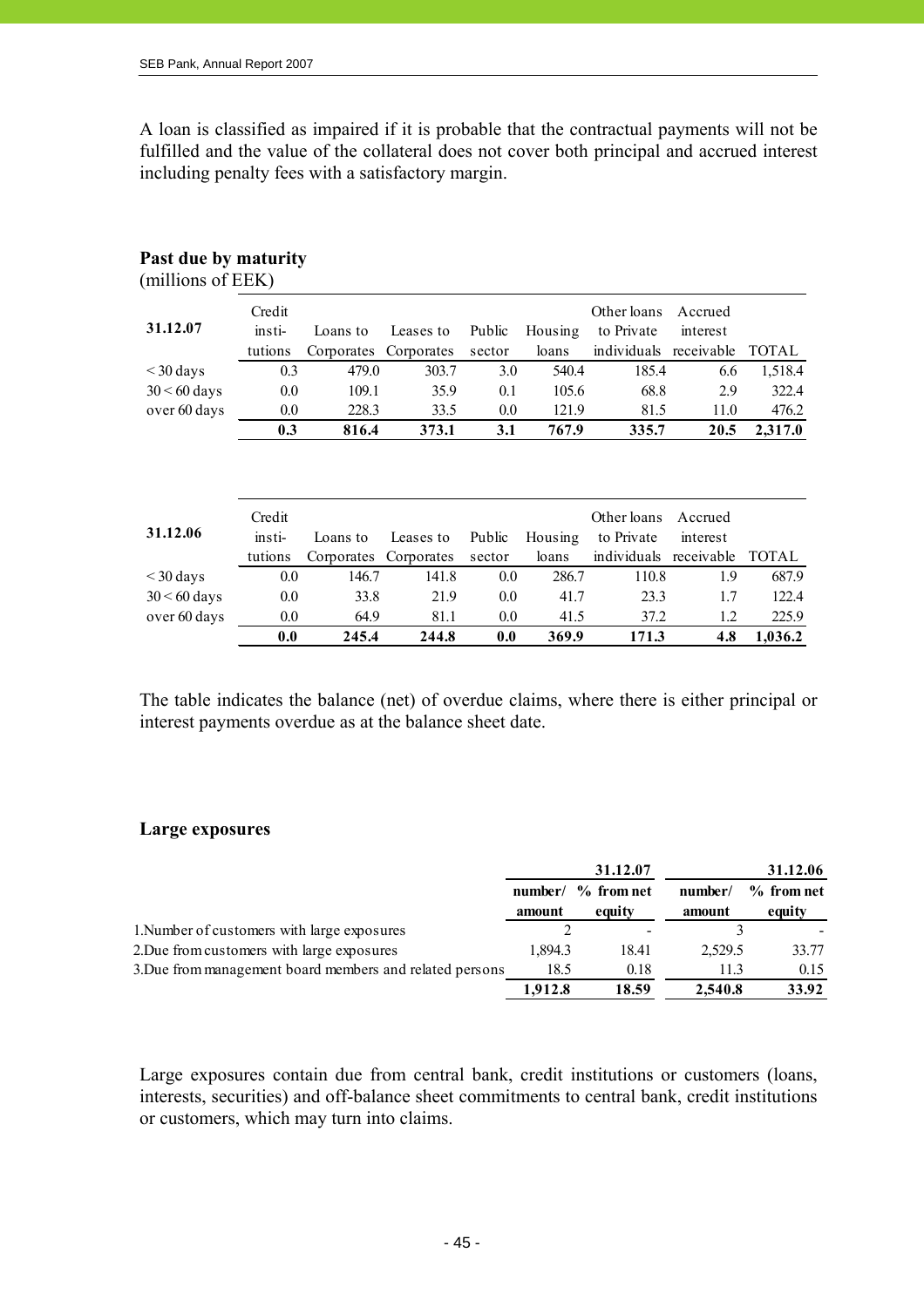A loan is classified as impaired if it is probable that the contractual payments will not be fulfilled and the value of the collateral does not cover both principal and accrued interest including penalty fees with a satisfactory margin.

**Past due by maturity**
(millions of EEK)

| 31.12.07 | Credit institutions | Loans to Corporates | Leases to Corporates | Public sector | Housing loans | Other loans to Private individuals | Accrued interest receivable | TOTAL |
|---|---|---|---|---|---|---|---|---|
| < 30 days | 0.3 | 479.0 | 303.7 | 3.0 | 540.4 | 185.4 | 6.6 | 1,518.4 |
| 30 < 60 days | 0.0 | 109.1 | 35.9 | 0.1 | 105.6 | 68.8 | 2.9 | 322.4 |
| over 60 days | 0.0 | 228.3 | 33.5 | 0.0 | 121.9 | 81.5 | 11.0 | 476.2 |
| | **0.3** | **816.4** | **373.1** | **3.1** | **767.9** | **335.7** | **20.5** | **2,317.0** |

| 31.12.06 | Credit institutions | Loans to Corporates | Leases to Corporates | Public sector | Housing loans | Other loans to Private individuals | Accrued interest receivable | TOTAL |
|---|---|---|---|---|---|---|---|---|
| < 30 days | 0.0 | 146.7 | 141.8 | 0.0 | 286.7 | 110.8 | 1.9 | 687.9 |
| 30 < 60 days | 0.0 | 33.8 | 21.9 | 0.0 | 41.7 | 23.3 | 1.7 | 122.4 |
| over 60 days | 0.0 | 64.9 | 81.1 | 0.0 | 41.5 | 37.2 | 1.2 | 225.9 |
| | **0.0** | **245.4** | **244.8** | **0.0** | **369.9** | **171.3** | **4.8** | **1,036.2** |

The table indicates the balance (net) of overdue claims, where there is either principal or interest payments overdue as at the balance sheet date.

**Large exposures**

| | 31.12.07 | | 31.12.06 | |
|---|---|---|---|---|
| | number/ amount | % from net equity | number/ amount | % from net equity |
| 1.Number of customers with large exposures | 2 | - | 3 | - |
| 2.Due from customers with large exposures | 1,894.3 | 18.41 | 2,529.5 | 33.77 |
| 3.Due from management board members and related persons | 18.5 | 0.18 | 11.3 | 0.15 |
| | **1,912.8** | **18.59** | **2,540.8** | **33.92** |

Large exposures contain due from central bank, credit institutions or customers (loans, interests, securities) and off-balance sheet commitments to central bank, credit institutions or customers, which may turn into claims.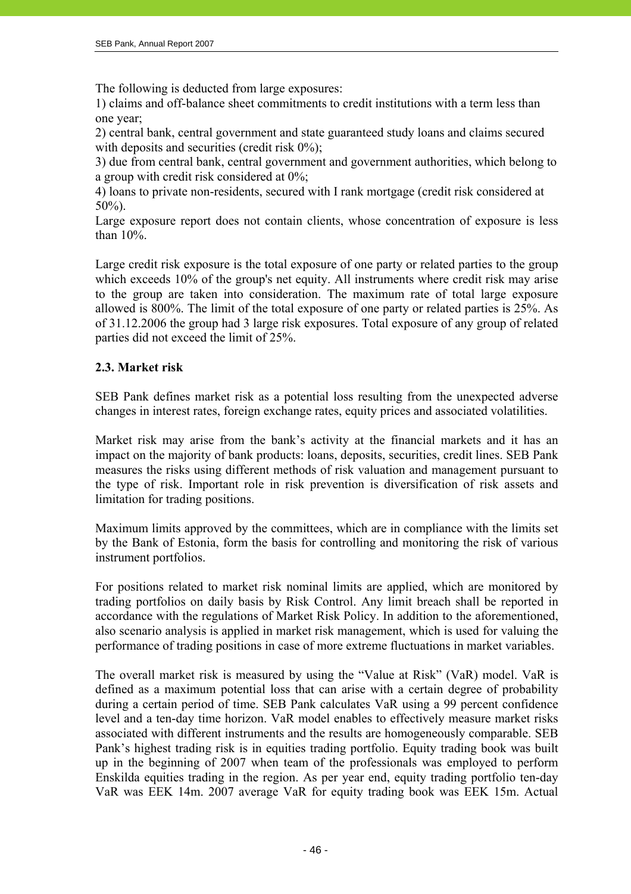The following is deducted from large exposures:

1) claims and off-balance sheet commitments to credit institutions with a term less than one year;

2) central bank, central government and state guaranteed study loans and claims secured with deposits and securities (credit risk 0%);

3) due from central bank, central government and government authorities, which belong to a group with credit risk considered at 0%;

4) loans to private non-residents, secured with I rank mortgage (credit risk considered at 50%).

Large exposure report does not contain clients, whose concentration of exposure is less than 10%.

Large credit risk exposure is the total exposure of one party or related parties to the group which exceeds 10% of the group's net equity. All instruments where credit risk may arise to the group are taken into consideration. The maximum rate of total large exposure allowed is 800%. The limit of the total exposure of one party or related parties is 25%. As of 31.12.2006 the group had 3 large risk exposures. Total exposure of any group of related parties did not exceed the limit of 25%.

### 2.3. Market risk

SEB Pank defines market risk as a potential loss resulting from the unexpected adverse changes in interest rates, foreign exchange rates, equity prices and associated volatilities.

Market risk may arise from the bank's activity at the financial markets and it has an impact on the majority of bank products: loans, deposits, securities, credit lines. SEB Pank measures the risks using different methods of risk valuation and management pursuant to the type of risk. Important role in risk prevention is diversification of risk assets and limitation for trading positions.

Maximum limits approved by the committees, which are in compliance with the limits set by the Bank of Estonia, form the basis for controlling and monitoring the risk of various instrument portfolios.

For positions related to market risk nominal limits are applied, which are monitored by trading portfolios on daily basis by Risk Control. Any limit breach shall be reported in accordance with the regulations of Market Risk Policy. In addition to the aforementioned, also scenario analysis is applied in market risk management, which is used for valuing the performance of trading positions in case of more extreme fluctuations in market variables.

The overall market risk is measured by using the "Value at Risk" (VaR) model. VaR is defined as a maximum potential loss that can arise with a certain degree of probability during a certain period of time. SEB Pank calculates VaR using a 99 percent confidence level and a ten-day time horizon. VaR model enables to effectively measure market risks associated with different instruments and the results are homogeneously comparable. SEB Pank's highest trading risk is in equities trading portfolio. Equity trading book was built up in the beginning of 2007 when team of the professionals was employed to perform Enskilda equities trading in the region. As per year end, equity trading portfolio ten-day VaR was EEK 14m. 2007 average VaR for equity trading book was EEK 15m. Actual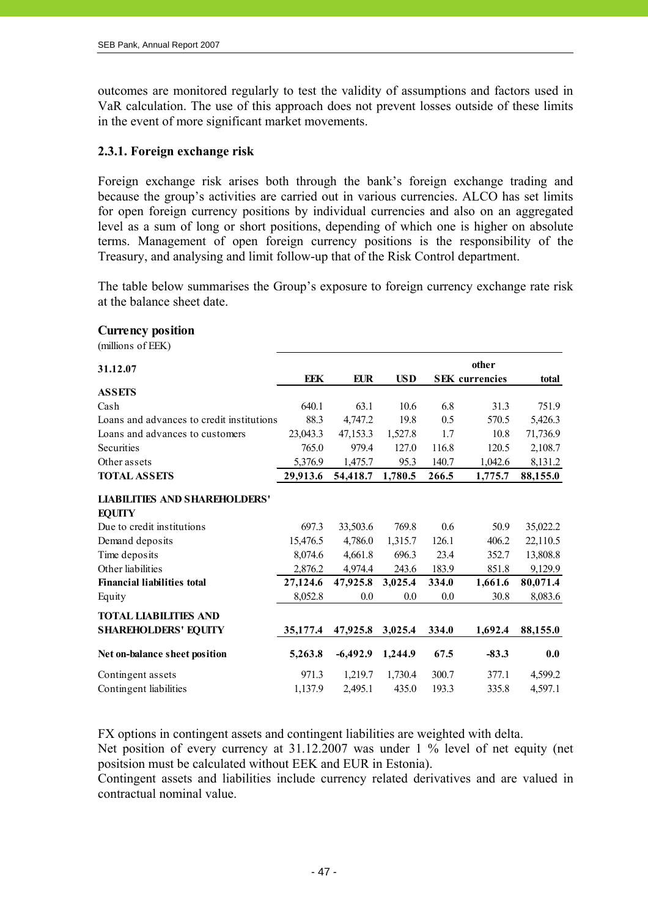outcomes are monitored regularly to test the validity of assumptions and factors used in VaR calculation. The use of this approach does not prevent losses outside of these limits in the event of more significant market movements.

### 2.3.1. Foreign exchange risk

Foreign exchange risk arises both through the bank's foreign exchange trading and because the group's activities are carried out in various currencies. ALCO has set limits for open foreign currency positions by individual currencies and also on an aggregated level as a sum of long or short positions, depending of which one is higher on absolute terms. Management of open foreign currency positions is the responsibility of the Treasury, and analysing and limit follow-up that of the Risk Control department.

The table below summarises the Group's exposure to foreign currency exchange rate risk at the balance sheet date.

**Currency position**
(millions of EEK)

| 31.12.07 | EEK | EUR | USD | SEK | other currencies | total |
|---|---|---|---|---|---|---|
| **ASSETS** | | | | | | |
| Cash | 640.1 | 63.1 | 10.6 | 6.8 | 31.3 | 751.9 |
| Loans and advances to credit institutions | 88.3 | 4,747.2 | 19.8 | 0.5 | 570.5 | 5,426.3 |
| Loans and advances to customers | 23,043.3 | 47,153.3 | 1,527.8 | 1.7 | 10.8 | 71,736.9 |
| Securities | 765.0 | 979.4 | 127.0 | 116.8 | 120.5 | 2,108.7 |
| Other assets | 5,376.9 | 1,475.7 | 95.3 | 140.7 | 1,042.6 | 8,131.2 |
| **TOTAL ASSETS** | **29,913.6** | **54,418.7** | **1,780.5** | **266.5** | **1,775.7** | **88,155.0** |
| **LIABILITIES AND SHAREHOLDERS' EQUITY** | | | | | | |
| Due to credit institutions | 697.3 | 33,503.6 | 769.8 | 0.6 | 50.9 | 35,022.2 |
| Demand deposits | 15,476.5 | 4,786.0 | 1,315.7 | 126.1 | 406.2 | 22,110.5 |
| Time deposits | 8,074.6 | 4,661.8 | 696.3 | 23.4 | 352.7 | 13,808.8 |
| Other liabilities | 2,876.2 | 4,974.4 | 243.6 | 183.9 | 851.8 | 9,129.9 |
| **Financial liabilities total** | **27,124.6** | **47,925.8** | **3,025.4** | **334.0** | **1,661.6** | **80,071.4** |
| Equity | 8,052.8 | 0.0 | 0.0 | 0.0 | 30.8 | 8,083.6 |
| **TOTAL LIABILITIES AND SHAREHOLDERS' EQUITY** | **35,177.4** | **47,925.8** | **3,025.4** | **334.0** | **1,692.4** | **88,155.0** |
| **Net on-balance sheet position** | **5,263.8** | **-6,492.9** | **1,244.9** | **67.5** | **-83.3** | **0.0** |
| Contingent assets | 971.3 | 1,219.7 | 1,730.4 | 300.7 | 377.1 | 4,599.2 |
| Contingent liabilities | 1,137.9 | 2,495.1 | 435.0 | 193.3 | 335.8 | 4,597.1 |

FX options in contingent assets and contingent liabilities are weighted with delta.
Net position of every currency at 31.12.2007 was under 1 % level of net equity (net positsion must be calculated without EEK and EUR in Estonia).
Contingent assets and liabilities include currency related derivatives and are valued in contractual nominal value.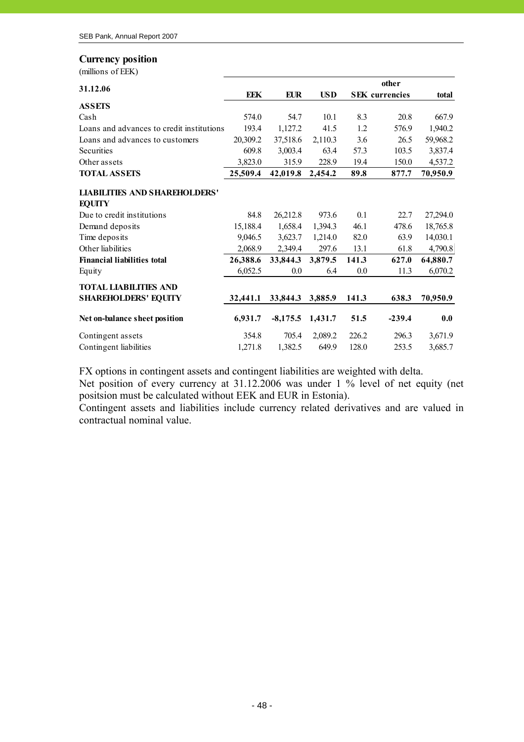## Currency position

(millions of EEK)

| 31.12.06 | EEK | EUR | USD | SEK | other currencies | total |
|---|---|---|---|---|---|---|
| **ASSETS** | | | | | | |
| Cash | 574.0 | 54.7 | 10.1 | 8.3 | 20.8 | 667.9 |
| Loans and advances to credit institutions | 193.4 | 1,127.2 | 41.5 | 1.2 | 576.9 | 1,940.2 |
| Loans and advances to customers | 20,309.2 | 37,518.6 | 2,110.3 | 3.6 | 26.5 | 59,968.2 |
| Securities | 609.8 | 3,003.4 | 63.4 | 57.3 | 103.5 | 3,837.4 |
| Other assets | 3,823.0 | 315.9 | 228.9 | 19.4 | 150.0 | 4,537.2 |
| **TOTAL ASSETS** | **25,509.4** | **42,019.8** | **2,454.2** | **89.8** | **877.7** | **70,950.9** |
| **LIABILITIES AND SHAREHOLDERS' EQUITY** | | | | | | |
| Due to credit institutions | 84.8 | 26,212.8 | 973.6 | 0.1 | 22.7 | 27,294.0 |
| Demand deposits | 15,188.4 | 1,658.4 | 1,394.3 | 46.1 | 478.6 | 18,765.8 |
| Time deposits | 9,046.5 | 3,623.7 | 1,214.0 | 82.0 | 63.9 | 14,030.1 |
| Other liabilities | 2,068.9 | 2,349.4 | 297.6 | 13.1 | 61.8 | 4,790.8 |
| **Financial liabilities total** | **26,388.6** | **33,844.3** | **3,879.5** | **141.3** | **627.0** | **64,880.7** |
| Equity | 6,052.5 | 0.0 | 6.4 | 0.0 | 11.3 | 6,070.2 |
| **TOTAL LIABILITIES AND SHAREHOLDERS' EQUITY** | **32,441.1** | **33,844.3** | **3,885.9** | **141.3** | **638.3** | **70,950.9** |
| **Net on-balance sheet position** | **6,931.7** | **-8,175.5** | **1,431.7** | **51.5** | **-239.4** | **0.0** |
| Contingent assets | 354.8 | 705.4 | 2,089.2 | 226.2 | 296.3 | 3,671.9 |
| Contingent liabilities | 1,271.8 | 1,382.5 | 649.9 | 128.0 | 253.5 | 3,685.7 |

FX options in contingent assets and contingent liabilities are weighted with delta.
Net position of every currency at 31.12.2006 was under 1 % level of net equity (net positsion must be calculated without EEK and EUR in Estonia).
Contingent assets and liabilities include currency related derivatives and are valued in contractual nominal value.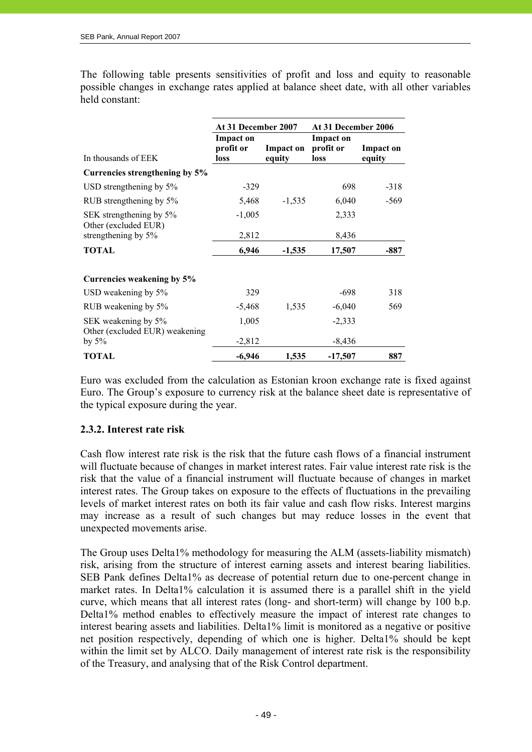The following table presents sensitivities of profit and loss and equity to reasonable possible changes in exchange rates applied at balance sheet date, with all other variables held constant:

| In thousands of EEK | At 31 December 2007 | | At 31 December 2006 | |
|---|---|---|---|---|
| | Impact on profit or loss | Impact on equity | Impact on profit or loss | Impact on equity |
| **Currencies strengthening by 5%** | | | | |
| USD strengthening by 5% | -329 | | 698 | -318 |
| RUB strengthening by 5% | 5,468 | -1,535 | 6,040 | -569 |
| SEK strengthening by 5% | -1,005 | | 2,333 | |
| Other (excluded EUR) strengthening by 5% | 2,812 | | 8,436 | |
| **TOTAL** | **6,946** | **-1,535** | **17,507** | **-887** |
| | | | | |
| **Currencies weakening by 5%** | | | | |
| USD weakening by 5% | 329 | | -698 | 318 |
| RUB weakening by 5% | -5,468 | 1,535 | -6,040 | 569 |
| SEK weakening by 5% | 1,005 | | -2,333 | |
| Other (excluded EUR) weakening by 5% | -2,812 | | -8,436 | |
| **TOTAL** | **-6,946** | **1,535** | **-17,507** | **887** |

Euro was excluded from the calculation as Estonian kroon exchange rate is fixed against Euro. The Group's exposure to currency risk at the balance sheet date is representative of the typical exposure during the year.

### 2.3.2. Interest rate risk

Cash flow interest rate risk is the risk that the future cash flows of a financial instrument will fluctuate because of changes in market interest rates. Fair value interest rate risk is the risk that the value of a financial instrument will fluctuate because of changes in market interest rates. The Group takes on exposure to the effects of fluctuations in the prevailing levels of market interest rates on both its fair value and cash flow risks. Interest margins may increase as a result of such changes but may reduce losses in the event that unexpected movements arise.

The Group uses Delta1% methodology for measuring the ALM (assets-liability mismatch) risk, arising from the structure of interest earning assets and interest bearing liabilities. SEB Pank defines Delta1% as decrease of potential return due to one-percent change in market rates. In Delta1% calculation it is assumed there is a parallel shift in the yield curve, which means that all interest rates (long- and short-term) will change by 100 b.p. Delta1% method enables to effectively measure the impact of interest rate changes to interest bearing assets and liabilities. Delta1% limit is monitored as a negative or positive net position respectively, depending of which one is higher. Delta1% should be kept within the limit set by ALCO. Daily management of interest rate risk is the responsibility of the Treasury, and analysing that of the Risk Control department.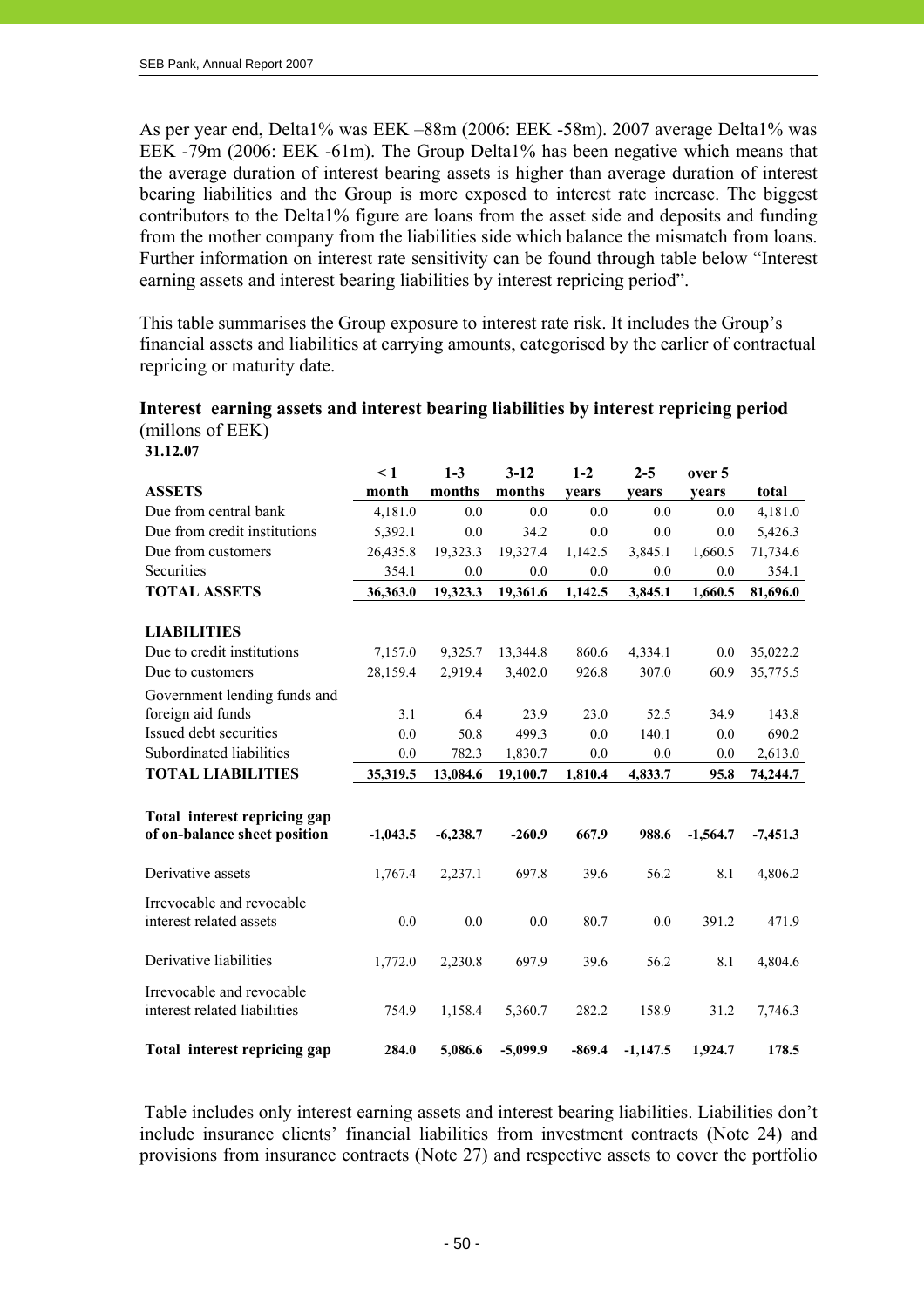As per year end, Delta1% was EEK –88m (2006: EEK -58m). 2007 average Delta1% was EEK -79m (2006: EEK -61m). The Group Delta1% has been negative which means that the average duration of interest bearing assets is higher than average duration of interest bearing liabilities and the Group is more exposed to interest rate increase. The biggest contributors to the Delta1% figure are loans from the asset side and deposits and funding from the mother company from the liabilities side which balance the mismatch from loans. Further information on interest rate sensitivity can be found through table below "Interest earning assets and interest bearing liabilities by interest repricing period".

This table summarises the Group exposure to interest rate risk. It includes the Group's financial assets and liabilities at carrying amounts, categorised by the earlier of contractual repricing or maturity date.

**Interest earning assets and interest bearing liabilities by interest repricing period** (millons of EEK)

**31.12.07**

| ASSETS | < 1 month | 1-3 months | 3-12 months | 1-2 years | 2-5 years | over 5 years | total |
|---|---|---|---|---|---|---|---|
| Due from central bank | 4,181.0 | 0.0 | 0.0 | 0.0 | 0.0 | 0.0 | 4,181.0 |
| Due from credit institutions | 5,392.1 | 0.0 | 34.2 | 0.0 | 0.0 | 0.0 | 5,426.3 |
| Due from customers | 26,435.8 | 19,323.3 | 19,327.4 | 1,142.5 | 3,845.1 | 1,660.5 | 71,734.6 |
| Securities | 354.1 | 0.0 | 0.0 | 0.0 | 0.0 | 0.0 | 354.1 |
| **TOTAL ASSETS** | **36,363.0** | **19,323.3** | **19,361.6** | **1,142.5** | **3,845.1** | **1,660.5** | **81,696.0** |
| | | | | | | | |
| **LIABILITIES** | | | | | | | |
| Due to credit institutions | 7,157.0 | 9,325.7 | 13,344.8 | 860.6 | 4,334.1 | 0.0 | 35,022.2 |
| Due to customers | 28,159.4 | 2,919.4 | 3,402.0 | 926.8 | 307.0 | 60.9 | 35,775.5 |
| Government lending funds and foreign aid funds | 3.1 | 6.4 | 23.9 | 23.0 | 52.5 | 34.9 | 143.8 |
| Issued debt securities | 0.0 | 50.8 | 499.3 | 0.0 | 140.1 | 0.0 | 690.2 |
| Subordinated liabilities | 0.0 | 782.3 | 1,830.7 | 0.0 | 0.0 | 0.0 | 2,613.0 |
| **TOTAL LIABILITIES** | **35,319.5** | **13,084.6** | **19,100.7** | **1,810.4** | **4,833.7** | **95.8** | **74,244.7** |
| | | | | | | | |
| **Total interest repricing gap of on-balance sheet position** | **-1,043.5** | **-6,238.7** | **-260.9** | **667.9** | **988.6** | **-1,564.7** | **-7,451.3** |
| Derivative assets | 1,767.4 | 2,237.1 | 697.8 | 39.6 | 56.2 | 8.1 | 4,806.2 |
| Irrevocable and revocable interest related assets | 0.0 | 0.0 | 0.0 | 80.7 | 0.0 | 391.2 | 471.9 |
| Derivative liabilities | 1,772.0 | 2,230.8 | 697.9 | 39.6 | 56.2 | 8.1 | 4,804.6 |
| Irrevocable and revocable interest related liabilities | 754.9 | 1,158.4 | 5,360.7 | 282.2 | 158.9 | 31.2 | 7,746.3 |
| **Total interest repricing gap** | **284.0** | **5,086.6** | **-5,099.9** | **-869.4** | **-1,147.5** | **1,924.7** | **178.5** |

Table includes only interest earning assets and interest bearing liabilities. Liabilities don't include insurance clients' financial liabilities from investment contracts (Note 24) and provisions from insurance contracts (Note 27) and respective assets to cover the portfolio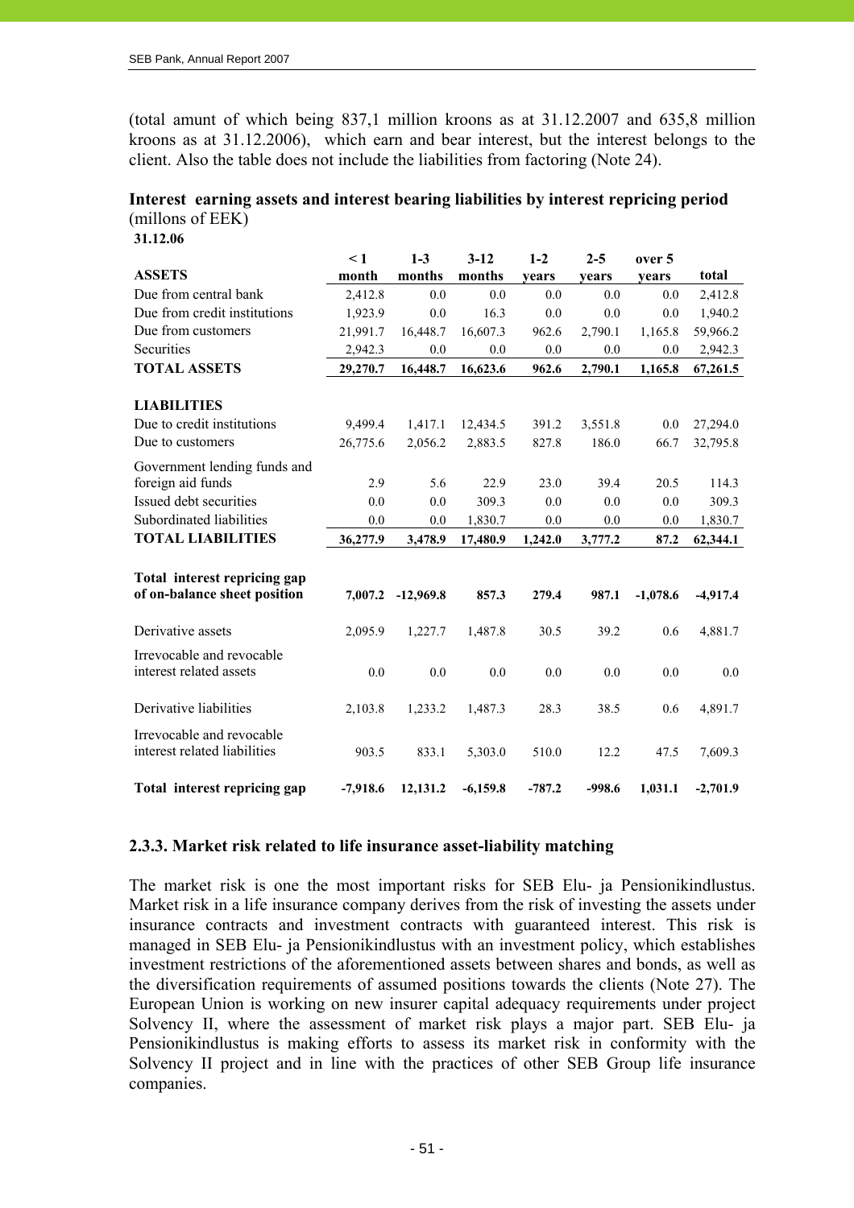(total amunt of which being 837,1 million kroons as at 31.12.2007 and 635,8 million kroons as at 31.12.2006), which earn and bear interest, but the interest belongs to the client. Also the table does not include the liabilities from factoring (Note 24).

**Interest earning assets and interest bearing liabilities by interest repricing period** (millons of EEK)

**31.12.06**

| ASSETS | < 1 month | 1-3 months | 3-12 months | 1-2 years | 2-5 years | over 5 years | total |
|---|---|---|---|---|---|---|---|
| Due from central bank | 2,412.8 | 0.0 | 0.0 | 0.0 | 0.0 | 0.0 | 2,412.8 |
| Due from credit institutions | 1,923.9 | 0.0 | 16.3 | 0.0 | 0.0 | 0.0 | 1,940.2 |
| Due from customers | 21,991.7 | 16,448.7 | 16,607.3 | 962.6 | 2,790.1 | 1,165.8 | 59,966.2 |
| Securities | 2,942.3 | 0.0 | 0.0 | 0.0 | 0.0 | 0.0 | 2,942.3 |
| **TOTAL ASSETS** | **29,270.7** | **16,448.7** | **16,623.6** | **962.6** | **2,790.1** | **1,165.8** | **67,261.5** |
| **LIABILITIES** | | | | | | | |
| Due to credit institutions | 9,499.4 | 1,417.1 | 12,434.5 | 391.2 | 3,551.8 | 0.0 | 27,294.0 |
| Due to customers | 26,775.6 | 2,056.2 | 2,883.5 | 827.8 | 186.0 | 66.7 | 32,795.8 |
| Government lending funds and foreign aid funds | 2.9 | 5.6 | 22.9 | 23.0 | 39.4 | 20.5 | 114.3 |
| Issued debt securities | 0.0 | 0.0 | 309.3 | 0.0 | 0.0 | 0.0 | 309.3 |
| Subordinated liabilities | 0.0 | 0.0 | 1,830.7 | 0.0 | 0.0 | 0.0 | 1,830.7 |
| **TOTAL LIABILITIES** | **36,277.9** | **3,478.9** | **17,480.9** | **1,242.0** | **3,777.2** | **87.2** | **62,344.1** |
| **Total interest repricing gap of on-balance sheet position** | **7,007.2** | **-12,969.8** | **857.3** | **279.4** | **987.1** | **-1,078.6** | **-4,917.4** |
| Derivative assets | 2,095.9 | 1,227.7 | 1,487.8 | 30.5 | 39.2 | 0.6 | 4,881.7 |
| Irrevocable and revocable interest related assets | 0.0 | 0.0 | 0.0 | 0.0 | 0.0 | 0.0 | 0.0 |
| Derivative liabilities | 2,103.8 | 1,233.2 | 1,487.3 | 28.3 | 38.5 | 0.6 | 4,891.7 |
| Irrevocable and revocable interest related liabilities | 903.5 | 833.1 | 5,303.0 | 510.0 | 12.2 | 47.5 | 7,609.3 |
| **Total interest repricing gap** | **-7,918.6** | **12,131.2** | **-6,159.8** | **-787.2** | **-998.6** | **1,031.1** | **-2,701.9** |

### 2.3.3. Market risk related to life insurance asset-liability matching

The market risk is one the most important risks for SEB Elu- ja Pensionikindlustus. Market risk in a life insurance company derives from the risk of investing the assets under insurance contracts and investment contracts with guaranteed interest. This risk is managed in SEB Elu- ja Pensionikindlustus with an investment policy, which establishes investment restrictions of the aforementioned assets between shares and bonds, as well as the diversification requirements of assumed positions towards the clients (Note 27). The European Union is working on new insurer capital adequacy requirements under project Solvency II, where the assessment of market risk plays a major part. SEB Elu- ja Pensionikindlustus is making efforts to assess its market risk in conformity with the Solvency II project and in line with the practices of other SEB Group life insurance companies.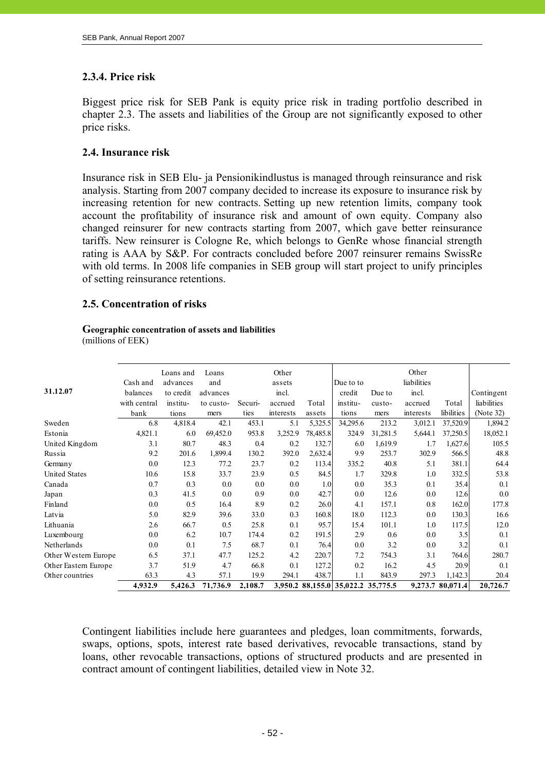### 2.3.4. Price risk

Biggest price risk for SEB Pank is equity price risk in trading portfolio described in chapter 2.3. The assets and liabilities of the Group are not significantly exposed to other price risks.

### 2.4. Insurance risk

Insurance risk in SEB Elu- ja Pensionikindlustus is managed through reinsurance and risk analysis. Starting from 2007 company decided to increase its exposure to insurance risk by increasing retention for new contracts. Setting up new retention limits, company took account the profitability of insurance risk and amount of own equity. Company also changed reinsurer for new contracts starting from 2007, which gave better reinsurance tariffs. New reinsurer is Cologne Re, which belongs to GenRe whose financial strength rating is AAA by S&P. For contracts concluded before 2007 reinsurer remains SwissRe with old terms. In 2008 life companies in SEB group will start project to unify principles of setting reinsurance retentions.

### 2.5. Concentration of risks

**Geographic concentration of assets and liabilities**
(millions of EEK)

| 31.12.07 | Cash and balances with central bank | Loans and advances to credit institutions | Loans and advances to customers | Securities | Other assets incl. accrued interests | Total assets | Due to to credit institutions | Due to customers | Other liabilities incl. accrued interests | Total libilities | Contingent liabilities (Note 32) |
|---|---|---|---|---|---|---|---|---|---|---|---|
| Sweden | 6.8 | 4,818.4 | 42.1 | 453.1 | 5.1 | 5,325.5 | 34,295.6 | 213.2 | 3,012.1 | 37,520.9 | 1,894.2 |
| Estonia | 4,821.1 | 6.0 | 69,452.0 | 953.8 | 3,252.9 | 78,485.8 | 324.9 | 31,281.5 | 5,644.1 | 37,250.5 | 18,052.1 |
| United Kingdom | 3.1 | 80.7 | 48.3 | 0.4 | 0.2 | 132.7 | 6.0 | 1,619.9 | 1.7 | 1,627.6 | 105.5 |
| Russia | 9.2 | 201.6 | 1,899.4 | 130.2 | 392.0 | 2,632.4 | 9.9 | 253.7 | 302.9 | 566.5 | 48.8 |
| Germany | 0.0 | 12.3 | 77.2 | 23.7 | 0.2 | 113.4 | 335.2 | 40.8 | 5.1 | 381.1 | 64.4 |
| United States | 10.6 | 15.8 | 33.7 | 23.9 | 0.5 | 84.5 | 1.7 | 329.8 | 1.0 | 332.5 | 53.8 |
| Canada | 0.7 | 0.3 | 0.0 | 0.0 | 0.0 | 1.0 | 0.0 | 35.3 | 0.1 | 35.4 | 0.1 |
| Japan | 0.3 | 41.5 | 0.0 | 0.9 | 0.0 | 42.7 | 0.0 | 12.6 | 0.0 | 12.6 | 0.0 |
| Finland | 0.0 | 0.5 | 16.4 | 8.9 | 0.2 | 26.0 | 4.1 | 157.1 | 0.8 | 162.0 | 177.8 |
| Latvia | 5.0 | 82.9 | 39.6 | 33.0 | 0.3 | 160.8 | 18.0 | 112.3 | 0.0 | 130.3 | 16.6 |
| Lithuania | 2.6 | 66.7 | 0.5 | 25.8 | 0.1 | 95.7 | 15.4 | 101.1 | 1.0 | 117.5 | 12.0 |
| Luxembourg | 0.0 | 6.2 | 10.7 | 174.4 | 0.2 | 191.5 | 2.9 | 0.6 | 0.0 | 3.5 | 0.1 |
| Netherlands | 0.0 | 0.1 | 7.5 | 68.7 | 0.1 | 76.4 | 0.0 | 3.2 | 0.0 | 3.2 | 0.1 |
| Other Western Europe | 6.5 | 37.1 | 47.7 | 125.2 | 4.2 | 220.7 | 7.2 | 754.3 | 3.1 | 764.6 | 280.7 |
| Other Eastern Europe | 3.7 | 51.9 | 4.7 | 66.8 | 0.1 | 127.2 | 0.2 | 16.2 | 4.5 | 20.9 | 0.1 |
| Other countries | 63.3 | 4.3 | 57.1 | 19.9 | 294.1 | 438.7 | 1.1 | 843.9 | 297.3 | 1,142.3 | 20.4 |
| | **4,932.9** | **5,426.3** | **71,736.9** | **2,108.7** | **3,950.2** | **88,155.0** | **35,022.2** | **35,775.5** | **9,273.7** | **80,071.4** | **20,726.7** |

Contingent liabilities include here guarantees and pledges, loan commitments, forwards, swaps, options, spots, interest rate based derivatives, revocable transactions, stand by loans, other revocable transactions, options of structured products and are presented in contract amount of contingent liabilities, detailed view in Note 32.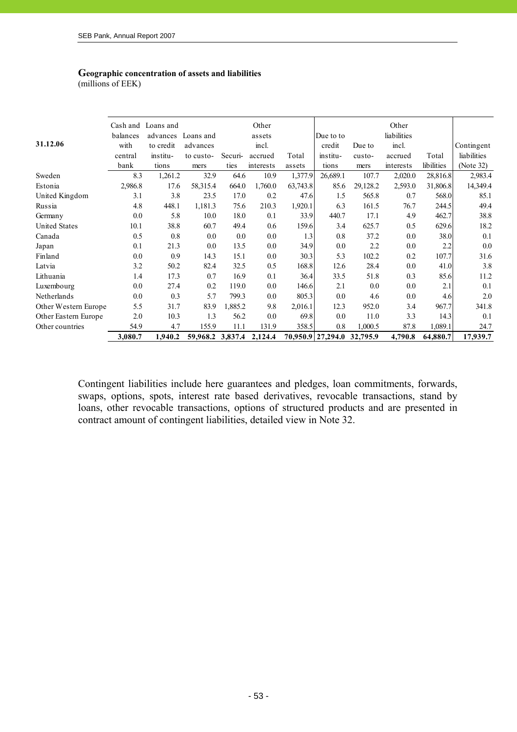**Geographic concentration of assets and liabilities**
(millions of EEK)

| 31.12.06 | Cash and balances with central bank | Loans and advances to credit institutions | Loans and advances to customers | Securities | Other assets incl. accrued interests | Total assets | Due to to credit institutions | Due to customers | Other liabilities incl. accrued interests | Total libilities | Contingent liabilities (Note 32) |
|---|---|---|---|---|---|---|---|---|---|---|---|
| Sweden | 8.3 | 1,261.2 | 32.9 | 64.6 | 10.9 | 1,377.9 | 26,689.1 | 107.7 | 2,020.0 | 28,816.8 | 2,983.4 |
| Estonia | 2,986.8 | 17.6 | 58,315.4 | 664.0 | 1,760.0 | 63,743.8 | 85.6 | 29,128.2 | 2,593.0 | 31,806.8 | 14,349.4 |
| United Kingdom | 3.1 | 3.8 | 23.5 | 17.0 | 0.2 | 47.6 | 1.5 | 565.8 | 0.7 | 568.0 | 85.1 |
| Russia | 4.8 | 448.1 | 1,181.3 | 75.6 | 210.3 | 1,920.1 | 6.3 | 161.5 | 76.7 | 244.5 | 49.4 |
| Germany | 0.0 | 5.8 | 10.0 | 18.0 | 0.1 | 33.9 | 440.7 | 17.1 | 4.9 | 462.7 | 38.8 |
| United States | 10.1 | 38.8 | 60.7 | 49.4 | 0.6 | 159.6 | 3.4 | 625.7 | 0.5 | 629.6 | 18.2 |
| Canada | 0.5 | 0.8 | 0.0 | 0.0 | 0.0 | 1.3 | 0.8 | 37.2 | 0.0 | 38.0 | 0.1 |
| Japan | 0.1 | 21.3 | 0.0 | 13.5 | 0.0 | 34.9 | 0.0 | 2.2 | 0.0 | 2.2 | 0.0 |
| Finland | 0.0 | 0.9 | 14.3 | 15.1 | 0.0 | 30.3 | 5.3 | 102.2 | 0.2 | 107.7 | 31.6 |
| Latvia | 3.2 | 50.2 | 82.4 | 32.5 | 0.5 | 168.8 | 12.6 | 28.4 | 0.0 | 41.0 | 3.8 |
| Lithuania | 1.4 | 17.3 | 0.7 | 16.9 | 0.1 | 36.4 | 33.5 | 51.8 | 0.3 | 85.6 | 11.2 |
| Luxembourg | 0.0 | 27.4 | 0.2 | 119.0 | 0.0 | 146.6 | 2.1 | 0.0 | 0.0 | 2.1 | 0.1 |
| Netherlands | 0.0 | 0.3 | 5.7 | 799.3 | 0.0 | 805.3 | 0.0 | 4.6 | 0.0 | 4.6 | 2.0 |
| Other Western Europe | 5.5 | 31.7 | 83.9 | 1,885.2 | 9.8 | 2,016.1 | 12.3 | 952.0 | 3.4 | 967.7 | 341.8 |
| Other Eastern Europe | 2.0 | 10.3 | 1.3 | 56.2 | 0.0 | 69.8 | 0.0 | 11.0 | 3.3 | 14.3 | 0.1 |
| Other countries | 54.9 | 4.7 | 155.9 | 11.1 | 131.9 | 358.5 | 0.8 | 1,000.5 | 87.8 | 1,089.1 | 24.7 |
| | **3,080.7** | **1,940.2** | **59,968.2** | **3,837.4** | **2,124.4** | **70,950.9** | **27,294.0** | **32,795.9** | **4,790.8** | **64,880.7** | **17,939.7** |

Contingent liabilities include here guarantees and pledges, loan commitments, forwards, swaps, options, spots, interest rate based derivatives, revocable transactions, stand by loans, other revocable transactions, options of structured products and are presented in contract amount of contingent liabilities, detailed view in Note 32.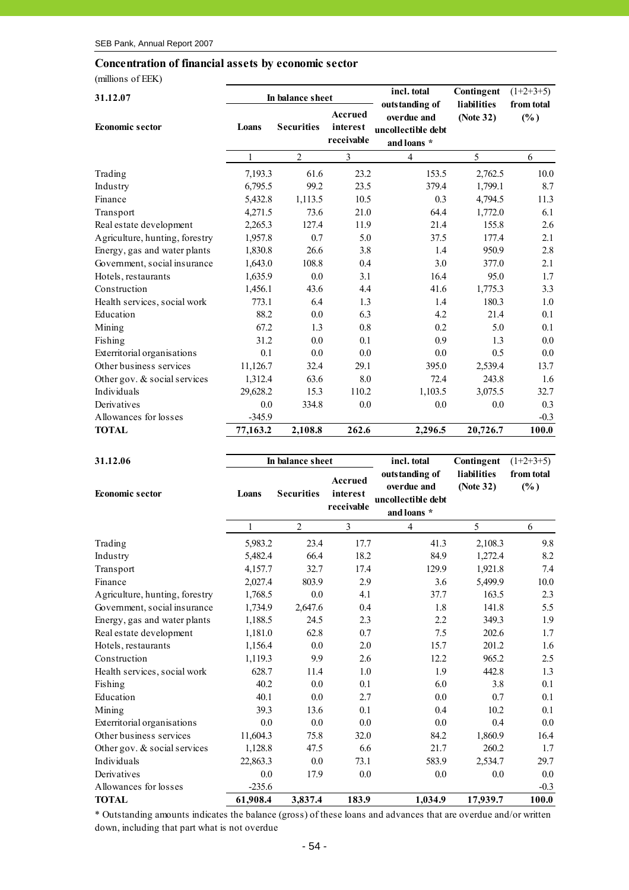## Concentration of financial assets by economic sector

(millions of EEK)

| 31.12.07 | In balance sheet | | | incl. total outstanding of overdue and uncollectible debt and loans * | Contingent liabilities (Note 32) | (1+2+3+5) from total (%) |
|---|---|---|---|---|---|---|
| Economic sector | Loans | Securities | Accrued interest receivable | | | |
| | 1 | 2 | 3 | 4 | 5 | 6 |
| Trading | 7,193.3 | 61.6 | 23.2 | 153.5 | 2,762.5 | 10.0 |
| Industry | 6,795.5 | 99.2 | 23.5 | 379.4 | 1,799.1 | 8.7 |
| Finance | 5,432.8 | 1,113.5 | 10.5 | 0.3 | 4,794.5 | 11.3 |
| Transport | 4,271.5 | 73.6 | 21.0 | 64.4 | 1,772.0 | 6.1 |
| Real estate development | 2,265.3 | 127.4 | 11.9 | 21.4 | 155.8 | 2.6 |
| Agriculture, hunting, forestry | 1,957.8 | 0.7 | 5.0 | 37.5 | 177.4 | 2.1 |
| Energy, gas and water plants | 1,830.8 | 26.6 | 3.8 | 1.4 | 950.9 | 2.8 |
| Government, social insurance | 1,643.0 | 108.8 | 0.4 | 3.0 | 377.0 | 2.1 |
| Hotels, restaurants | 1,635.9 | 0.0 | 3.1 | 16.4 | 95.0 | 1.7 |
| Construction | 1,456.1 | 43.6 | 4.4 | 41.6 | 1,775.3 | 3.3 |
| Health services, social work | 773.1 | 6.4 | 1.3 | 1.4 | 180.3 | 1.0 |
| Education | 88.2 | 0.0 | 6.3 | 4.2 | 21.4 | 0.1 |
| Mining | 67.2 | 1.3 | 0.8 | 0.2 | 5.0 | 0.1 |
| Fishing | 31.2 | 0.0 | 0.1 | 0.9 | 1.3 | 0.0 |
| Exterritorial organisations | 0.1 | 0.0 | 0.0 | 0.0 | 0.5 | 0.0 |
| Other business services | 11,126.7 | 32.4 | 29.1 | 395.0 | 2,539.4 | 13.7 |
| Other gov. & social services | 1,312.4 | 63.6 | 8.0 | 72.4 | 243.8 | 1.6 |
| Individuals | 29,628.2 | 15.3 | 110.2 | 1,103.5 | 3,075.5 | 32.7 |
| Derivatives | 0.0 | 334.8 | 0.0 | 0.0 | 0.0 | 0.3 |
| Allowances for losses | -345.9 | | | | | -0.3 |
| **TOTAL** | **77,163.2** | **2,108.8** | **262.6** | **2,296.5** | **20,726.7** | **100.0** |

| 31.12.06 | In balance sheet | | | incl. total outstanding of overdue and uncollectible debt and loans * | Contingent liabilities (Note 32) | (1+2+3+5) from total (%) |
|---|---|---|---|---|---|---|
| Economic sector | Loans | Securities | Accrued interest receivable | | | |
| | 1 | 2 | 3 | 4 | 5 | 6 |
| Trading | 5,983.2 | 23.4 | 17.7 | 41.3 | 2,108.3 | 9.8 |
| Industry | 5,482.4 | 66.4 | 18.2 | 84.9 | 1,272.4 | 8.2 |
| Transport | 4,157.7 | 32.7 | 17.4 | 129.9 | 1,921.8 | 7.4 |
| Finance | 2,027.4 | 803.9 | 2.9 | 3.6 | 5,499.9 | 10.0 |
| Agriculture, hunting, forestry | 1,768.5 | 0.0 | 4.1 | 37.7 | 163.5 | 2.3 |
| Government, social insurance | 1,734.9 | 2,647.6 | 0.4 | 1.8 | 141.8 | 5.5 |
| Energy, gas and water plants | 1,188.5 | 24.5 | 2.3 | 2.2 | 349.3 | 1.9 |
| Real estate development | 1,181.0 | 62.8 | 0.7 | 7.5 | 202.6 | 1.7 |
| Hotels, restaurants | 1,156.4 | 0.0 | 2.0 | 15.7 | 201.2 | 1.6 |
| Construction | 1,119.3 | 9.9 | 2.6 | 12.2 | 965.2 | 2.5 |
| Health services, social work | 628.7 | 11.4 | 1.0 | 1.9 | 442.8 | 1.3 |
| Fishing | 40.2 | 0.0 | 0.1 | 6.0 | 3.8 | 0.1 |
| Education | 40.1 | 0.0 | 2.7 | 0.0 | 0.7 | 0.1 |
| Mining | 39.3 | 13.6 | 0.1 | 0.4 | 10.2 | 0.1 |
| Exterritorial organisations | 0.0 | 0.0 | 0.0 | 0.0 | 0.4 | 0.0 |
| Other business services | 11,604.3 | 75.8 | 32.0 | 84.2 | 1,860.9 | 16.4 |
| Other gov. & social services | 1,128.8 | 47.5 | 6.6 | 21.7 | 260.2 | 1.7 |
| Individuals | 22,863.3 | 0.0 | 73.1 | 583.9 | 2,534.7 | 29.7 |
| Derivatives | 0.0 | 17.9 | 0.0 | 0.0 | 0.0 | 0.0 |
| Allowances for losses | -235.6 | | | | | -0.3 |
| **TOTAL** | **61,908.4** | **3,837.4** | **183.9** | **1,034.9** | **17,939.7** | **100.0** |

* Outstanding amounts indicates the balance (gross) of these loans and advances that are overdue and/or written down, including that part what is not overdue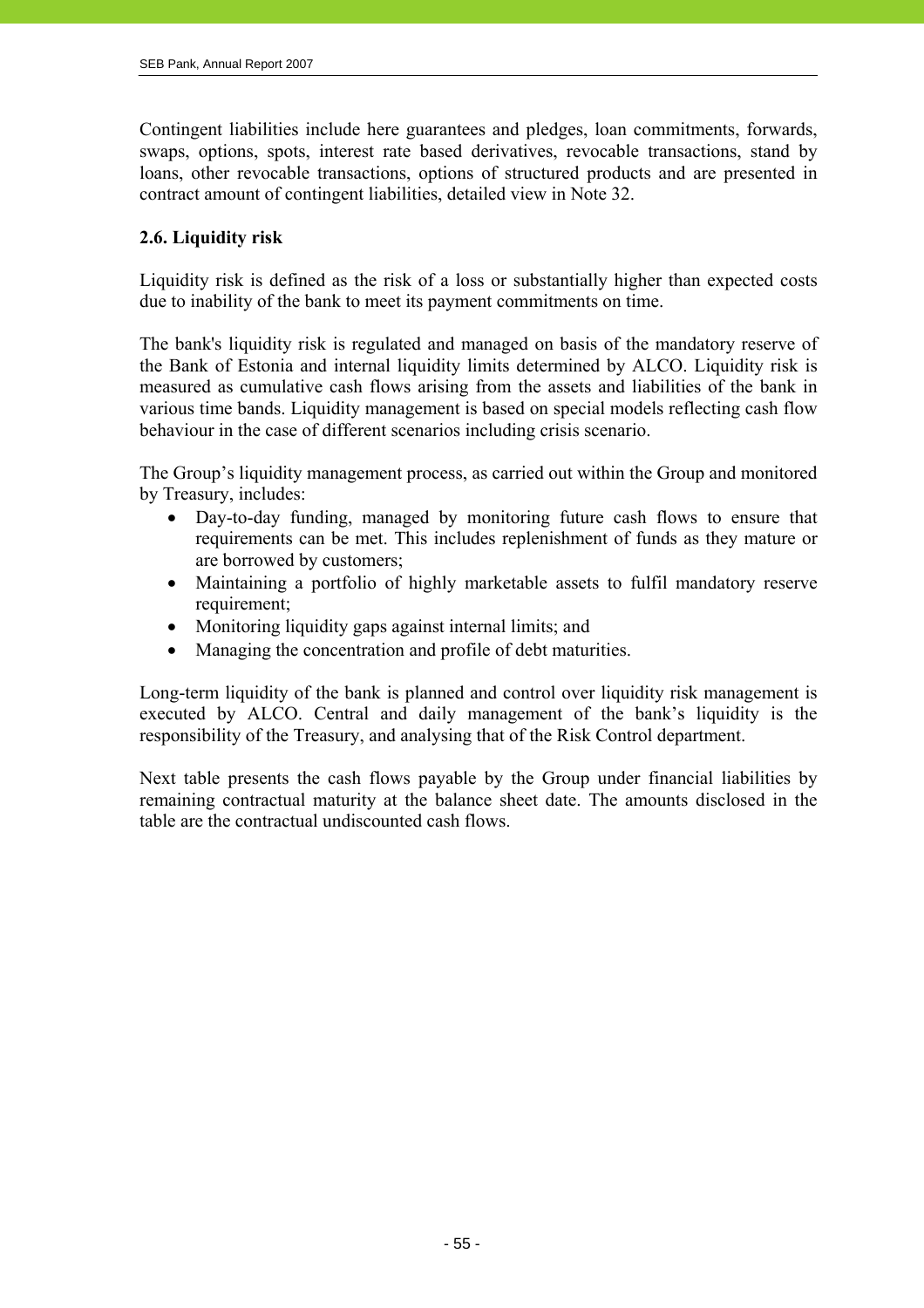Contingent liabilities include here guarantees and pledges, loan commitments, forwards, swaps, options, spots, interest rate based derivatives, revocable transactions, stand by loans, other revocable transactions, options of structured products and are presented in contract amount of contingent liabilities, detailed view in Note 32.

**2.6. Liquidity risk**

Liquidity risk is defined as the risk of a loss or substantially higher than expected costs due to inability of the bank to meet its payment commitments on time.

The bank's liquidity risk is regulated and managed on basis of the mandatory reserve of the Bank of Estonia and internal liquidity limits determined by ALCO. Liquidity risk is measured as cumulative cash flows arising from the assets and liabilities of the bank in various time bands. Liquidity management is based on special models reflecting cash flow behaviour in the case of different scenarios including crisis scenario.

The Group's liquidity management process, as carried out within the Group and monitored by Treasury, includes:

- Day-to-day funding, managed by monitoring future cash flows to ensure that requirements can be met. This includes replenishment of funds as they mature or are borrowed by customers;
- Maintaining a portfolio of highly marketable assets to fulfil mandatory reserve requirement;
- Monitoring liquidity gaps against internal limits; and
- Managing the concentration and profile of debt maturities.

Long-term liquidity of the bank is planned and control over liquidity risk management is executed by ALCO. Central and daily management of the bank's liquidity is the responsibility of the Treasury, and analysing that of the Risk Control department.

Next table presents the cash flows payable by the Group under financial liabilities by remaining contractual maturity at the balance sheet date. The amounts disclosed in the table are the contractual undiscounted cash flows.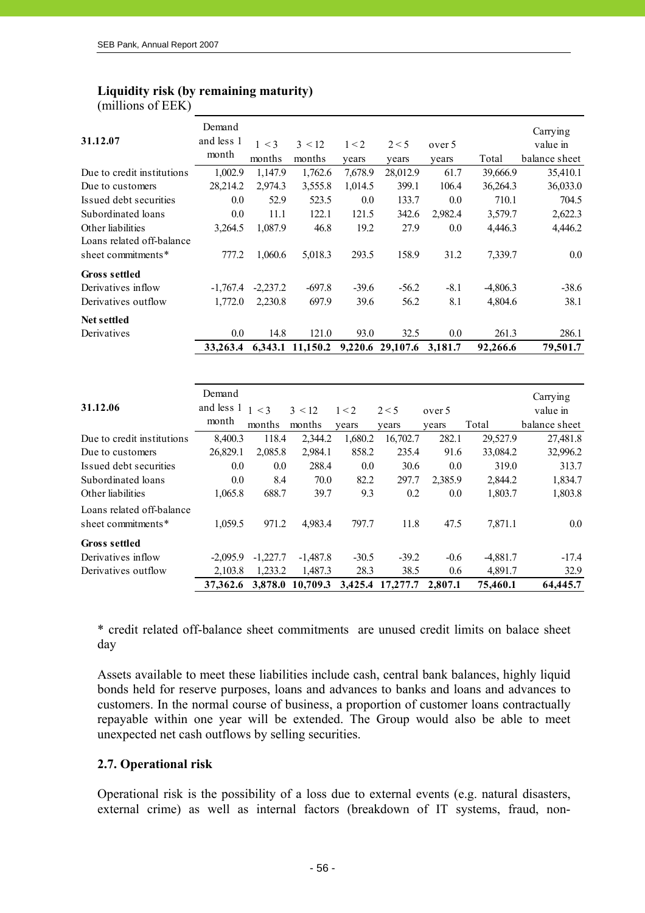## Liquidity risk (by remaining maturity)

(millions of EEK)

| 31.12.07 | Demand and less 1 month | 1 < 3 months | 3 < 12 months | 1 < 2 years | 2 < 5 years | over 5 years | Total | Carrying value in balance sheet |
|---|---|---|---|---|---|---|---|---|
| Due to credit institutions | 1,002.9 | 1,147.9 | 1,762.6 | 7,678.9 | 28,012.9 | 61.7 | 39,666.9 | 35,410.1 |
| Due to customers | 28,214.2 | 2,974.3 | 3,555.8 | 1,014.5 | 399.1 | 106.4 | 36,264.3 | 36,033.0 |
| Issued debt securities | 0.0 | 52.9 | 523.5 | 0.0 | 133.7 | 0.0 | 710.1 | 704.5 |
| Subordinated loans | 0.0 | 11.1 | 122.1 | 121.5 | 342.6 | 2,982.4 | 3,579.7 | 2,622.3 |
| Other liabilities | 3,264.5 | 1,087.9 | 46.8 | 19.2 | 27.9 | 0.0 | 4,446.3 | 4,446.2 |
| Loans related off-balance sheet commitments* | 777.2 | 1,060.6 | 5,018.3 | 293.5 | 158.9 | 31.2 | 7,339.7 | 0.0 |
| **Gross settled** | | | | | | | | |
| Derivatives inflow | -1,767.4 | -2,237.2 | -697.8 | -39.6 | -56.2 | -8.1 | -4,806.3 | -38.6 |
| Derivatives outflow | 1,772.0 | 2,230.8 | 697.9 | 39.6 | 56.2 | 8.1 | 4,804.6 | 38.1 |
| **Net settled** | | | | | | | | |
| Derivatives | 0.0 | 14.8 | 121.0 | 93.0 | 32.5 | 0.0 | 261.3 | 286.1 |
| | **33,263.4** | **6,343.1** | **11,150.2** | **9,220.6** | **29,107.6** | **3,181.7** | **92,266.6** | **79,501.7** |

| 31.12.06 | Demand and less 1 month | 1 < 3 months | 3 < 12 months | 1 < 2 years | 2 < 5 years | over 5 years | Total | Carrying value in balance sheet |
|---|---|---|---|---|---|---|---|---|
| Due to credit institutions | 8,400.3 | 118.4 | 2,344.2 | 1,680.2 | 16,702.7 | 282.1 | 29,527.9 | 27,481.8 |
| Due to customers | 26,829.1 | 2,085.8 | 2,984.1 | 858.2 | 235.4 | 91.6 | 33,084.2 | 32,996.2 |
| Issued debt securities | 0.0 | 0.0 | 288.4 | 0.0 | 30.6 | 0.0 | 319.0 | 313.7 |
| Subordinated loans | 0.0 | 8.4 | 70.0 | 82.2 | 297.7 | 2,385.9 | 2,844.2 | 1,834.7 |
| Other liabilities | 1,065.8 | 688.7 | 39.7 | 9.3 | 0.2 | 0.0 | 1,803.7 | 1,803.8 |
| Loans related off-balance sheet commitments* | 1,059.5 | 971.2 | 4,983.4 | 797.7 | 11.8 | 47.5 | 7,871.1 | 0.0 |
| **Gross settled** | | | | | | | | |
| Derivatives inflow | -2,095.9 | -1,227.7 | -1,487.8 | -30.5 | -39.2 | -0.6 | -4,881.7 | -17.4 |
| Derivatives outflow | 2,103.8 | 1,233.2 | 1,487.3 | 28.3 | 38.5 | 0.6 | 4,891.7 | 32.9 |
| | **37,362.6** | **3,878.0** | **10,709.3** | **3,425.4** | **17,277.7** | **2,807.1** | **75,460.1** | **64,445.7** |

\* credit related off-balance sheet commitments are unused credit limits on balace sheet day

Assets available to meet these liabilities include cash, central bank balances, highly liquid bonds held for reserve purposes, loans and advances to banks and loans and advances to customers. In the normal course of business, a proportion of customer loans contractually repayable within one year will be extended. The Group would also be able to meet unexpected net cash outflows by selling securities.

### 2.7. Operational risk

Operational risk is the possibility of a loss due to external events (e.g. natural disasters, external crime) as well as internal factors (breakdown of IT systems, fraud, non-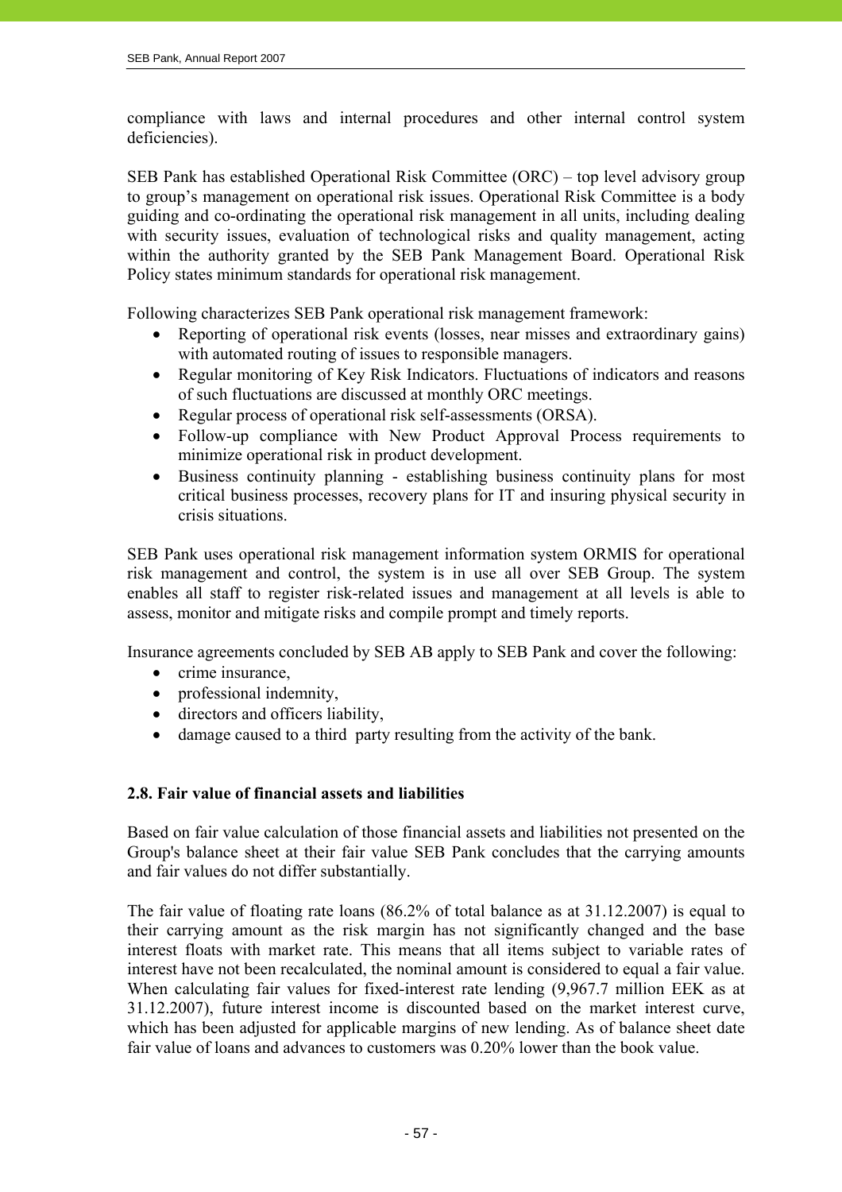compliance with laws and internal procedures and other internal control system deficiencies).

SEB Pank has established Operational Risk Committee (ORC) – top level advisory group to group's management on operational risk issues. Operational Risk Committee is a body guiding and co-ordinating the operational risk management in all units, including dealing with security issues, evaluation of technological risks and quality management, acting within the authority granted by the SEB Pank Management Board. Operational Risk Policy states minimum standards for operational risk management.

Following characterizes SEB Pank operational risk management framework:

- Reporting of operational risk events (losses, near misses and extraordinary gains) with automated routing of issues to responsible managers.
- Regular monitoring of Key Risk Indicators. Fluctuations of indicators and reasons of such fluctuations are discussed at monthly ORC meetings.
- Regular process of operational risk self-assessments (ORSA).
- Follow-up compliance with New Product Approval Process requirements to minimize operational risk in product development.
- Business continuity planning - establishing business continuity plans for most critical business processes, recovery plans for IT and insuring physical security in crisis situations.

SEB Pank uses operational risk management information system ORMIS for operational risk management and control, the system is in use all over SEB Group. The system enables all staff to register risk-related issues and management at all levels is able to assess, monitor and mitigate risks and compile prompt and timely reports.

Insurance agreements concluded by SEB AB apply to SEB Pank and cover the following:

- crime insurance,
- professional indemnity,
- directors and officers liability,
- damage caused to a third party resulting from the activity of the bank.

### 2.8. Fair value of financial assets and liabilities

Based on fair value calculation of those financial assets and liabilities not presented on the Group's balance sheet at their fair value SEB Pank concludes that the carrying amounts and fair values do not differ substantially.

The fair value of floating rate loans (86.2% of total balance as at 31.12.2007) is equal to their carrying amount as the risk margin has not significantly changed and the base interest floats with market rate. This means that all items subject to variable rates of interest have not been recalculated, the nominal amount is considered to equal a fair value. When calculating fair values for fixed-interest rate lending (9,967.7 million EEK as at 31.12.2007), future interest income is discounted based on the market interest curve, which has been adjusted for applicable margins of new lending. As of balance sheet date fair value of loans and advances to customers was 0.20% lower than the book value.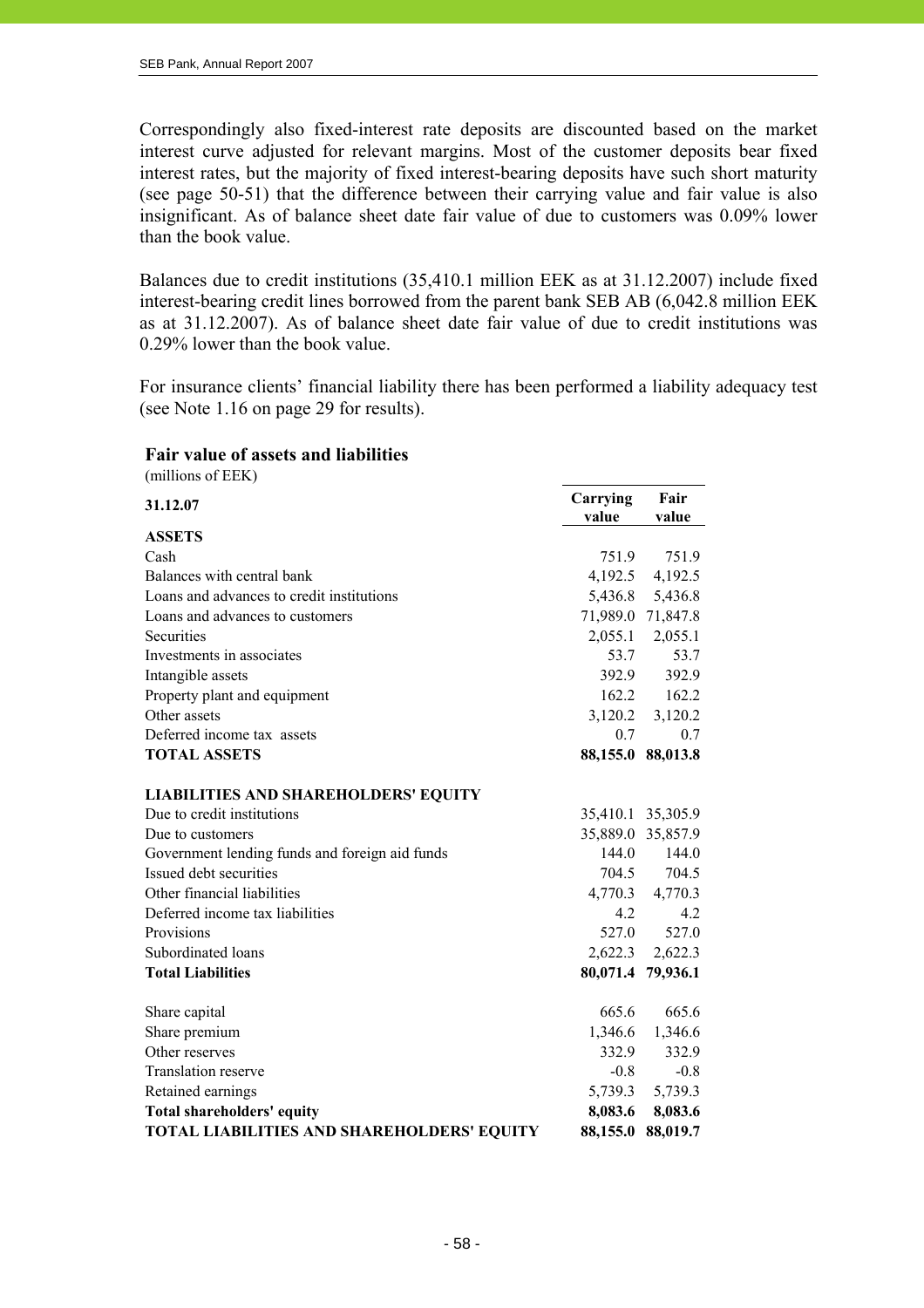Correspondingly also fixed-interest rate deposits are discounted based on the market interest curve adjusted for relevant margins. Most of the customer deposits bear fixed interest rates, but the majority of fixed interest-bearing deposits have such short maturity (see page 50-51) that the difference between their carrying value and fair value is also insignificant. As of balance sheet date fair value of due to customers was 0.09% lower than the book value.

Balances due to credit institutions (35,410.1 million EEK as at 31.12.2007) include fixed interest-bearing credit lines borrowed from the parent bank SEB AB (6,042.8 million EEK as at 31.12.2007). As of balance sheet date fair value of due to credit institutions was 0.29% lower than the book value.

For insurance clients' financial liability there has been performed a liability adequacy test (see Note 1.16 on page 29 for results).

**Fair value of assets and liabilities**
(millions of EEK)

| **31.12.07** | **Carrying value** | **Fair value** |
|---|---|---|
| **ASSETS** | | |
| Cash | 751.9 | 751.9 |
| Balances with central bank | 4,192.5 | 4,192.5 |
| Loans and advances to credit institutions | 5,436.8 | 5,436.8 |
| Loans and advances to customers | 71,989.0 | 71,847.8 |
| Securities | 2,055.1 | 2,055.1 |
| Investments in associates | 53.7 | 53.7 |
| Intangible assets | 392.9 | 392.9 |
| Property plant and equipment | 162.2 | 162.2 |
| Other assets | 3,120.2 | 3,120.2 |
| Deferred income tax assets | 0.7 | 0.7 |
| **TOTAL ASSETS** | **88,155.0** | **88,013.8** |
| | | |
| **LIABILITIES AND SHAREHOLDERS' EQUITY** | | |
| Due to credit institutions | 35,410.1 | 35,305.9 |
| Due to customers | 35,889.0 | 35,857.9 |
| Government lending funds and foreign aid funds | 144.0 | 144.0 |
| Issued debt securities | 704.5 | 704.5 |
| Other financial liabilities | 4,770.3 | 4,770.3 |
| Deferred income tax liabilities | 4.2 | 4.2 |
| Provisions | 527.0 | 527.0 |
| Subordinated loans | 2,622.3 | 2,622.3 |
| **Total Liabilities** | **80,071.4** | **79,936.1** |
| | | |
| Share capital | 665.6 | 665.6 |
| Share premium | 1,346.6 | 1,346.6 |
| Other reserves | 332.9 | 332.9 |
| Translation reserve | -0.8 | -0.8 |
| Retained earnings | 5,739.3 | 5,739.3 |
| **Total shareholders' equity** | **8,083.6** | **8,083.6** |
| **TOTAL LIABILITIES AND SHAREHOLDERS' EQUITY** | **88,155.0** | **88,019.7** |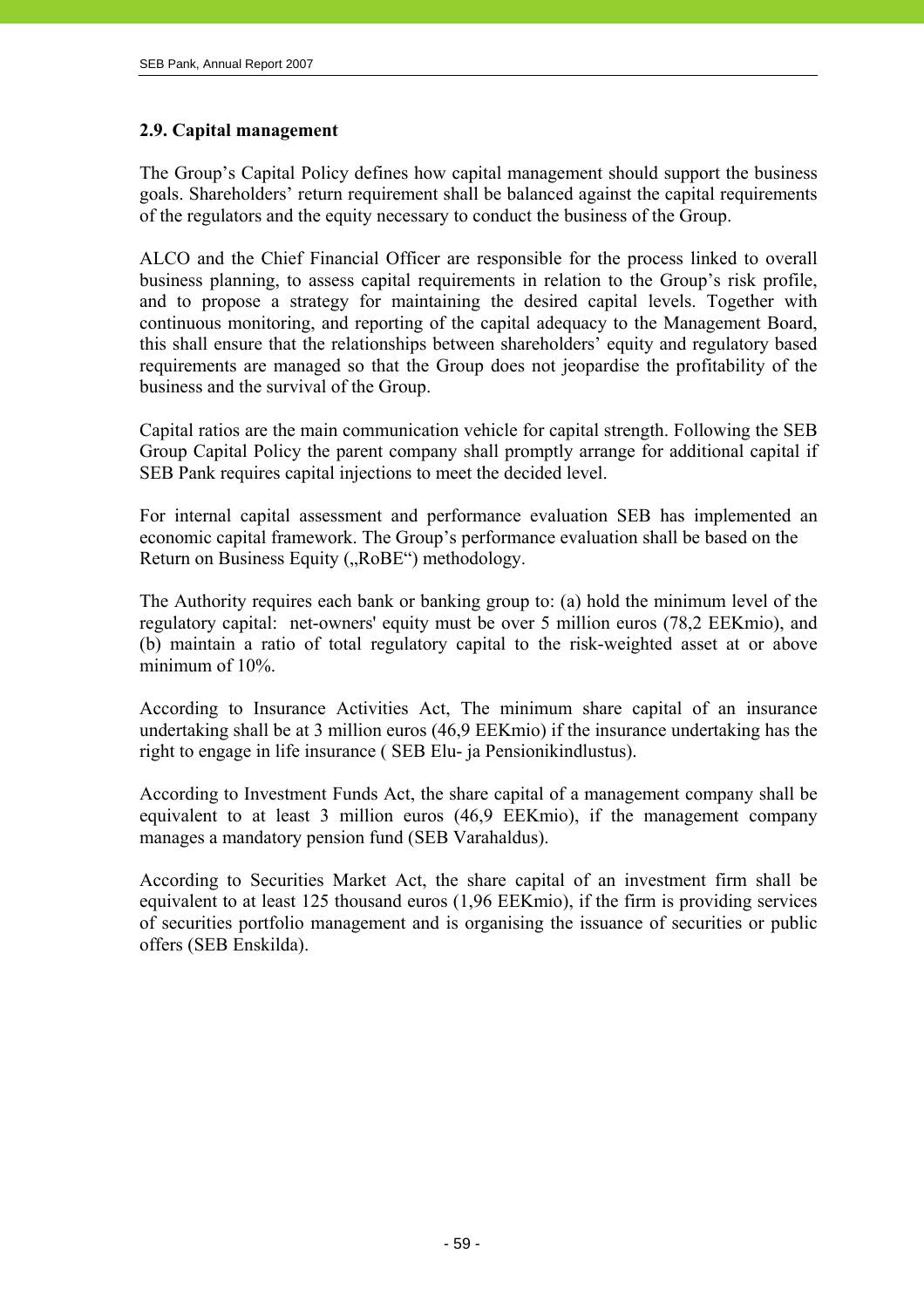### 2.9. Capital management

The Group's Capital Policy defines how capital management should support the business goals. Shareholders' return requirement shall be balanced against the capital requirements of the regulators and the equity necessary to conduct the business of the Group.

ALCO and the Chief Financial Officer are responsible for the process linked to overall business planning, to assess capital requirements in relation to the Group's risk profile, and to propose a strategy for maintaining the desired capital levels. Together with continuous monitoring, and reporting of the capital adequacy to the Management Board, this shall ensure that the relationships between shareholders' equity and regulatory based requirements are managed so that the Group does not jeopardise the profitability of the business and the survival of the Group.

Capital ratios are the main communication vehicle for capital strength. Following the SEB Group Capital Policy the parent company shall promptly arrange for additional capital if SEB Pank requires capital injections to meet the decided level.

For internal capital assessment and performance evaluation SEB has implemented an economic capital framework. The Group's performance evaluation shall be based on the Return on Business Equity („RoBE") methodology.

The Authority requires each bank or banking group to: (a) hold the minimum level of the regulatory capital: net-owners' equity must be over 5 million euros (78,2 EEKmio), and (b) maintain a ratio of total regulatory capital to the risk-weighted asset at or above minimum of 10%.

According to Insurance Activities Act, The minimum share capital of an insurance undertaking shall be at 3 million euros (46,9 EEKmio) if the insurance undertaking has the right to engage in life insurance ( SEB Elu- ja Pensionikindlustus).

According to Investment Funds Act, the share capital of a management company shall be equivalent to at least 3 million euros (46,9 EEKmio), if the management company manages a mandatory pension fund (SEB Varahaldus).

According to Securities Market Act, the share capital of an investment firm shall be equivalent to at least 125 thousand euros (1,96 EEKmio), if the firm is providing services of securities portfolio management and is organising the issuance of securities or public offers (SEB Enskilda).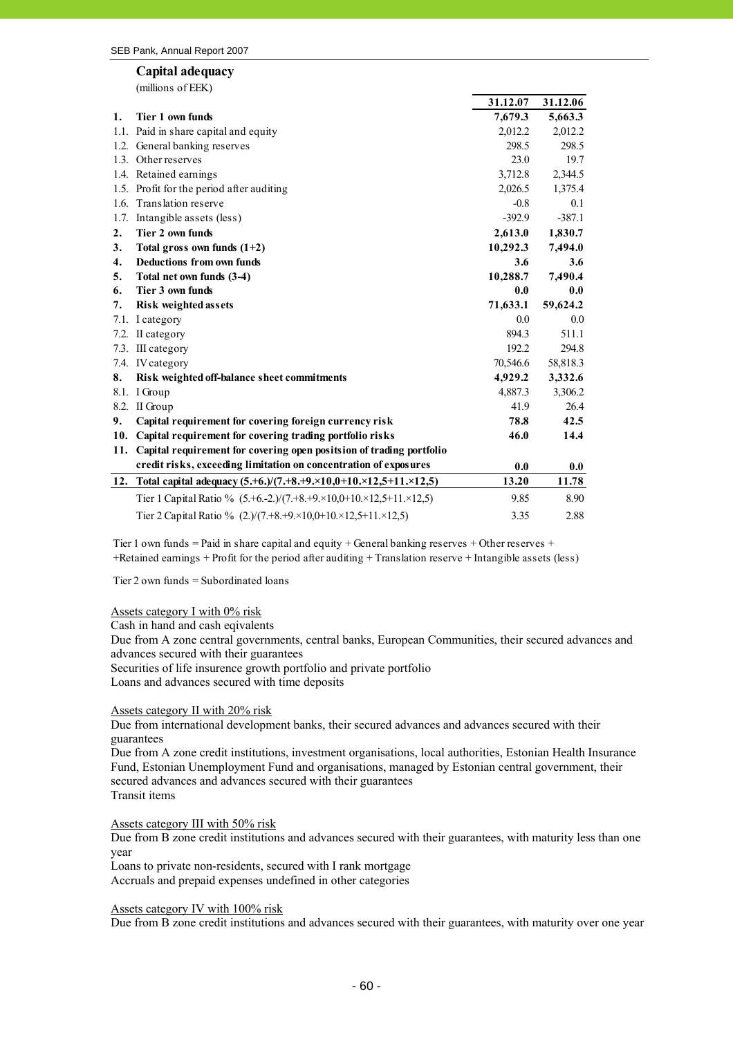## Capital adequacy

(millions of EEK)

| | | 31.12.07 | 31.12.06 |
|---|---|---|---|
| **1.** | **Tier 1 own funds** | **7,679.3** | **5,663.3** |
| 1.1. | Paid in share capital and equity | 2,012.2 | 2,012.2 |
| 1.2. | General banking reserves | 298.5 | 298.5 |
| 1.3. | Other reserves | 23.0 | 19.7 |
| 1.4. | Retained earnings | 3,712.8 | 2,344.5 |
| 1.5. | Profit for the period after auditing | 2,026.5 | 1,375.4 |
| 1.6. | Translation reserve | -0.8 | 0.1 |
| 1.7. | Intangible assets (less) | -392.9 | -387.1 |
| **2.** | **Tier 2 own funds** | **2,613.0** | **1,830.7** |
| **3.** | **Total gross own funds (1+2)** | **10,292.3** | **7,494.0** |
| **4.** | **Deductions from own funds** | **3.6** | **3.6** |
| **5.** | **Total net own funds (3-4)** | **10,288.7** | **7,490.4** |
| **6.** | **Tier 3 own funds** | **0.0** | **0.0** |
| **7.** | **Risk weighted assets** | **71,633.1** | **59,624.2** |
| 7.1. | I category | 0.0 | 0.0 |
| 7.2. | II category | 894.3 | 511.1 |
| 7.3. | III category | 192.2 | 294.8 |
| 7.4. | IV category | 70,546.6 | 58,818.3 |
| **8.** | **Risk weighted off-balance sheet commitments** | **4,929.2** | **3,332.6** |
| 8.1. | I Group | 4,887.3 | 3,306.2 |
| 8.2. | II Group | 41.9 | 26.4 |
| **9.** | **Capital requirement for covering foreign currency risk** | **78.8** | **42.5** |
| **10.** | **Capital requirement for covering trading portfolio risks** | **46.0** | **14.4** |
| **11.** | **Capital requirement for covering open positsion of trading portfolio credit risks, exceeding limitation on concentration of exposures** | **0.0** | **0.0** |
| **12.** | **Total capital adequacy (5.+6.)/(7.+8.+9.×10,0+10.×12,5+11.×12,5)** | **13.20** | **11.78** |
| | Tier 1 Capital Ratio % (5.+6.-2.)/(7.+8.+9.×10,0+10.×12,5+11.×12,5) | 9.85 | 8.90 |
| | Tier 2 Capital Ratio % (2.)/(7.+8.+9.×10,0+10.×12,5+11.×12,5) | 3.35 | 2.88 |

Tier 1 own funds = Paid in share capital and equity + General banking reserves + Other reserves + +Retained earnings + Profit for the period after auditing + Translation reserve + Intangible assets (less)

Tier 2 own funds = Subordinated loans

Assets category I with 0% risk

Cash in hand and cash eqivalents

Due from A zone central governments, central banks, European Communities, their secured advances and advances secured with their guarantees

Securities of life insurance growth portfolio and private portfolio

Loans and advances secured with time deposits

Assets category II with 20% risk

Due from international development banks, their secured advances and advances secured with their guarantees

Due from A zone credit institutions, investment organisations, local authorities, Estonian Health Insurance Fund, Estonian Unemployment Fund and organisations, managed by Estonian central government, their secured advances and advances secured with their guarantees

Transit items

Assets category III with 50% risk

Due from B zone credit institutions and advances secured with their guarantees, with maturity less than one year

Loans to private non-residents, secured with I rank mortgage

Accruals and prepaid expenses undefined in other categories

Assets category IV with 100% risk

Due from B zone credit institutions and advances secured with their guarantees, with maturity over one year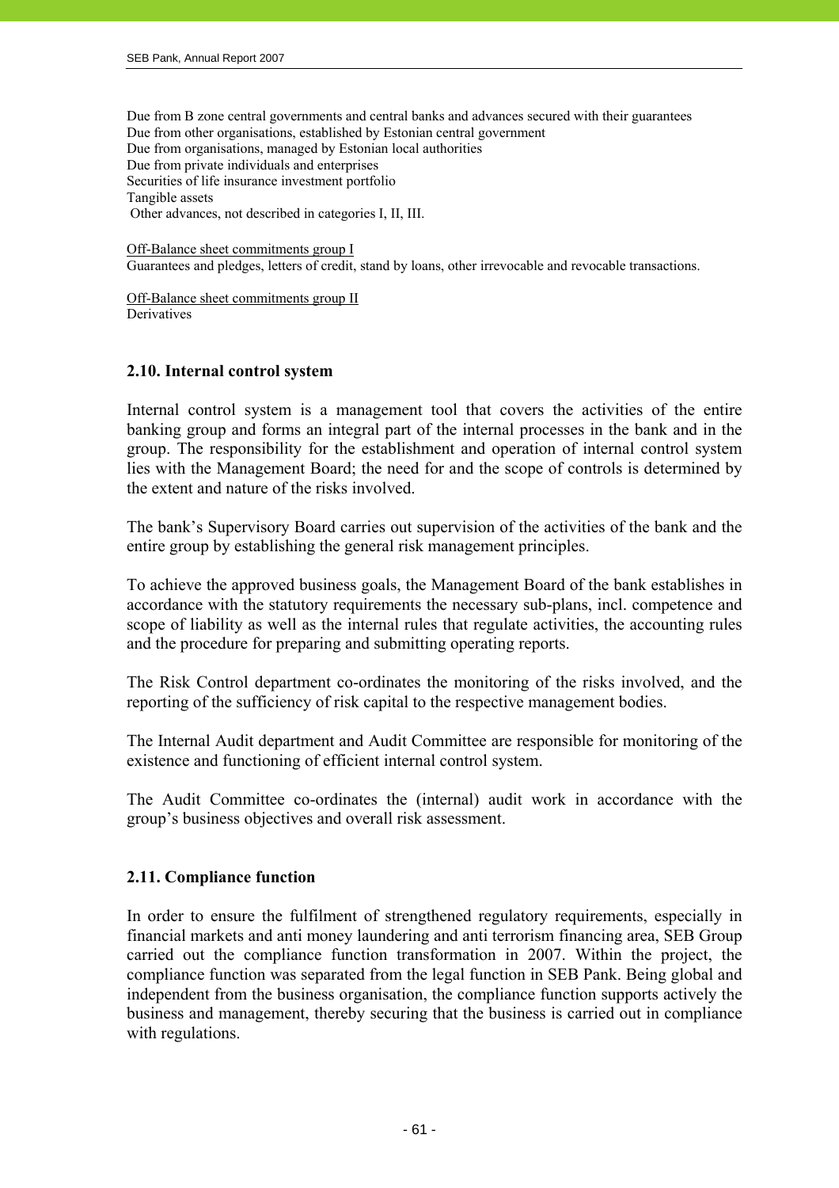Due from B zone central governments and central banks and advances secured with their guarantees
Due from other organisations, established by Estonian central government
Due from organisations, managed by Estonian local authorities
Due from private individuals and enterprises
Securities of life insurance investment portfolio
Tangible assets
Other advances, not described in categories I, II, III.

Off-Balance sheet commitments group I
Guarantees and pledges, letters of credit, stand by loans, other irrevocable and revocable transactions.

Off-Balance sheet commitments group II
Derivatives

### 2.10. Internal control system

Internal control system is a management tool that covers the activities of the entire banking group and forms an integral part of the internal processes in the bank and in the group. The responsibility for the establishment and operation of internal control system lies with the Management Board; the need for and the scope of controls is determined by the extent and nature of the risks involved.

The bank's Supervisory Board carries out supervision of the activities of the bank and the entire group by establishing the general risk management principles.

To achieve the approved business goals, the Management Board of the bank establishes in accordance with the statutory requirements the necessary sub-plans, incl. competence and scope of liability as well as the internal rules that regulate activities, the accounting rules and the procedure for preparing and submitting operating reports.

The Risk Control department co-ordinates the monitoring of the risks involved, and the reporting of the sufficiency of risk capital to the respective management bodies.

The Internal Audit department and Audit Committee are responsible for monitoring of the existence and functioning of efficient internal control system.

The Audit Committee co-ordinates the (internal) audit work in accordance with the group's business objectives and overall risk assessment.

### 2.11. Compliance function

In order to ensure the fulfilment of strengthened regulatory requirements, especially in financial markets and anti money laundering and anti terrorism financing area, SEB Group carried out the compliance function transformation in 2007. Within the project, the compliance function was separated from the legal function in SEB Pank. Being global and independent from the business organisation, the compliance function supports actively the business and management, thereby securing that the business is carried out in compliance with regulations.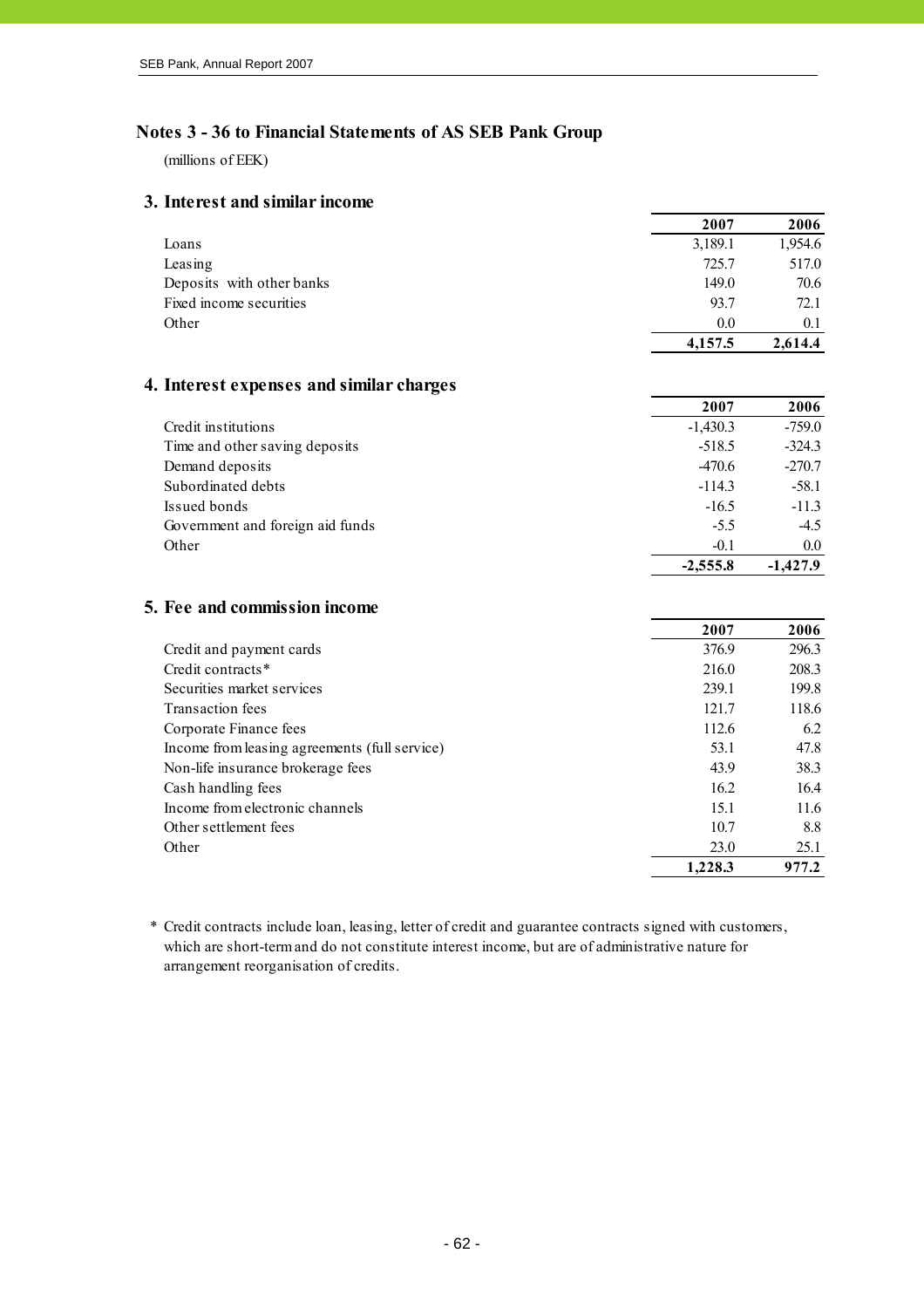## Notes 3 - 36 to Financial Statements of AS SEB Pank Group

(millions of EEK)

### 3. Interest and similar income

| | 2007 | 2006 |
|---|---|---|
| Loans | 3,189.1 | 1,954.6 |
| Leasing | 725.7 | 517.0 |
| Deposits with other banks | 149.0 | 70.6 |
| Fixed income securities | 93.7 | 72.1 |
| Other | 0.0 | 0.1 |
| | **4,157.5** | **2,614.4** |

### 4. Interest expenses and similar charges

| | 2007 | 2006 |
|---|---|---|
| Credit institutions | -1,430.3 | -759.0 |
| Time and other saving deposits | -518.5 | -324.3 |
| Demand deposits | -470.6 | -270.7 |
| Subordinated debts | -114.3 | -58.1 |
| Issued bonds | -16.5 | -11.3 |
| Government and foreign aid funds | -5.5 | -4.5 |
| Other | -0.1 | 0.0 |
| | **-2,555.8** | **-1,427.9** |

### 5. Fee and commission income

| | 2007 | 2006 |
|---|---|---|
| Credit and payment cards | 376.9 | 296.3 |
| Credit contracts* | 216.0 | 208.3 |
| Securities market services | 239.1 | 199.8 |
| Transaction fees | 121.7 | 118.6 |
| Corporate Finance fees | 112.6 | 6.2 |
| Income from leasing agreements (full service) | 53.1 | 47.8 |
| Non-life insurance brokerage fees | 43.9 | 38.3 |
| Cash handling fees | 16.2 | 16.4 |
| Income from electronic channels | 15.1 | 11.6 |
| Other settlement fees | 10.7 | 8.8 |
| Other | 23.0 | 25.1 |
| | **1,228.3** | **977.2** |

\* Credit contracts include loan, leasing, letter of credit and guarantee contracts signed with customers, which are short-term and do not constitute interest income, but are of administrative nature for arrangement reorganisation of credits.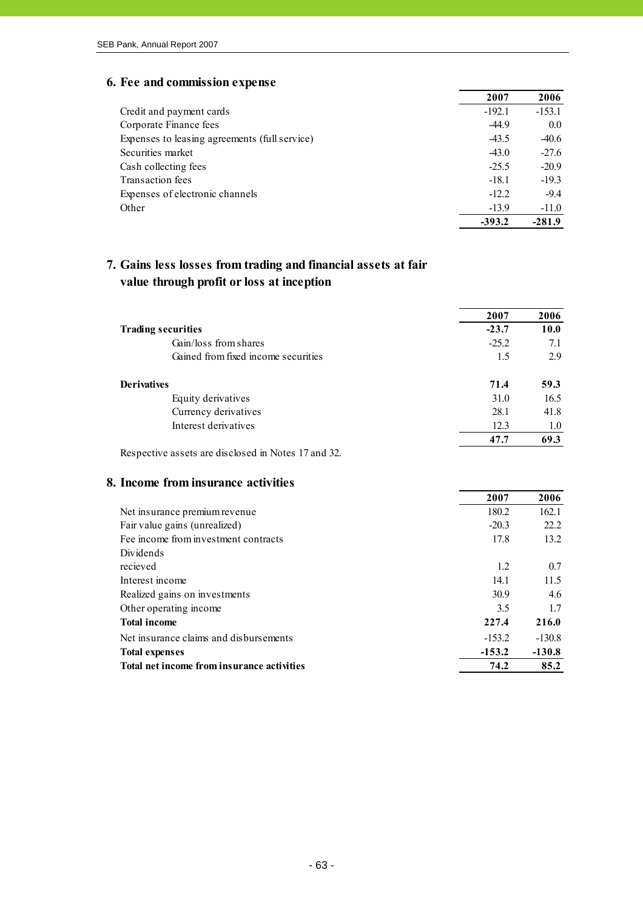## 6. Fee and commission expense

| | 2007 | 2006 |
|---|---|---|
| Credit and payment cards | -192.1 | -153.1 |
| Corporate Finance fees | -44.9 | 0.0 |
| Expenses to leasing agreements (full service) | -43.5 | -40.6 |
| Securities market | -43.0 | -27.6 |
| Cash collecting fees | -25.5 | -20.9 |
| Transaction fees | -18.1 | -19.3 |
| Expenses of electronic channels | -12.2 | -9.4 |
| Other | -13.9 | -11.0 |
| | **-393.2** | **-281.9** |

## 7. Gains less losses from trading and financial assets at fair value through profit or loss at inception

| | 2007 | 2006 |
|---|---|---|
| **Trading securities** | **-23.7** | **10.0** |
| Gain/loss from shares | -25.2 | 7.1 |
| Gained from fixed income securities | 1.5 | 2.9 |
| | | |
| **Derivatives** | **71.4** | **59.3** |
| Equity derivatives | 31.0 | 16.5 |
| Currency derivatives | 28.1 | 41.8 |
| Interest derivatives | 12.3 | 1.0 |
| | **47.7** | **69.3** |

Respective assets are disclosed in Notes 17 and 32.

## 8. Income from insurance activities

| | 2007 | 2006 |
|---|---|---|
| Net insurance premium revenue | 180.2 | 162.1 |
| Fair value gains (unrealized) | -20.3 | 22.2 |
| Fee income from investment contracts | 17.8 | 13.2 |
| Dividends recieved | 1.2 | 0.7 |
| Interest income | 14.1 | 11.5 |
| Realized gains on investments | 30.9 | 4.6 |
| Other operating income | 3.5 | 1.7 |
| **Total income** | **227.4** | **216.0** |
| Net insurance claims and disbursements | -153.2 | -130.8 |
| **Total expenses** | **-153.2** | **-130.8** |
| **Total net income from insurance activities** | **74.2** | **85.2** |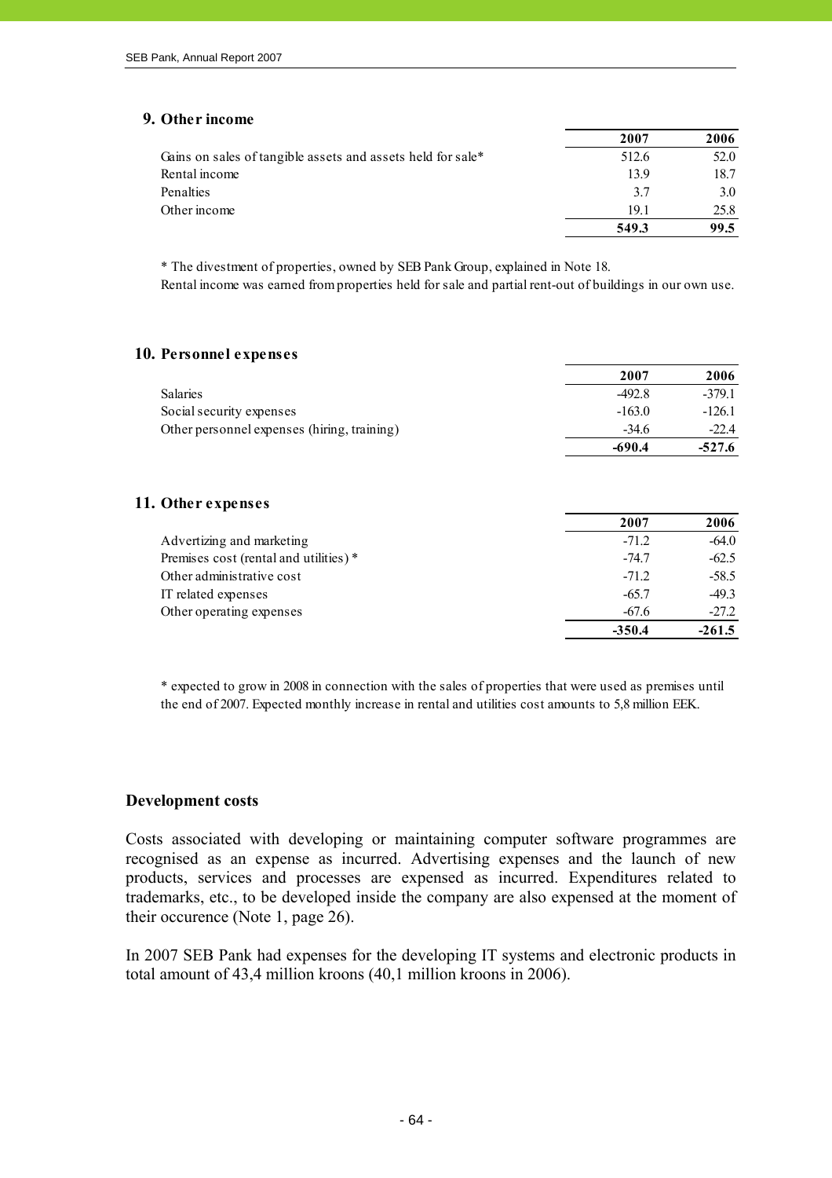## 9. Other income

| | 2007 | 2006 |
|---|---|---|
| Gains on sales of tangible assets and assets held for sale* | 512.6 | 52.0 |
| Rental income | 13.9 | 18.7 |
| Penalties | 3.7 | 3.0 |
| Other income | 19.1 | 25.8 |
| | **549.3** | **99.5** |

* The divestment of properties, owned by SEB Pank Group, explained in Note 18.

Rental income was earned from properties held for sale and partial rent-out of buildings in our own use.

## 10. Personnel expenses

| | 2007 | 2006 |
|---|---|---|
| Salaries | -492.8 | -379.1 |
| Social security expenses | -163.0 | -126.1 |
| Other personnel expenses (hiring, training) | -34.6 | -22.4 |
| | **-690.4** | **-527.6** |

## 11. Other expenses

| | 2007 | 2006 |
|---|---|---|
| Advertizing and marketing | -71.2 | -64.0 |
| Premises cost (rental and utilities) * | -74.7 | -62.5 |
| Other administrative cost | -71.2 | -58.5 |
| IT related expenses | -65.7 | -49.3 |
| Other operating expenses | -67.6 | -27.2 |
| | **-350.4** | **-261.5** |

* expected to grow in 2008 in connection with the sales of properties that were used as premises until the end of 2007. Expected monthly increase in rental and utilities cost amounts to 5,8 million EEK.

### Development costs

Costs associated with developing or maintaining computer software programmes are recognised as an expense as incurred. Advertising expenses and the launch of new products, services and processes are expensed as incurred. Expenditures related to trademarks, etc., to be developed inside the company are also expensed at the moment of their occurence (Note 1, page 26).

In 2007 SEB Pank had expenses for the developing IT systems and electronic products in total amount of 43,4 million kroons (40,1 million kroons in 2006).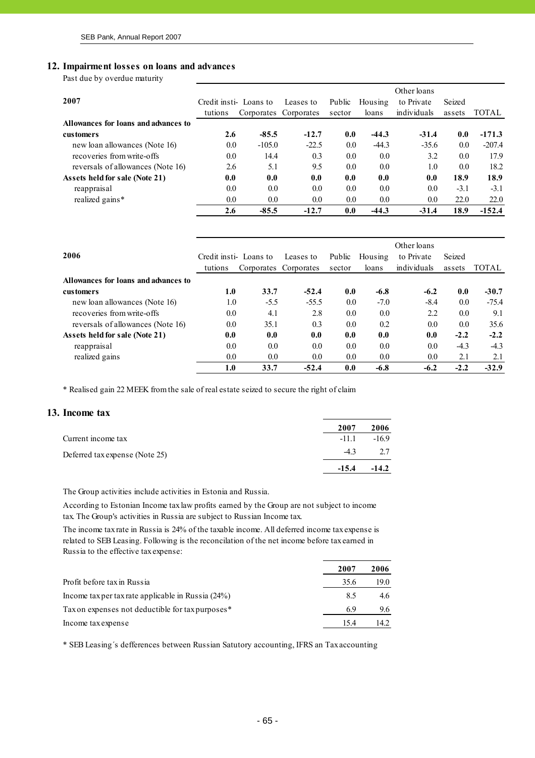## 12. Impairment losses on loans and advances

Past due by overdue maturity

| 2007 | Credit institutions | Loans to Corporates | Leases to Corporates | Public sector | Housing loans | Other loans to Private individuals | Seized assets | TOTAL |
|---|---|---|---|---|---|---|---|---|
| **Allowances for loans and advances to customers** | **2.6** | **-85.5** | **-12.7** | **0.0** | **-44.3** | **-31.4** | **0.0** | **-171.3** |
| new loan allowances (Note 16) | 0.0 | -105.0 | -22.5 | 0.0 | -44.3 | -35.6 | 0.0 | -207.4 |
| recoveries from write-offs | 0.0 | 14.4 | 0.3 | 0.0 | 0.0 | 3.2 | 0.0 | 17.9 |
| reversals of allowances (Note 16) | 2.6 | 5.1 | 9.5 | 0.0 | 0.0 | 1.0 | 0.0 | 18.2 |
| **Assets held for sale (Note 21)** | **0.0** | **0.0** | **0.0** | **0.0** | **0.0** | **0.0** | **18.9** | **18.9** |
| reappraisal | 0.0 | 0.0 | 0.0 | 0.0 | 0.0 | 0.0 | -3.1 | -3.1 |
| realized gains* | 0.0 | 0.0 | 0.0 | 0.0 | 0.0 | 0.0 | 22.0 | 22.0 |
| | **2.6** | **-85.5** | **-12.7** | **0.0** | **-44.3** | **-31.4** | **18.9** | **-152.4** |

| 2006 | Credit institutions | Loans to Corporates | Leases to Corporates | Public sector | Housing loans | Other loans to Private individuals | Seized assets | TOTAL |
|---|---|---|---|---|---|---|---|---|
| **Allowances for loans and advances to customers** | **1.0** | **33.7** | **-52.4** | **0.0** | **-6.8** | **-6.2** | **0.0** | **-30.7** |
| new loan allowances (Note 16) | 1.0 | -5.5 | -55.5 | 0.0 | -7.0 | -8.4 | 0.0 | -75.4 |
| recoveries from write-offs | 0.0 | 4.1 | 2.8 | 0.0 | 0.0 | 2.2 | 0.0 | 9.1 |
| reversals of allowances (Note 16) | 0.0 | 35.1 | 0.3 | 0.0 | 0.2 | 0.0 | 0.0 | 35.6 |
| **Assets held for sale (Note 21)** | **0.0** | **0.0** | **0.0** | **0.0** | **0.0** | **0.0** | **-2.2** | **-2.2** |
| reappraisal | 0.0 | 0.0 | 0.0 | 0.0 | 0.0 | 0.0 | -4.3 | -4.3 |
| realized gains | 0.0 | 0.0 | 0.0 | 0.0 | 0.0 | 0.0 | 2.1 | 2.1 |
| | **1.0** | **33.7** | **-52.4** | **0.0** | **-6.8** | **-6.2** | **-2.2** | **-32.9** |

* Realised gain 22 MEEK from the sale of real estate seized to secure the right of claim

## 13. Income tax

| | 2007 | 2006 |
|---|---|---|
| Current income tax | -11.1 | -16.9 |
| Deferred tax expense (Note 25) | -4.3 | 2.7 |
| | **-15.4** | **-14.2** |

The Group activities include activities in Estonia and Russia.

According to Estonian Income tax law profits earned by the Group are not subject to income tax. The Group's activities in Russia are subject to Russian Income tax.

The income tax rate in Russia is 24% of the taxable income. All deferred income tax expense is related to SEB Leasing. Following is the reconcilation of the net income before tax earned in Russia to the effective tax expense:

| | 2007 | 2006 |
|---|---|---|
| Profit before tax in Russia | 35.6 | 19.0 |
| Income tax per tax rate applicable in Russia (24%) | 8.5 | 4.6 |
| Tax on expenses not deductible for tax purposes* | 6.9 | 9.6 |
| Income tax expense | 15.4 | 14.2 |

* SEB Leasing´s defferences between Russian Satutory accounting, IFRS an Tax accounting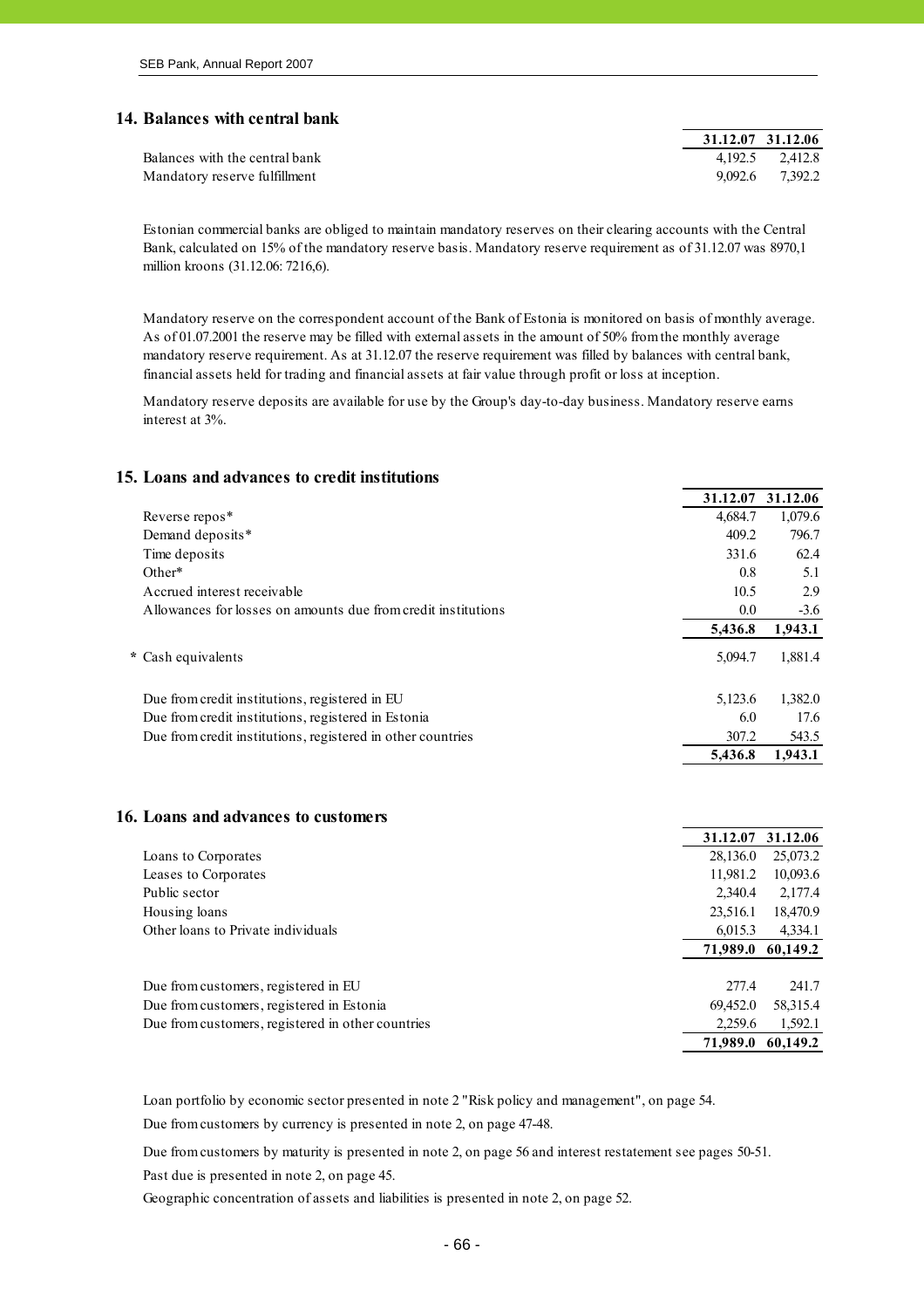## 14. Balances with central bank

| | 31.12.07 | 31.12.06 |
|---|---|---|
| Balances with the central bank | 4,192.5 | 2,412.8 |
| Mandatory reserve fulfillment | 9,092.6 | 7,392.2 |

Estonian commercial banks are obliged to maintain mandatory reserves on their clearing accounts with the Central Bank, calculated on 15% of the mandatory reserve basis. Mandatory reserve requirement as of 31.12.07 was 8970,1 million kroons (31.12.06: 7216,6).

Mandatory reserve on the correspondent account of the Bank of Estonia is monitored on basis of monthly average. As of 01.07.2001 the reserve may be filled with external assets in the amount of 50% from the monthly average mandatory reserve requirement. As at 31.12.07 the reserve requirement was filled by balances with central bank, financial assets held for trading and financial assets at fair value through profit or loss at inception.

Mandatory reserve deposits are available for use by the Group's day-to-day business. Mandatory reserve earns interest at 3%.

## 15. Loans and advances to credit institutions

| | 31.12.07 | 31.12.06 |
|---|---|---|
| Reverse repos* | 4,684.7 | 1,079.6 |
| Demand deposits* | 409.2 | 796.7 |
| Time deposits | 331.6 | 62.4 |
| Other* | 0.8 | 5.1 |
| Accrued interest receivable | 10.5 | 2.9 |
| Allowances for losses on amounts due from credit institutions | 0.0 | -3.6 |
| | **5,436.8** | **1,943.1** |
| * Cash equivalents | 5,094.7 | 1,881.4 |
| Due from credit institutions, registered in EU | 5,123.6 | 1,382.0 |
| Due from credit institutions, registered in Estonia | 6.0 | 17.6 |
| Due from credit institutions, registered in other countries | 307.2 | 543.5 |
| | **5,436.8** | **1,943.1** |

## 16. Loans and advances to customers

| | 31.12.07 | 31.12.06 |
|---|---|---|
| Loans to Corporates | 28,136.0 | 25,073.2 |
| Leases to Corporates | 11,981.2 | 10,093.6 |
| Public sector | 2,340.4 | 2,177.4 |
| Housing loans | 23,516.1 | 18,470.9 |
| Other loans to Private individuals | 6,015.3 | 4,334.1 |
| | **71,989.0** | **60,149.2** |
| Due from customers, registered in EU | 277.4 | 241.7 |
| Due from customers, registered in Estonia | 69,452.0 | 58,315.4 |
| Due from customers, registered in other countries | 2,259.6 | 1,592.1 |
| | **71,989.0** | **60,149.2** |

Loan portfolio by economic sector presented in note 2 "Risk policy and management", on page 54.

Due from customers by currency is presented in note 2, on page 47-48.

Due from customers by maturity is presented in note 2, on page 56 and interest restatement see pages 50-51.

Past due is presented in note 2, on page 45.

Geographic concentration of assets and liabilities is presented in note 2, on page 52.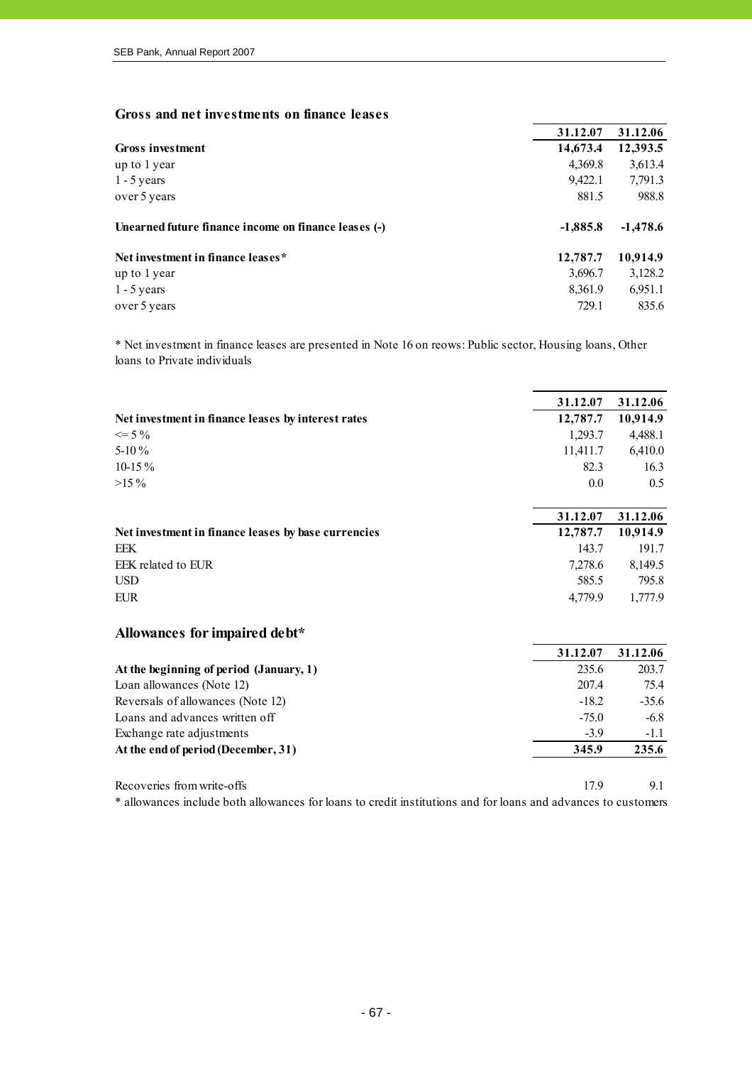### Gross and net investments on finance leases

| | 31.12.07 | 31.12.06 |
|---|---|---|
| **Gross investment** | **14,673.4** | **12,393.5** |
| up to 1 year | 4,369.8 | 3,613.4 |
| 1 - 5 years | 9,422.1 | 7,791.3 |
| over 5 years | 881.5 | 988.8 |
| **Unearned future finance income on finance leases (-)** | **-1,885.8** | **-1,478.6** |
| **Net investment in finance leases*** | **12,787.7** | **10,914.9** |
| up to 1 year | 3,696.7 | 3,128.2 |
| 1 - 5 years | 8,361.9 | 6,951.1 |
| over 5 years | 729.1 | 835.6 |

* Net investment in finance leases are presented in Note 16 on reows: Public sector, Housing loans, Other loans to Private individuals

| | 31.12.07 | 31.12.06 |
|---|---|---|
| **Net investment in finance leases by interest rates** | **12,787.7** | **10,914.9** |
| <= 5 % | 1,293.7 | 4,488.1 |
| 5-10 % | 11,411.7 | 6,410.0 |
| 10-15 % | 82.3 | 16.3 |
| >15 % | 0.0 | 0.5 |

| | 31.12.07 | 31.12.06 |
|---|---|---|
| **Net investment in finance leases by base currencies** | **12,787.7** | **10,914.9** |
| EEK | 143.7 | 191.7 |
| EEK related to EUR | 7,278.6 | 8,149.5 |
| USD | 585.5 | 795.8 |
| EUR | 4,779.9 | 1,777.9 |

## Allowances for impaired debt*

| | 31.12.07 | 31.12.06 |
|---|---|---|
| **At the beginning of period (January, 1)** | 235.6 | 203.7 |
| Loan allowances (Note 12) | 207.4 | 75.4 |
| Reversals of allowances (Note 12) | -18.2 | -35.6 |
| Loans and advances written off | -75.0 | -6.8 |
| Exchange rate adjustments | -3.9 | -1.1 |
| **At the end of period (December, 31)** | **345.9** | **235.6** |
| Recoveries from write-offs | 17.9 | 9.1 |

* allowances include both allowances for loans to credit institutions and for loans and advances to customers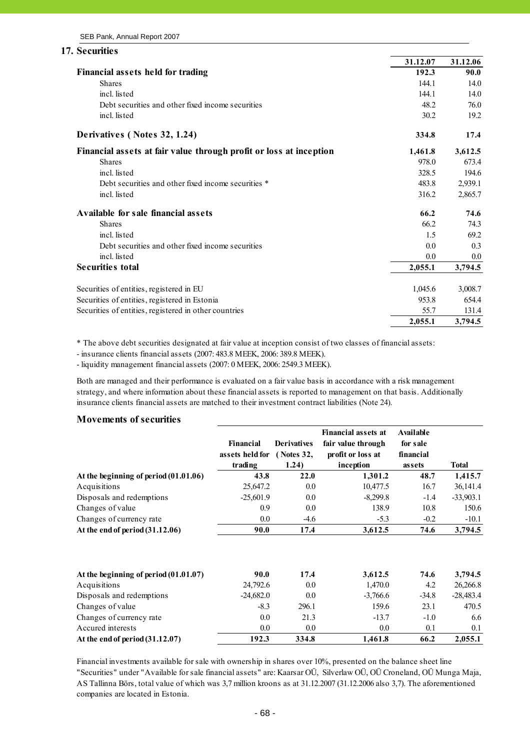## 17. Securities

| | 31.12.07 | 31.12.06 |
|---|---|---|
| **Financial assets held for trading** | **192.3** | **90.0** |
| Shares | 144.1 | 14.0 |
| incl. listed | 144.1 | 14.0 |
| Debt securities and other fixed income securities | 48.2 | 76.0 |
| incl. listed | 30.2 | 19.2 |
| **Derivatives ( Notes 32, 1.24)** | **334.8** | **17.4** |
| **Financial assets at fair value through profit or loss at inception** | **1,461.8** | **3,612.5** |
| Shares | 978.0 | 673.4 |
| incl. listed | 328.5 | 194.6 |
| Debt securities and other fixed income securities * | 483.8 | 2,939.1 |
| incl. listed | 316.2 | 2,865.7 |
| **Available for sale financial assets** | **66.2** | **74.6** |
| Shares | 66.2 | 74.3 |
| incl. listed | 1.5 | 69.2 |
| Debt securities and other fixed income securities | 0.0 | 0.3 |
| incl. listed | 0.0 | 0.0 |
| **Securities total** | **2,055.1** | **3,794.5** |
| | | |
| Securities of entities, registered in EU | 1,045.6 | 3,008.7 |
| Securities of entities, registered in Estonia | 953.8 | 654.4 |
| Securities of entities, registered in other countries | 55.7 | 131.4 |
| | **2,055.1** | **3,794.5** |

* The above debt securities designated at fair value at inception consist of two classes of financial assets:
- insurance clients financial assets (2007: 483.8 MEEK, 2006: 389.8 MEEK).
- liquidity management financial assets (2007: 0 MEEK, 2006: 2549.3 MEEK).

Both are managed and their performance is evaluated on a fair value basis in accordance with a risk management strategy, and where information about these financial assets is reported to management on that basis. Additionally insurance clients financial assets are matched to their investment contract liabilities (Note 24).

### Movements of securities

| | Financial assets held for trading | Derivatives ( Notes 32, 1.24) | Financial assets at fair value through profit or loss at inception | Available for sale financial assets | Total |
|---|---|---|---|---|---|
| **At the beginning of period (01.01.06)** | **43.8** | **22.0** | **1,301.2** | **48.7** | **1,415.7** |
| Acquisitions | 25,647.2 | 0.0 | 10,477.5 | 16.7 | 36,141.4 |
| Disposals and redemptions | -25,601.9 | 0.0 | -8,299.8 | -1.4 | -33,903.1 |
| Changes of value | 0.9 | 0.0 | 138.9 | 10.8 | 150.6 |
| Changes of currency rate | 0.0 | -4.6 | -5.3 | -0.2 | -10.1 |
| **At the end of period (31.12.06)** | **90.0** | **17.4** | **3,612.5** | **74.6** | **3,794.5** |
| | | | | | |
| **At the beginning of period (01.01.07)** | **90.0** | **17.4** | **3,612.5** | **74.6** | **3,794.5** |
| Acquisitions | 24,792.6 | 0.0 | 1,470.0 | 4.2 | 26,266.8 |
| Disposals and redemptions | -24,682.0 | 0.0 | -3,766.6 | -34.8 | -28,483.4 |
| Changes of value | -8.3 | 296.1 | 159.6 | 23.1 | 470.5 |
| Changes of currency rate | 0.0 | 21.3 | -13.7 | -1.0 | 6.6 |
| Accured interests | 0.0 | 0.0 | 0.0 | 0.1 | 0.1 |
| **At the end of period (31.12.07)** | **192.3** | **334.8** | **1,461.8** | **66.2** | **2,055.1** |

Financial investments available for sale with ownership in shares over 10%, presented on the balance sheet line "Securities" under "Available for sale financial assets" are: Kaarsar OÜ, Silverlaw OÜ, OÜ Croneland, OÜ Munga Maja, AS Tallinna Börs, total value of which was 3,7 million kroons as at 31.12.2007 (31.12.2006 also 3,7). The aforementioned companies are located in Estonia.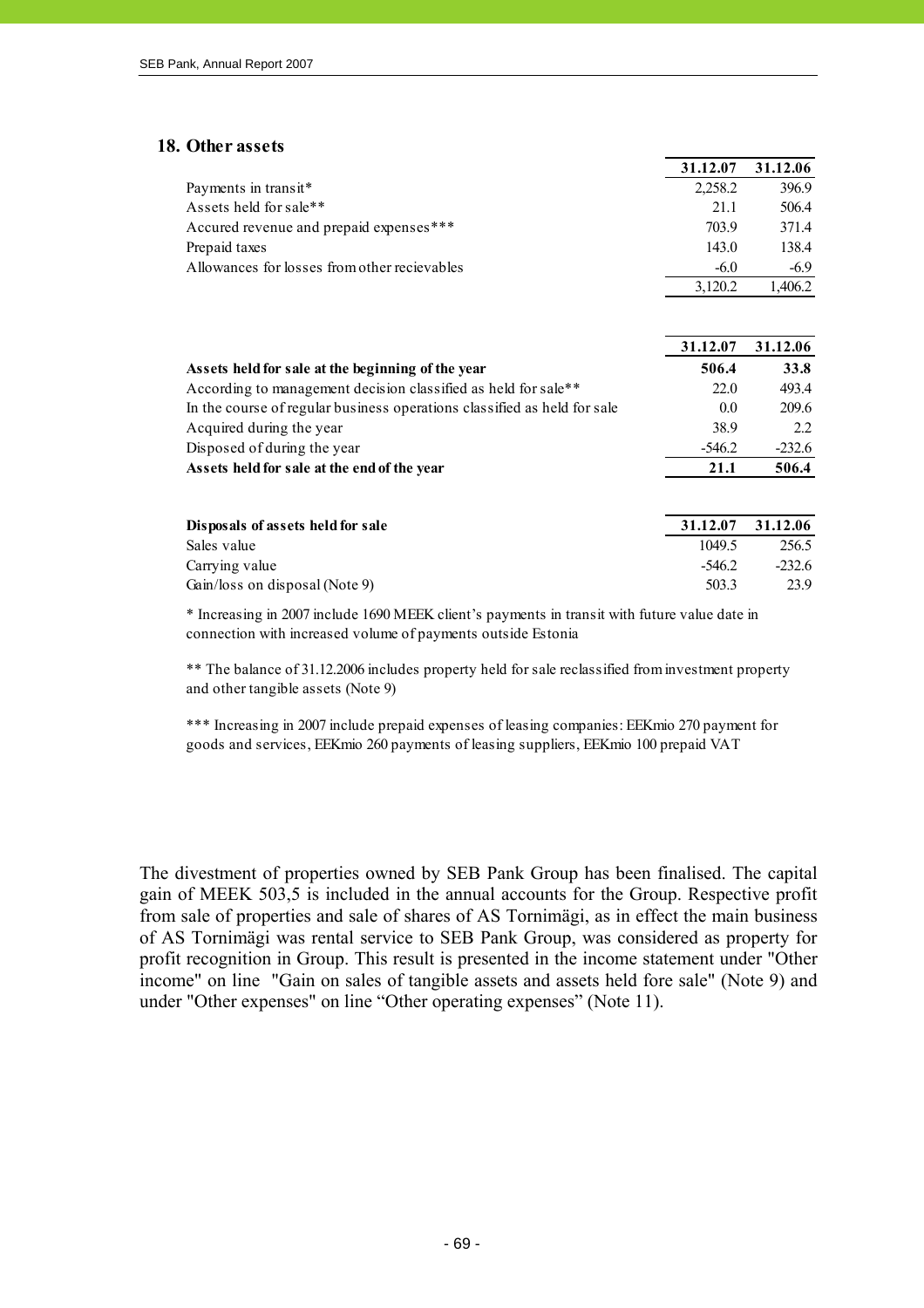## 18. Other assets

| | 31.12.07 | 31.12.06 |
|---|---|---|
| Payments in transit* | 2,258.2 | 396.9 |
| Assets held for sale** | 21.1 | 506.4 |
| Accured revenue and prepaid expenses*** | 703.9 | 371.4 |
| Prepaid taxes | 143.0 | 138.4 |
| Allowances for losses from other recievables | -6.0 | -6.9 |
| | 3,120.2 | 1,406.2 |

| | 31.12.07 | 31.12.06 |
|---|---|---|
| **Assets held for sale at the beginning of the year** | **506.4** | **33.8** |
| According to management decision classified as held for sale** | 22.0 | 493.4 |
| In the course of regular business operations classified as held for sale | 0.0 | 209.6 |
| Acquired during the year | 38.9 | 2.2 |
| Disposed of during the year | -546.2 | -232.6 |
| **Assets held for sale at the end of the year** | **21.1** | **506.4** |

| **Disposals of assets held for sale** | **31.12.07** | **31.12.06** |
|---|---|---|
| Sales value | 1049.5 | 256.5 |
| Carrying value | -546.2 | -232.6 |
| Gain/loss on disposal (Note 9) | 503.3 | 23.9 |

* Increasing in 2007 include 1690 MEEK client's payments in transit with future value date in connection with increased volume of payments outside Estonia

** The balance of 31.12.2006 includes property held for sale reclassified from investment property and other tangible assets (Note 9)

*** Increasing in 2007 include prepaid expenses of leasing companies: EEKmio 270 payment for goods and services, EEKmio 260 payments of leasing suppliers, EEKmio 100 prepaid VAT

The divestment of properties owned by SEB Pank Group has been finalised. The capital gain of MEEK 503,5 is included in the annual accounts for the Group. Respective profit from sale of properties and sale of shares of AS Tornimägi, as in effect the main business of AS Tornimägi was rental service to SEB Pank Group, was considered as property for profit recognition in Group. This result is presented in the income statement under "Other income" on line "Gain on sales of tangible assets and assets held fore sale" (Note 9) and under "Other expenses" on line "Other operating expenses" (Note 11).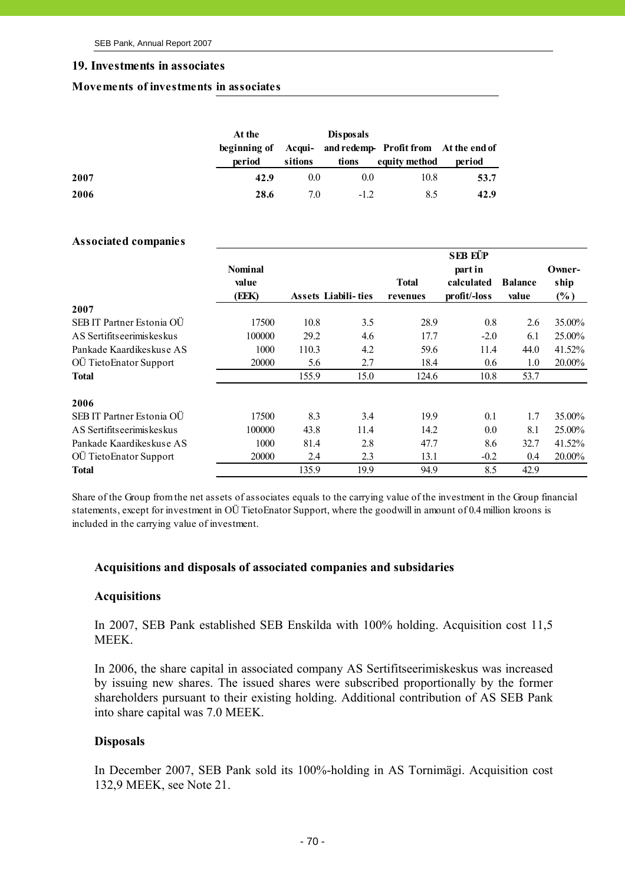## 19. Investments in associates

### Movements of investments in associates

| | At the beginning of period | Acqui- sitions | Disposals and redemp- tions | Profit from equity method | At the end of period |
|---|---|---|---|---|---|
| **2007** | **42.9** | 0.0 | 0.0 | 10.8 | **53.7** |
| **2006** | **28.6** | 7.0 | -1.2 | 8.5 | **42.9** |

### Associated companies

| | Nominal value (EEK) | Assets | Liabili- ties | Total revenues | SEB EÜP part in calculated profit/-loss | Balance value | Owner- ship (%) |
|---|---|---|---|---|---|---|---|
| **2007** | | | | | | | |
| SEB IT Partner Estonia OÜ | 17500 | 10.8 | 3.5 | 28.9 | 0.8 | 2.6 | 35.00% |
| AS Sertifitseerimiskeskus | 100000 | 29.2 | 4.6 | 17.7 | -2.0 | 6.1 | 25.00% |
| Pankade Kaardikeskuse AS | 1000 | 110.3 | 4.2 | 59.6 | 11.4 | 44.0 | 41.52% |
| OÜ TietoEnator Support | 20000 | 5.6 | 2.7 | 18.4 | 0.6 | 1.0 | 20.00% |
| **Total** | | 155.9 | 15.0 | 124.6 | 10.8 | 53.7 | |
| **2006** | | | | | | | |
| SEB IT Partner Estonia OÜ | 17500 | 8.3 | 3.4 | 19.9 | 0.1 | 1.7 | 35.00% |
| AS Sertifitseerimiskeskus | 100000 | 43.8 | 11.4 | 14.2 | 0.0 | 8.1 | 25.00% |
| Pankade Kaardikeskuse AS | 1000 | 81.4 | 2.8 | 47.7 | 8.6 | 32.7 | 41.52% |
| OÜ TietoEnator Support | 20000 | 2.4 | 2.3 | 13.1 | -0.2 | 0.4 | 20.00% |
| **Total** | | 135.9 | 19.9 | 94.9 | 8.5 | 42.9 | |

Share of the Group from the net assets of associates equals to the carrying value of the investment in the Group financial statements, except for investment in OÜ TietoEnator Support, where the goodwill in amount of 0.4 million kroons is included in the carrying value of investment.

### Acquisitions and disposals of associated companies and subsidaries

#### Acquisitions

In 2007, SEB Pank established SEB Enskilda with 100% holding. Acquisition cost 11,5 MEEK.

In 2006, the share capital in associated company AS Sertifitseerimiskeskus was increased by issuing new shares. The issued shares were subscribed proportionally by the former shareholders pursuant to their existing holding. Additional contribution of AS SEB Pank into share capital was 7.0 MEEK.

#### Disposals

In December 2007, SEB Pank sold its 100%-holding in AS Tornimägi. Acquisition cost 132,9 MEEK, see Note 21.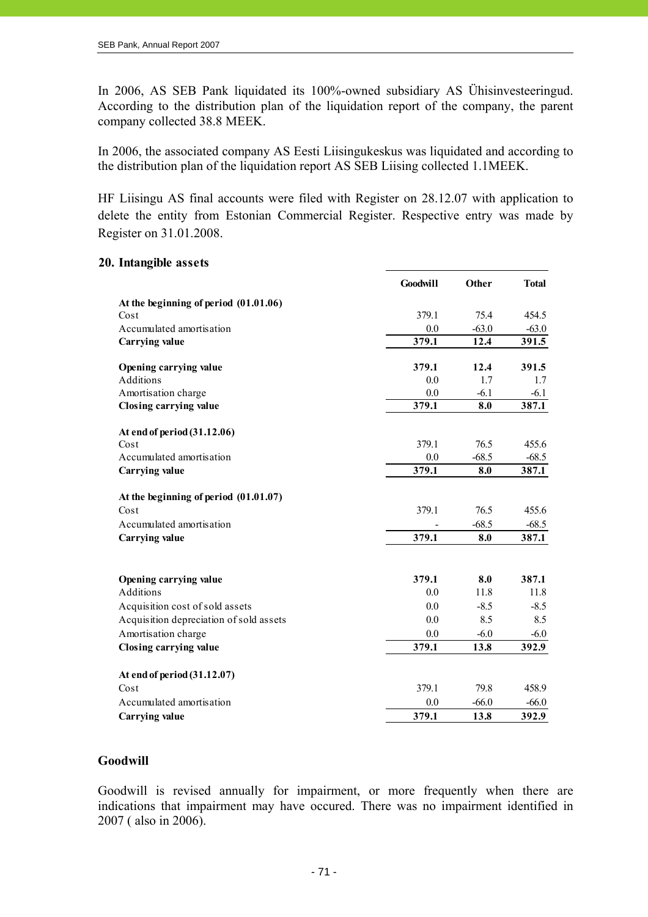In 2006, AS SEB Pank liquidated its 100%-owned subsidiary AS Ühisinvesteeringud. According to the distribution plan of the liquidation report of the company, the parent company collected 38.8 MEEK.

In 2006, the associated company AS Eesti Liisingukeskus was liquidated and according to the distribution plan of the liquidation report AS SEB Liising collected 1.1MEEK.

HF Liisingu AS final accounts were filed with Register on 28.12.07 with application to delete the entity from Estonian Commercial Register. Respective entry was made by Register on 31.01.2008.

## 20. Intangible assets

| | Goodwill | Other | Total |
|---|---|---|---|
| **At the beginning of period (01.01.06)** | | | |
| Cost | 379.1 | 75.4 | 454.5 |
| Accumulated amortisation | 0.0 | -63.0 | -63.0 |
| **Carrying value** | **379.1** | **12.4** | **391.5** |
| | | | |
| **Opening carrying value** | **379.1** | **12.4** | **391.5** |
| Additions | 0.0 | 1.7 | 1.7 |
| Amortisation charge | 0.0 | -6.1 | -6.1 |
| **Closing carrying value** | **379.1** | **8.0** | **387.1** |
| | | | |
| **At end of period (31.12.06)** | | | |
| Cost | 379.1 | 76.5 | 455.6 |
| Accumulated amortisation | 0.0 | -68.5 | -68.5 |
| **Carrying value** | **379.1** | **8.0** | **387.1** |
| | | | |
| **At the beginning of period (01.01.07)** | | | |
| Cost | 379.1 | 76.5 | 455.6 |
| Accumulated amortisation | - | -68.5 | -68.5 |
| **Carrying value** | **379.1** | **8.0** | **387.1** |
| | | | |
| **Opening carrying value** | **379.1** | **8.0** | **387.1** |
| Additions | 0.0 | 11.8 | 11.8 |
| Acquisition cost of sold assets | 0.0 | -8.5 | -8.5 |
| Acquisition depreciation of sold assets | 0.0 | 8.5 | 8.5 |
| Amortisation charge | 0.0 | -6.0 | -6.0 |
| **Closing carrying value** | **379.1** | **13.8** | **392.9** |
| | | | |
| **At end of period (31.12.07)** | | | |
| Cost | 379.1 | 79.8 | 458.9 |
| Accumulated amortisation | 0.0 | -66.0 | -66.0 |
| **Carrying value** | **379.1** | **13.8** | **392.9** |

### Goodwill

Goodwill is revised annually for impairment, or more frequently when there are indications that impairment may have occured. There was no impairment identified in 2007 ( also in 2006).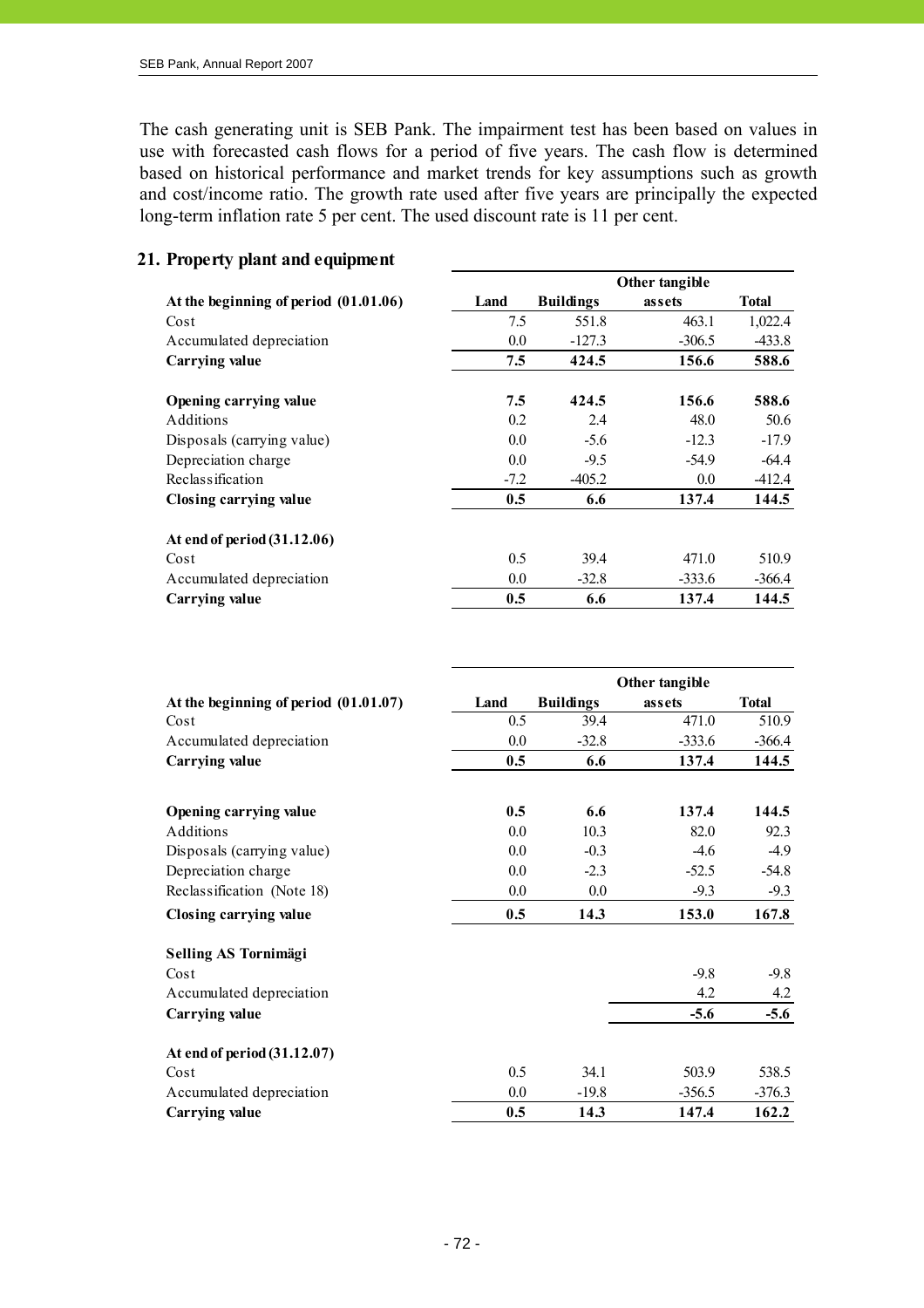The cash generating unit is SEB Pank. The impairment test has been based on values in use with forecasted cash flows for a period of five years. The cash flow is determined based on historical performance and market trends for key assumptions such as growth and cost/income ratio. The growth rate used after five years are principally the expected long-term inflation rate 5 per cent. The used discount rate is 11 per cent.

## 21. Property plant and equipment

| At the beginning of period (01.01.06) | Land | Buildings | Other tangible assets | Total |
|---|---|---|---|---|
| Cost | 7.5 | 551.8 | 463.1 | 1,022.4 |
| Accumulated depreciation | 0.0 | -127.3 | -306.5 | -433.8 |
| **Carrying value** | **7.5** | **424.5** | **156.6** | **588.6** |
| | | | | |
| **Opening carrying value** | **7.5** | **424.5** | **156.6** | **588.6** |
| Additions | 0.2 | 2.4 | 48.0 | 50.6 |
| Disposals (carrying value) | 0.0 | -5.6 | -12.3 | -17.9 |
| Depreciation charge | 0.0 | -9.5 | -54.9 | -64.4 |
| Reclassification | -7.2 | -405.2 | 0.0 | -412.4 |
| **Closing carrying value** | **0.5** | **6.6** | **137.4** | **144.5** |
| | | | | |
| **At end of period (31.12.06)** | | | | |
| Cost | 0.5 | 39.4 | 471.0 | 510.9 |
| Accumulated depreciation | 0.0 | -32.8 | -333.6 | -366.4 |
| **Carrying value** | **0.5** | **6.6** | **137.4** | **144.5** |

| At the beginning of period (01.01.07) | Land | Buildings | Other tangible assets | Total |
|---|---|---|---|---|
| Cost | 0.5 | 39.4 | 471.0 | 510.9 |
| Accumulated depreciation | 0.0 | -32.8 | -333.6 | -366.4 |
| **Carrying value** | **0.5** | **6.6** | **137.4** | **144.5** |
| | | | | |
| **Opening carrying value** | **0.5** | **6.6** | **137.4** | **144.5** |
| Additions | 0.0 | 10.3 | 82.0 | 92.3 |
| Disposals (carrying value) | 0.0 | -0.3 | -4.6 | -4.9 |
| Depreciation charge | 0.0 | -2.3 | -52.5 | -54.8 |
| Reclassification (Note 18) | 0.0 | 0.0 | -9.3 | -9.3 |
| **Closing carrying value** | **0.5** | **14.3** | **153.0** | **167.8** |
| | | | | |
| **Selling AS Tornimägi** | | | | |
| Cost | | | -9.8 | -9.8 |
| Accumulated depreciation | | | 4.2 | 4.2 |
| **Carrying value** | | | **-5.6** | **-5.6** |
| | | | | |
| **At end of period (31.12.07)** | | | | |
| Cost | 0.5 | 34.1 | 503.9 | 538.5 |
| Accumulated depreciation | 0.0 | -19.8 | -356.5 | -376.3 |
| **Carrying value** | **0.5** | **14.3** | **147.4** | **162.2** |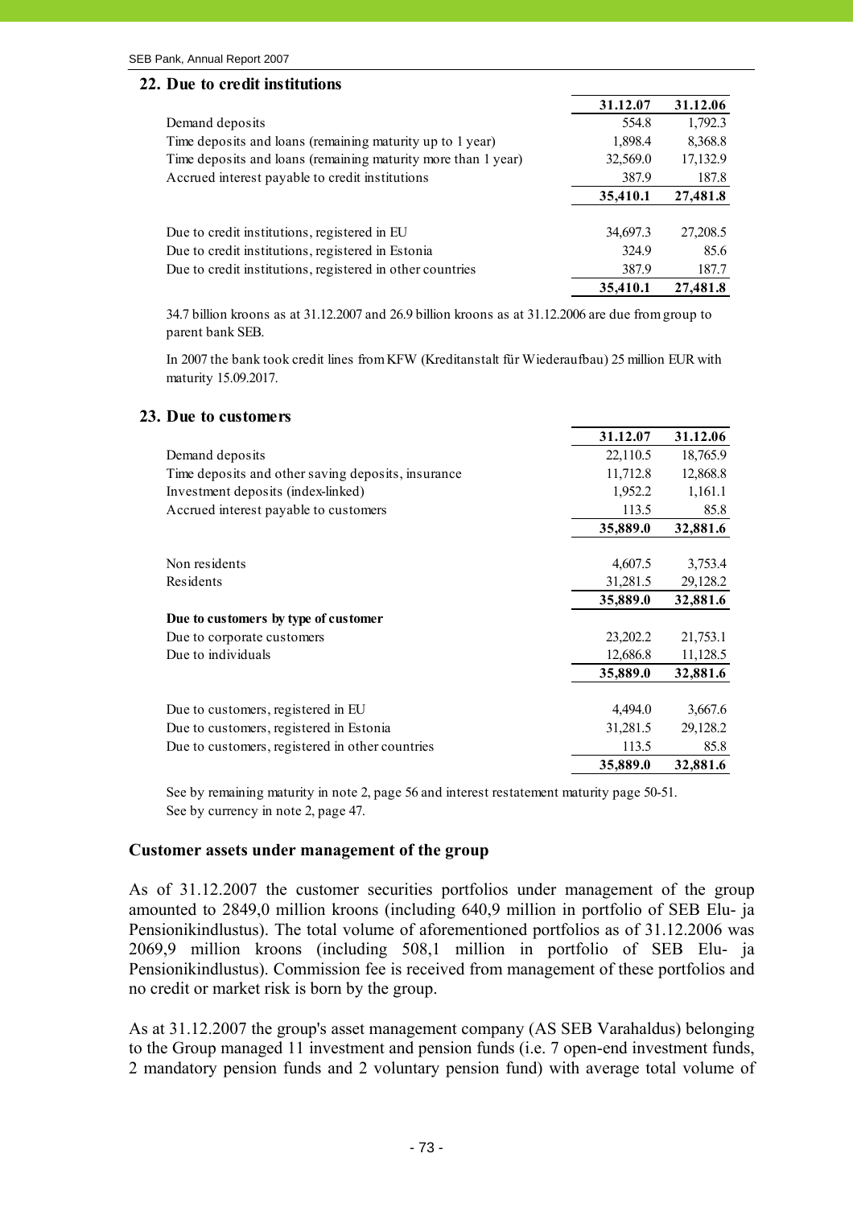## 22. Due to credit institutions

| | 31.12.07 | 31.12.06 |
|---|---|---|
| Demand deposits | 554.8 | 1,792.3 |
| Time deposits and loans (remaining maturity up to 1 year) | 1,898.4 | 8,368.8 |
| Time deposits and loans (remaining maturity more than 1 year) | 32,569.0 | 17,132.9 |
| Accrued interest payable to credit institutions | 387.9 | 187.8 |
| | **35,410.1** | **27,481.8** |
| | | |
| Due to credit institutions, registered in EU | 34,697.3 | 27,208.5 |
| Due to credit institutions, registered in Estonia | 324.9 | 85.6 |
| Due to credit institutions, registered in other countries | 387.9 | 187.7 |
| | **35,410.1** | **27,481.8** |

34.7 billion kroons as at 31.12.2007 and 26.9 billion kroons as at 31.12.2006 are due from group to parent bank SEB.

In 2007 the bank took credit lines from KFW (Kreditanstalt für Wiederaufbau) 25 million EUR with maturity 15.09.2017.

## 23. Due to customers

| | 31.12.07 | 31.12.06 |
|---|---|---|
| Demand deposits | 22,110.5 | 18,765.9 |
| Time deposits and other saving deposits, insurance | 11,712.8 | 12,868.8 |
| Investment deposits (index-linked) | 1,952.2 | 1,161.1 |
| Accrued interest payable to customers | 113.5 | 85.8 |
| | **35,889.0** | **32,881.6** |
| | | |
| Non residents | 4,607.5 | 3,753.4 |
| Residents | 31,281.5 | 29,128.2 |
| | **35,889.0** | **32,881.6** |
| **Due to customers by type of customer** | | |
| Due to corporate customers | 23,202.2 | 21,753.1 |
| Due to individuals | 12,686.8 | 11,128.5 |
| | **35,889.0** | **32,881.6** |
| | | |
| Due to customers, registered in EU | 4,494.0 | 3,667.6 |
| Due to customers, registered in Estonia | 31,281.5 | 29,128.2 |
| Due to customers, registered in other countries | 113.5 | 85.8 |
| | **35,889.0** | **32,881.6** |

See by remaining maturity in note 2, page 56 and interest restatement maturity page 50-51.
See by currency in note 2, page 47.

### Customer assets under management of the group

As of 31.12.2007 the customer securities portfolios under management of the group amounted to 2849,0 million kroons (including 640,9 million in portfolio of SEB Elu- ja Pensionikindlustus). The total volume of aforementioned portfolios as of 31.12.2006 was 2069,9 million kroons (including 508,1 million in portfolio of SEB Elu- ja Pensionikindlustus). Commission fee is received from management of these portfolios and no credit or market risk is born by the group.

As at 31.12.2007 the group's asset management company (AS SEB Varahaldus) belonging to the Group managed 11 investment and pension funds (i.e. 7 open-end investment funds, 2 mandatory pension funds and 2 voluntary pension fund) with average total volume of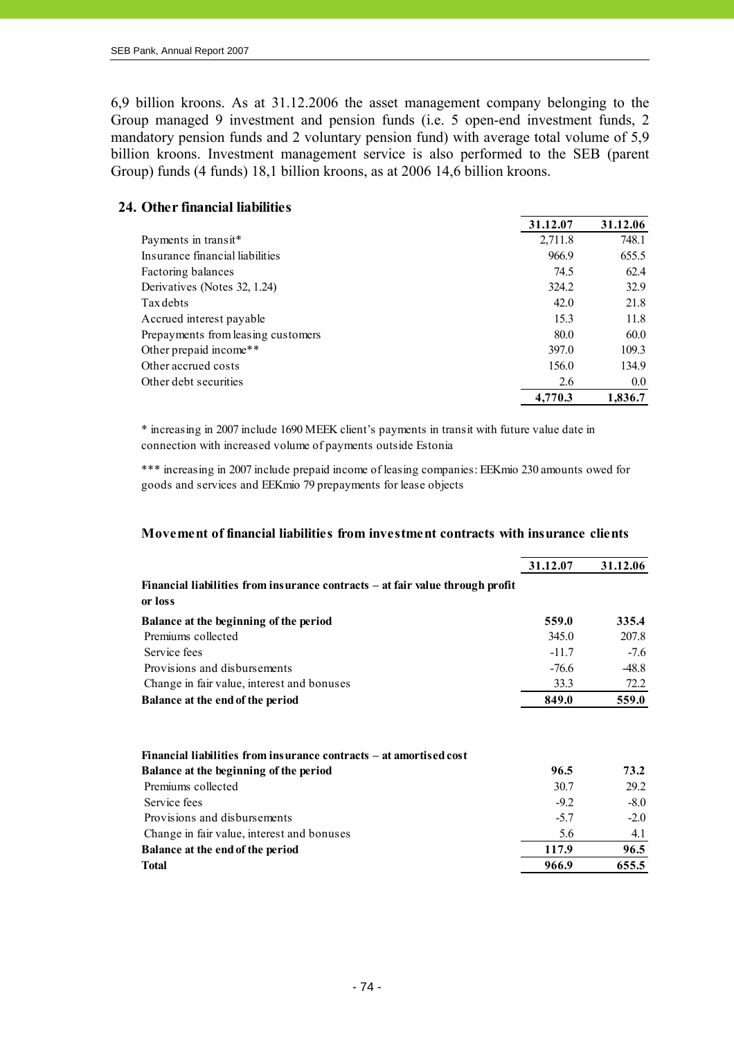6,9 billion kroons. As at 31.12.2006 the asset management company belonging to the Group managed 9 investment and pension funds (i.e. 5 open-end investment funds, 2 mandatory pension funds and 2 voluntary pension fund) with average total volume of 5,9 billion kroons. Investment management service is also performed to the SEB (parent Group) funds (4 funds) 18,1 billion kroons, as at 2006 14,6 billion kroons.

## 24. Other financial liabilities

| | 31.12.07 | 31.12.06 |
|---|---|---|
| Payments in transit* | 2,711.8 | 748.1 |
| Insurance financial liabilities | 966.9 | 655.5 |
| Factoring balances | 74.5 | 62.4 |
| Derivatives (Notes 32, 1.24) | 324.2 | 32.9 |
| Tax debts | 42.0 | 21.8 |
| Accrued interest payable | 15.3 | 11.8 |
| Prepayments from leasing customers | 80.0 | 60.0 |
| Other prepaid income** | 397.0 | 109.3 |
| Other accrued costs | 156.0 | 134.9 |
| Other debt securities | 2.6 | 0.0 |
| | **4,770.3** | **1,836.7** |

\* increasing in 2007 include 1690 MEEK client's payments in transit with future value date in connection with increased volume of payments outside Estonia

\*** increasing in 2007 include prepaid income of leasing companies: EEKmio 230 amounts owed for goods and services and EEKmio 79 prepayments for lease objects

### Movement of financial liabilities from investment contracts with insurance clients

| | 31.12.07 | 31.12.06 |
|---|---|---|
| **Financial liabilities from insurance contracts – at fair value through profit or loss** | | |
| **Balance at the beginning of the period** | **559.0** | **335.4** |
| Premiums collected | 345.0 | 207.8 |
| Service fees | -11.7 | -7.6 |
| Provisions and disbursements | -76.6 | -48.8 |
| Change in fair value, interest and bonuses | 33.3 | 72.2 |
| **Balance at the end of the period** | **849.0** | **559.0** |
| | | |
| **Financial liabilities from insurance contracts – at amortised cost** | | |
| **Balance at the beginning of the period** | **96.5** | **73.2** |
| Premiums collected | 30.7 | 29.2 |
| Service fees | -9.2 | -8.0 |
| Provisions and disbursements | -5.7 | -2.0 |
| Change in fair value, interest and bonuses | 5.6 | 4.1 |
| **Balance at the end of the period** | **117.9** | **96.5** |
| **Total** | **966.9** | **655.5** |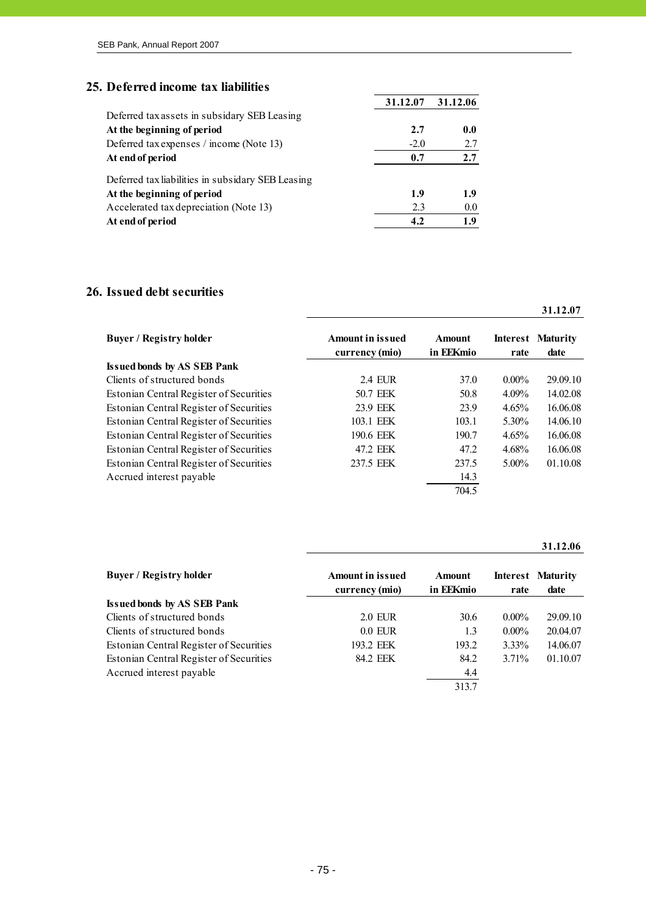## 25. Deferred income tax liabilities

| | 31.12.07 | 31.12.06 |
|---|---|---|
| Deferred tax assets in subsidary SEB Leasing | | |
| **At the beginning of period** | **2.7** | **0.0** |
| Deferred tax expenses / income (Note 13) | -2.0 | 2.7 |
| **At end of period** | **0.7** | **2.7** |
| Deferred tax liabilities in subsidary SEB Leasing | | |
| **At the beginning of period** | **1.9** | **1.9** |
| Accelerated tax depreciation (Note 13) | 2.3 | 0.0 |
| **At end of period** | **4.2** | **1.9** |

## 26. Issued debt securities

**31.12.07**

| Buyer / Registry holder | Amount in issued currency (mio) | Amount in EEKmio | Interest rate | Maturity date |
|---|---|---|---|---|
| **Issued bonds by AS SEB Pank** | | | | |
| Clients of structured bonds | 2.4 EUR | 37.0 | 0.00% | 29.09.10 |
| Estonian Central Register of Securities | 50.7 EEK | 50.8 | 4.09% | 14.02.08 |
| Estonian Central Register of Securities | 23.9 EEK | 23.9 | 4.65% | 16.06.08 |
| Estonian Central Register of Securities | 103.1 EEK | 103.1 | 5.30% | 14.06.10 |
| Estonian Central Register of Securities | 190.6 EEK | 190.7 | 4.65% | 16.06.08 |
| Estonian Central Register of Securities | 47.2 EEK | 47.2 | 4.68% | 16.06.08 |
| Estonian Central Register of Securities | 237.5 EEK | 237.5 | 5.00% | 01.10.08 |
| Accrued interest payable | | 14.3 | | |
| | | 704.5 | | |

**31.12.06**

| Buyer / Registry holder | Amount in issued currency (mio) | Amount in EEKmio | Interest rate | Maturity date |
|---|---|---|---|---|
| **Issued bonds by AS SEB Pank** | | | | |
| Clients of structured bonds | 2.0 EUR | 30.6 | 0.00% | 29.09.10 |
| Clients of structured bonds | 0.0 EUR | 1.3 | 0.00% | 20.04.07 |
| Estonian Central Register of Securities | 193.2 EEK | 193.2 | 3.33% | 14.06.07 |
| Estonian Central Register of Securities | 84.2 EEK | 84.2 | 3.71% | 01.10.07 |
| Accrued interest payable | | 4.4 | | |
| | | 313.7 | | |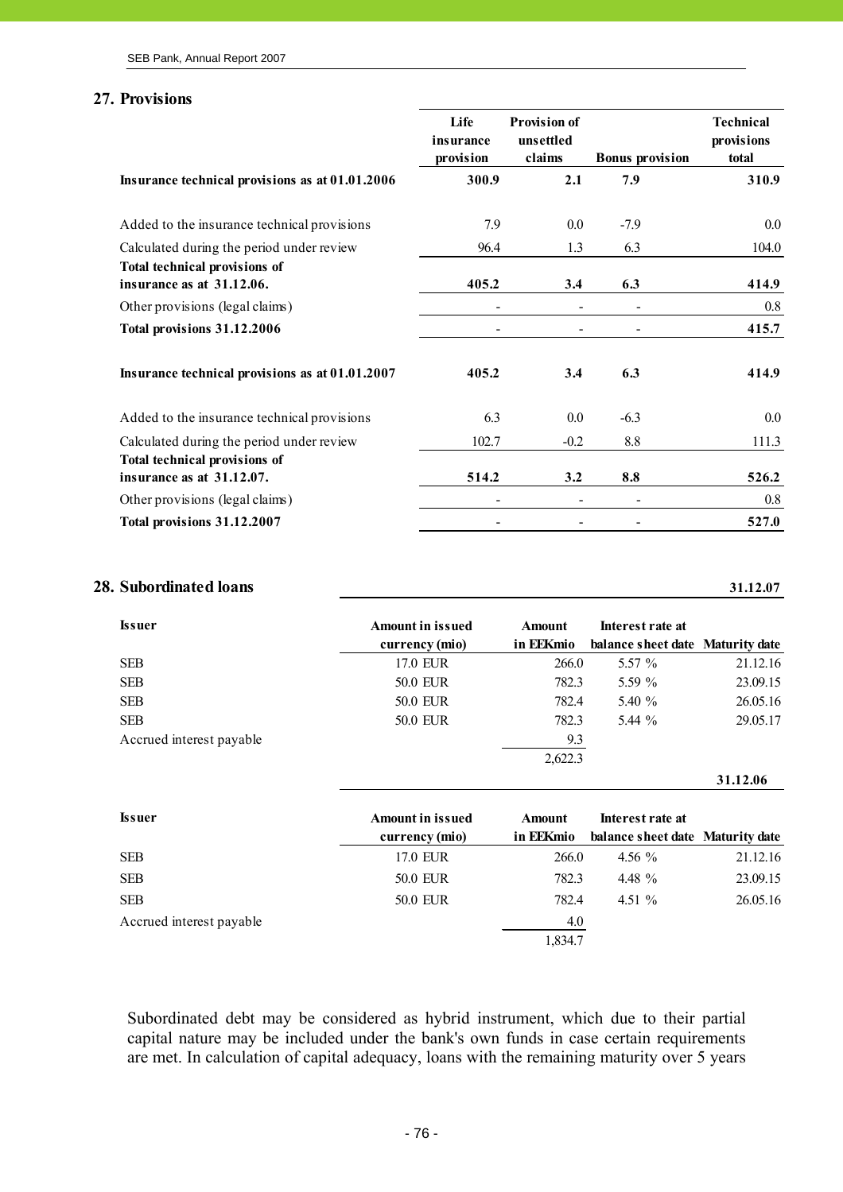## 27. Provisions

| | Life insurance provision | Provision of unsettled claims | Bonus provision | Technical provisions total |
|---|---|---|---|---|
| **Insurance technical provisions as at 01.01.2006** | **300.9** | **2.1** | **7.9** | **310.9** |
| Added to the insurance technical provisions | 7.9 | 0.0 | -7.9 | 0.0 |
| Calculated during the period under review | 96.4 | 1.3 | 6.3 | 104.0 |
| **Total technical provisions of insurance as at 31.12.06.** | **405.2** | **3.4** | **6.3** | **414.9** |
| Other provisions (legal claims) | - | - | - | 0.8 |
| **Total provisions 31.12.2006** | - | - | - | **415.7** |
| **Insurance technical provisions as at 01.01.2007** | **405.2** | **3.4** | **6.3** | **414.9** |
| Added to the insurance technical provisions | 6.3 | 0.0 | -6.3 | 0.0 |
| Calculated during the period under review | 102.7 | -0.2 | 8.8 | 111.3 |
| **Total technical provisions of insurance as at 31.12.07.** | **514.2** | **3.2** | **8.8** | **526.2** |
| Other provisions (legal claims) | - | - | - | 0.8 |
| **Total provisions 31.12.2007** | - | - | - | **527.0** |

## 28. Subordinated loans

**31.12.07**

| Issuer | Amount in issued currency (mio) | Amount in EEKmio | Interest rate at balance sheet date | Maturity date |
|---|---|---|---|---|
| SEB | 17.0 EUR | 266.0 | 5.57 % | 21.12.16 |
| SEB | 50.0 EUR | 782.3 | 5.59 % | 23.09.15 |
| SEB | 50.0 EUR | 782.4 | 5.40 % | 26.05.16 |
| SEB | 50.0 EUR | 782.3 | 5.44 % | 29.05.17 |
| Accrued interest payable | | 9.3 | | |
| | | 2,622.3 | | |

**31.12.06**

| Issuer | Amount in issued currency (mio) | Amount in EEKmio | Interest rate at balance sheet date | Maturity date |
|---|---|---|---|---|
| SEB | 17.0 EUR | 266.0 | 4.56 % | 21.12.16 |
| SEB | 50.0 EUR | 782.3 | 4.48 % | 23.09.15 |
| SEB | 50.0 EUR | 782.4 | 4.51 % | 26.05.16 |
| Accrued interest payable | | 4.0 | | |
| | | 1,834.7 | | |

Subordinated debt may be considered as hybrid instrument, which due to their partial capital nature may be included under the bank's own funds in case certain requirements are met. In calculation of capital adequacy, loans with the remaining maturity over 5 years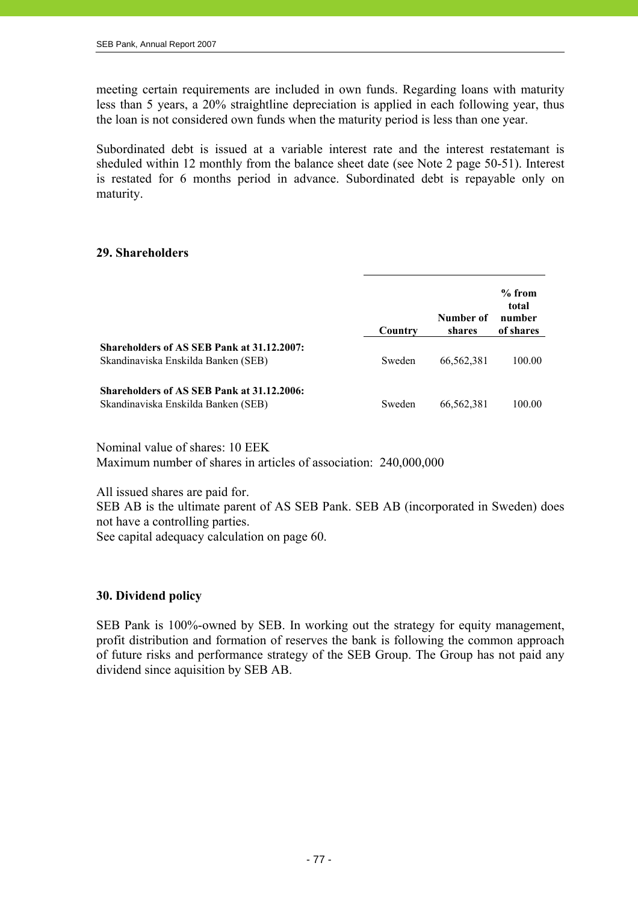meeting certain requirements are included in own funds. Regarding loans with maturity less than 5 years, a 20% straightline depreciation is applied in each following year, thus the loan is not considered own funds when the maturity period is less than one year.

Subordinated debt is issued at a variable interest rate and the interest restatemant is sheduled within 12 monthly from the balance sheet date (see Note 2 page 50-51). Interest is restated for 6 months period in advance. Subordinated debt is repayable only on maturity.

## 29. Shareholders

| | Country | Number of shares | % from total number of shares |
|---|---|---|---|
| **Shareholders of AS SEB Pank at 31.12.2007:** | | | |
| Skandinaviska Enskilda Banken (SEB) | Sweden | 66,562,381 | 100.00 |
| **Shareholders of AS SEB Pank at 31.12.2006:** | | | |
| Skandinaviska Enskilda Banken (SEB) | Sweden | 66,562,381 | 100.00 |

Nominal value of shares: 10 EEK
Maximum number of shares in articles of association: 240,000,000

All issued shares are paid for.
SEB AB is the ultimate parent of AS SEB Pank. SEB AB (incorporated in Sweden) does not have a controlling parties.
See capital adequacy calculation on page 60.

## 30. Dividend policy

SEB Pank is 100%-owned by SEB. In working out the strategy for equity management, profit distribution and formation of reserves the bank is following the common approach of future risks and performance strategy of the SEB Group. The Group has not paid any dividend since aquisition by SEB AB.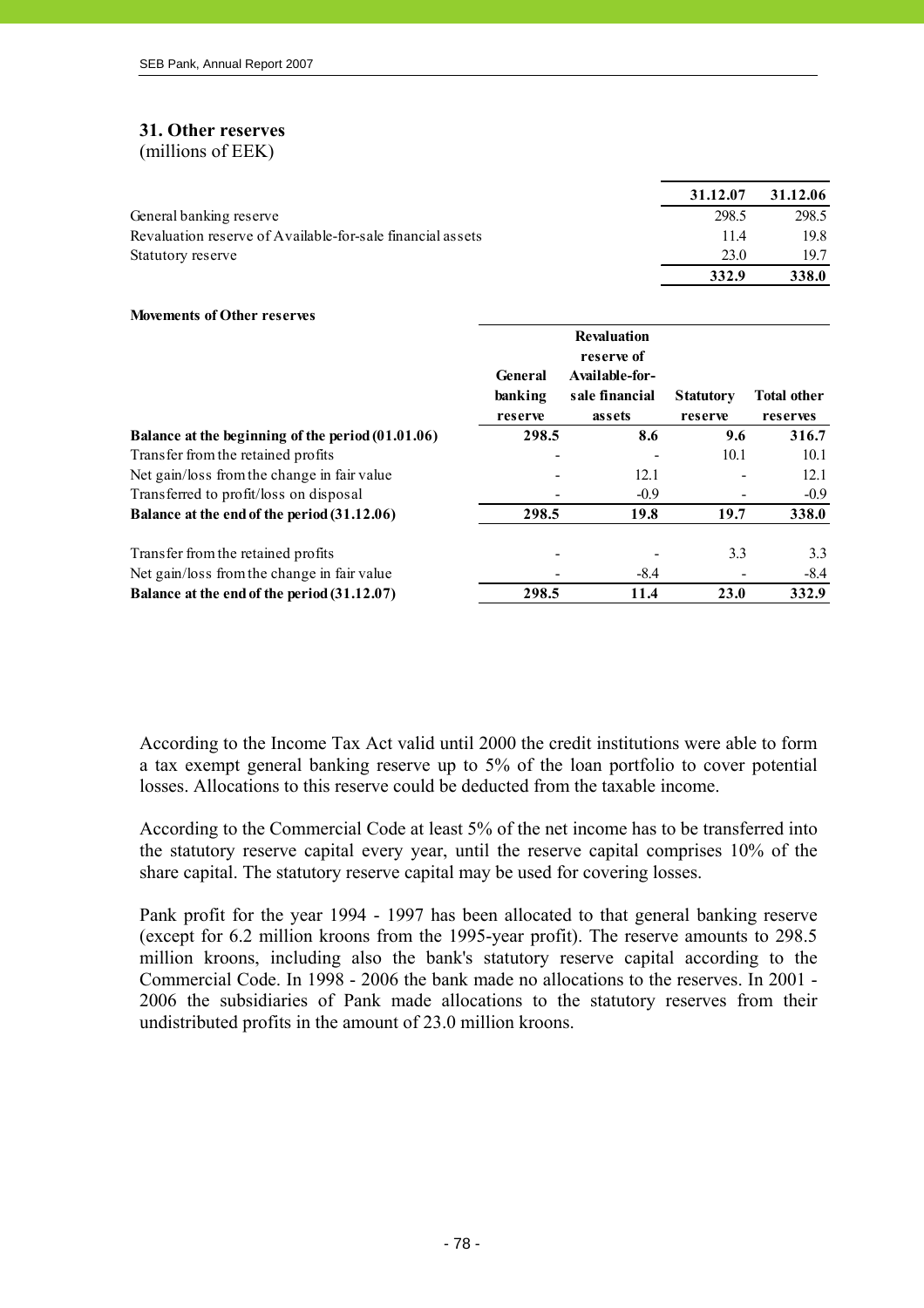## 31. Other reserves

(millions of EEK)

| | 31.12.07 | 31.12.06 |
|---|---|---|
| General banking reserve | 298.5 | 298.5 |
| Revaluation reserve of Available-for-sale financial assets | 11.4 | 19.8 |
| Statutory reserve | 23.0 | 19.7 |
| | **332.9** | **338.0** |

**Movements of Other reserves**

| | General banking reserve | Revaluation reserve of Available-for-sale financial assets | Statutory reserve | Total other reserves |
|---|---|---|---|---|
| **Balance at the beginning of the period (01.01.06)** | **298.5** | **8.6** | **9.6** | **316.7** |
| Transfer from the retained profits | - | - | 10.1 | 10.1 |
| Net gain/loss from the change in fair value | - | 12.1 | - | 12.1 |
| Transferred to profit/loss on disposal | - | -0.9 | - | -0.9 |
| **Balance at the end of the period (31.12.06)** | **298.5** | **19.8** | **19.7** | **338.0** |
| Transfer from the retained profits | - | - | 3.3 | 3.3 |
| Net gain/loss from the change in fair value | - | -8.4 | - | -8.4 |
| **Balance at the end of the period (31.12.07)** | **298.5** | **11.4** | **23.0** | **332.9** |

According to the Income Tax Act valid until 2000 the credit institutions were able to form a tax exempt general banking reserve up to 5% of the loan portfolio to cover potential losses. Allocations to this reserve could be deducted from the taxable income.

According to the Commercial Code at least 5% of the net income has to be transferred into the statutory reserve capital every year, until the reserve capital comprises 10% of the share capital. The statutory reserve capital may be used for covering losses.

Pank profit for the year 1994 - 1997 has been allocated to that general banking reserve (except for 6.2 million kroons from the 1995-year profit). The reserve amounts to 298.5 million kroons, including also the bank's statutory reserve capital according to the Commercial Code. In 1998 - 2006 the bank made no allocations to the reserves. In 2001 - 2006 the subsidiaries of Pank made allocations to the statutory reserves from their undistributed profits in the amount of 23.0 million kroons.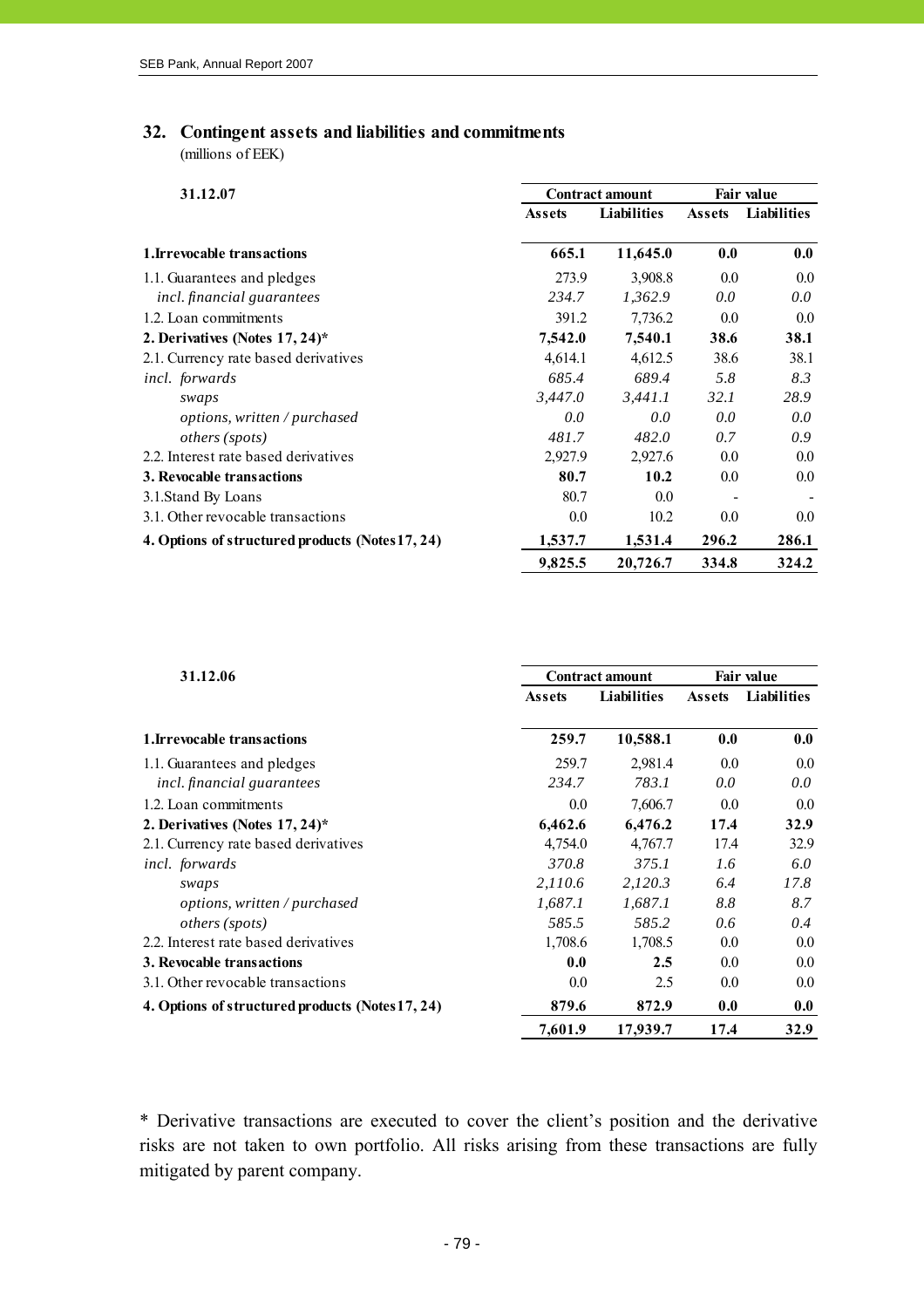## 32. Contingent assets and liabilities and commitments

(millions of EEK)

| 31.12.07 | Contract amount | | Fair value | |
|---|---|---|---|---|
| | Assets | Liabilities | Assets | Liabilities |
| **1.Irrevocable transactions** | **665.1** | **11,645.0** | **0.0** | **0.0** |
| 1.1. Guarantees and pledges | 273.9 | 3,908.8 | 0.0 | 0.0 |
| *incl. financial guarantees* | *234.7* | *1,362.9* | *0.0* | *0.0* |
| 1.2. Loan commitments | 391.2 | 7,736.2 | 0.0 | 0.0 |
| **2. Derivatives (Notes 17, 24)*** | **7,542.0** | **7,540.1** | **38.6** | **38.1** |
| 2.1. Currency rate based derivatives | 4,614.1 | 4,612.5 | 38.6 | 38.1 |
| *incl. forwards* | *685.4* | *689.4* | *5.8* | *8.3* |
| *swaps* | *3,447.0* | *3,441.1* | *32.1* | *28.9* |
| *options, written / purchased* | *0.0* | *0.0* | *0.0* | *0.0* |
| *others (spots)* | *481.7* | *482.0* | *0.7* | *0.9* |
| 2.2. Interest rate based derivatives | 2,927.9 | 2,927.6 | 0.0 | 0.0 |
| **3. Revocable transactions** | **80.7** | **10.2** | 0.0 | 0.0 |
| 3.1.Stand By Loans | 80.7 | 0.0 | - | - |
| 3.1. Other revocable transactions | 0.0 | 10.2 | 0.0 | 0.0 |
| **4. Options of structured products (Notes 17, 24)** | **1,537.7** | **1,531.4** | **296.2** | **286.1** |
| | **9,825.5** | **20,726.7** | **334.8** | **324.2** |

| 31.12.06 | Contract amount | | Fair value | |
|---|---|---|---|---|
| | Assets | Liabilities | Assets | Liabilities |
| **1.Irrevocable transactions** | **259.7** | **10,588.1** | **0.0** | **0.0** |
| 1.1. Guarantees and pledges | 259.7 | 2,981.4 | 0.0 | 0.0 |
| *incl. financial guarantees* | *234.7* | *783.1* | *0.0* | *0.0* |
| 1.2. Loan commitments | 0.0 | 7,606.7 | 0.0 | 0.0 |
| **2. Derivatives (Notes 17, 24)*** | **6,462.6** | **6,476.2** | **17.4** | **32.9** |
| 2.1. Currency rate based derivatives | 4,754.0 | 4,767.7 | 17.4 | 32.9 |
| *incl. forwards* | *370.8* | *375.1* | *1.6* | *6.0* |
| *swaps* | *2,110.6* | *2,120.3* | *6.4* | *17.8* |
| *options, written / purchased* | *1,687.1* | *1,687.1* | *8.8* | *8.7* |
| *others (spots)* | *585.5* | *585.2* | *0.6* | *0.4* |
| 2.2. Interest rate based derivatives | 1,708.6 | 1,708.5 | 0.0 | 0.0 |
| **3. Revocable transactions** | **0.0** | **2.5** | 0.0 | 0.0 |
| 3.1. Other revocable transactions | 0.0 | 2.5 | 0.0 | 0.0 |
| **4. Options of structured products (Notes 17, 24)** | **879.6** | **872.9** | **0.0** | **0.0** |
| | **7,601.9** | **17,939.7** | **17.4** | **32.9** |

* Derivative transactions are executed to cover the client's position and the derivative risks are not taken to own portfolio. All risks arising from these transactions are fully mitigated by parent company.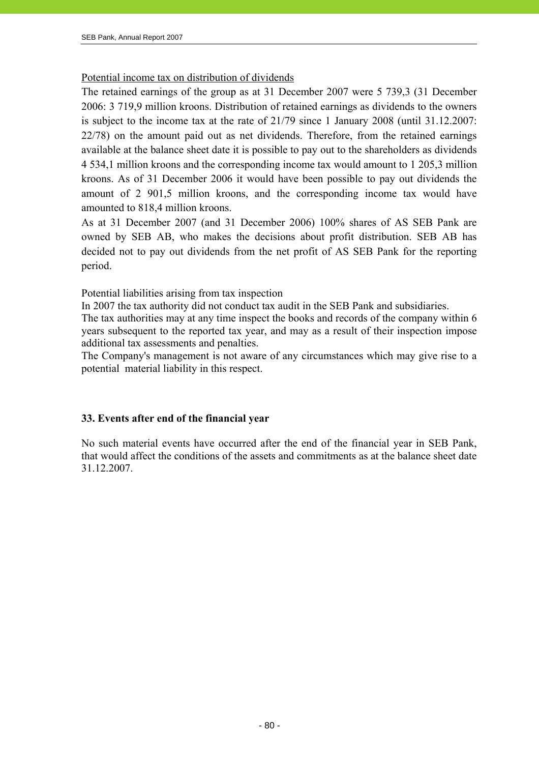Potential income tax on distribution of dividends

The retained earnings of the group as at 31 December 2007 were 5 739,3 (31 December 2006: 3 719,9 million kroons. Distribution of retained earnings as dividends to the owners is subject to the income tax at the rate of 21/79 since 1 January 2008 (until 31.12.2007: 22/78) on the amount paid out as net dividends. Therefore, from the retained earnings available at the balance sheet date it is possible to pay out to the shareholders as dividends 4 534,1 million kroons and the corresponding income tax would amount to 1 205,3 million kroons. As of 31 December 2006 it would have been possible to pay out dividends the amount of 2 901,5 million kroons, and the corresponding income tax would have amounted to 818,4 million kroons.

As at 31 December 2007 (and 31 December 2006) 100% shares of AS SEB Pank are owned by SEB AB, who makes the decisions about profit distribution. SEB AB has decided not to pay out dividends from the net profit of AS SEB Pank for the reporting period.

Potential liabilities arising from tax inspection

In 2007 the tax authority did not conduct tax audit in the SEB Pank and subsidiaries.

The tax authorities may at any time inspect the books and records of the company within 6 years subsequent to the reported tax year, and may as a result of their inspection impose additional tax assessments and penalties.

The Company's management is not aware of any circumstances which may give rise to a potential material liability in this respect.

### 33. Events after end of the financial year

No such material events have occurred after the end of the financial year in SEB Pank, that would affect the conditions of the assets and commitments as at the balance sheet date 31.12.2007.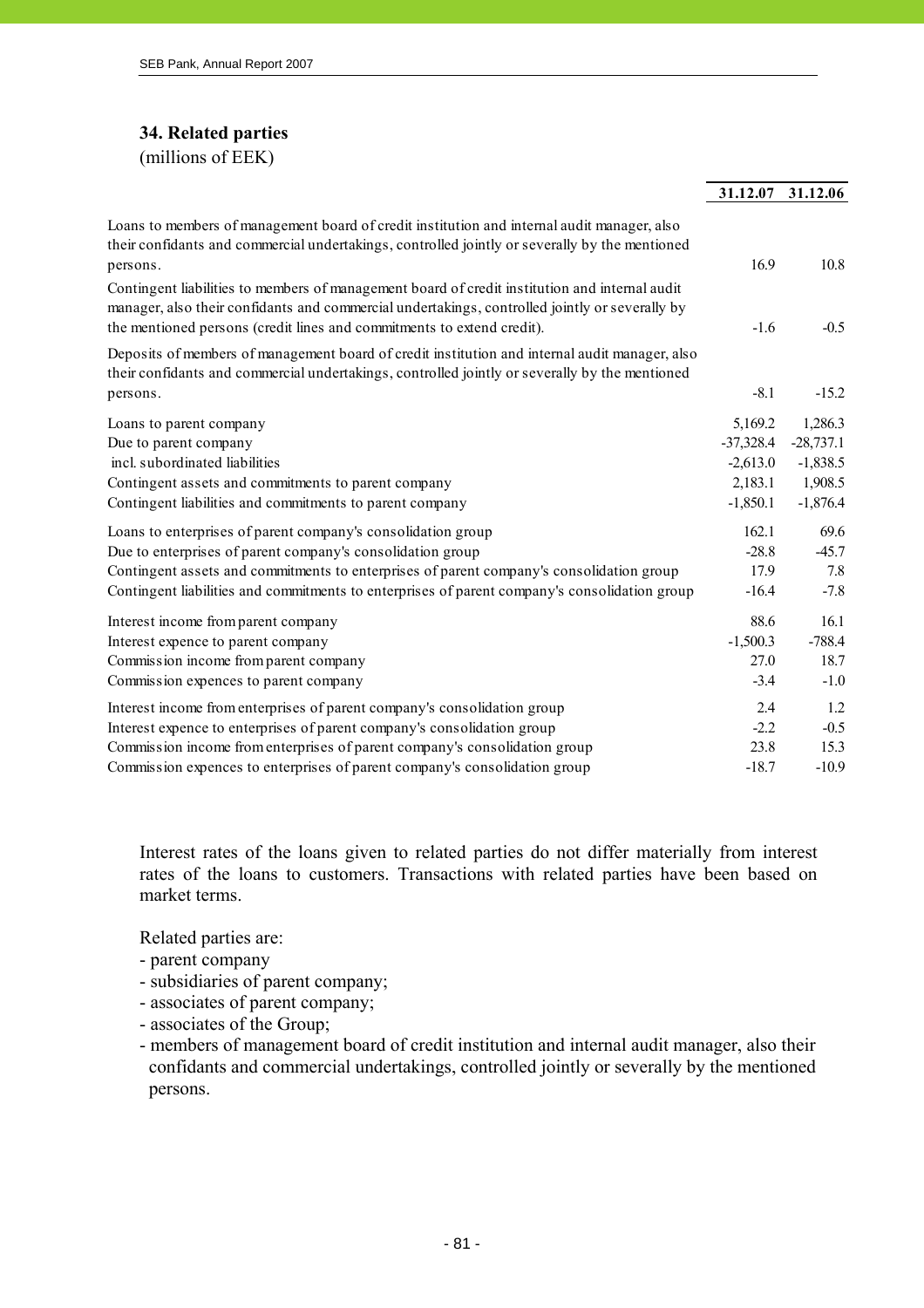## 34. Related parties

(millions of EEK)

| | 31.12.07 | 31.12.06 |
|---|---|---|
| Loans to members of management board of credit institution and internal audit manager, also their confidants and commercial undertakings, controlled jointly or severally by the mentioned persons. | 16.9 | 10.8 |
| Contingent liabilities to members of management board of credit institution and internal audit manager, also their confidants and commercial undertakings, controlled jointly or severally by the mentioned persons (credit lines and commitments to extend credit). | -1.6 | -0.5 |
| Deposits of members of management board of credit institution and internal audit manager, also their confidants and commercial undertakings, controlled jointly or severally by the mentioned persons. | -8.1 | -15.2 |
| Loans to parent company | 5,169.2 | 1,286.3 |
| Due to parent company | -37,328.4 | -28,737.1 |
| incl. subordinated liabilities | -2,613.0 | -1,838.5 |
| Contingent assets and commitments to parent company | 2,183.1 | 1,908.5 |
| Contingent liabilities and commitments to parent company | -1,850.1 | -1,876.4 |
| Loans to enterprises of parent company's consolidation group | 162.1 | 69.6 |
| Due to enterprises of parent company's consolidation group | -28.8 | -45.7 |
| Contingent assets and commitments to enterprises of parent company's consolidation group | 17.9 | 7.8 |
| Contingent liabilities and commitments to enterprises of parent company's consolidation group | -16.4 | -7.8 |
| Interest income from parent company | 88.6 | 16.1 |
| Interest expence to parent company | -1,500.3 | -788.4 |
| Commission income from parent company | 27.0 | 18.7 |
| Commission expences to parent company | -3.4 | -1.0 |
| Interest income from enterprises of parent company's consolidation group | 2.4 | 1.2 |
| Interest expence to enterprises of parent company's consolidation group | -2.2 | -0.5 |
| Commission income from enterprises of parent company's consolidation group | 23.8 | 15.3 |
| Commission expences to enterprises of parent company's consolidation group | -18.7 | -10.9 |

Interest rates of the loans given to related parties do not differ materially from interest rates of the loans to customers. Transactions with related parties have been based on market terms.

Related parties are:
- parent company
- subsidiaries of parent company;
- associates of parent company;
- associates of the Group;
- members of management board of credit institution and internal audit manager, also their confidants and commercial undertakings, controlled jointly or severally by the mentioned persons.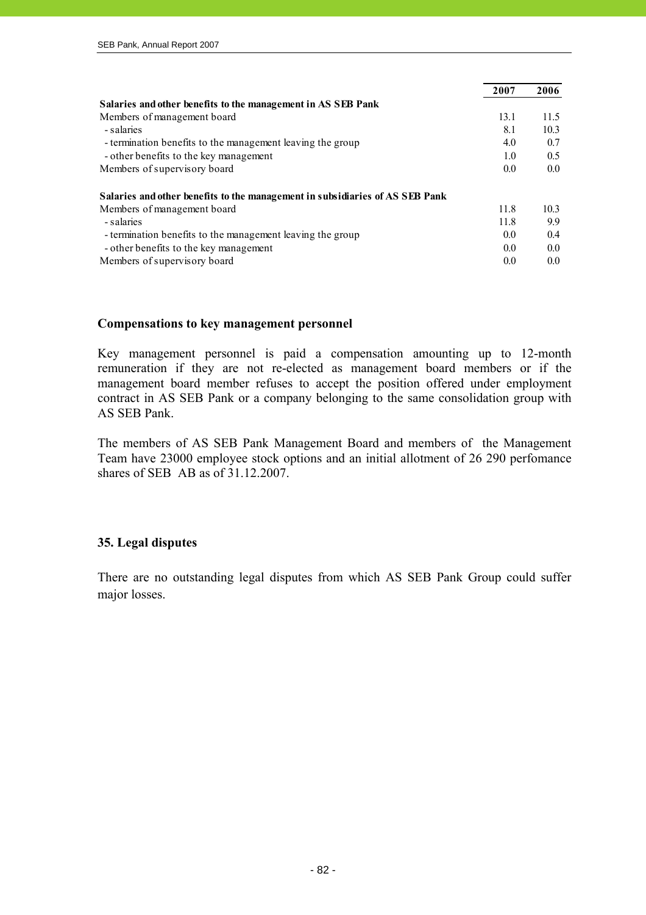| | 2007 | 2006 |
|---|---|---|
| **Salaries and other benefits to the management in AS SEB Pank** | | |
| Members of management board | 13.1 | 11.5 |
| - salaries | 8.1 | 10.3 |
| - termination benefits to the management leaving the group | 4.0 | 0.7 |
| - other benefits to the key management | 1.0 | 0.5 |
| Members of supervisory board | 0.0 | 0.0 |
| | | |
| **Salaries and other benefits to the management in subsidiaries of AS SEB Pank** | | |
| Members of management board | 11.8 | 10.3 |
| - salaries | 11.8 | 9.9 |
| - termination benefits to the management leaving the group | 0.0 | 0.4 |
| - other benefits to the key management | 0.0 | 0.0 |
| Members of supervisory board | 0.0 | 0.0 |

### Compensations to key management personnel

Key management personnel is paid a compensation amounting up to 12-month remuneration if they are not re-elected as management board members or if the management board member refuses to accept the position offered under employment contract in AS SEB Pank or a company belonging to the same consolidation group with AS SEB Pank.

The members of AS SEB Pank Management Board and members of the Management Team have 23000 employee stock options and an initial allotment of 26 290 perfomance shares of SEB AB as of 31.12.2007.

## 35. Legal disputes

There are no outstanding legal disputes from which AS SEB Pank Group could suffer major losses.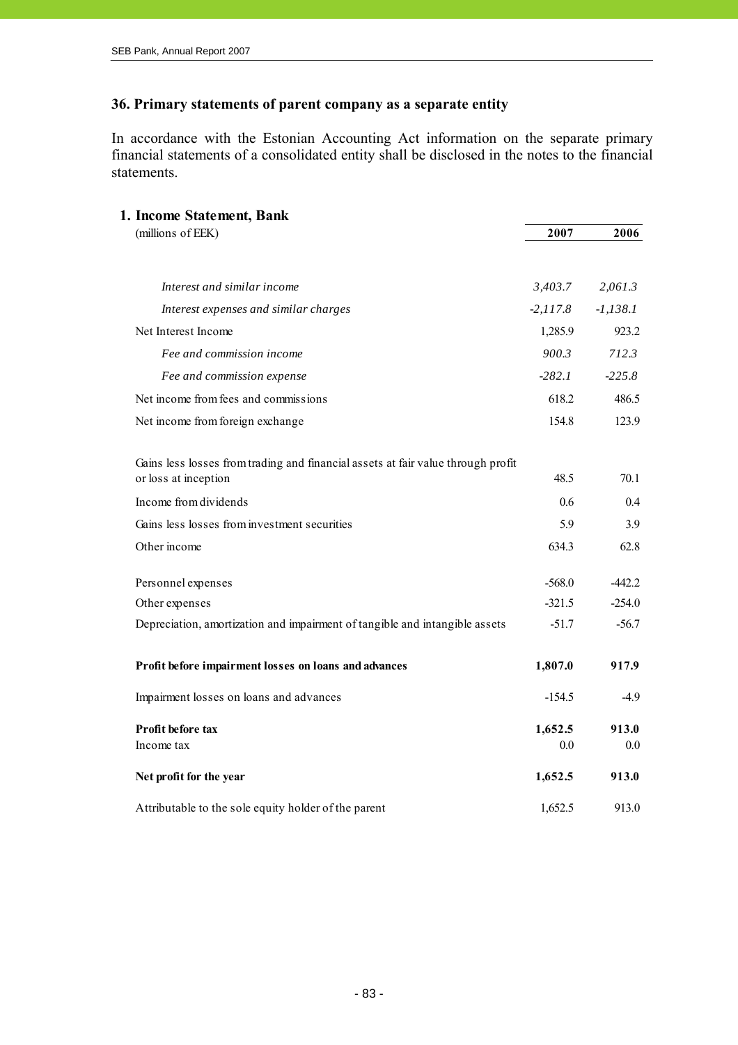## 36. Primary statements of parent company as a separate entity

In accordance with the Estonian Accounting Act information on the separate primary financial statements of a consolidated entity shall be disclosed in the notes to the financial statements.

### 1. Income Statement, Bank

| (millions of EEK) | 2007 | 2006 |
|---|---|---|
| *Interest and similar income* | *3,403.7* | *2,061.3* |
| *Interest expenses and similar charges* | *-2,117.8* | *-1,138.1* |
| Net Interest Income | 1,285.9 | 923.2 |
| *Fee and commission income* | *900.3* | *712.3* |
| *Fee and commission expense* | *-282.1* | *-225.8* |
| Net income from fees and commissions | 618.2 | 486.5 |
| Net income from foreign exchange | 154.8 | 123.9 |
| Gains less losses from trading and financial assets at fair value through profit or loss at inception | 48.5 | 70.1 |
| Income from dividends | 0.6 | 0.4 |
| Gains less losses from investment securities | 5.9 | 3.9 |
| Other income | 634.3 | 62.8 |
| Personnel expenses | -568.0 | -442.2 |
| Other expenses | -321.5 | -254.0 |
| Depreciation, amortization and impairment of tangible and intangible assets | -51.7 | -56.7 |
| **Profit before impairment losses on loans and advances** | **1,807.0** | **917.9** |
| Impairment losses on loans and advances | -154.5 | -4.9 |
| **Profit before tax** | **1,652.5** | **913.0** |
| Income tax | 0.0 | 0.0 |
| **Net profit for the year** | **1,652.5** | **913.0** |
| Attributable to the sole equity holder of the parent | 1,652.5 | 913.0 |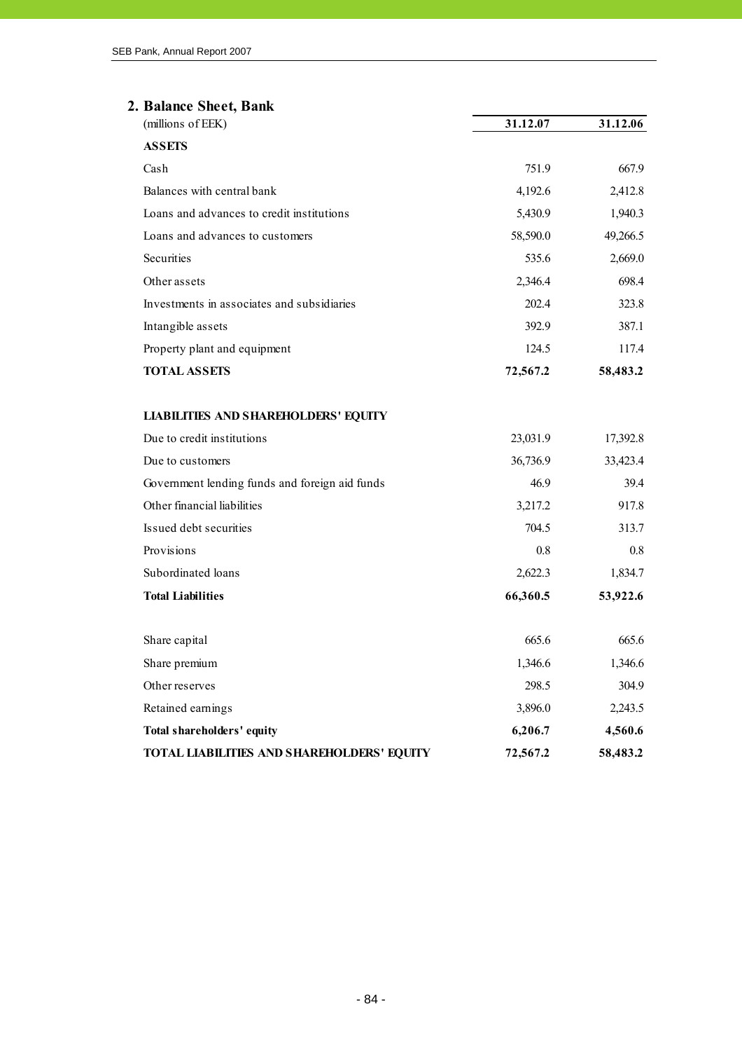## 2. Balance Sheet, Bank

| (millions of EEK) | 31.12.07 | 31.12.06 |
|---|---|---|
| **ASSETS** | | |
| Cash | 751.9 | 667.9 |
| Balances with central bank | 4,192.6 | 2,412.8 |
| Loans and advances to credit institutions | 5,430.9 | 1,940.3 |
| Loans and advances to customers | 58,590.0 | 49,266.5 |
| Securities | 535.6 | 2,669.0 |
| Other assets | 2,346.4 | 698.4 |
| Investments in associates and subsidiaries | 202.4 | 323.8 |
| Intangible assets | 392.9 | 387.1 |
| Property plant and equipment | 124.5 | 117.4 |
| **TOTAL ASSETS** | **72,567.2** | **58,483.2** |
| | | |
| **LIABILITIES AND SHAREHOLDERS' EQUITY** | | |
| Due to credit institutions | 23,031.9 | 17,392.8 |
| Due to customers | 36,736.9 | 33,423.4 |
| Government lending funds and foreign aid funds | 46.9 | 39.4 |
| Other financial liabilities | 3,217.2 | 917.8 |
| Issued debt securities | 704.5 | 313.7 |
| Provisions | 0.8 | 0.8 |
| Subordinated loans | 2,622.3 | 1,834.7 |
| **Total Liabilities** | **66,360.5** | **53,922.6** |
| | | |
| Share capital | 665.6 | 665.6 |
| Share premium | 1,346.6 | 1,346.6 |
| Other reserves | 298.5 | 304.9 |
| Retained earnings | 3,896.0 | 2,243.5 |
| **Total shareholders' equity** | **6,206.7** | **4,560.6** |
| **TOTAL LIABILITIES AND SHAREHOLDERS' EQUITY** | **72,567.2** | **58,483.2** |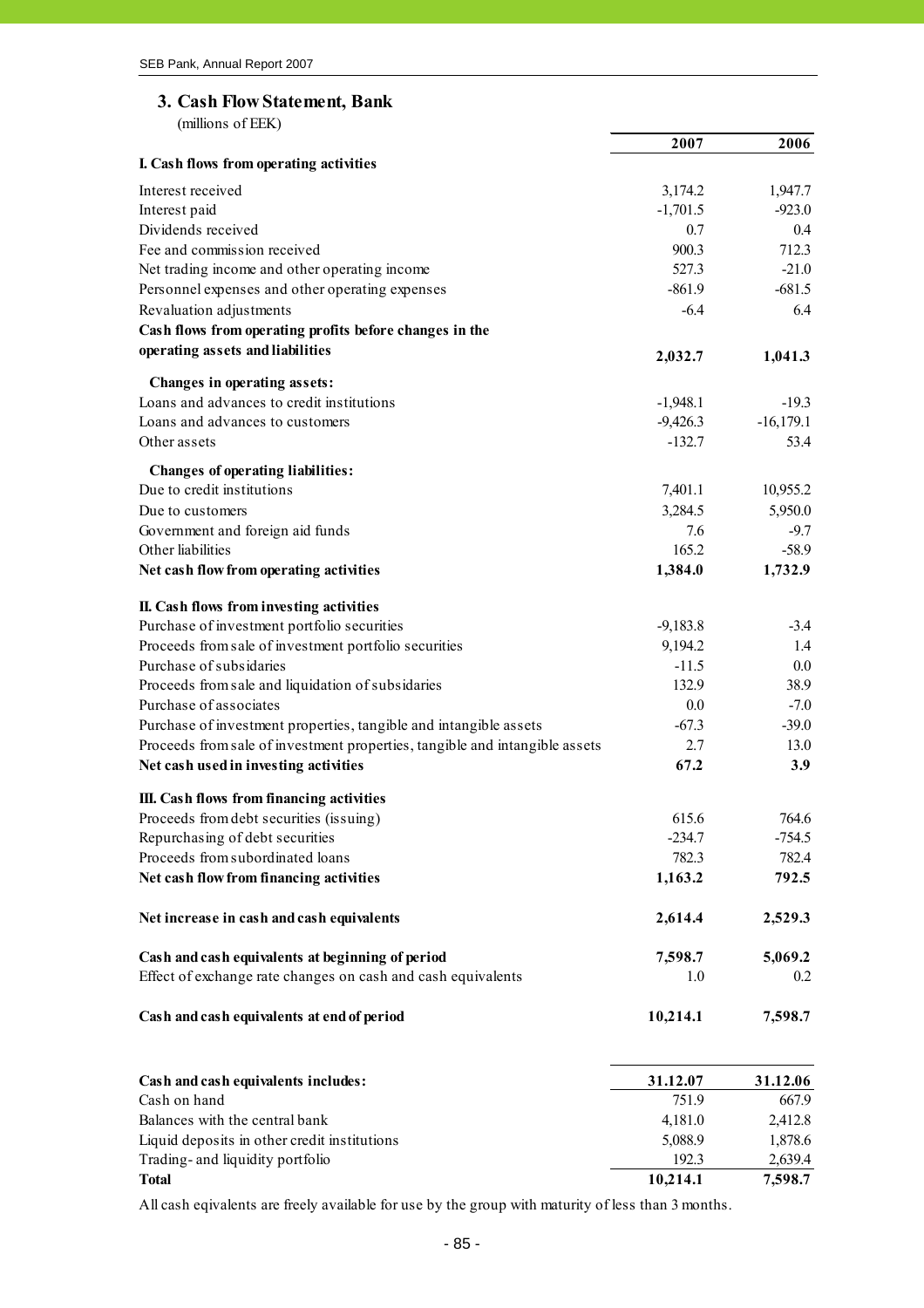## 3. Cash Flow Statement, Bank

(millions of EEK)

| | 2007 | 2006 |
|---|---|---|
| **I. Cash flows from operating activities** | | |
| Interest received | 3,174.2 | 1,947.7 |
| Interest paid | -1,701.5 | -923.0 |
| Dividends received | 0.7 | 0.4 |
| Fee and commission received | 900.3 | 712.3 |
| Net trading income and other operating income | 527.3 | -21.0 |
| Personnel expenses and other operating expenses | -861.9 | -681.5 |
| Revaluation adjustments | -6.4 | 6.4 |
| **Cash flows from operating profits before changes in the operating assets and liabilities** | **2,032.7** | **1,041.3** |
| **Changes in operating assets:** | | |
| Loans and advances to credit institutions | -1,948.1 | -19.3 |
| Loans and advances to customers | -9,426.3 | -16,179.1 |
| Other assets | -132.7 | 53.4 |
| **Changes of operating liabilities:** | | |
| Due to credit institutions | 7,401.1 | 10,955.2 |
| Due to customers | 3,284.5 | 5,950.0 |
| Government and foreign aid funds | 7.6 | -9.7 |
| Other liabilities | 165.2 | -58.9 |
| **Net cash flow from operating activities** | **1,384.0** | **1,732.9** |
| **II. Cash flows from investing activities** | | |
| Purchase of investment portfolio securities | -9,183.8 | -3.4 |
| Proceeds from sale of investment portfolio securities | 9,194.2 | 1.4 |
| Purchase of subsidaries | -11.5 | 0.0 |
| Proceeds from sale and liquidation of subsidaries | 132.9 | 38.9 |
| Purchase of associates | 0.0 | -7.0 |
| Purchase of investment properties, tangible and intangible assets | -67.3 | -39.0 |
| Proceeds from sale of investment properties, tangible and intangible assets | 2.7 | 13.0 |
| **Net cash used in investing activities** | **67.2** | **3.9** |
| **III. Cash flows from financing activities** | | |
| Proceeds from debt securities (issuing) | 615.6 | 764.6 |
| Repurchasing of debt securities | -234.7 | -754.5 |
| Proceeds from subordinated loans | 782.3 | 782.4 |
| **Net cash flow from financing activities** | **1,163.2** | **792.5** |
| **Net increase in cash and cash equivalents** | **2,614.4** | **2,529.3** |
| **Cash and cash equivalents at beginning of period** | **7,598.7** | **5,069.2** |
| Effect of exchange rate changes on cash and cash equivalents | 1.0 | 0.2 |
| **Cash and cash equivalents at end of period** | **10,214.1** | **7,598.7** |

| **Cash and cash equivalents includes:** | **31.12.07** | **31.12.06** |
|---|---|---|
| Cash on hand | 751.9 | 667.9 |
| Balances with the central bank | 4,181.0 | 2,412.8 |
| Liquid deposits in other credit institutions | 5,088.9 | 1,878.6 |
| Trading- and liquidity portfolio | 192.3 | 2,639.4 |
| **Total** | **10,214.1** | **7,598.7** |

All cash eqivalents are freely available for use by the group with maturity of less than 3 months.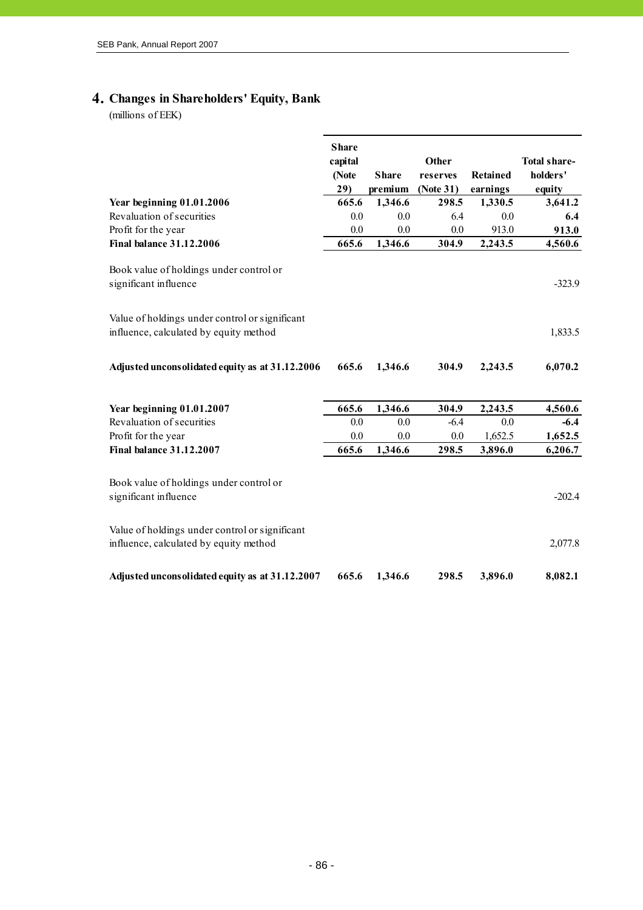## 4. Changes in Shareholders' Equity, Bank

(millions of EEK)

| | Share capital (Note 29) | Share premium | Other reserves (Note 31) | Retained earnings | Total share-holders' equity |
|---|---|---|---|---|---|
| **Year beginning 01.01.2006** | **665.6** | **1,346.6** | **298.5** | **1,330.5** | **3,641.2** |
| Revaluation of securities | 0.0 | 0.0 | 6.4 | 0.0 | **6.4** |
| Profit for the year | 0.0 | 0.0 | 0.0 | 913.0 | **913.0** |
| **Final balance 31.12.2006** | **665.6** | **1,346.6** | **304.9** | **2,243.5** | **4,560.6** |
| Book value of holdings under control or significant influence | | | | | -323.9 |
| Value of holdings under control or significant influence, calculated by equity method | | | | | 1,833.5 |
| **Adjusted unconsolidated equity as at 31.12.2006** | **665.6** | **1,346.6** | **304.9** | **2,243.5** | **6,070.2** |
| **Year beginning 01.01.2007** | **665.6** | **1,346.6** | **304.9** | **2,243.5** | **4,560.6** |
| Revaluation of securities | 0.0 | 0.0 | -6.4 | 0.0 | **-6.4** |
| Profit for the year | 0.0 | 0.0 | 0.0 | 1,652.5 | **1,652.5** |
| **Final balance 31.12.2007** | **665.6** | **1,346.6** | **298.5** | **3,896.0** | **6,206.7** |
| Book value of holdings under control or significant influence | | | | | -202.4 |
| Value of holdings under control or significant influence, calculated by equity method | | | | | 2,077.8 |
| **Adjusted unconsolidated equity as at 31.12.2007** | **665.6** | **1,346.6** | **298.5** | **3,896.0** | **8,082.1** |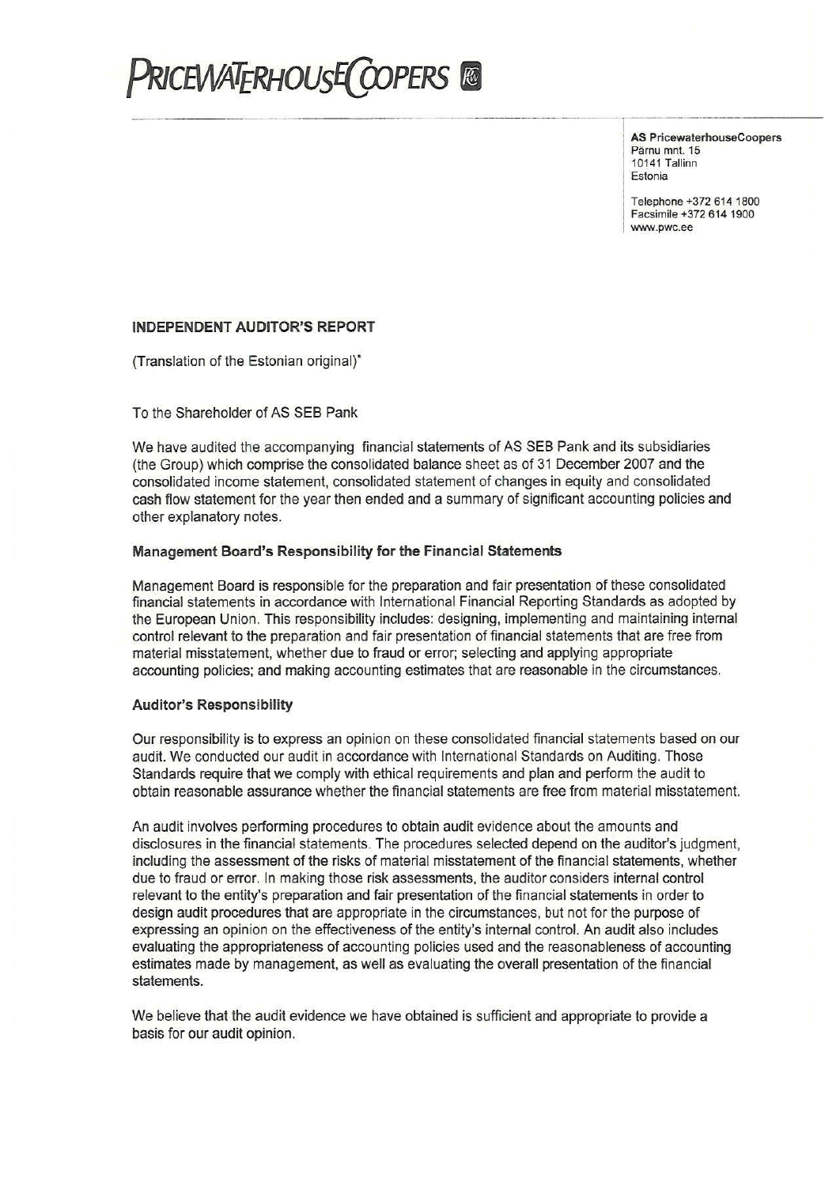# PRICEWATERHOUSECOOPERS

**AS PricewaterhouseCoopers**
Pärnu mnt. 15
10141 Tallinn
Estonia

Telephone +372 614 1800
Facsimile +372 614 1900
www.pwc.ee

## INDEPENDENT AUDITOR'S REPORT

(Translation of the Estonian original)*

To the Shareholder of AS SEB Pank

We have audited the accompanying financial statements of AS SEB Pank and its subsidiaries (the Group) which comprise the consolidated balance sheet as of 31 December 2007 and the consolidated income statement, consolidated statement of changes in equity and consolidated cash flow statement for the year then ended and a summary of significant accounting policies and other explanatory notes.

### Management Board's Responsibility for the Financial Statements

Management Board is responsible for the preparation and fair presentation of these consolidated financial statements in accordance with International Financial Reporting Standards as adopted by the European Union. This responsibility includes: designing, implementing and maintaining internal control relevant to the preparation and fair presentation of financial statements that are free from material misstatement, whether due to fraud or error; selecting and applying appropriate accounting policies; and making accounting estimates that are reasonable in the circumstances.

### Auditor's Responsibility

Our responsibility is to express an opinion on these consolidated financial statements based on our audit. We conducted our audit in accordance with International Standards on Auditing. Those Standards require that we comply with ethical requirements and plan and perform the audit to obtain reasonable assurance whether the financial statements are free from material misstatement.

An audit involves performing procedures to obtain audit evidence about the amounts and disclosures in the financial statements. The procedures selected depend on the auditor's judgment, including the assessment of the risks of material misstatement of the financial statements, whether due to fraud or error. In making those risk assessments, the auditor considers internal control relevant to the entity's preparation and fair presentation of the financial statements in order to design audit procedures that are appropriate in the circumstances, but not for the purpose of expressing an opinion on the effectiveness of the entity's internal control. An audit also includes evaluating the appropriateness of accounting policies used and the reasonableness of accounting estimates made by management, as well as evaluating the overall presentation of the financial statements.

We believe that the audit evidence we have obtained is sufficient and appropriate to provide a basis for our audit opinion.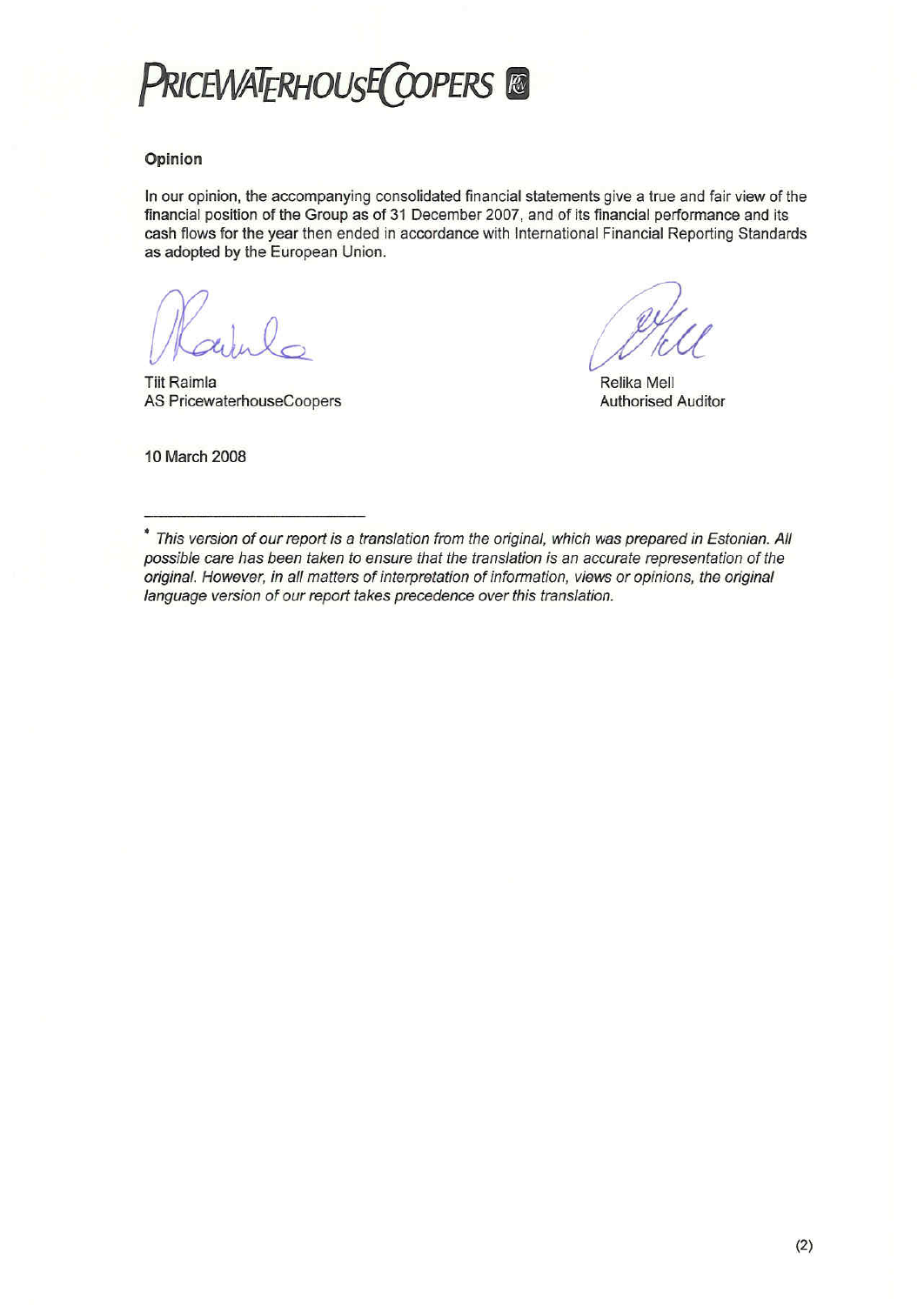**PRICEWATERHOUSECOOPERS**

#### Opinion

In our opinion, the accompanying consolidated financial statements give a true and fair view of the financial position of the Group as of 31 December 2007, and of its financial performance and its cash flows for the year then ended in accordance with International Financial Reporting Standards as adopted by the European Union.

Tiit Raimla
AS PricewaterhouseCoopers

Relika Mell
Authorised Auditor

10 March 2008

---

\* *This version of our report is a translation from the original, which was prepared in Estonian. All possible care has been taken to ensure that the translation is an accurate representation of the original. However, in all matters of interpretation of information, views or opinions, the original language version of our report takes precedence over this translation.*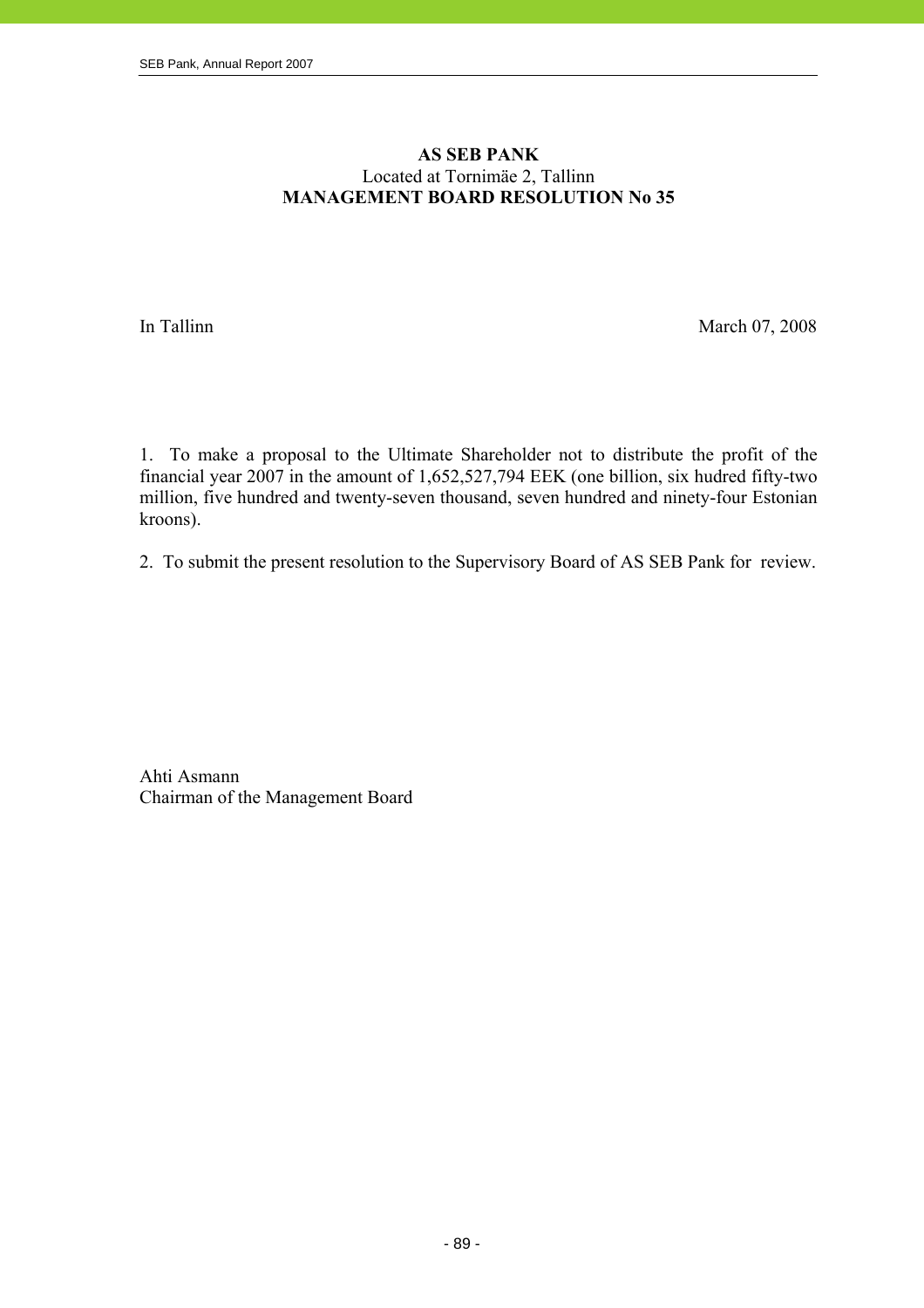**AS SEB PANK**
Located at Tornimäe 2, Tallinn
**MANAGEMENT BOARD RESOLUTION No 35**

In Tallinn March 07, 2008

1. To make a proposal to the Ultimate Shareholder not to distribute the profit of the financial year 2007 in the amount of 1,652,527,794 EEK (one billion, six hudred fifty-two million, five hundred and twenty-seven thousand, seven hundred and ninety-four Estonian kroons).

2. To submit the present resolution to the Supervisory Board of AS SEB Pank for review.

Ahti Asmann
Chairman of the Management Board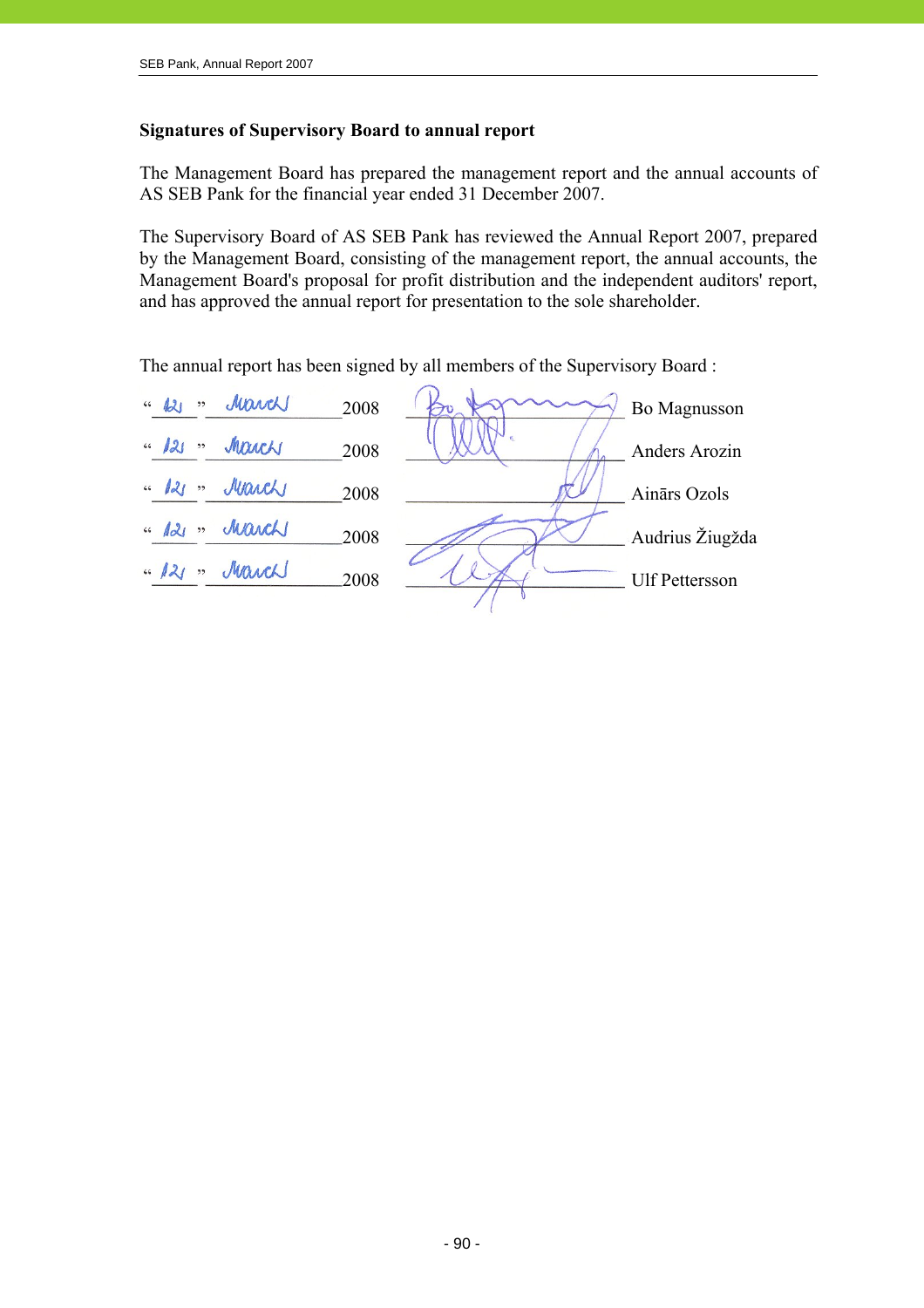**Signatures of Supervisory Board to annual report**

The Management Board has prepared the management report and the annual accounts of AS SEB Pank for the financial year ended 31 December 2007.

The Supervisory Board of AS SEB Pank has reviewed the Annual Report 2007, prepared by the Management Board, consisting of the management report, the annual accounts, the Management Board's proposal for profit distribution and the independent auditors' report, and has approved the annual report for presentation to the sole shareholder.

The annual report has been signed by all members of the Supervisory Board :

| | | |
|---|---|---|
| "21" March 2008 | ______________ | Bo Magnusson |
| "21" March 2008 | ______________ | Anders Arozin |
| "21" March 2008 | ______________ | Ainārs Ozols |
| "21" March 2008 | ______________ | Audrius Žiugžda |
| "21" March 2008 | ______________ | Ulf Pettersson |